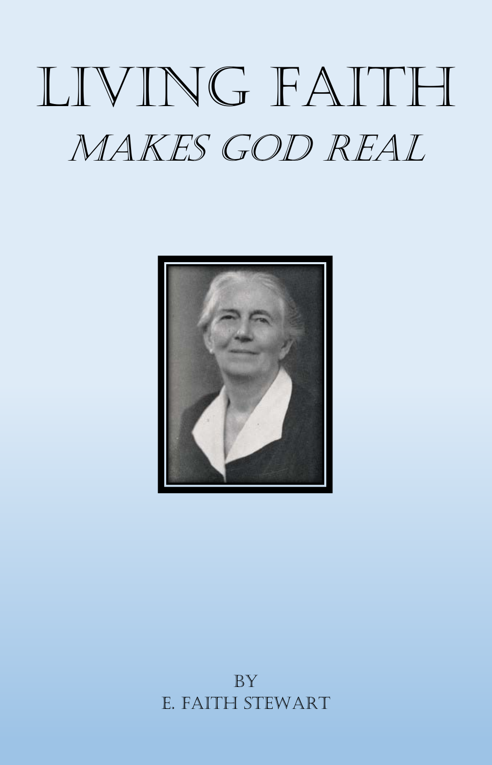# LIVING FAITH

## *MAKES GOD REAL*

BY
E. FAITH STEWART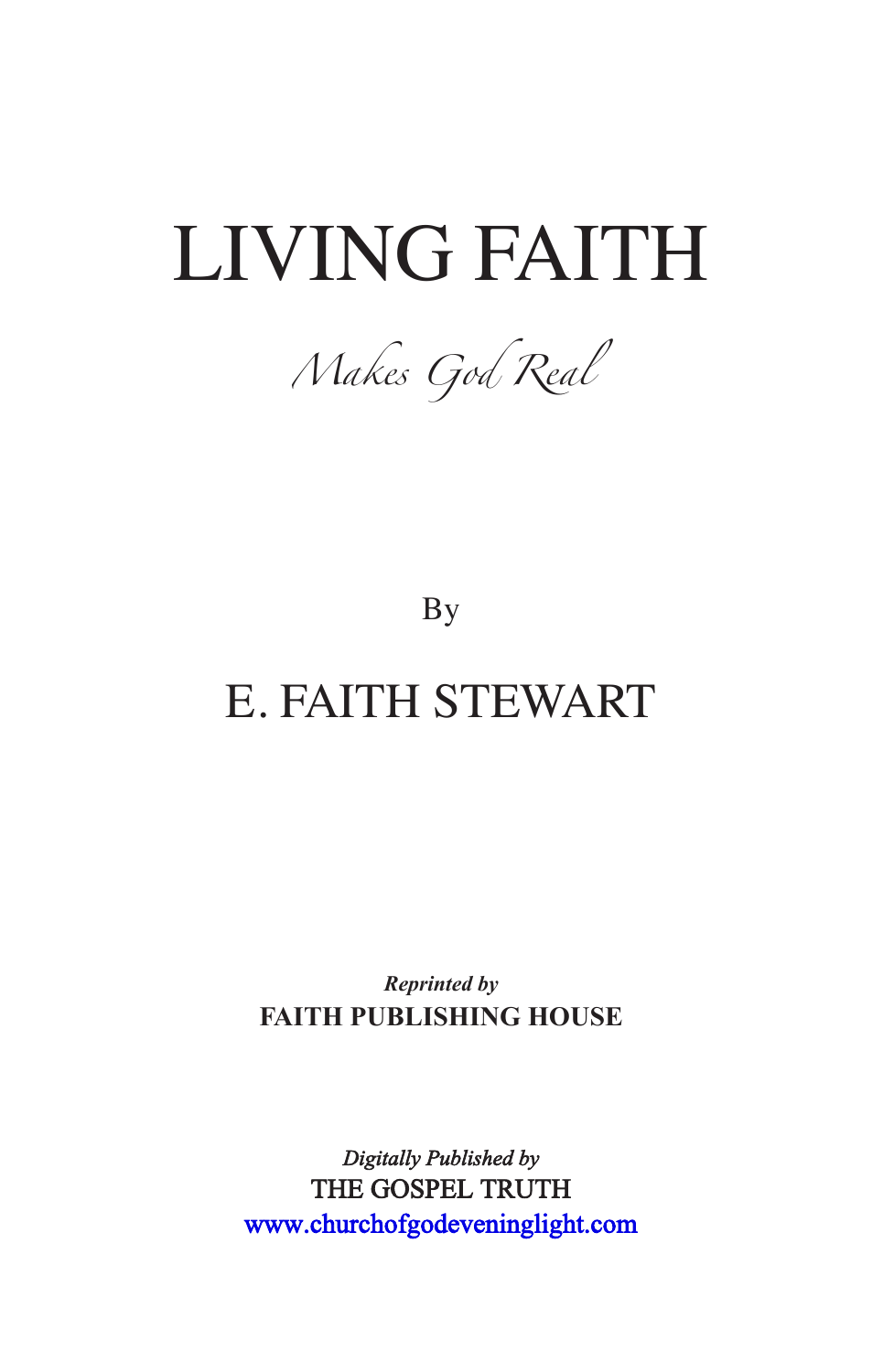# LIVING FAITH

*Makes God Real*

By

## E. FAITH STEWART

*Reprinted by*
**FAITH PUBLISHING HOUSE**

*Digitally Published by*
THE GOSPEL TRUTH
www.churchofgodeveninglight.com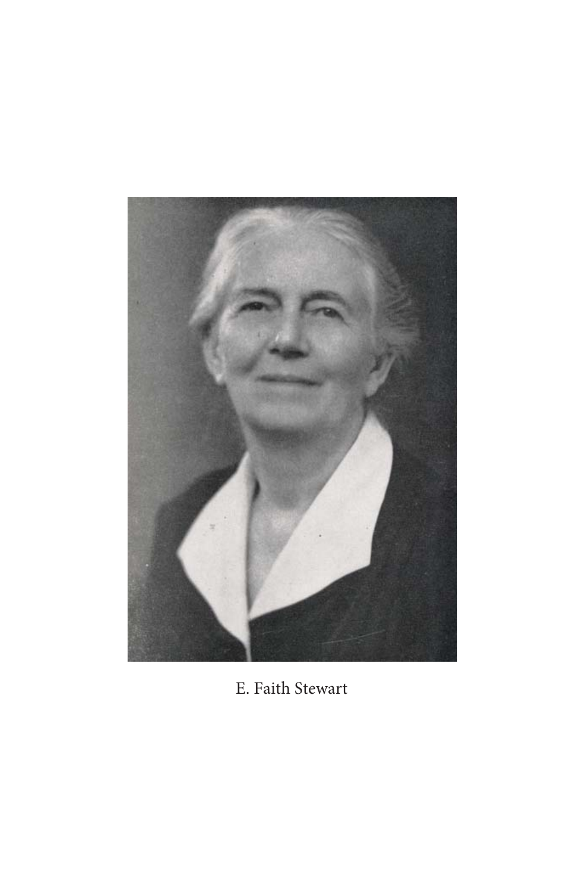E. Faith Stewart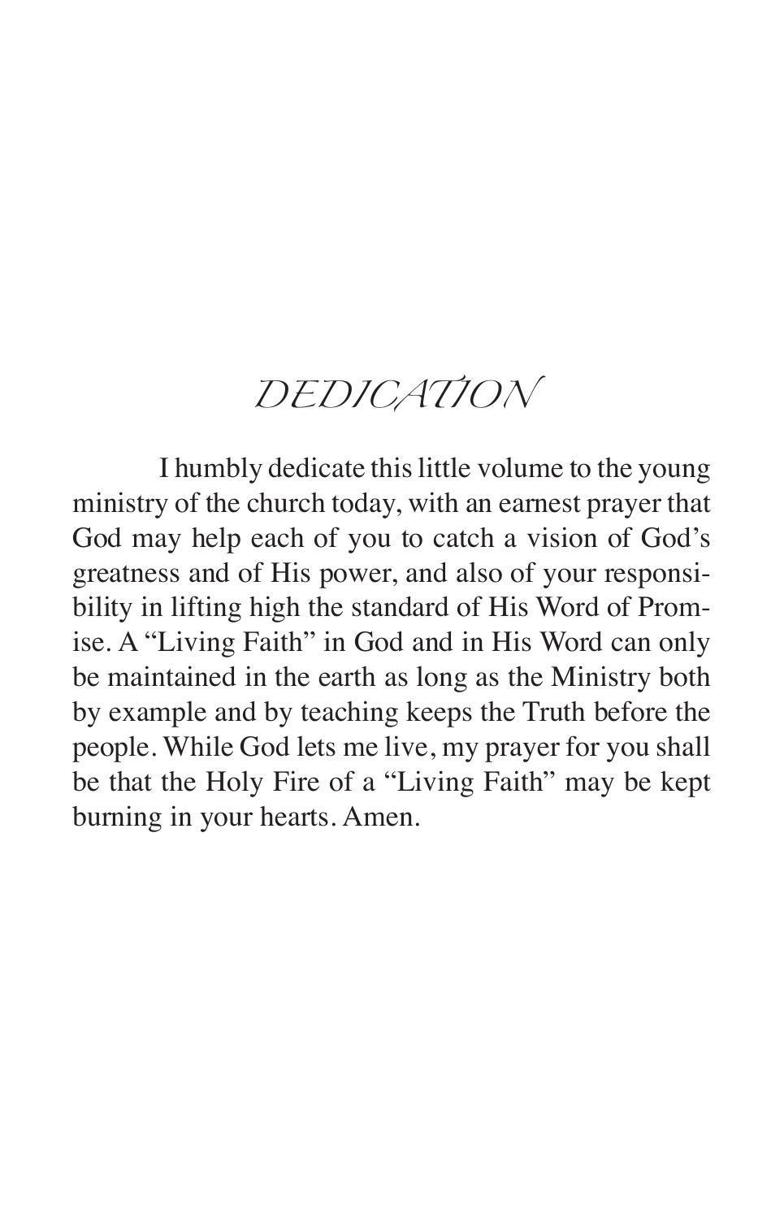# DEDICATION

I humbly dedicate this little volume to the young ministry of the church today, with an earnest prayer that God may help each of you to catch a vision of God's greatness and of His power, and also of your responsibility in lifting high the standard of His Word of Promise. A "Living Faith" in God and in His Word can only be maintained in the earth as long as the Ministry both by example and by teaching keeps the Truth before the people. While God lets me live, my prayer for you shall be that the Holy Fire of a "Living Faith" may be kept burning in your hearts. Amen.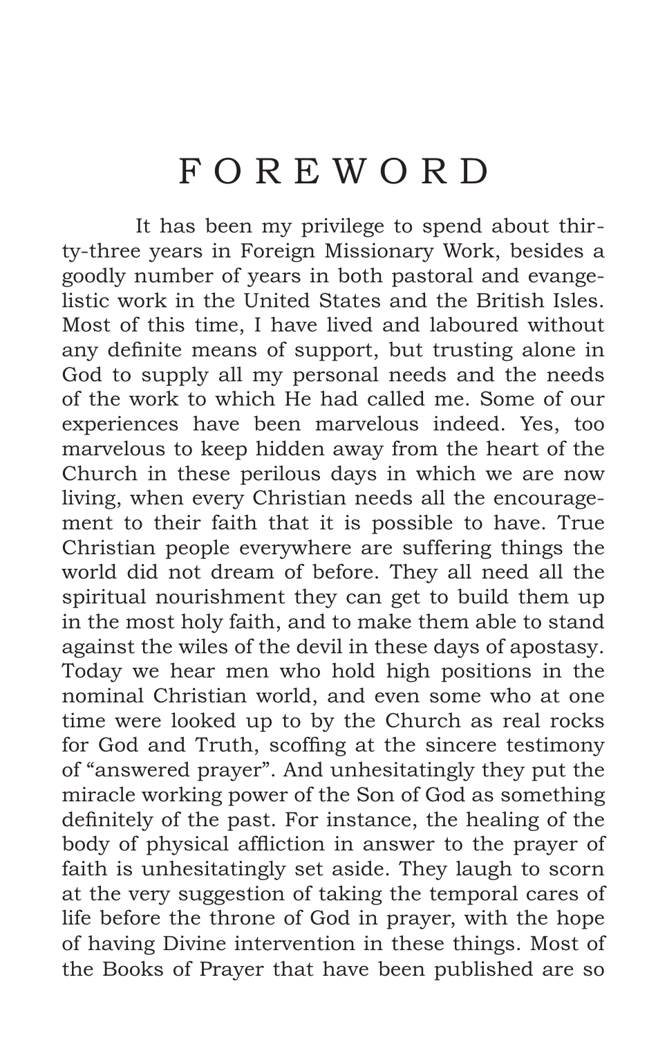# FOREWORD

It has been my privilege to spend about thirty-three years in Foreign Missionary Work, besides a goodly number of years in both pastoral and evangelistic work in the United States and the British Isles. Most of this time, I have lived and laboured without any definite means of support, but trusting alone in God to supply all my personal needs and the needs of the work to which He had called me. Some of our experiences have been marvelous indeed. Yes, too marvelous to keep hidden away from the heart of the Church in these perilous days in which we are now living, when every Christian needs all the encouragement to their faith that it is possible to have. True Christian people everywhere are suffering things the world did not dream of before. They all need all the spiritual nourishment they can get to build them up in the most holy faith, and to make them able to stand against the wiles of the devil in these days of apostasy. Today we hear men who hold high positions in the nominal Christian world, and even some who at one time were looked up to by the Church as real rocks for God and Truth, scoffing at the sincere testimony of "answered prayer". And unhesitatingly they put the miracle working power of the Son of God as something definitely of the past. For instance, the healing of the body of physical affliction in answer to the prayer of faith is unhesitatingly set aside. They laugh to scorn at the very suggestion of taking the temporal cares of life before the throne of God in prayer, with the hope of having Divine intervention in these things. Most of the Books of Prayer that have been published are so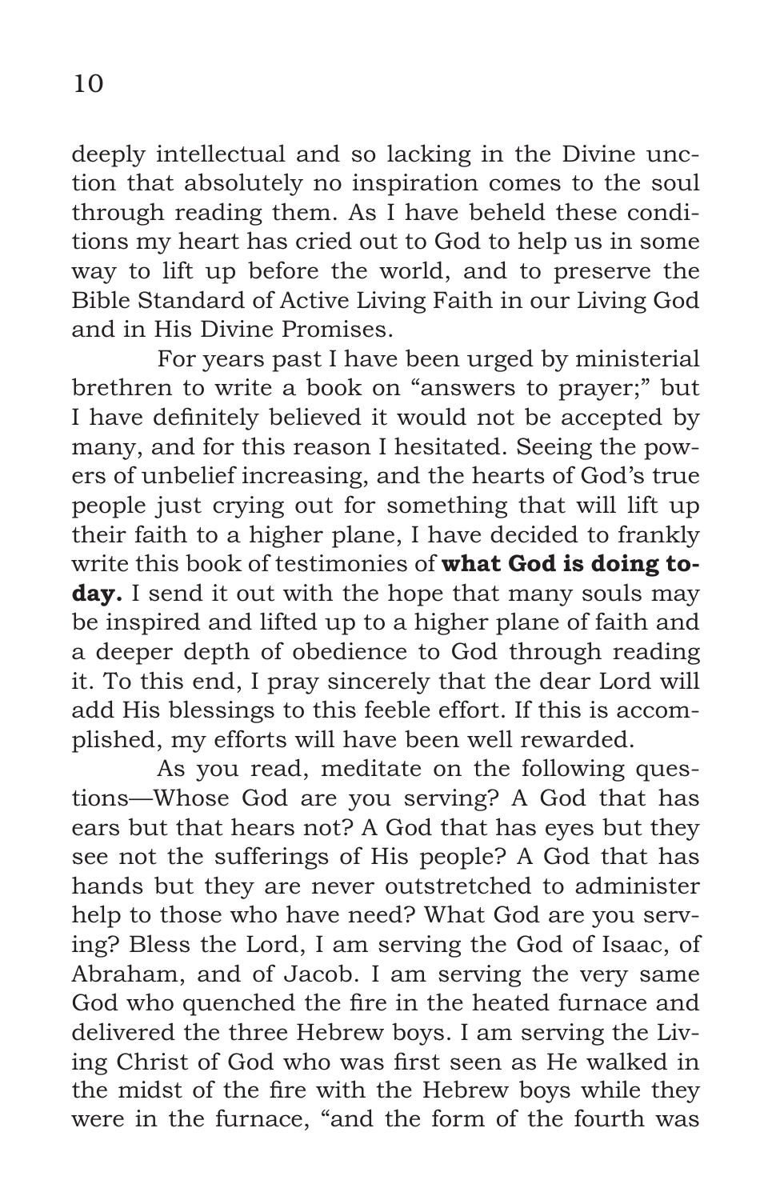deeply intellectual and so lacking in the Divine unction that absolutely no inspiration comes to the soul through reading them. As I have beheld these conditions my heart has cried out to God to help us in some way to lift up before the world, and to preserve the Bible Standard of Active Living Faith in our Living God and in His Divine Promises.

For years past I have been urged by ministerial brethren to write a book on "answers to prayer;" but I have definitely believed it would not be accepted by many, and for this reason I hesitated. Seeing the powers of unbelief increasing, and the hearts of God's true people just crying out for something that will lift up their faith to a higher plane, I have decided to frankly write this book of testimonies of **what God is doing today.** I send it out with the hope that many souls may be inspired and lifted up to a higher plane of faith and a deeper depth of obedience to God through reading it. To this end, I pray sincerely that the dear Lord will add His blessings to this feeble effort. If this is accomplished, my efforts will have been well rewarded.

As you read, meditate on the following questions—Whose God are you serving? A God that has ears but that hears not? A God that has eyes but they see not the sufferings of His people? A God that has hands but they are never outstretched to administer help to those who have need? What God are you serving? Bless the Lord, I am serving the God of Isaac, of Abraham, and of Jacob. I am serving the very same God who quenched the fire in the heated furnace and delivered the three Hebrew boys. I am serving the Living Christ of God who was first seen as He walked in the midst of the fire with the Hebrew boys while they were in the furnace, "and the form of the fourth was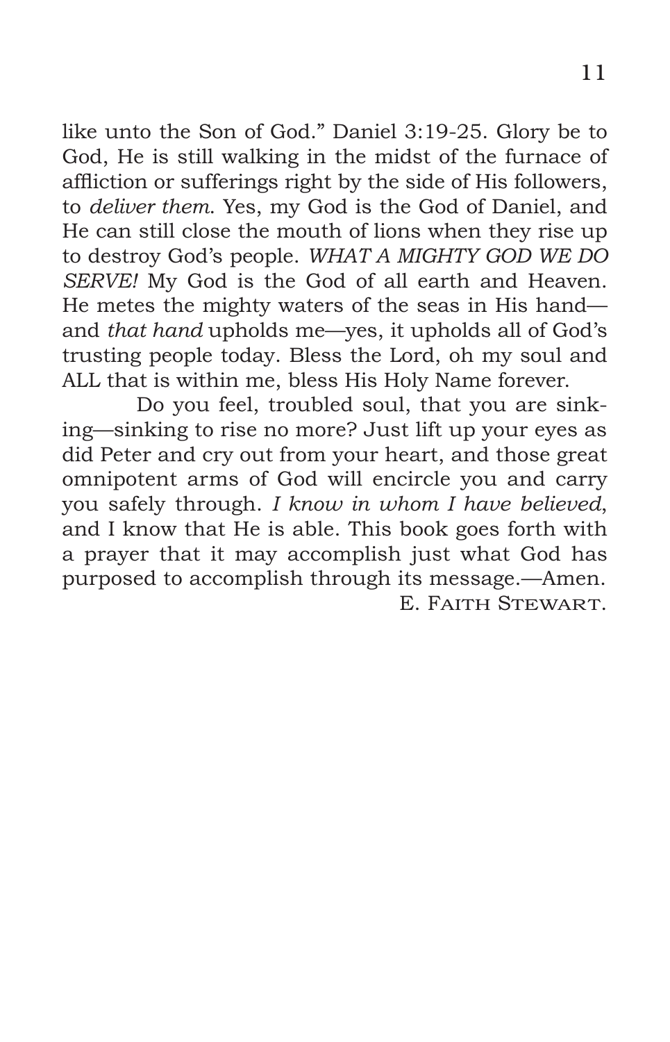like unto the Son of God." Daniel 3:19-25. Glory be to God, He is still walking in the midst of the furnace of affliction or sufferings right by the side of His followers, to *deliver them*. Yes, my God is the God of Daniel, and He can still close the mouth of lions when they rise up to destroy God's people. *WHAT A MIGHTY GOD WE DO SERVE!* My God is the God of all earth and Heaven. He metes the mighty waters of the seas in His hand—and *that hand* upholds me—yes, it upholds all of God's trusting people today. Bless the Lord, oh my soul and ALL that is within me, bless His Holy Name forever.

Do you feel, troubled soul, that you are sinking—sinking to rise no more? Just lift up your eyes as did Peter and cry out from your heart, and those great omnipotent arms of God will encircle you and carry you safely through. *I know in whom I have believed*, and I know that He is able. This book goes forth with a prayer that it may accomplish just what God has purposed to accomplish through its message.—Amen.

E. Faith Stewart.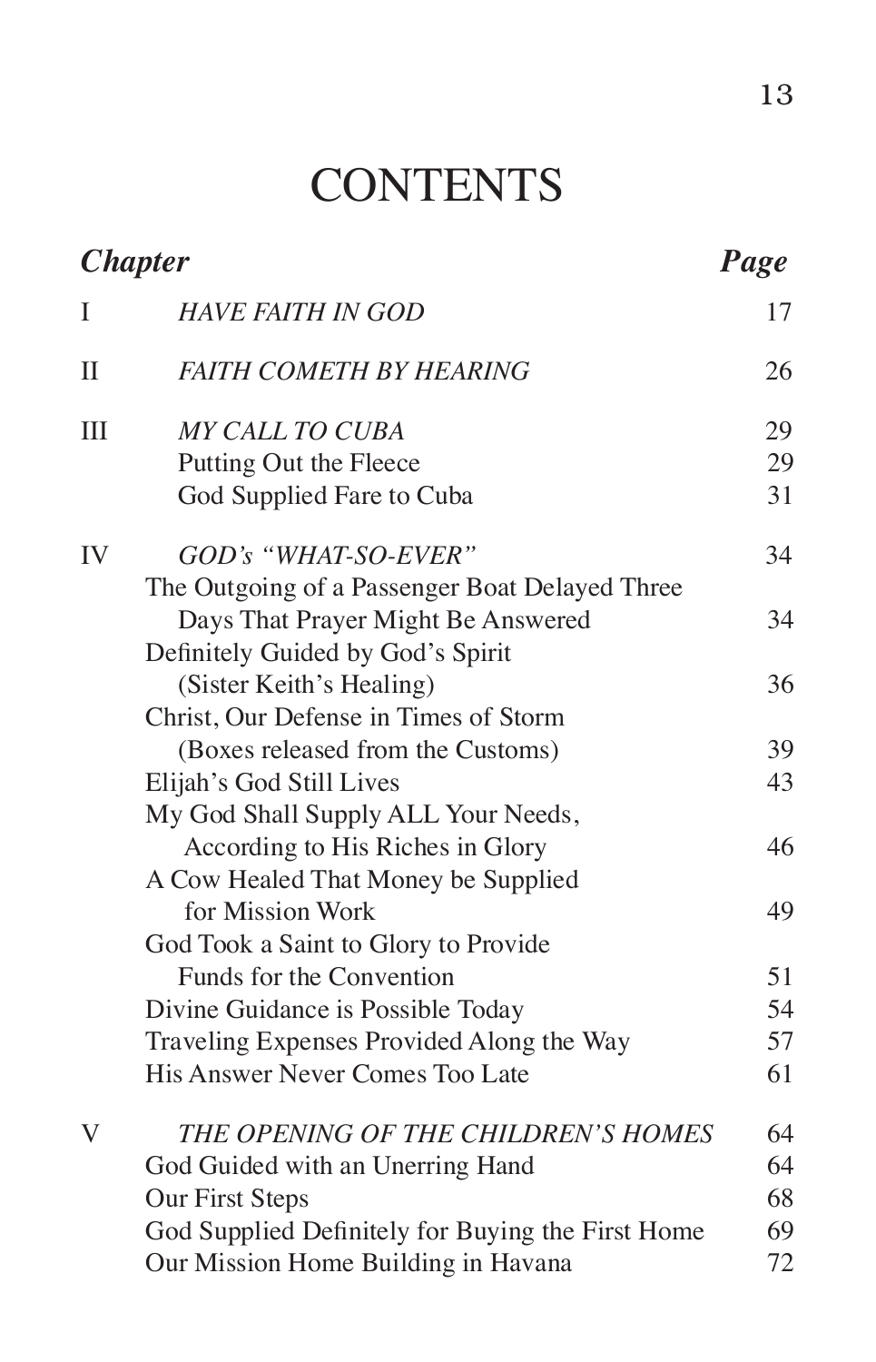# CONTENTS

| ***Chapter*** | | ***Page*** |
|---|---|---|
| I | *HAVE FAITH IN GOD* | 17 |
| II | *FAITH COMETH BY HEARING* | 26 |
| III | *MY CALL TO CUBA* | 29 |
| | Putting Out the Fleece | 29 |
| | God Supplied Fare to Cuba | 31 |
| IV | *GOD's "WHAT-SO-EVER"* | 34 |
| | The Outgoing of a Passenger Boat Delayed Three Days That Prayer Might Be Answered | 34 |
| | Definitely Guided by God's Spirit (Sister Keith's Healing) | 36 |
| | Christ, Our Defense in Times of Storm (Boxes released from the Customs) | 39 |
| | Elijah's God Still Lives | 43 |
| | My God Shall Supply ALL Your Needs, According to His Riches in Glory | 46 |
| | A Cow Healed That Money be Supplied for Mission Work | 49 |
| | God Took a Saint to Glory to Provide Funds for the Convention | 51 |
| | Divine Guidance is Possible Today | 54 |
| | Traveling Expenses Provided Along the Way | 57 |
| | His Answer Never Comes Too Late | 61 |
| V | *THE OPENING OF THE CHILDREN'S HOMES* | 64 |
| | God Guided with an Unerring Hand | 64 |
| | Our First Steps | 68 |
| | God Supplied Definitely for Buying the First Home | 69 |
| | Our Mission Home Building in Havana | 72 |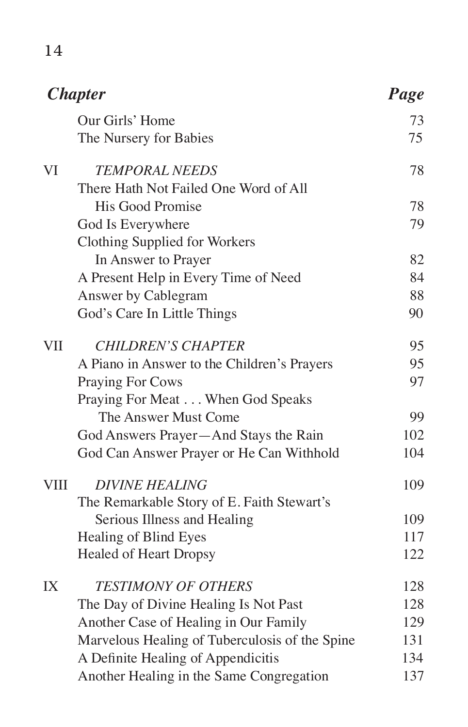| Chapter | | Page |
|---|---|---|
| | Our Girls' Home | 73 |
| | The Nursery for Babies | 75 |
| VI | *TEMPORAL NEEDS* | 78 |
| | There Hath Not Failed One Word of All His Good Promise | 78 |
| | God Is Everywhere | 79 |
| | Clothing Supplied for Workers In Answer to Prayer | 82 |
| | A Present Help in Every Time of Need | 84 |
| | Answer by Cablegram | 88 |
| | God's Care In Little Things | 90 |
| VII | *CHILDREN'S CHAPTER* | 95 |
| | A Piano in Answer to the Children's Prayers | 95 |
| | Praying For Cows | 97 |
| | Praying For Meat . . . When God Speaks The Answer Must Come | 99 |
| | God Answers Prayer—And Stays the Rain | 102 |
| | God Can Answer Prayer or He Can Withhold | 104 |
| VIII | *DIVINE HEALING* | 109 |
| | The Remarkable Story of E. Faith Stewart's Serious Illness and Healing | 109 |
| | Healing of Blind Eyes | 117 |
| | Healed of Heart Dropsy | 122 |
| IX | *TESTIMONY OF OTHERS* | 128 |
| | The Day of Divine Healing Is Not Past | 128 |
| | Another Case of Healing in Our Family | 129 |
| | Marvelous Healing of Tuberculosis of the Spine | 131 |
| | A Definite Healing of Appendicitis | 134 |
| | Another Healing in the Same Congregation | 137 |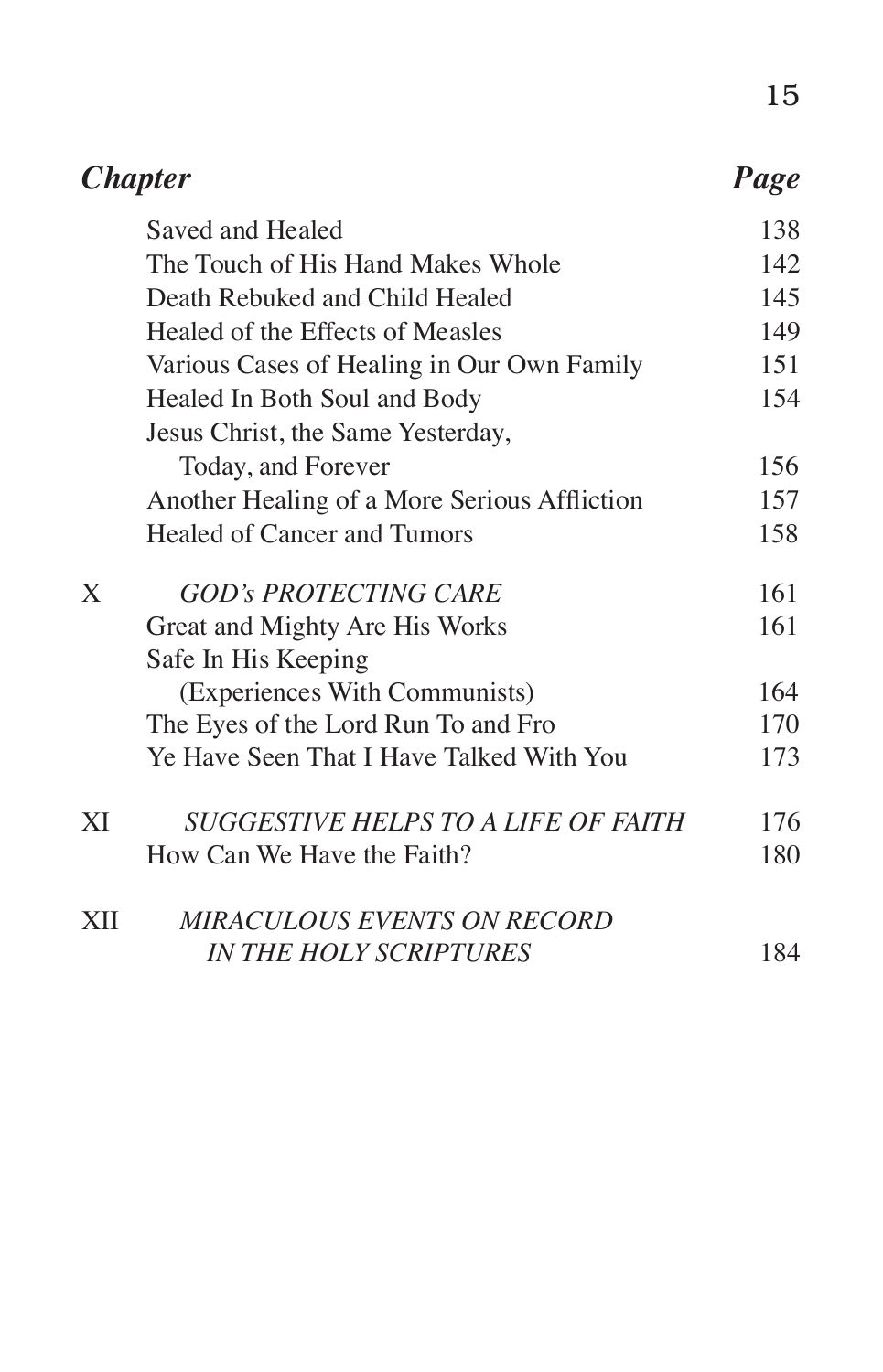| *Chapter* | | *Page* |
|---|---|---|
| | Saved and Healed | 138 |
| | The Touch of His Hand Makes Whole | 142 |
| | Death Rebuked and Child Healed | 145 |
| | Healed of the Effects of Measles | 149 |
| | Various Cases of Healing in Our Own Family | 151 |
| | Healed In Both Soul and Body | 154 |
| | Jesus Christ, the Same Yesterday, Today, and Forever | 156 |
| | Another Healing of a More Serious Affliction | 157 |
| | Healed of Cancer and Tumors | 158 |
| X | *GOD's PROTECTING CARE* | 161 |
| | Great and Mighty Are His Works | 161 |
| | Safe In His Keeping (Experiences With Communists) | 164 |
| | The Eyes of the Lord Run To and Fro | 170 |
| | Ye Have Seen That I Have Talked With You | 173 |
| XI | *SUGGESTIVE HELPS TO A LIFE OF FAITH* | 176 |
| | How Can We Have the Faith? | 180 |
| XII | *MIRACULOUS EVENTS ON RECORD IN THE HOLY SCRIPTURES* | 184 |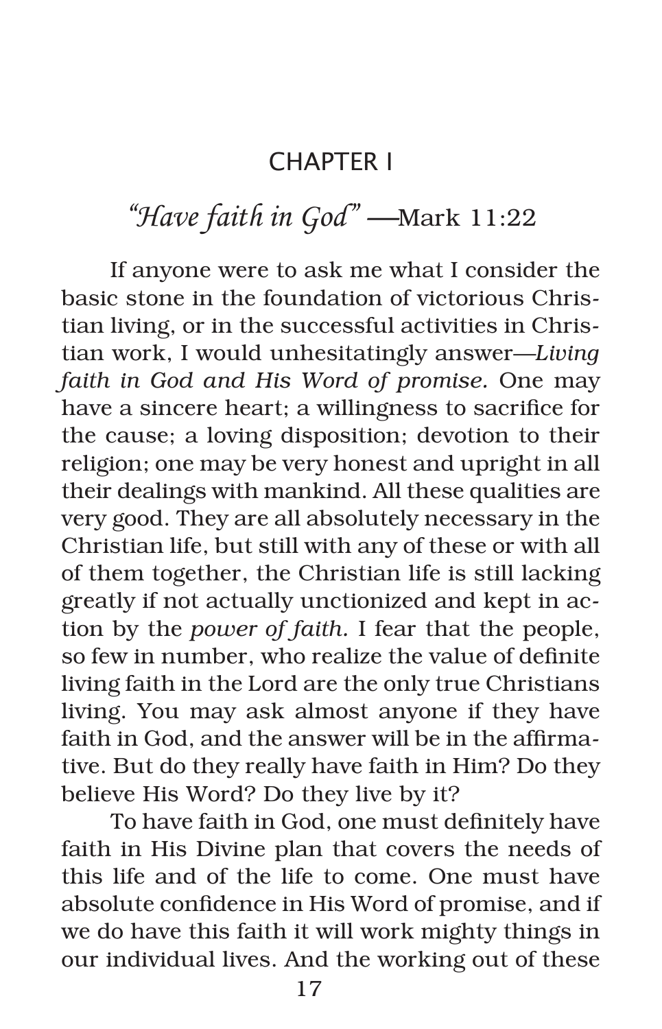# CHAPTER I

## *"Have faith in God"* —Mark 11:22

If anyone were to ask me what I consider the basic stone in the foundation of victorious Christian living, or in the successful activities in Christian work, I would unhesitatingly answer—*Living faith in God and His Word of promise.* One may have a sincere heart; a willingness to sacrifice for the cause; a loving disposition; devotion to their religion; one may be very honest and upright in all their dealings with mankind. All these qualities are very good. They are all absolutely necessary in the Christian life, but still with any of these or with all of them together, the Christian life is still lacking greatly if not actually unctionized and kept in action by the *power of faith.* I fear that the people, so few in number, who realize the value of definite living faith in the Lord are the only true Christians living. You may ask almost anyone if they have faith in God, and the answer will be in the affirmative. But do they really have faith in Him? Do they believe His Word? Do they live by it?

To have faith in God, one must definitely have faith in His Divine plan that covers the needs of this life and of the life to come. One must have absolute confidence in His Word of promise, and if we do have this faith it will work mighty things in our individual lives. And the working out of these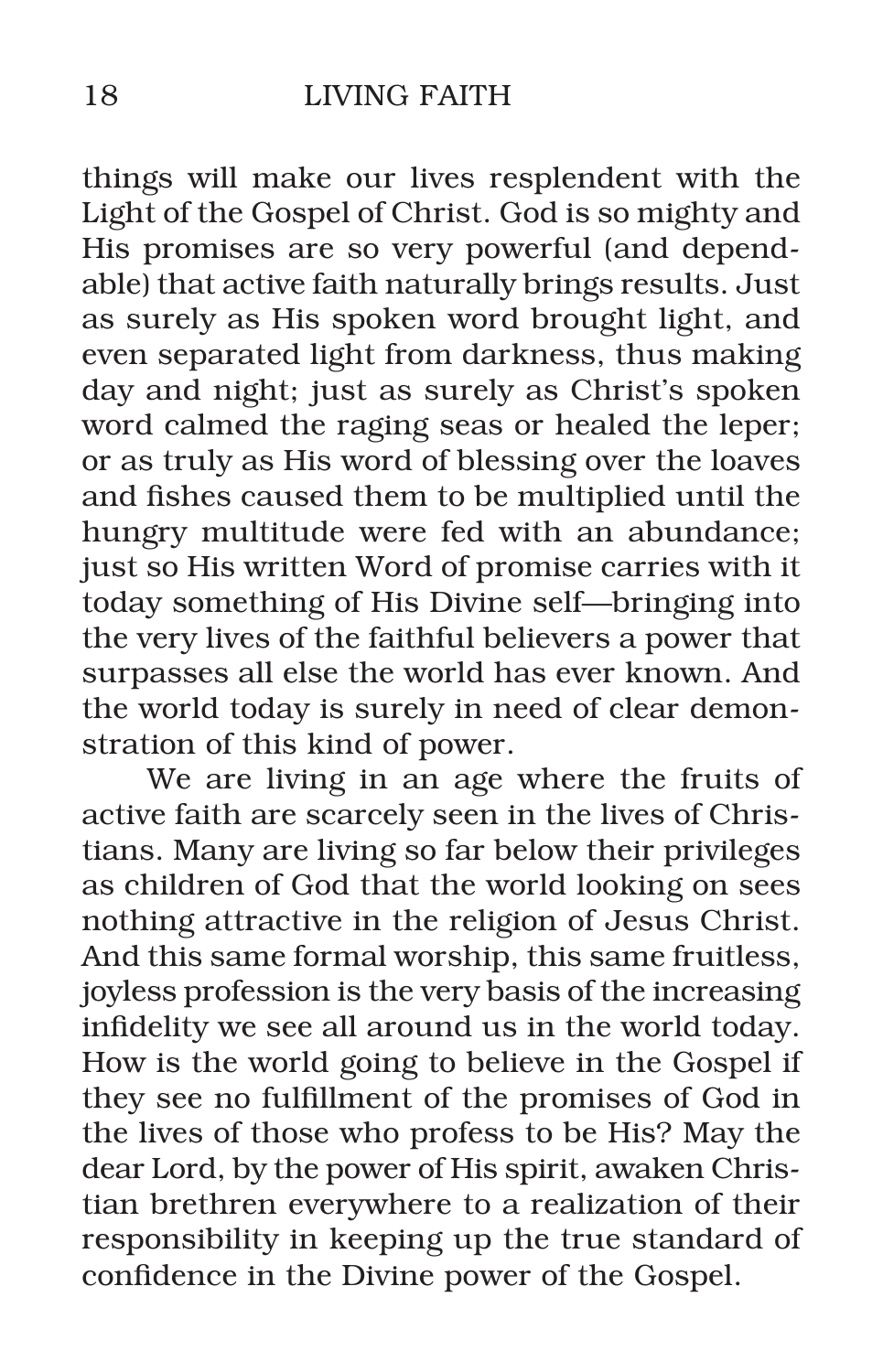things will make our lives resplendent with the Light of the Gospel of Christ. God is so mighty and His promises are so very powerful (and dependable) that active faith naturally brings results. Just as surely as His spoken word brought light, and even separated light from darkness, thus making day and night; just as surely as Christ's spoken word calmed the raging seas or healed the leper; or as truly as His word of blessing over the loaves and fishes caused them to be multiplied until the hungry multitude were fed with an abundance; just so His written Word of promise carries with it today something of His Divine self—bringing into the very lives of the faithful believers a power that surpasses all else the world has ever known. And the world today is surely in need of clear demonstration of this kind of power.

We are living in an age where the fruits of active faith are scarcely seen in the lives of Christians. Many are living so far below their privileges as children of God that the world looking on sees nothing attractive in the religion of Jesus Christ. And this same formal worship, this same fruitless, joyless profession is the very basis of the increasing infidelity we see all around us in the world today. How is the world going to believe in the Gospel if they see no fulfillment of the promises of God in the lives of those who profess to be His? May the dear Lord, by the power of His spirit, awaken Christian brethren everywhere to a realization of their responsibility in keeping up the true standard of confidence in the Divine power of the Gospel.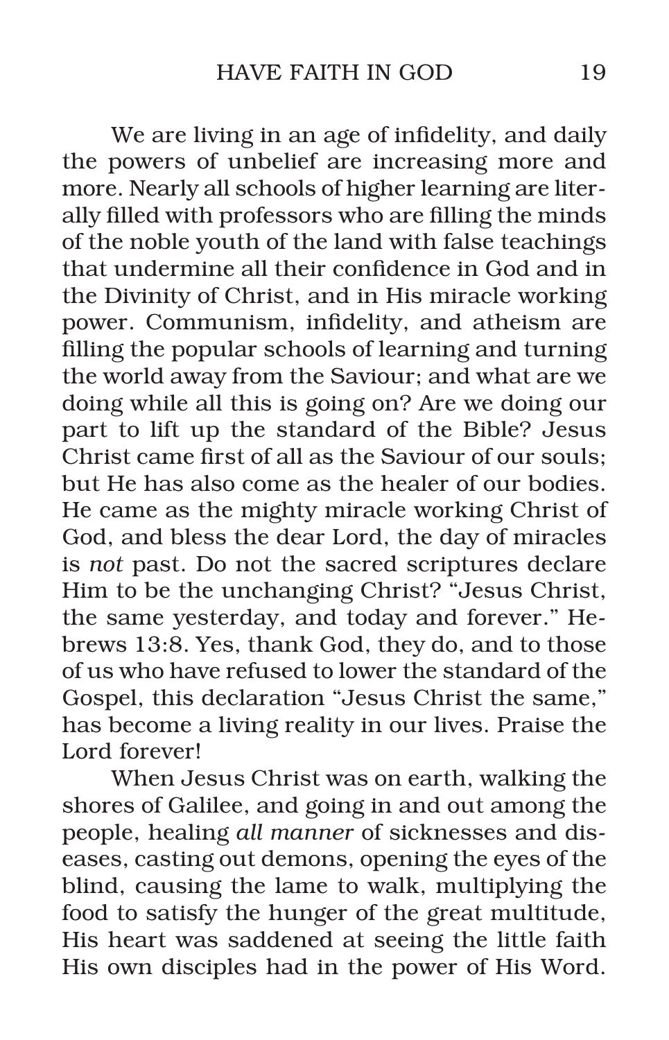We are living in an age of infidelity, and daily the powers of unbelief are increasing more and more. Nearly all schools of higher learning are literally filled with professors who are filling the minds of the noble youth of the land with false teachings that undermine all their confidence in God and in the Divinity of Christ, and in His miracle working power. Communism, infidelity, and atheism are filling the popular schools of learning and turning the world away from the Saviour; and what are we doing while all this is going on? Are we doing our part to lift up the standard of the Bible? Jesus Christ came first of all as the Saviour of our souls; but He has also come as the healer of our bodies. He came as the mighty miracle working Christ of God, and bless the dear Lord, the day of miracles is *not* past. Do not the sacred scriptures declare Him to be the unchanging Christ? "Jesus Christ, the same yesterday, and today and forever." Hebrews 13:8. Yes, thank God, they do, and to those of us who have refused to lower the standard of the Gospel, this declaration "Jesus Christ the same," has become a living reality in our lives. Praise the Lord forever!

When Jesus Christ was on earth, walking the shores of Galilee, and going in and out among the people, healing *all manner* of sicknesses and diseases, casting out demons, opening the eyes of the blind, causing the lame to walk, multiplying the food to satisfy the hunger of the great multitude, His heart was saddened at seeing the little faith His own disciples had in the power of His Word.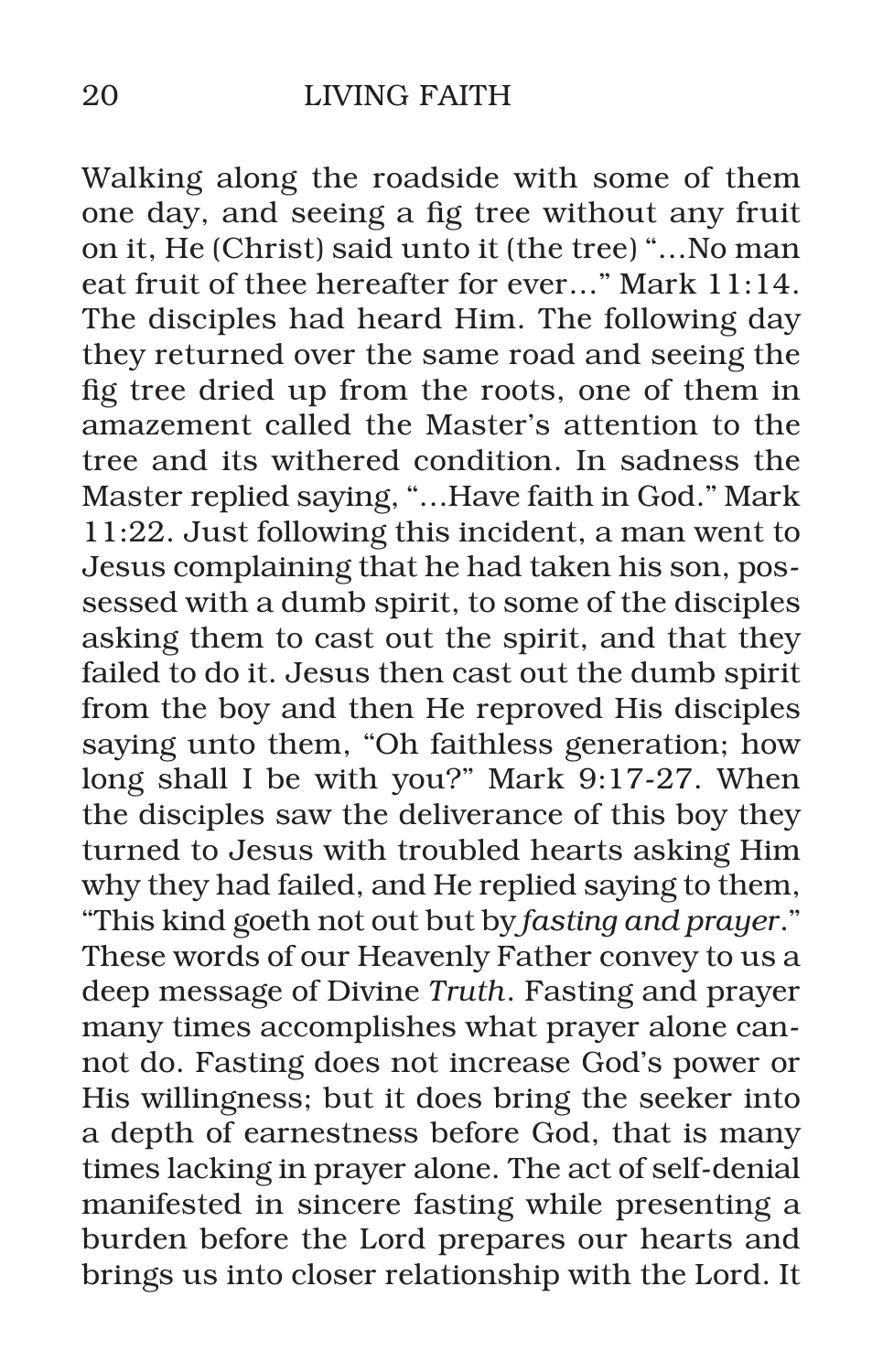Walking along the roadside with some of them one day, and seeing a fig tree without any fruit on it, He (Christ) said unto it (the tree) "…No man eat fruit of thee hereafter for ever…" Mark 11:14. The disciples had heard Him. The following day they returned over the same road and seeing the fig tree dried up from the roots, one of them in amazement called the Master's attention to the tree and its withered condition. In sadness the Master replied saying, "…Have faith in God." Mark 11:22. Just following this incident, a man went to Jesus complaining that he had taken his son, possessed with a dumb spirit, to some of the disciples asking them to cast out the spirit, and that they failed to do it. Jesus then cast out the dumb spirit from the boy and then He reproved His disciples saying unto them, "Oh faithless generation; how long shall I be with you?" Mark 9:17-27. When the disciples saw the deliverance of this boy they turned to Jesus with troubled hearts asking Him why they had failed, and He replied saying to them, "This kind goeth not out but by *fasting and prayer*." These words of our Heavenly Father convey to us a deep message of Divine *Truth*. Fasting and prayer many times accomplishes what prayer alone cannot do. Fasting does not increase God's power or His willingness; but it does bring the seeker into a depth of earnestness before God, that is many times lacking in prayer alone. The act of self-denial manifested in sincere fasting while presenting a burden before the Lord prepares our hearts and brings us into closer relationship with the Lord. It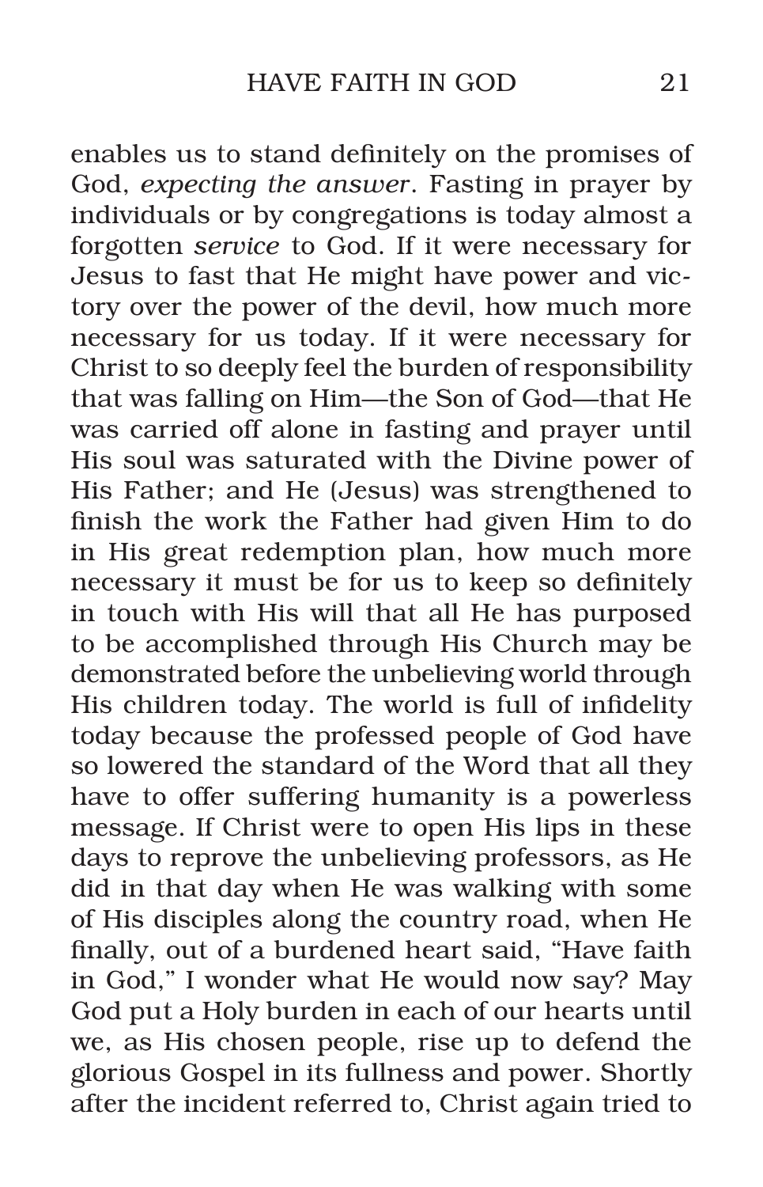enables us to stand definitely on the promises of God, *expecting the answer*. Fasting in prayer by individuals or by congregations is today almost a forgotten *service* to God. If it were necessary for Jesus to fast that He might have power and victory over the power of the devil, how much more necessary for us today. If it were necessary for Christ to so deeply feel the burden of responsibility that was falling on Him—the Son of God—that He was carried off alone in fasting and prayer until His soul was saturated with the Divine power of His Father; and He (Jesus) was strengthened to finish the work the Father had given Him to do in His great redemption plan, how much more necessary it must be for us to keep so definitely in touch with His will that all He has purposed to be accomplished through His Church may be demonstrated before the unbelieving world through His children today. The world is full of infidelity today because the professed people of God have so lowered the standard of the Word that all they have to offer suffering humanity is a powerless message. If Christ were to open His lips in these days to reprove the unbelieving professors, as He did in that day when He was walking with some of His disciples along the country road, when He finally, out of a burdened heart said, "Have faith in God," I wonder what He would now say? May God put a Holy burden in each of our hearts until we, as His chosen people, rise up to defend the glorious Gospel in its fullness and power. Shortly after the incident referred to, Christ again tried to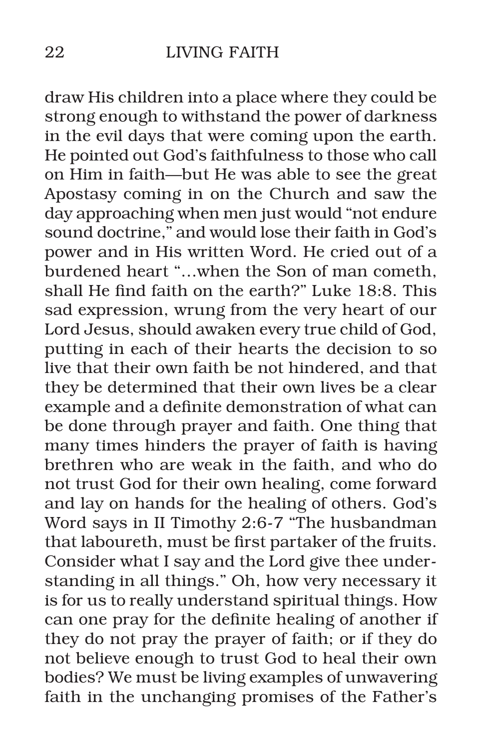draw His children into a place where they could be strong enough to withstand the power of darkness in the evil days that were coming upon the earth. He pointed out God's faithfulness to those who call on Him in faith—but He was able to see the great Apostasy coming in on the Church and saw the day approaching when men just would "not endure sound doctrine," and would lose their faith in God's power and in His written Word. He cried out of a burdened heart "...when the Son of man cometh, shall He find faith on the earth?" Luke 18:8. This sad expression, wrung from the very heart of our Lord Jesus, should awaken every true child of God, putting in each of their hearts the decision to so live that their own faith be not hindered, and that they be determined that their own lives be a clear example and a definite demonstration of what can be done through prayer and faith. One thing that many times hinders the prayer of faith is having brethren who are weak in the faith, and who do not trust God for their own healing, come forward and lay on hands for the healing of others. God's Word says in II Timothy 2:6-7 "The husbandman that laboureth, must be first partaker of the fruits. Consider what I say and the Lord give thee understanding in all things." Oh, how very necessary it is for us to really understand spiritual things. How can one pray for the definite healing of another if they do not pray the prayer of faith; or if they do not believe enough to trust God to heal their own bodies? We must be living examples of unwavering faith in the unchanging promises of the Father's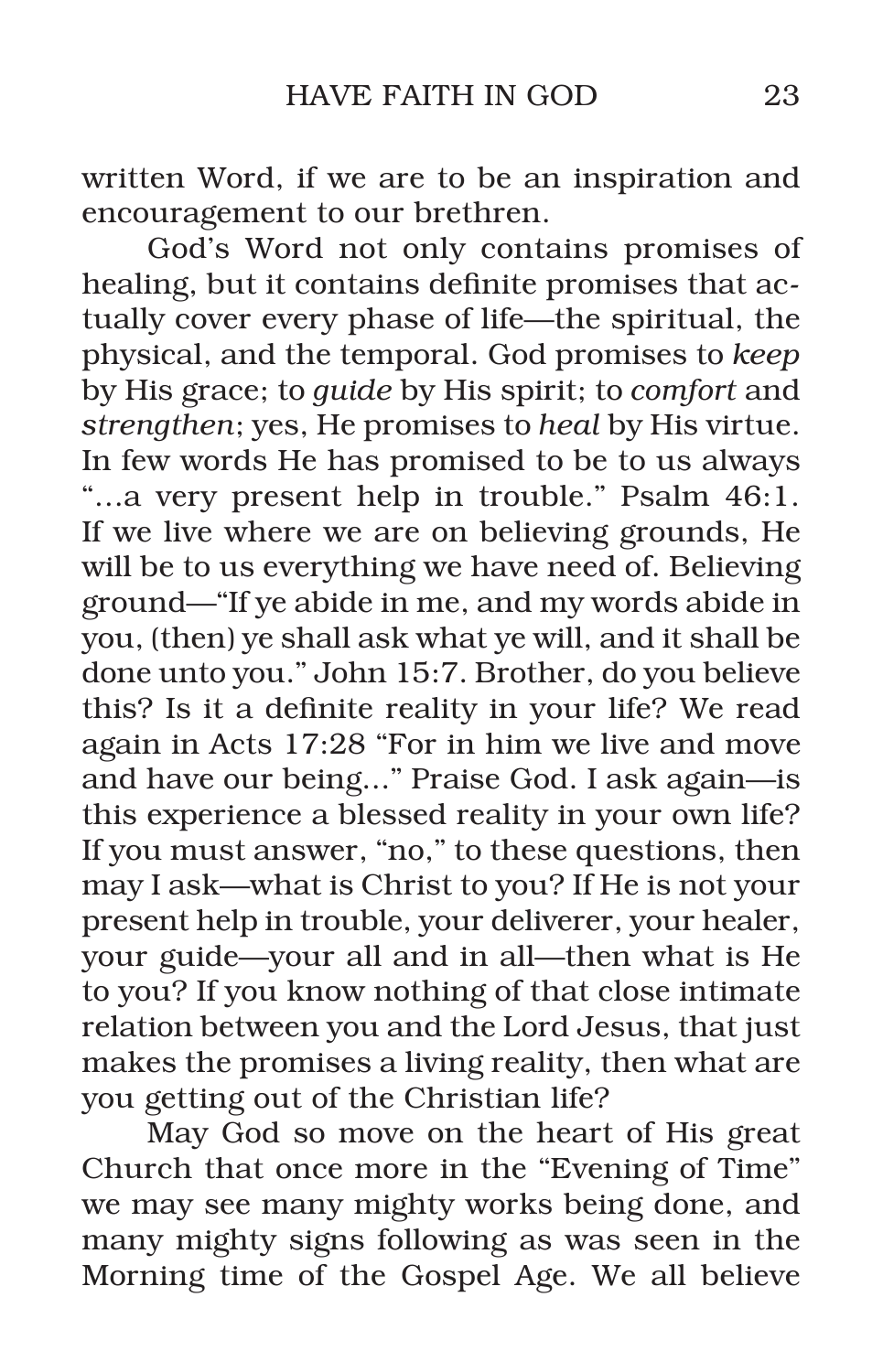written Word, if we are to be an inspiration and encouragement to our brethren.

God's Word not only contains promises of healing, but it contains definite promises that actually cover every phase of life—the spiritual, the physical, and the temporal. God promises to *keep* by His grace; to *guide* by His spirit; to *comfort* and *strengthen*; yes, He promises to *heal* by His virtue. In few words He has promised to be to us always "...a very present help in trouble." Psalm 46:1. If we live where we are on believing grounds, He will be to us everything we have need of. Believing ground—"If ye abide in me, and my words abide in you, (then) ye shall ask what ye will, and it shall be done unto you." John 15:7. Brother, do you believe this? Is it a definite reality in your life? We read again in Acts 17:28 "For in him we live and move and have our being..." Praise God. I ask again—is this experience a blessed reality in your own life? If you must answer, "no," to these questions, then may I ask—what is Christ to you? If He is not your present help in trouble, your deliverer, your healer, your guide—your all and in all—then what is He to you? If you know nothing of that close intimate relation between you and the Lord Jesus, that just makes the promises a living reality, then what are you getting out of the Christian life?

May God so move on the heart of His great Church that once more in the "Evening of Time" we may see many mighty works being done, and many mighty signs following as was seen in the Morning time of the Gospel Age. We all believe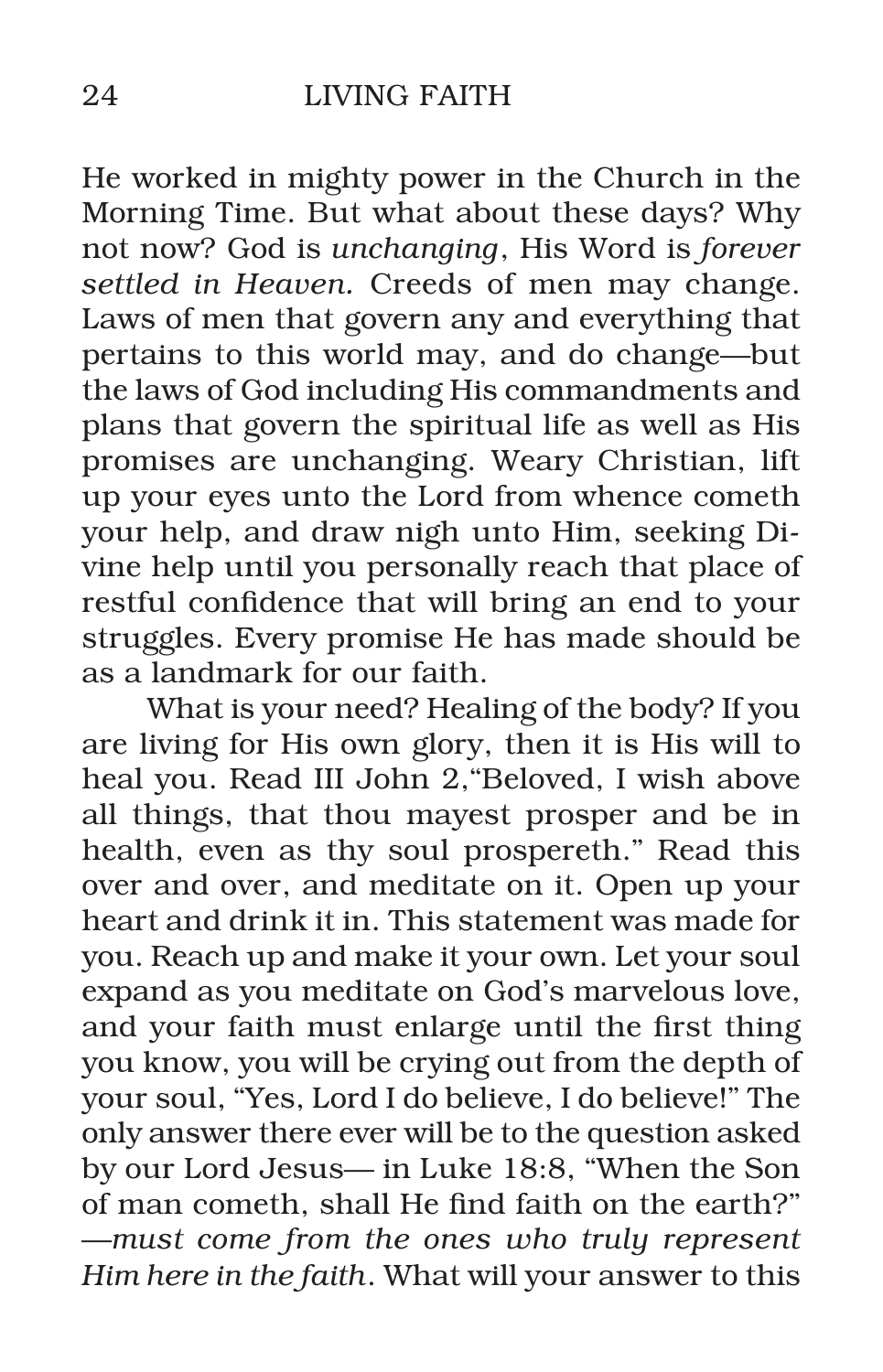He worked in mighty power in the Church in the Morning Time. But what about these days? Why not now? God is *unchanging*, His Word is *forever settled in Heaven.* Creeds of men may change. Laws of men that govern any and everything that pertains to this world may, and do change—but the laws of God including His commandments and plans that govern the spiritual life as well as His promises are unchanging. Weary Christian, lift up your eyes unto the Lord from whence cometh your help, and draw nigh unto Him, seeking Divine help until you personally reach that place of restful confidence that will bring an end to your struggles. Every promise He has made should be as a landmark for our faith.

What is your need? Healing of the body? If you are living for His own glory, then it is His will to heal you. Read III John 2,"Beloved, I wish above all things, that thou mayest prosper and be in health, even as thy soul prospereth." Read this over and over, and meditate on it. Open up your heart and drink it in. This statement was made for you. Reach up and make it your own. Let your soul expand as you meditate on God's marvelous love, and your faith must enlarge until the first thing you know, you will be crying out from the depth of your soul, "Yes, Lord I do believe, I do believe!" The only answer there ever will be to the question asked by our Lord Jesus— in Luke 18:8, "When the Son of man cometh, shall He find faith on the earth?" —*must come from the ones who truly represent Him here in the faith*. What will your answer to this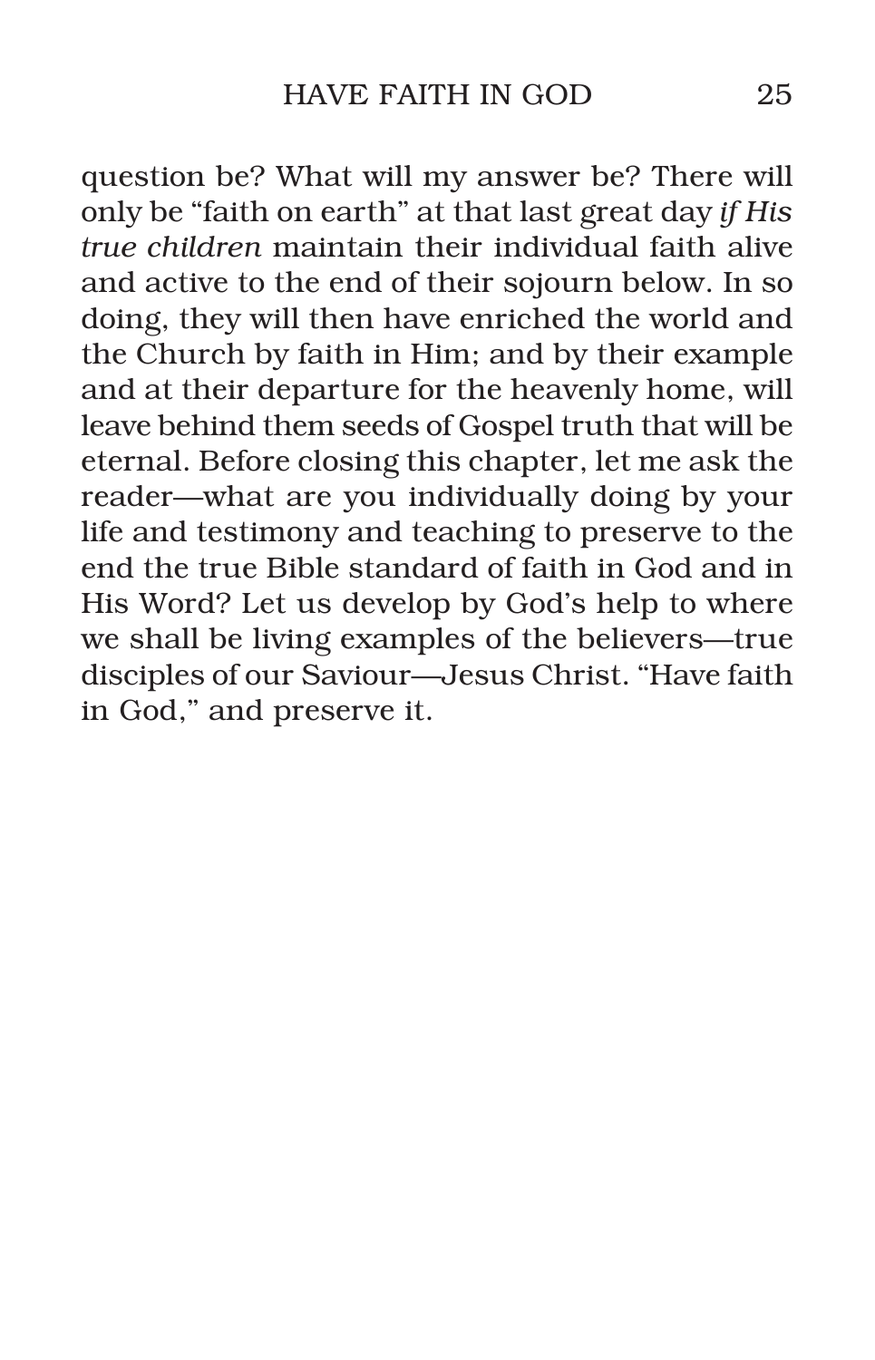question be? What will my answer be? There will only be “faith on earth” at that last great day *if His true children* maintain their individual faith alive and active to the end of their sojourn below. In so doing, they will then have enriched the world and the Church by faith in Him; and by their example and at their departure for the heavenly home, will leave behind them seeds of Gospel truth that will be eternal. Before closing this chapter, let me ask the reader—what are you individually doing by your life and testimony and teaching to preserve to the end the true Bible standard of faith in God and in His Word? Let us develop by God’s help to where we shall be living examples of the believers—true disciples of our Saviour—Jesus Christ. “Have faith in God,” and preserve it.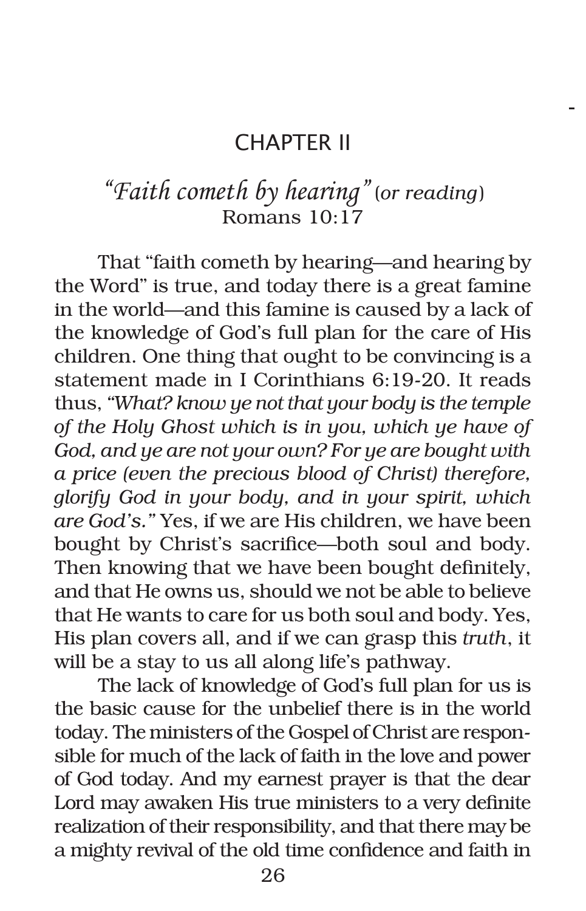# CHAPTER II

## *"Faith cometh by hearing"* (*or reading*) Romans 10:17

That "faith cometh by hearing—and hearing by the Word" is true, and today there is a great famine in the world—and this famine is caused by a lack of the knowledge of God's full plan for the care of His children. One thing that ought to be convincing is a statement made in I Corinthians 6:19-20. It reads thus, *"What? know ye not that your body is the temple of the Holy Ghost which is in you, which ye have of God, and ye are not your own? For ye are bought with a price (even the precious blood of Christ) therefore, glorify God in your body, and in your spirit, which are God's."* Yes, if we are His children, we have been bought by Christ's sacrifice—both soul and body. Then knowing that we have been bought definitely, and that He owns us, should we not be able to believe that He wants to care for us both soul and body. Yes, His plan covers all, and if we can grasp this *truth*, it will be a stay to us all along life's pathway.

The lack of knowledge of God's full plan for us is the basic cause for the unbelief there is in the world today. The ministers of the Gospel of Christ are responsible for much of the lack of faith in the love and power of God today. And my earnest prayer is that the dear Lord may awaken His true ministers to a very definite realization of their responsibility, and that there may be a mighty revival of the old time confidence and faith in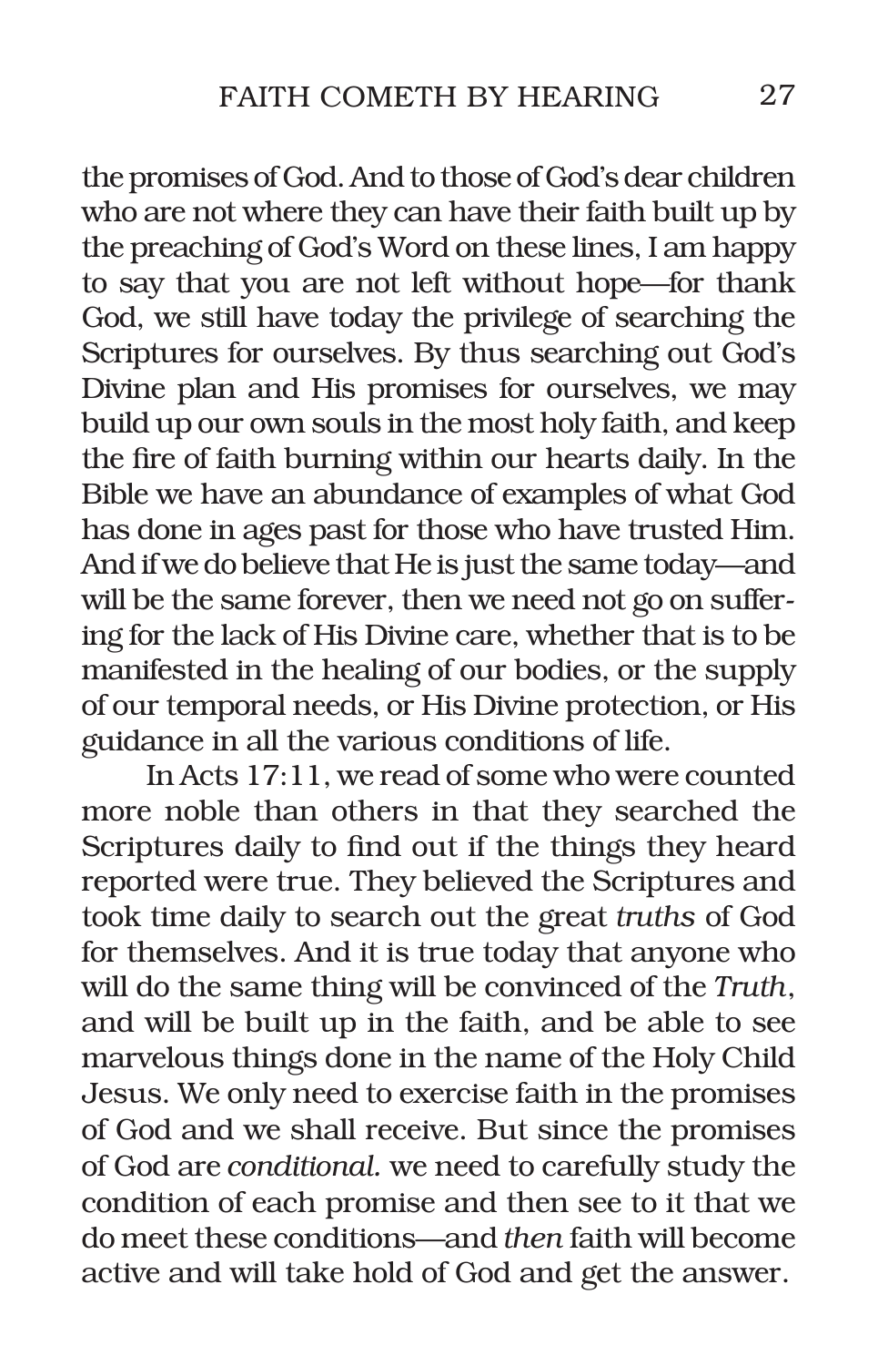the promises of God. And to those of God's dear children who are not where they can have their faith built up by the preaching of God's Word on these lines, I am happy to say that you are not left without hope—for thank God, we still have today the privilege of searching the Scriptures for ourselves. By thus searching out God's Divine plan and His promises for ourselves, we may build up our own souls in the most holy faith, and keep the fire of faith burning within our hearts daily. In the Bible we have an abundance of examples of what God has done in ages past for those who have trusted Him. And if we do believe that He is just the same today—and will be the same forever, then we need not go on suffering for the lack of His Divine care, whether that is to be manifested in the healing of our bodies, or the supply of our temporal needs, or His Divine protection, or His guidance in all the various conditions of life.

In Acts 17:11, we read of some who were counted more noble than others in that they searched the Scriptures daily to find out if the things they heard reported were true. They believed the Scriptures and took time daily to search out the great *truths* of God for themselves. And it is true today that anyone who will do the same thing will be convinced of the *Truth*, and will be built up in the faith, and be able to see marvelous things done in the name of the Holy Child Jesus. We only need to exercise faith in the promises of God and we shall receive. But since the promises of God are *conditional.* we need to carefully study the condition of each promise and then see to it that we do meet these conditions—and *then* faith will become active and will take hold of God and get the answer.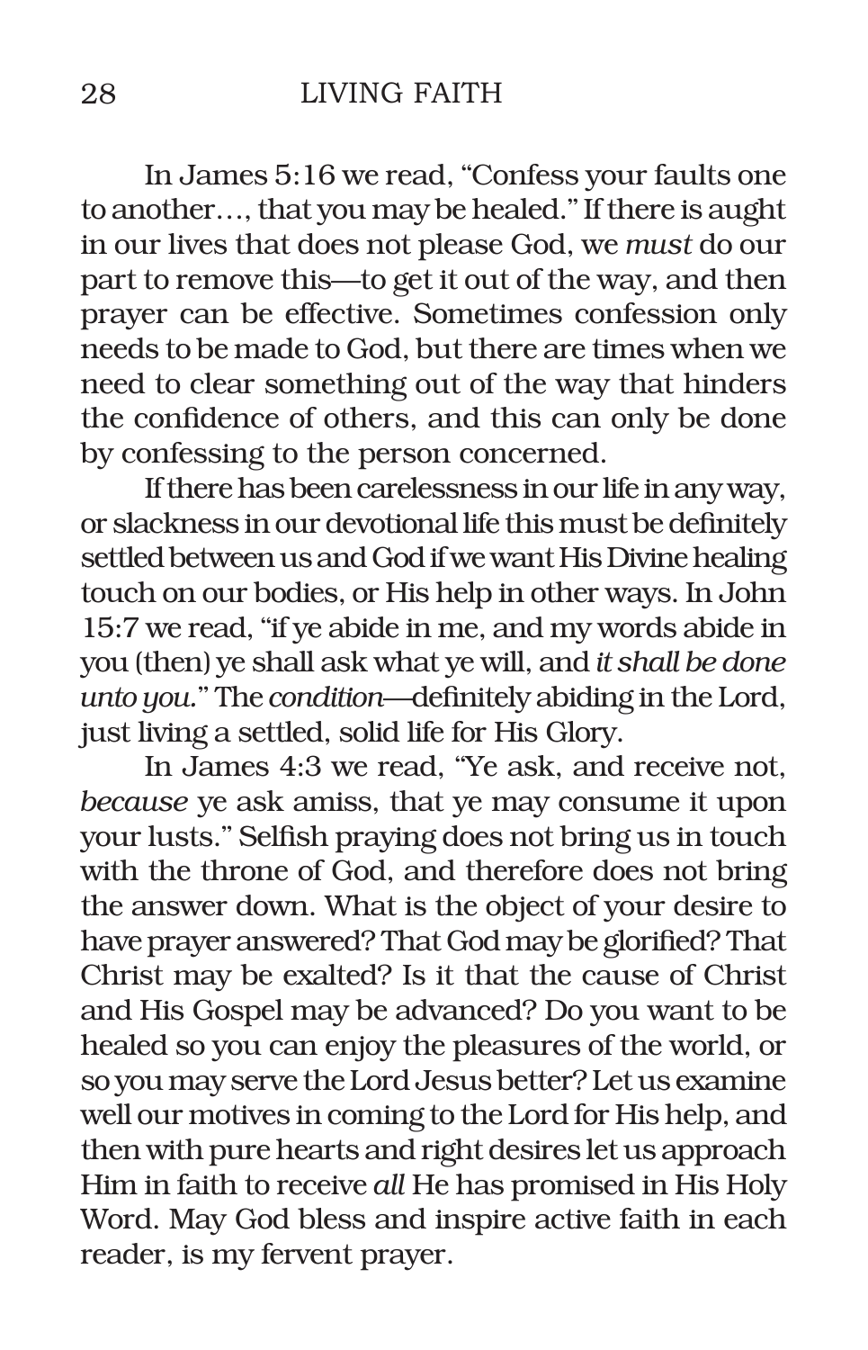In James 5:16 we read, “Confess your faults one to another…, that you may be healed.” If there is aught in our lives that does not please God, we *must* do our part to remove this—to get it out of the way, and then prayer can be effective. Sometimes confession only needs to be made to God, but there are times when we need to clear something out of the way that hinders the confidence of others, and this can only be done by confessing to the person concerned.

If there has been carelessness in our life in any way, or slackness in our devotional life this must be definitely settled between us and God if we want His Divine healing touch on our bodies, or His help in other ways. In John 15:7 we read, “if ye abide in me, and my words abide in you (then) ye shall ask what ye will, and *it shall be done unto you.*” The *condition*—definitely abiding in the Lord, just living a settled, solid life for His Glory.

In James 4:3 we read, “Ye ask, and receive not, *because* ye ask amiss, that ye may consume it upon your lusts.” Selfish praying does not bring us in touch with the throne of God, and therefore does not bring the answer down. What is the object of your desire to have prayer answered? That God may be glorified? That Christ may be exalted? Is it that the cause of Christ and His Gospel may be advanced? Do you want to be healed so you can enjoy the pleasures of the world, or so you may serve the Lord Jesus better? Let us examine well our motives in coming to the Lord for His help, and then with pure hearts and right desires let us approach Him in faith to receive *all* He has promised in His Holy Word. May God bless and inspire active faith in each reader, is my fervent prayer.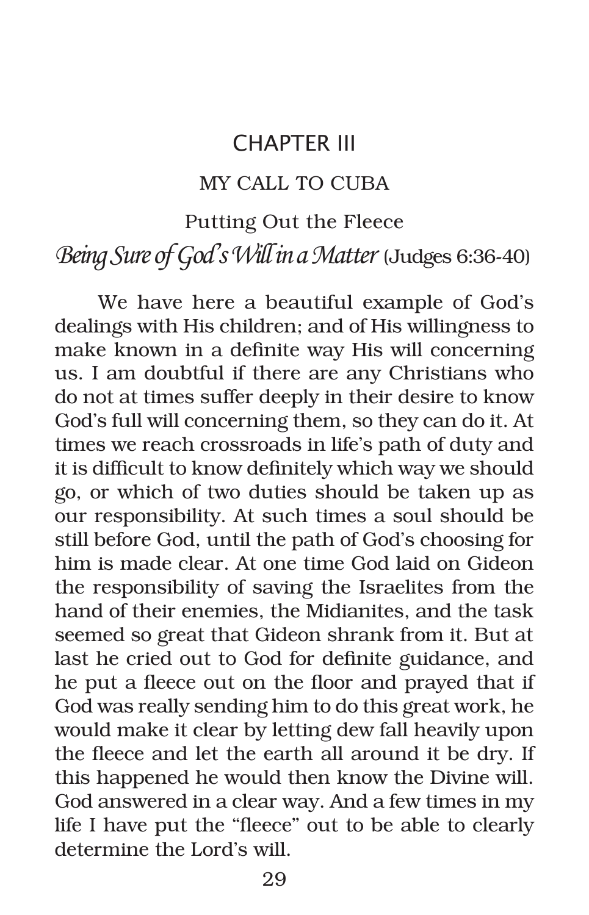# CHAPTER III

## MY CALL TO CUBA

### Putting Out the Fleece

### *Being Sure of God's Will in a Matter* (Judges 6:36-40)

We have here a beautiful example of God's dealings with His children; and of His willingness to make known in a definite way His will concerning us. I am doubtful if there are any Christians who do not at times suffer deeply in their desire to know God's full will concerning them, so they can do it. At times we reach crossroads in life's path of duty and it is difficult to know definitely which way we should go, or which of two duties should be taken up as our responsibility. At such times a soul should be still before God, until the path of God's choosing for him is made clear. At one time God laid on Gideon the responsibility of saving the Israelites from the hand of their enemies, the Midianites, and the task seemed so great that Gideon shrank from it. But at last he cried out to God for definite guidance, and he put a fleece out on the floor and prayed that if God was really sending him to do this great work, he would make it clear by letting dew fall heavily upon the fleece and let the earth all around it be dry. If this happened he would then know the Divine will. God answered in a clear way. And a few times in my life I have put the "fleece" out to be able to clearly determine the Lord's will.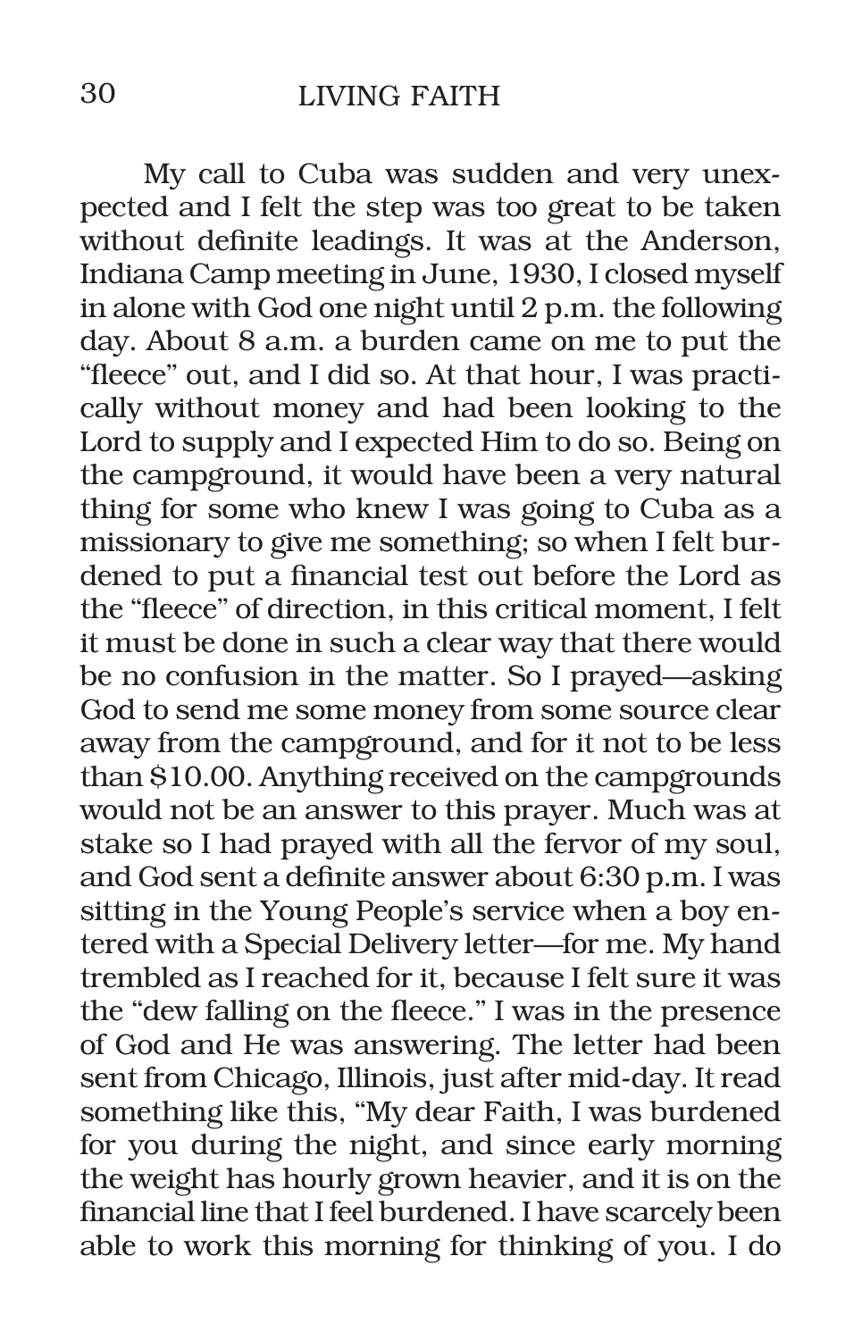My call to Cuba was sudden and very unexpected and I felt the step was too great to be taken without definite leadings. It was at the Anderson, Indiana Camp meeting in June, 1930, I closed myself in alone with God one night until 2 p.m. the following day. About 8 a.m. a burden came on me to put the "fleece" out, and I did so. At that hour, I was practically without money and had been looking to the Lord to supply and I expected Him to do so. Being on the campground, it would have been a very natural thing for some who knew I was going to Cuba as a missionary to give me something; so when I felt burdened to put a financial test out before the Lord as the "fleece" of direction, in this critical moment, I felt it must be done in such a clear way that there would be no confusion in the matter. So I prayed—asking God to send me some money from some source clear away from the campground, and for it not to be less than $10.00. Anything received on the campgrounds would not be an answer to this prayer. Much was at stake so I had prayed with all the fervor of my soul, and God sent a definite answer about 6:30 p.m. I was sitting in the Young People's service when a boy entered with a Special Delivery letter—for me. My hand trembled as I reached for it, because I felt sure it was the "dew falling on the fleece." I was in the presence of God and He was answering. The letter had been sent from Chicago, Illinois, just after mid-day. It read something like this, "My dear Faith, I was burdened for you during the night, and since early morning the weight has hourly grown heavier, and it is on the financial line that I feel burdened. I have scarcely been able to work this morning for thinking of you. I do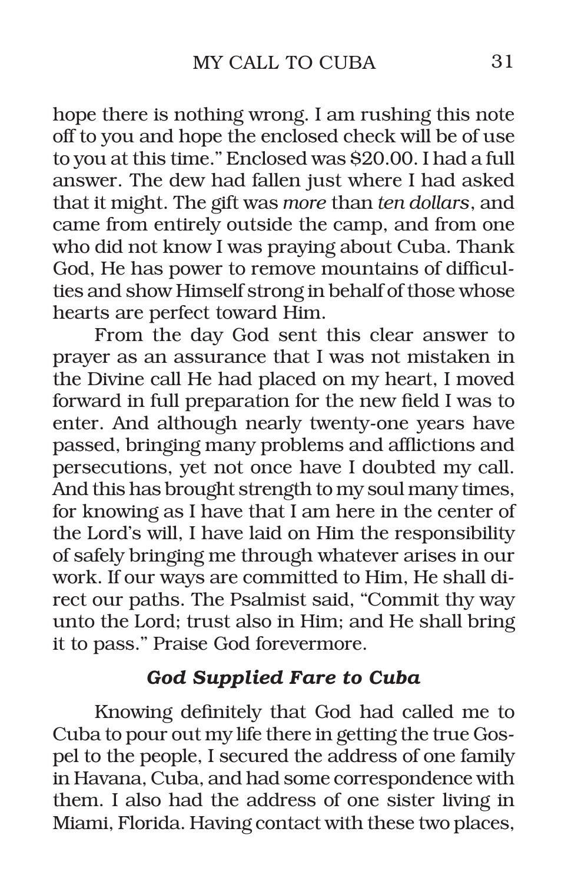hope there is nothing wrong. I am rushing this note off to you and hope the enclosed check will be of use to you at this time." Enclosed was $20.00. I had a full answer. The dew had fallen just where I had asked that it might. The gift was *more* than *ten dollars*, and came from entirely outside the camp, and from one who did not know I was praying about Cuba. Thank God, He has power to remove mountains of difficulties and show Himself strong in behalf of those whose hearts are perfect toward Him.

From the day God sent this clear answer to prayer as an assurance that I was not mistaken in the Divine call He had placed on my heart, I moved forward in full preparation for the new field I was to enter. And although nearly twenty-one years have passed, bringing many problems and afflictions and persecutions, yet not once have I doubted my call. And this has brought strength to my soul many times, for knowing as I have that I am here in the center of the Lord's will, I have laid on Him the responsibility of safely bringing me through whatever arises in our work. If our ways are committed to Him, He shall direct our paths. The Psalmist said, "Commit thy way unto the Lord; trust also in Him; and He shall bring it to pass." Praise God forevermore.

### *God Supplied Fare to Cuba*

Knowing definitely that God had called me to Cuba to pour out my life there in getting the true Gospel to the people, I secured the address of one family in Havana, Cuba, and had some correspondence with them. I also had the address of one sister living in Miami, Florida. Having contact with these two places,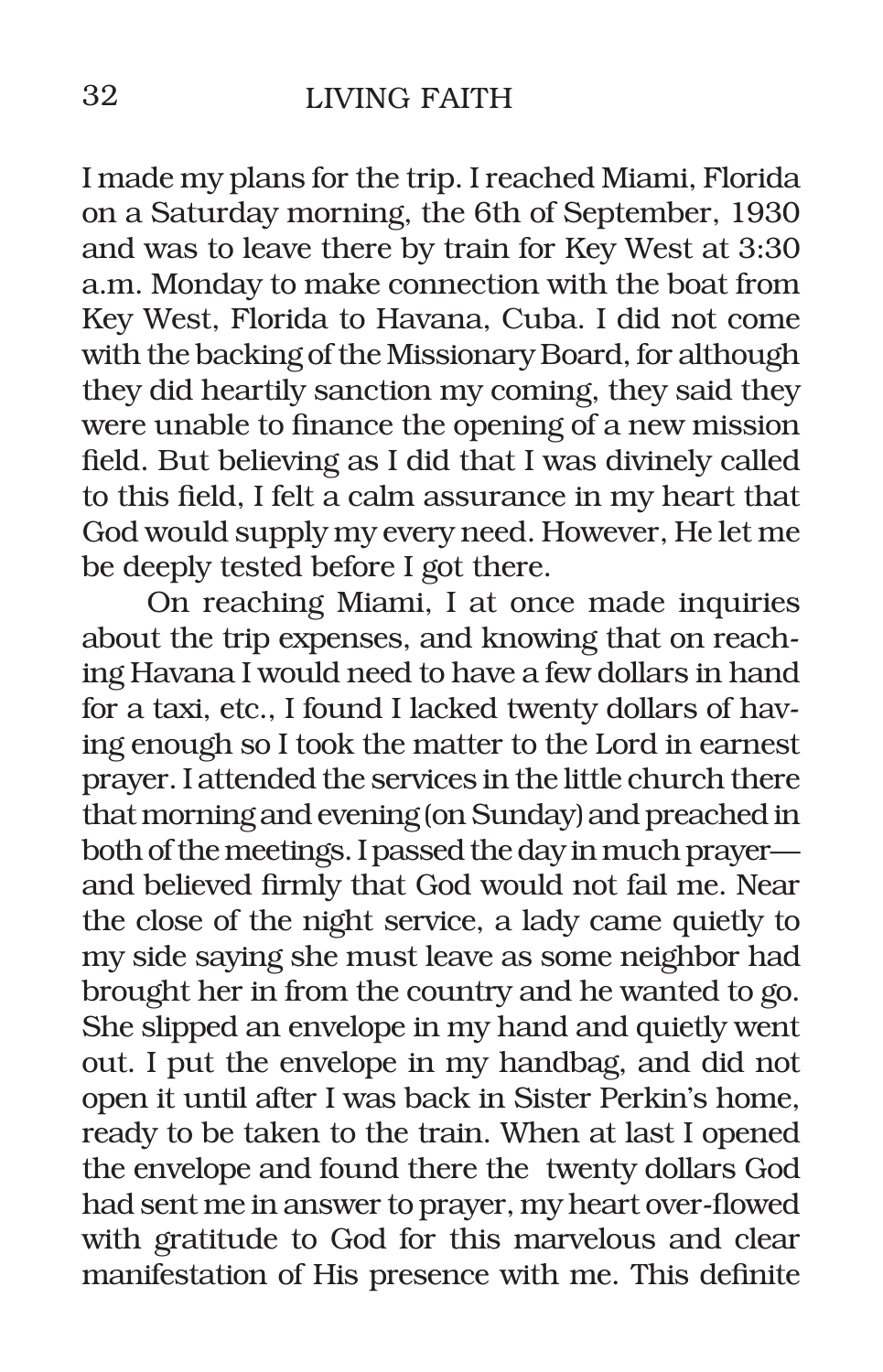I made my plans for the trip. I reached Miami, Florida on a Saturday morning, the 6th of September, 1930 and was to leave there by train for Key West at 3:30 a.m. Monday to make connection with the boat from Key West, Florida to Havana, Cuba. I did not come with the backing of the Missionary Board, for although they did heartily sanction my coming, they said they were unable to finance the opening of a new mission field. But believing as I did that I was divinely called to this field, I felt a calm assurance in my heart that God would supply my every need. However, He let me be deeply tested before I got there.

On reaching Miami, I at once made inquiries about the trip expenses, and knowing that on reaching Havana I would need to have a few dollars in hand for a taxi, etc., I found I lacked twenty dollars of having enough so I took the matter to the Lord in earnest prayer. I attended the services in the little church there that morning and evening (on Sunday) and preached in both of the meetings. I passed the day in much prayer—and believed firmly that God would not fail me. Near the close of the night service, a lady came quietly to my side saying she must leave as some neighbor had brought her in from the country and he wanted to go. She slipped an envelope in my hand and quietly went out. I put the envelope in my handbag, and did not open it until after I was back in Sister Perkin's home, ready to be taken to the train. When at last I opened the envelope and found there the twenty dollars God had sent me in answer to prayer, my heart over-flowed with gratitude to God for this marvelous and clear manifestation of His presence with me. This definite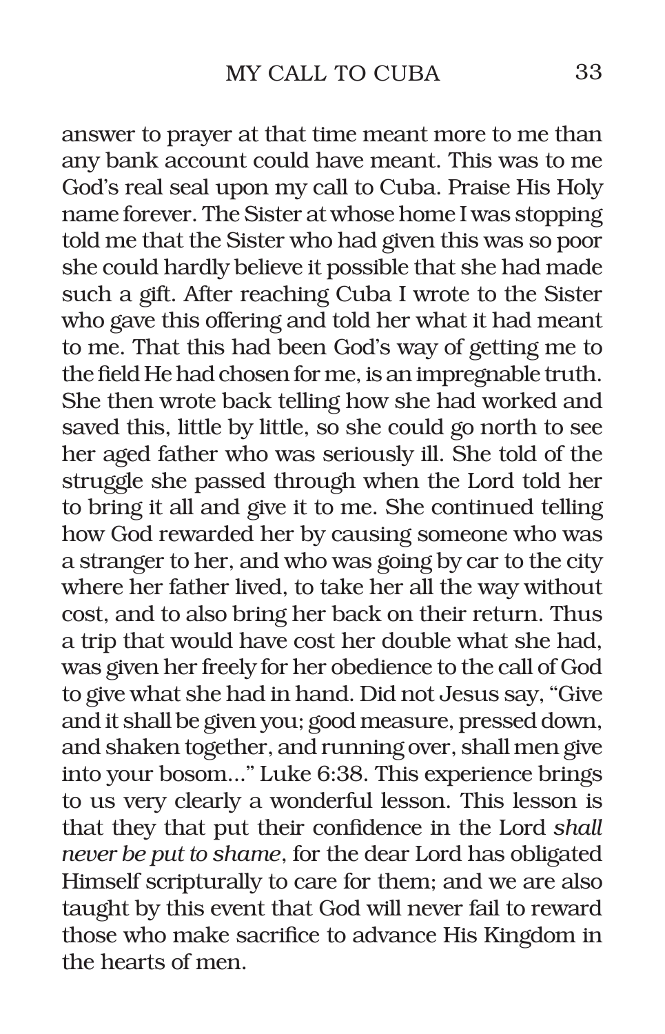answer to prayer at that time meant more to me than any bank account could have meant. This was to me God's real seal upon my call to Cuba. Praise His Holy name forever. The Sister at whose home I was stopping told me that the Sister who had given this was so poor she could hardly believe it possible that she had made such a gift. After reaching Cuba I wrote to the Sister who gave this offering and told her what it had meant to me. That this had been God's way of getting me to the field He had chosen for me, is an impregnable truth. She then wrote back telling how she had worked and saved this, little by little, so she could go north to see her aged father who was seriously ill. She told of the struggle she passed through when the Lord told her to bring it all and give it to me. She continued telling how God rewarded her by causing someone who was a stranger to her, and who was going by car to the city where her father lived, to take her all the way without cost, and to also bring her back on their return. Thus a trip that would have cost her double what she had, was given her freely for her obedience to the call of God to give what she had in hand. Did not Jesus say, "Give and it shall be given you; good measure, pressed down, and shaken together, and running over, shall men give into your bosom..." Luke 6:38. This experience brings to us very clearly a wonderful lesson. This lesson is that they that put their confidence in the Lord *shall never be put to shame*, for the dear Lord has obligated Himself scripturally to care for them; and we are also taught by this event that God will never fail to reward those who make sacrifice to advance His Kingdom in the hearts of men.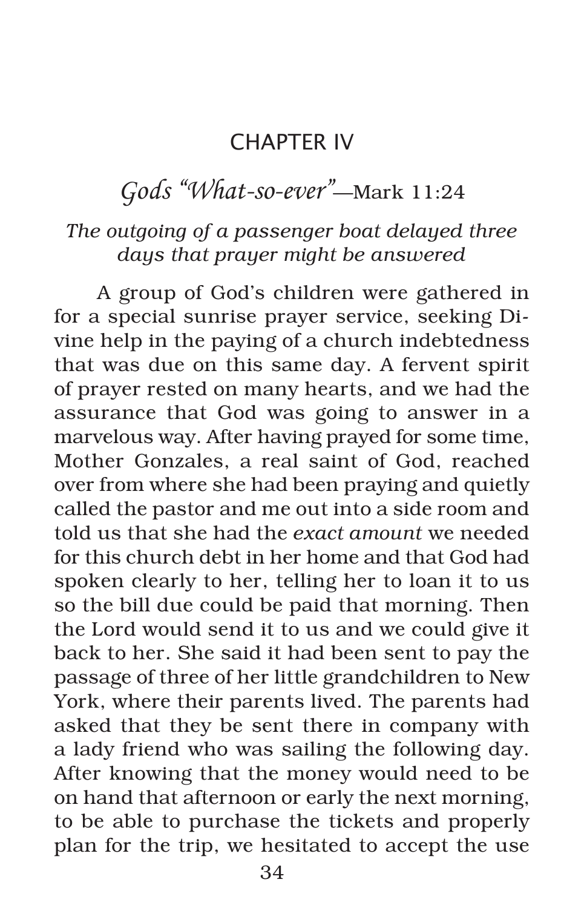# CHAPTER IV

## *Gods "What-so-ever"*—Mark 11:24

*The outgoing of a passenger boat delayed three days that prayer might be answered*

A group of God's children were gathered in for a special sunrise prayer service, seeking Divine help in the paying of a church indebtedness that was due on this same day. A fervent spirit of prayer rested on many hearts, and we had the assurance that God was going to answer in a marvelous way. After having prayed for some time, Mother Gonzales, a real saint of God, reached over from where she had been praying and quietly called the pastor and me out into a side room and told us that she had the *exact amount* we needed for this church debt in her home and that God had spoken clearly to her, telling her to loan it to us so the bill due could be paid that morning. Then the Lord would send it to us and we could give it back to her. She said it had been sent to pay the passage of three of her little grandchildren to New York, where their parents lived. The parents had asked that they be sent there in company with a lady friend who was sailing the following day. After knowing that the money would need to be on hand that afternoon or early the next morning, to be able to purchase the tickets and properly plan for the trip, we hesitated to accept the use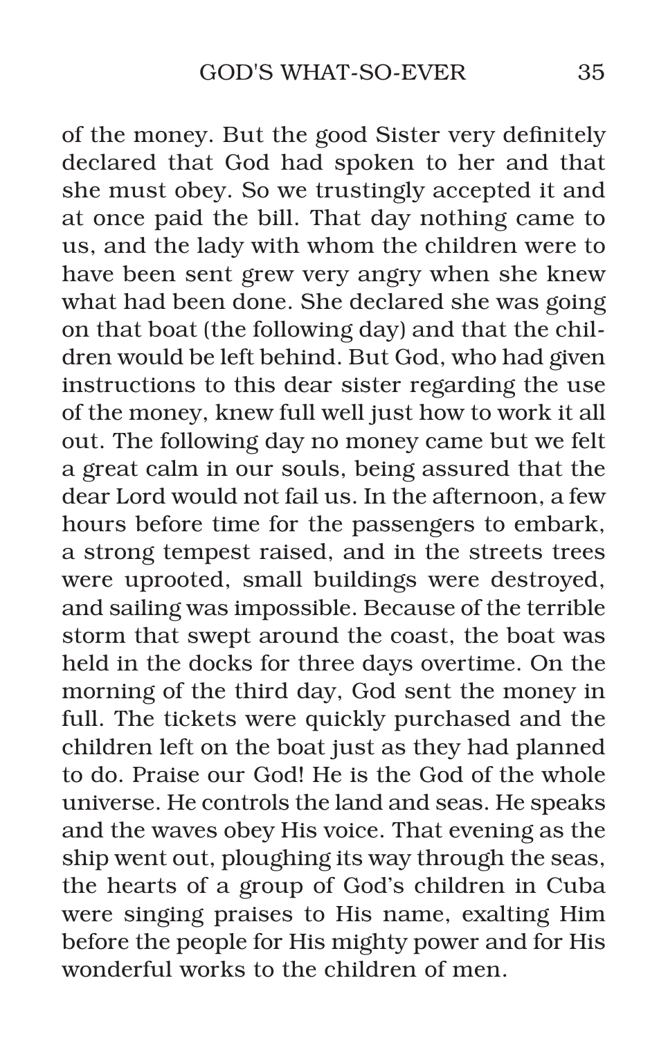of the money. But the good Sister very definitely declared that God had spoken to her and that she must obey. So we trustingly accepted it and at once paid the bill. That day nothing came to us, and the lady with whom the children were to have been sent grew very angry when she knew what had been done. She declared she was going on that boat (the following day) and that the children would be left behind. But God, who had given instructions to this dear sister regarding the use of the money, knew full well just how to work it all out. The following day no money came but we felt a great calm in our souls, being assured that the dear Lord would not fail us. In the afternoon, a few hours before time for the passengers to embark, a strong tempest raised, and in the streets trees were uprooted, small buildings were destroyed, and sailing was impossible. Because of the terrible storm that swept around the coast, the boat was held in the docks for three days overtime. On the morning of the third day, God sent the money in full. The tickets were quickly purchased and the children left on the boat just as they had planned to do. Praise our God! He is the God of the whole universe. He controls the land and seas. He speaks and the waves obey His voice. That evening as the ship went out, ploughing its way through the seas, the hearts of a group of God's children in Cuba were singing praises to His name, exalting Him before the people for His mighty power and for His wonderful works to the children of men.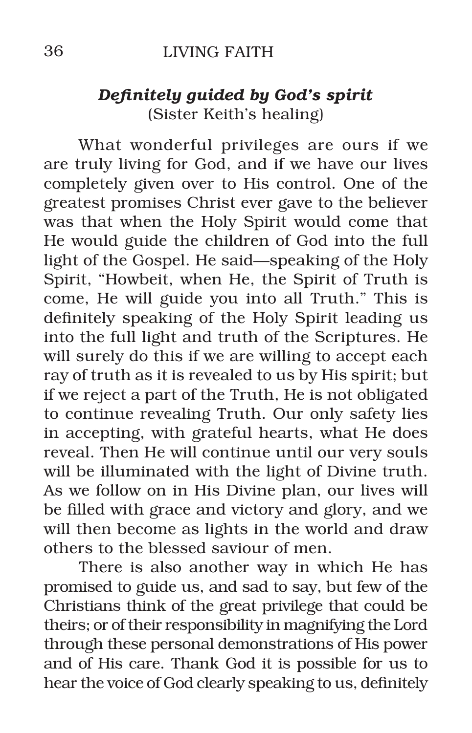### *Definitely guided by God's spirit*
(Sister Keith's healing)

What wonderful privileges are ours if we are truly living for God, and if we have our lives completely given over to His control. One of the greatest promises Christ ever gave to the believer was that when the Holy Spirit would come that He would guide the children of God into the full light of the Gospel. He said—speaking of the Holy Spirit, "Howbeit, when He, the Spirit of Truth is come, He will guide you into all Truth." This is definitely speaking of the Holy Spirit leading us into the full light and truth of the Scriptures. He will surely do this if we are willing to accept each ray of truth as it is revealed to us by His spirit; but if we reject a part of the Truth, He is not obligated to continue revealing Truth. Our only safety lies in accepting, with grateful hearts, what He does reveal. Then He will continue until our very souls will be illuminated with the light of Divine truth. As we follow on in His Divine plan, our lives will be filled with grace and victory and glory, and we will then become as lights in the world and draw others to the blessed saviour of men.

There is also another way in which He has promised to guide us, and sad to say, but few of the Christians think of the great privilege that could be theirs; or of their responsibility in magnifying the Lord through these personal demonstrations of His power and of His care. Thank God it is possible for us to hear the voice of God clearly speaking to us, definitely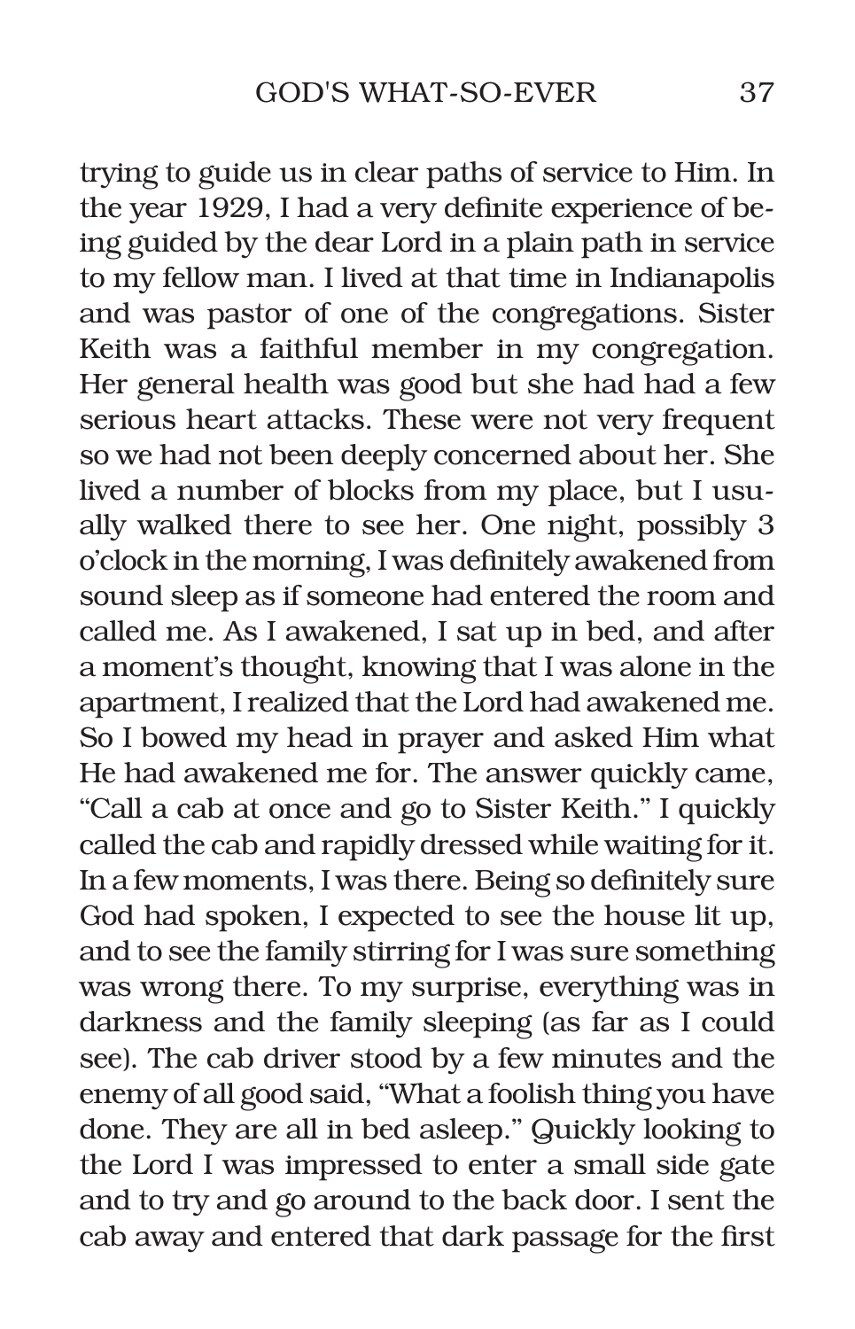trying to guide us in clear paths of service to Him. In the year 1929, I had a very definite experience of being guided by the dear Lord in a plain path in service to my fellow man. I lived at that time in Indianapolis and was pastor of one of the congregations. Sister Keith was a faithful member in my congregation. Her general health was good but she had had a few serious heart attacks. These were not very frequent so we had not been deeply concerned about her. She lived a number of blocks from my place, but I usually walked there to see her. One night, possibly 3 o'clock in the morning, I was definitely awakened from sound sleep as if someone had entered the room and called me. As I awakened, I sat up in bed, and after a moment's thought, knowing that I was alone in the apartment, I realized that the Lord had awakened me. So I bowed my head in prayer and asked Him what He had awakened me for. The answer quickly came, "Call a cab at once and go to Sister Keith." I quickly called the cab and rapidly dressed while waiting for it. In a few moments, I was there. Being so definitely sure God had spoken, I expected to see the house lit up, and to see the family stirring for I was sure something was wrong there. To my surprise, everything was in darkness and the family sleeping (as far as I could see). The cab driver stood by a few minutes and the enemy of all good said, "What a foolish thing you have done. They are all in bed asleep." Quickly looking to the Lord I was impressed to enter a small side gate and to try and go around to the back door. I sent the cab away and entered that dark passage for the first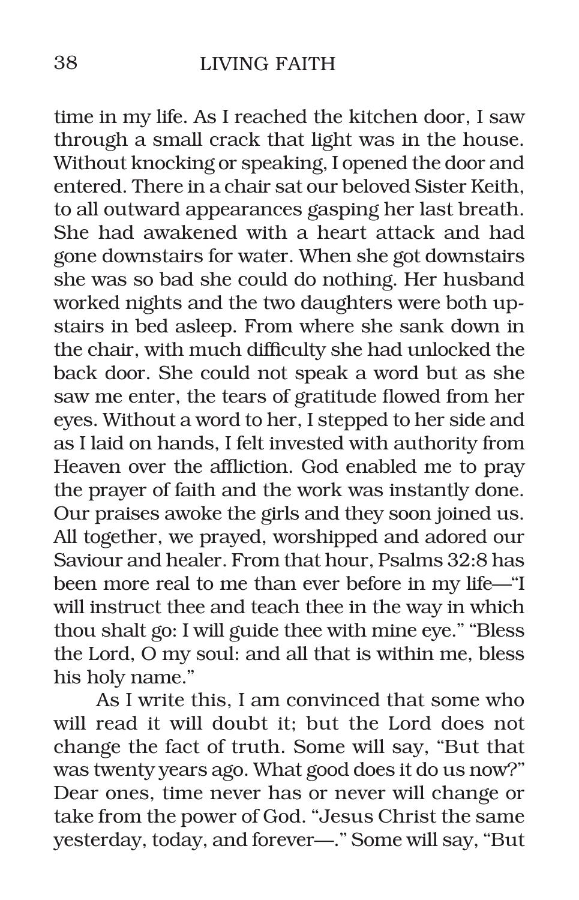time in my life. As I reached the kitchen door, I saw through a small crack that light was in the house. Without knocking or speaking, I opened the door and entered. There in a chair sat our beloved Sister Keith, to all outward appearances gasping her last breath. She had awakened with a heart attack and had gone downstairs for water. When she got downstairs she was so bad she could do nothing. Her husband worked nights and the two daughters were both upstairs in bed asleep. From where she sank down in the chair, with much difficulty she had unlocked the back door. She could not speak a word but as she saw me enter, the tears of gratitude flowed from her eyes. Without a word to her, I stepped to her side and as I laid on hands, I felt invested with authority from Heaven over the affliction. God enabled me to pray the prayer of faith and the work was instantly done. Our praises awoke the girls and they soon joined us. All together, we prayed, worshipped and adored our Saviour and healer. From that hour, Psalms 32:8 has been more real to me than ever before in my life—"I will instruct thee and teach thee in the way in which thou shalt go: I will guide thee with mine eye." "Bless the Lord, O my soul: and all that is within me, bless his holy name."

As I write this, I am convinced that some who will read it will doubt it; but the Lord does not change the fact of truth. Some will say, "But that was twenty years ago. What good does it do us now?" Dear ones, time never has or never will change or take from the power of God. "Jesus Christ the same yesterday, today, and forever—." Some will say, "But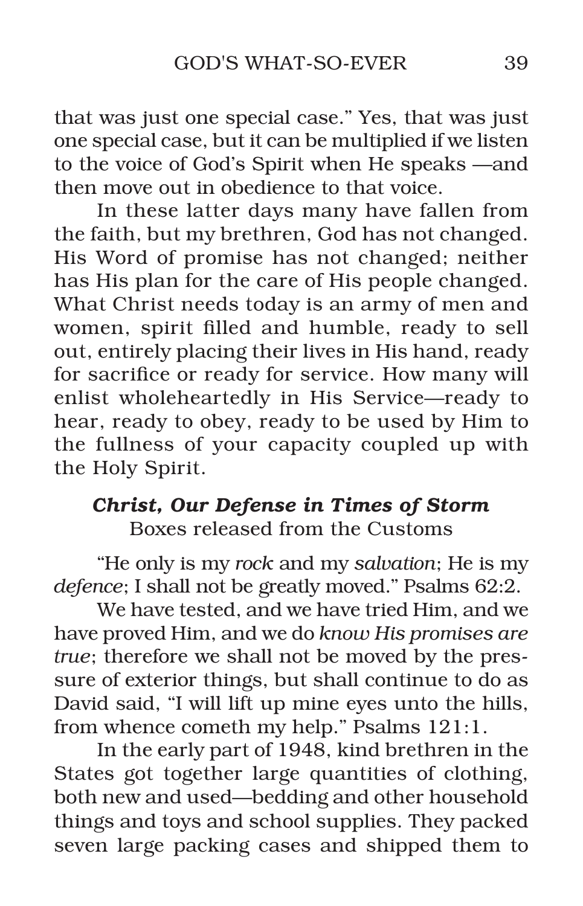that was just one special case." Yes, that was just one special case, but it can be multiplied if we listen to the voice of God's Spirit when He speaks —and then move out in obedience to that voice.

In these latter days many have fallen from the faith, but my brethren, God has not changed. His Word of promise has not changed; neither has His plan for the care of His people changed. What Christ needs today is an army of men and women, spirit filled and humble, ready to sell out, entirely placing their lives in His hand, ready for sacrifice or ready for service. How many will enlist wholeheartedly in His Service—ready to hear, ready to obey, ready to be used by Him to the fullness of your capacity coupled up with the Holy Spirit.

### *Christ, Our Defense in Times of Storm*

Boxes released from the Customs

"He only is my *rock* and my *salvation*; He is my *defence*; I shall not be greatly moved." Psalms 62:2.

We have tested, and we have tried Him, and we have proved Him, and we do *know His promises are true*; therefore we shall not be moved by the pressure of exterior things, but shall continue to do as David said, "I will lift up mine eyes unto the hills, from whence cometh my help." Psalms 121:1.

In the early part of 1948, kind brethren in the States got together large quantities of clothing, both new and used—bedding and other household things and toys and school supplies. They packed seven large packing cases and shipped them to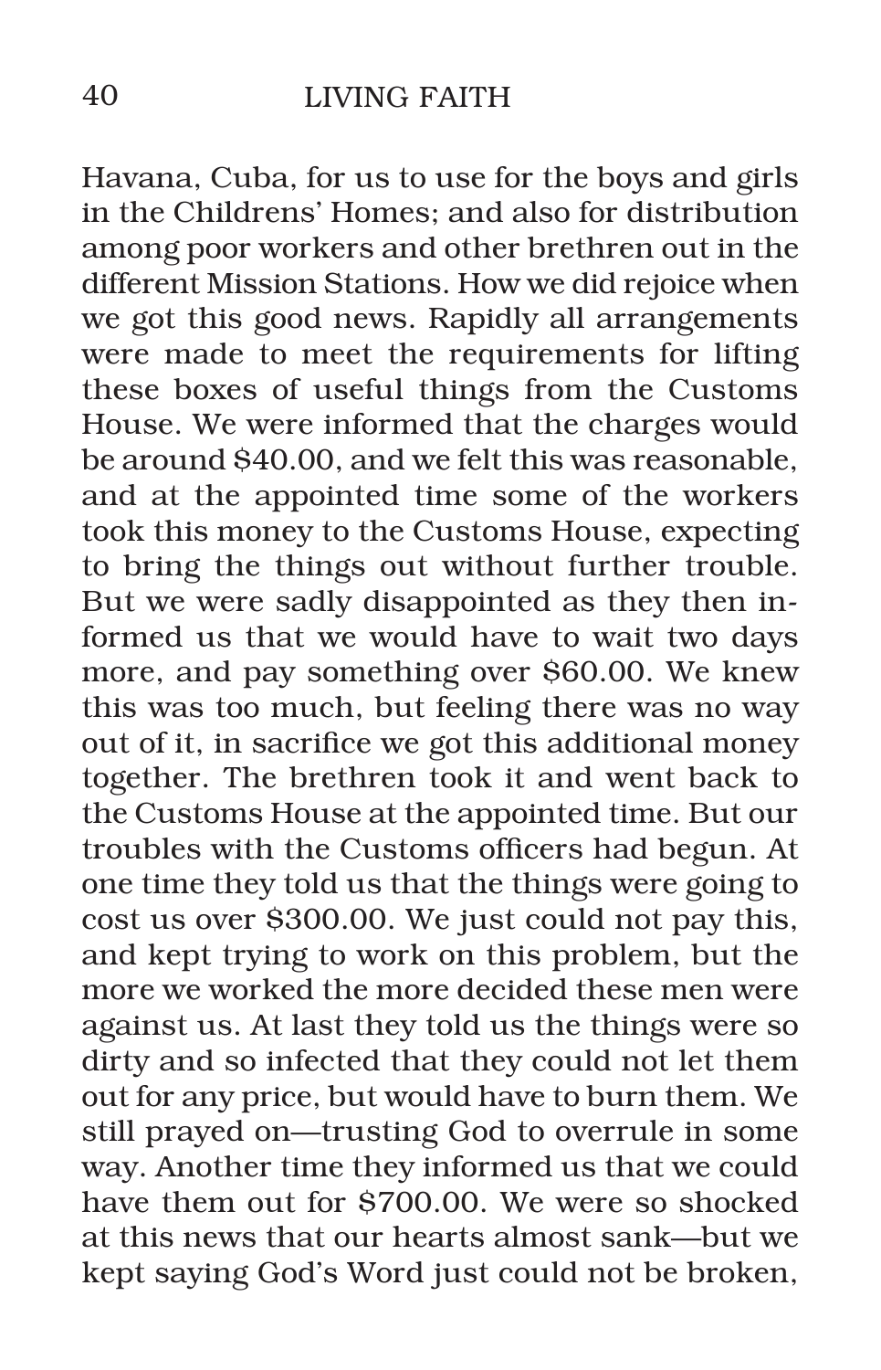Havana, Cuba, for us to use for the boys and girls in the Childrens' Homes; and also for distribution among poor workers and other brethren out in the different Mission Stations. How we did rejoice when we got this good news. Rapidly all arrangements were made to meet the requirements for lifting these boxes of useful things from the Customs House. We were informed that the charges would be around $40.00, and we felt this was reasonable, and at the appointed time some of the workers took this money to the Customs House, expecting to bring the things out without further trouble. But we were sadly disappointed as they then informed us that we would have to wait two days more, and pay something over $60.00. We knew this was too much, but feeling there was no way out of it, in sacrifice we got this additional money together. The brethren took it and went back to the Customs House at the appointed time. But our troubles with the Customs officers had begun. At one time they told us that the things were going to cost us over $300.00. We just could not pay this, and kept trying to work on this problem, but the more we worked the more decided these men were against us. At last they told us the things were so dirty and so infected that they could not let them out for any price, but would have to burn them. We still prayed on—trusting God to overrule in some way. Another time they informed us that we could have them out for $700.00. We were so shocked at this news that our hearts almost sank—but we kept saying God's Word just could not be broken,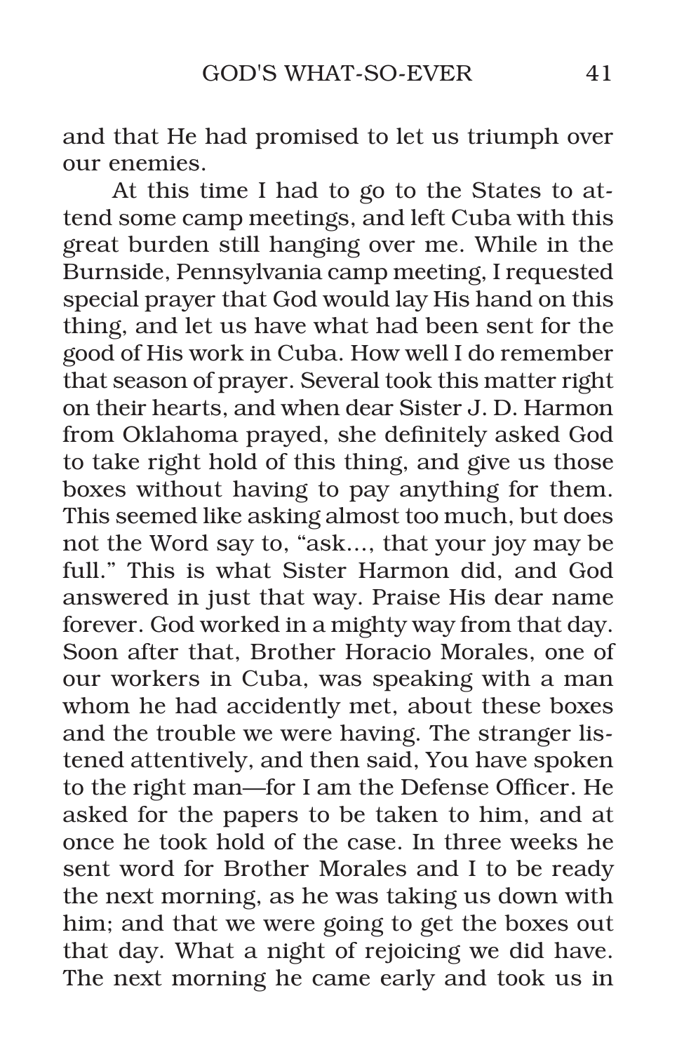and that He had promised to let us triumph over our enemies.

At this time I had to go to the States to attend some camp meetings, and left Cuba with this great burden still hanging over me. While in the Burnside, Pennsylvania camp meeting, I requested special prayer that God would lay His hand on this thing, and let us have what had been sent for the good of His work in Cuba. How well I do remember that season of prayer. Several took this matter right on their hearts, and when dear Sister J. D. Harmon from Oklahoma prayed, she definitely asked God to take right hold of this thing, and give us those boxes without having to pay anything for them. This seemed like asking almost too much, but does not the Word say to, "ask..., that your joy may be full." This is what Sister Harmon did, and God answered in just that way. Praise His dear name forever. God worked in a mighty way from that day. Soon after that, Brother Horacio Morales, one of our workers in Cuba, was speaking with a man whom he had accidently met, about these boxes and the trouble we were having. The stranger listened attentively, and then said, You have spoken to the right man—for I am the Defense Officer. He asked for the papers to be taken to him, and at once he took hold of the case. In three weeks he sent word for Brother Morales and I to be ready the next morning, as he was taking us down with him; and that we were going to get the boxes out that day. What a night of rejoicing we did have. The next morning he came early and took us in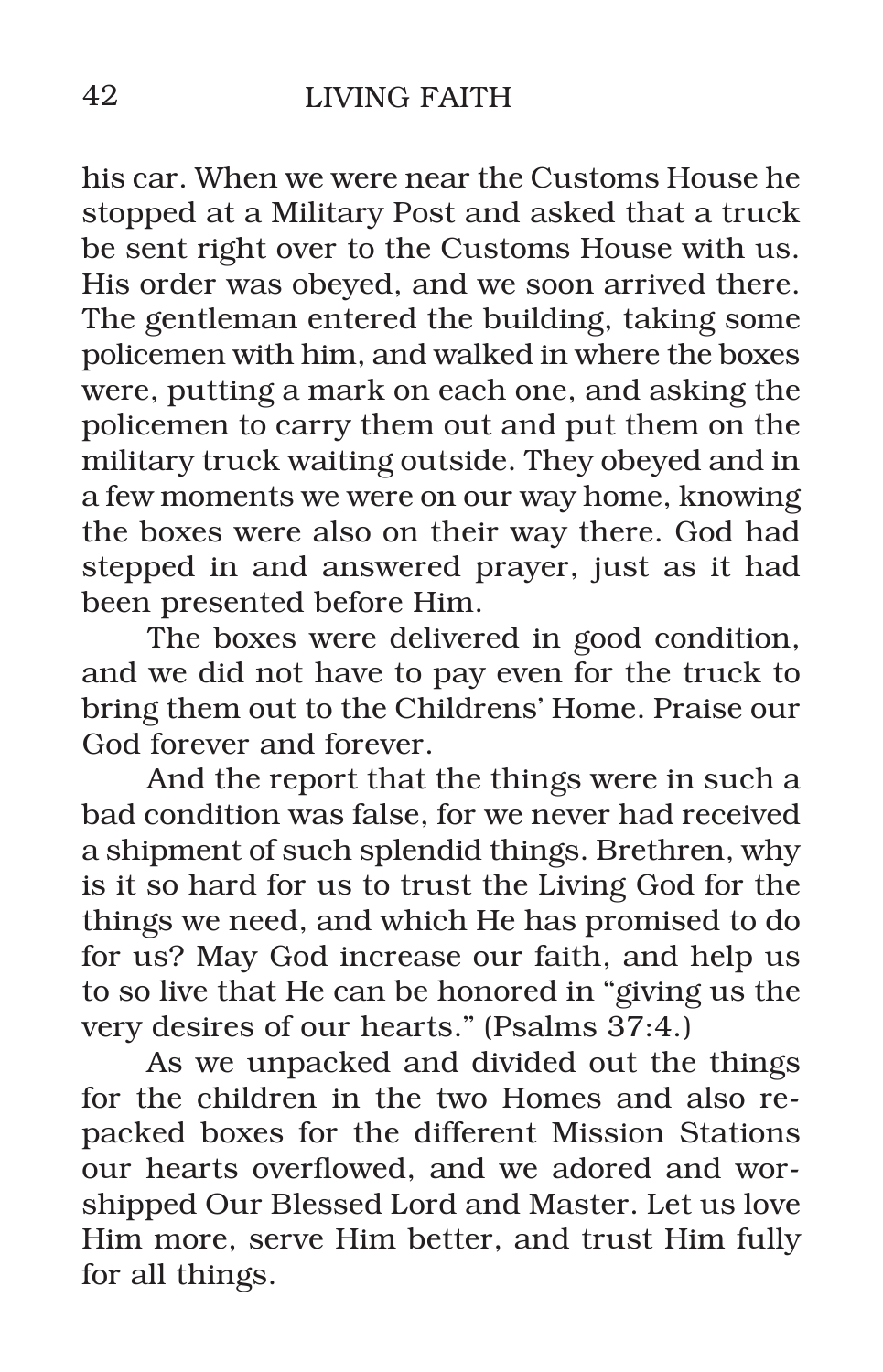his car. When we were near the Customs House he stopped at a Military Post and asked that a truck be sent right over to the Customs House with us. His order was obeyed, and we soon arrived there. The gentleman entered the building, taking some policemen with him, and walked in where the boxes were, putting a mark on each one, and asking the policemen to carry them out and put them on the military truck waiting outside. They obeyed and in a few moments we were on our way home, knowing the boxes were also on their way there. God had stepped in and answered prayer, just as it had been presented before Him.

The boxes were delivered in good condition, and we did not have to pay even for the truck to bring them out to the Childrens' Home. Praise our God forever and forever.

And the report that the things were in such a bad condition was false, for we never had received a shipment of such splendid things. Brethren, why is it so hard for us to trust the Living God for the things we need, and which He has promised to do for us? May God increase our faith, and help us to so live that He can be honored in "giving us the very desires of our hearts." (Psalms 37:4.)

As we unpacked and divided out the things for the children in the two Homes and also re-packed boxes for the different Mission Stations our hearts overflowed, and we adored and worshipped Our Blessed Lord and Master. Let us love Him more, serve Him better, and trust Him fully for all things.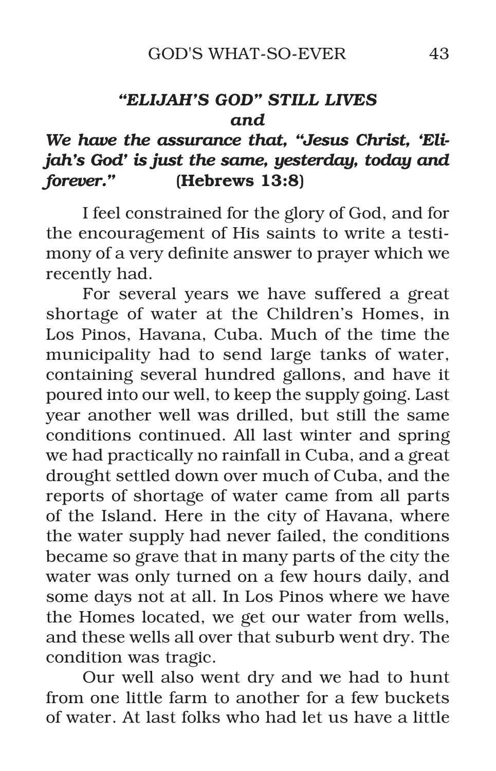### *"ELIJAH'S GOD" STILL LIVES*
### *and*
### *We have the assurance that, "Jesus Christ, 'Elijah's God' is just the same, yesterday, today and forever."* **(Hebrews 13:8)**

I feel constrained for the glory of God, and for the encouragement of His saints to write a testimony of a very definite answer to prayer which we recently had.

For several years we have suffered a great shortage of water at the Children's Homes, in Los Pinos, Havana, Cuba. Much of the time the municipality had to send large tanks of water, containing several hundred gallons, and have it poured into our well, to keep the supply going. Last year another well was drilled, but still the same conditions continued. All last winter and spring we had practically no rainfall in Cuba, and a great drought settled down over much of Cuba, and the reports of shortage of water came from all parts of the Island. Here in the city of Havana, where the water supply had never failed, the conditions became so grave that in many parts of the city the water was only turned on a few hours daily, and some days not at all. In Los Pinos where we have the Homes located, we get our water from wells, and these wells all over that suburb went dry. The condition was tragic.

Our well also went dry and we had to hunt from one little farm to another for a few buckets of water. At last folks who had let us have a little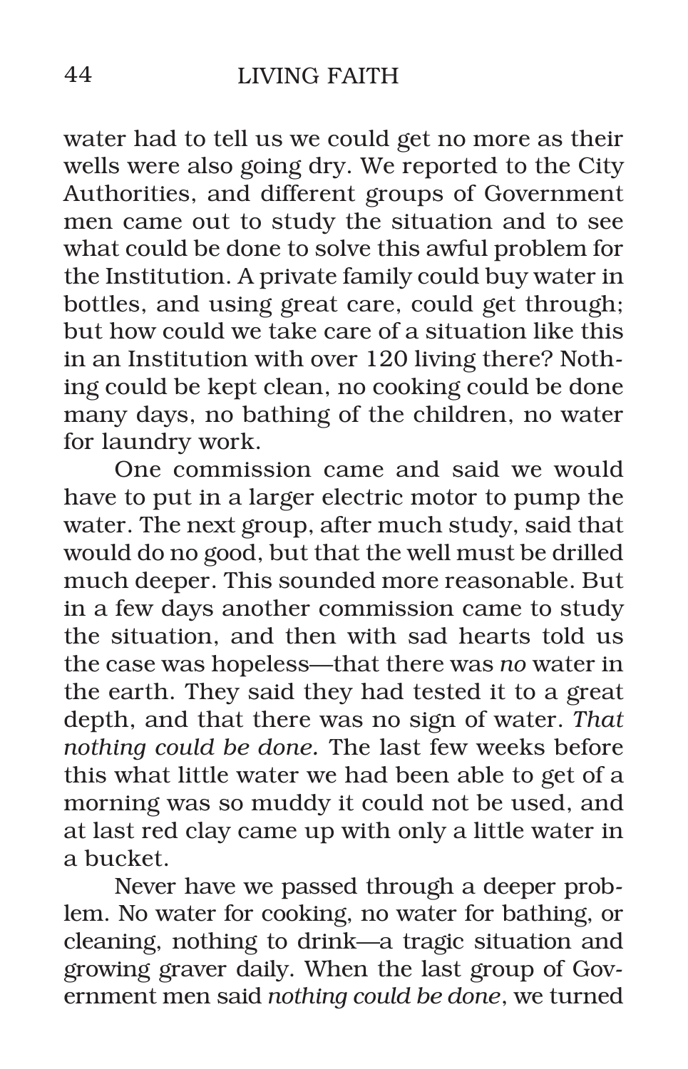water had to tell us we could get no more as their wells were also going dry. We reported to the City Authorities, and different groups of Government men came out to study the situation and to see what could be done to solve this awful problem for the Institution. A private family could buy water in bottles, and using great care, could get through; but how could we take care of a situation like this in an Institution with over 120 living there? Nothing could be kept clean, no cooking could be done many days, no bathing of the children, no water for laundry work.

One commission came and said we would have to put in a larger electric motor to pump the water. The next group, after much study, said that would do no good, but that the well must be drilled much deeper. This sounded more reasonable. But in a few days another commission came to study the situation, and then with sad hearts told us the case was hopeless—that there was *no* water in the earth. They said they had tested it to a great depth, and that there was no sign of water. *That nothing could be done.* The last few weeks before this what little water we had been able to get of a morning was so muddy it could not be used, and at last red clay came up with only a little water in a bucket.

Never have we passed through a deeper problem. No water for cooking, no water for bathing, or cleaning, nothing to drink—a tragic situation and growing graver daily. When the last group of Government men said *nothing could be done*, we turned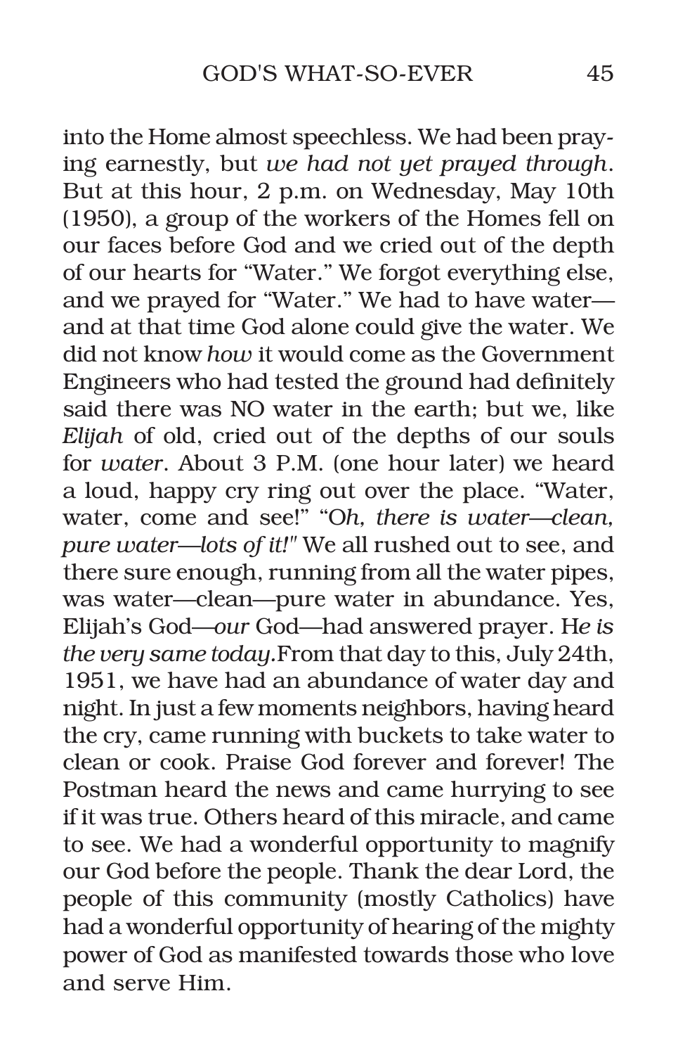into the Home almost speechless. We had been praying earnestly, but *we had not yet prayed through*. But at this hour, 2 p.m. on Wednesday, May 10th (1950), a group of the workers of the Homes fell on our faces before God and we cried out of the depth of our hearts for "Water." We forgot everything else, and we prayed for "Water." We had to have water—and at that time God alone could give the water. We did not know *how* it would come as the Government Engineers who had tested the ground had definitely said there was NO water in the earth; but we, like *Elijah* of old, cried out of the depths of our souls for *water*. About 3 P.M. (one hour later) we heard a loud, happy cry ring out over the place. "Water, water, come and see!" "O*h, there is water—clean, pure water—lots of it!"* We all rushed out to see, and there sure enough, running from all the water pipes, was water—clean—pure water in abundance. Yes, Elijah's God—*our* God—had answered prayer. H*e is the very same today.*From that day to this, July 24th, 1951, we have had an abundance of water day and night. In just a few moments neighbors, having heard the cry, came running with buckets to take water to clean or cook. Praise God forever and forever! The Postman heard the news and came hurrying to see if it was true. Others heard of this miracle, and came to see. We had a wonderful opportunity to magnify our God before the people. Thank the dear Lord, the people of this community (mostly Catholics) have had a wonderful opportunity of hearing of the mighty power of God as manifested towards those who love and serve Him.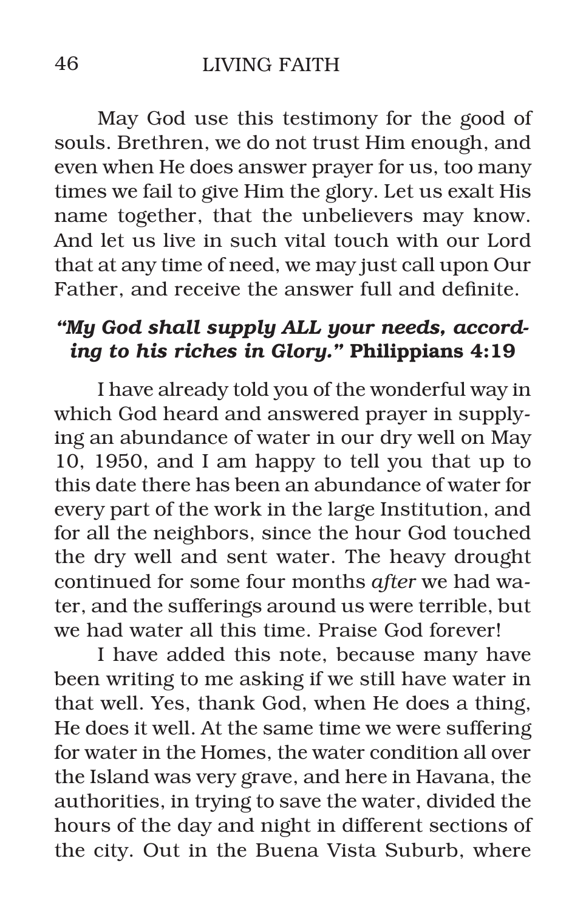May God use this testimony for the good of souls. Brethren, we do not trust Him enough, and even when He does answer prayer for us, too many times we fail to give Him the glory. Let us exalt His name together, that the unbelievers may know. And let us live in such vital touch with our Lord that at any time of need, we may just call upon Our Father, and receive the answer full and definite.

### *"My God shall supply ALL your needs, according to his riches in Glory."* **Philippians 4:19**

I have already told you of the wonderful way in which God heard and answered prayer in supplying an abundance of water in our dry well on May 10, 1950, and I am happy to tell you that up to this date there has been an abundance of water for every part of the work in the large Institution, and for all the neighbors, since the hour God touched the dry well and sent water. The heavy drought continued for some four months *after* we had water, and the sufferings around us were terrible, but we had water all this time. Praise God forever!

I have added this note, because many have been writing to me asking if we still have water in that well. Yes, thank God, when He does a thing, He does it well. At the same time we were suffering for water in the Homes, the water condition all over the Island was very grave, and here in Havana, the authorities, in trying to save the water, divided the hours of the day and night in different sections of the city. Out in the Buena Vista Suburb, where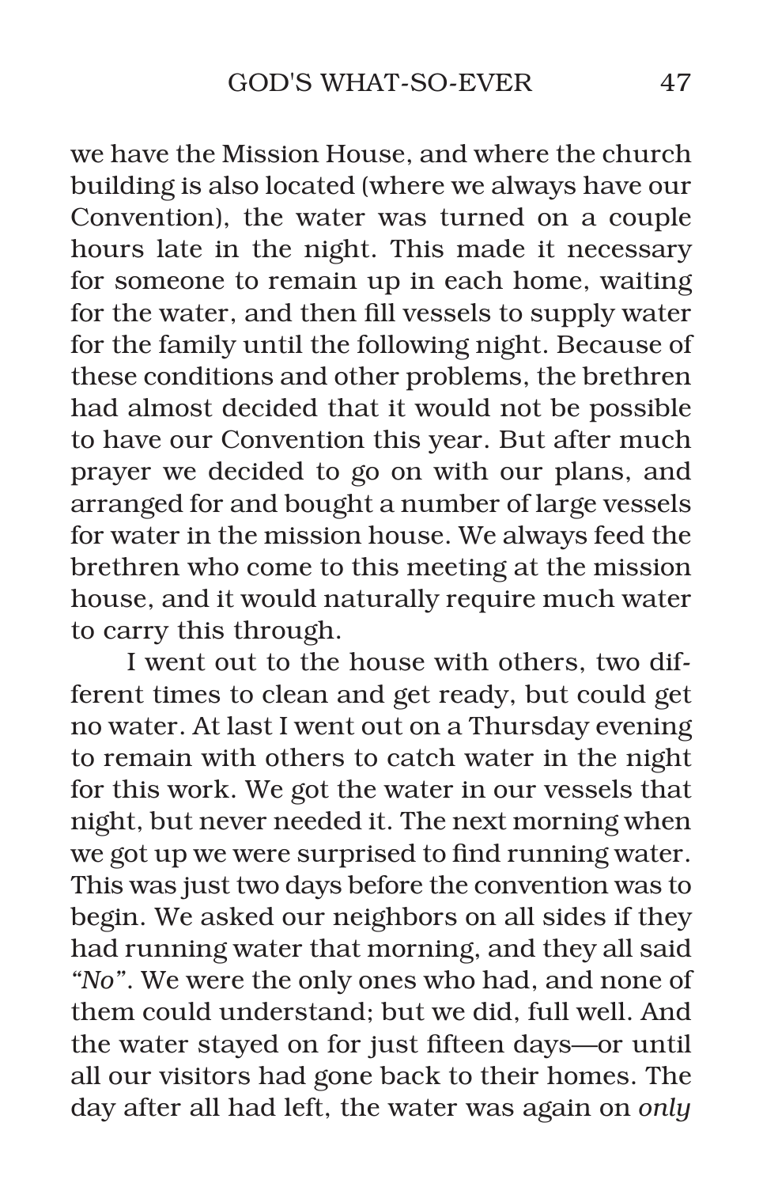we have the Mission House, and where the church building is also located (where we always have our Convention), the water was turned on a couple hours late in the night. This made it necessary for someone to remain up in each home, waiting for the water, and then fill vessels to supply water for the family until the following night. Because of these conditions and other problems, the brethren had almost decided that it would not be possible to have our Convention this year. But after much prayer we decided to go on with our plans, and arranged for and bought a number of large vessels for water in the mission house. We always feed the brethren who come to this meeting at the mission house, and it would naturally require much water to carry this through.

I went out to the house with others, two different times to clean and get ready, but could get no water. At last I went out on a Thursday evening to remain with others to catch water in the night for this work. We got the water in our vessels that night, but never needed it. The next morning when we got up we were surprised to find running water. This was just two days before the convention was to begin. We asked our neighbors on all sides if they had running water that morning, and they all said *"No"*. We were the only ones who had, and none of them could understand; but we did, full well. And the water stayed on for just fifteen days—or until all our visitors had gone back to their homes. The day after all had left, the water was again on *only*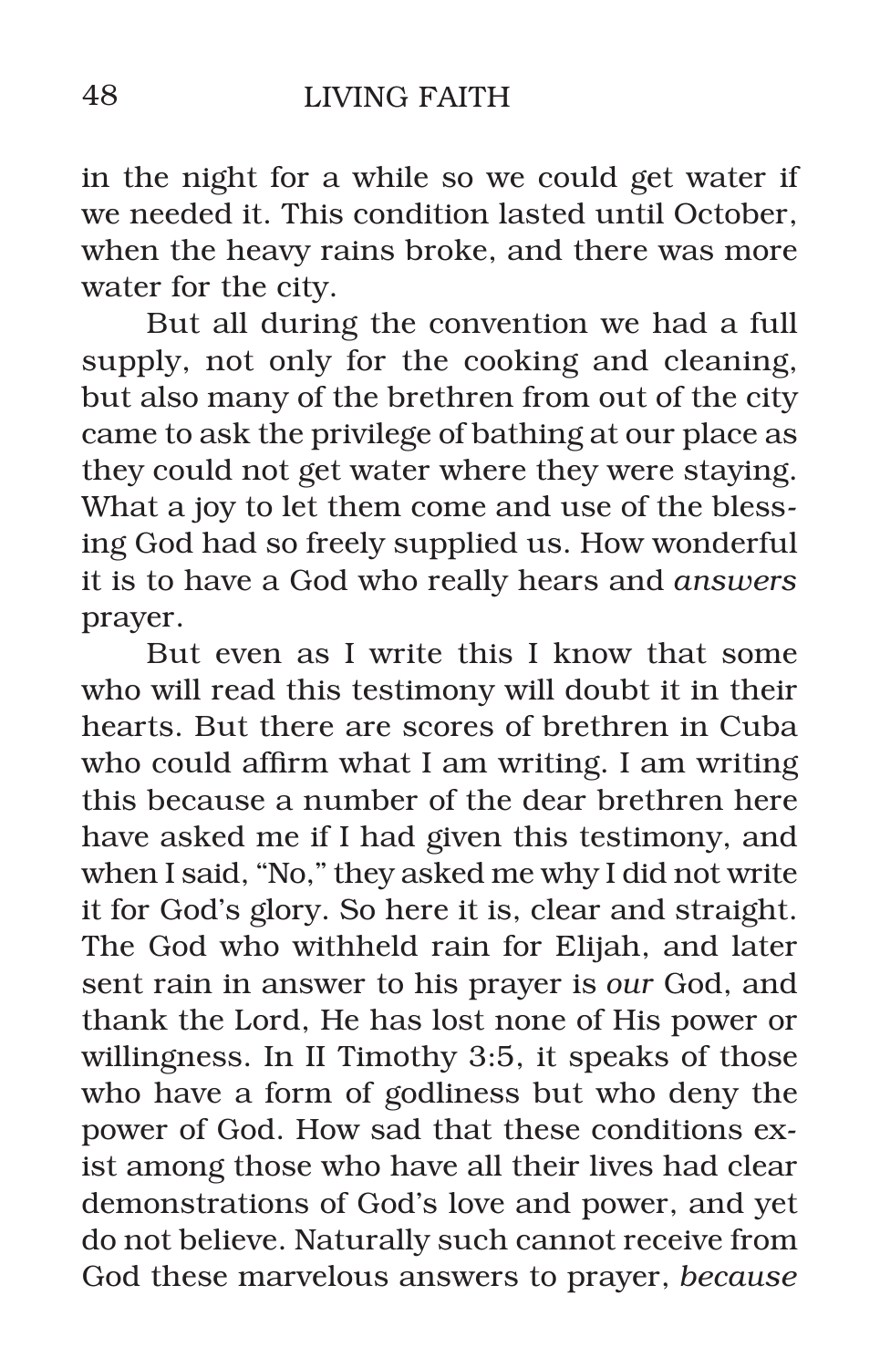in the night for a while so we could get water if we needed it. This condition lasted until October, when the heavy rains broke, and there was more water for the city.

But all during the convention we had a full supply, not only for the cooking and cleaning, but also many of the brethren from out of the city came to ask the privilege of bathing at our place as they could not get water where they were staying. What a joy to let them come and use of the blessing God had so freely supplied us. How wonderful it is to have a God who really hears and *answers* prayer.

But even as I write this I know that some who will read this testimony will doubt it in their hearts. But there are scores of brethren in Cuba who could affirm what I am writing. I am writing this because a number of the dear brethren here have asked me if I had given this testimony, and when I said, "No," they asked me why I did not write it for God's glory. So here it is, clear and straight. The God who withheld rain for Elijah, and later sent rain in answer to his prayer is *our* God, and thank the Lord, He has lost none of His power or willingness. In II Timothy 3:5, it speaks of those who have a form of godliness but who deny the power of God. How sad that these conditions exist among those who have all their lives had clear demonstrations of God's love and power, and yet do not believe. Naturally such cannot receive from God these marvelous answers to prayer, *because*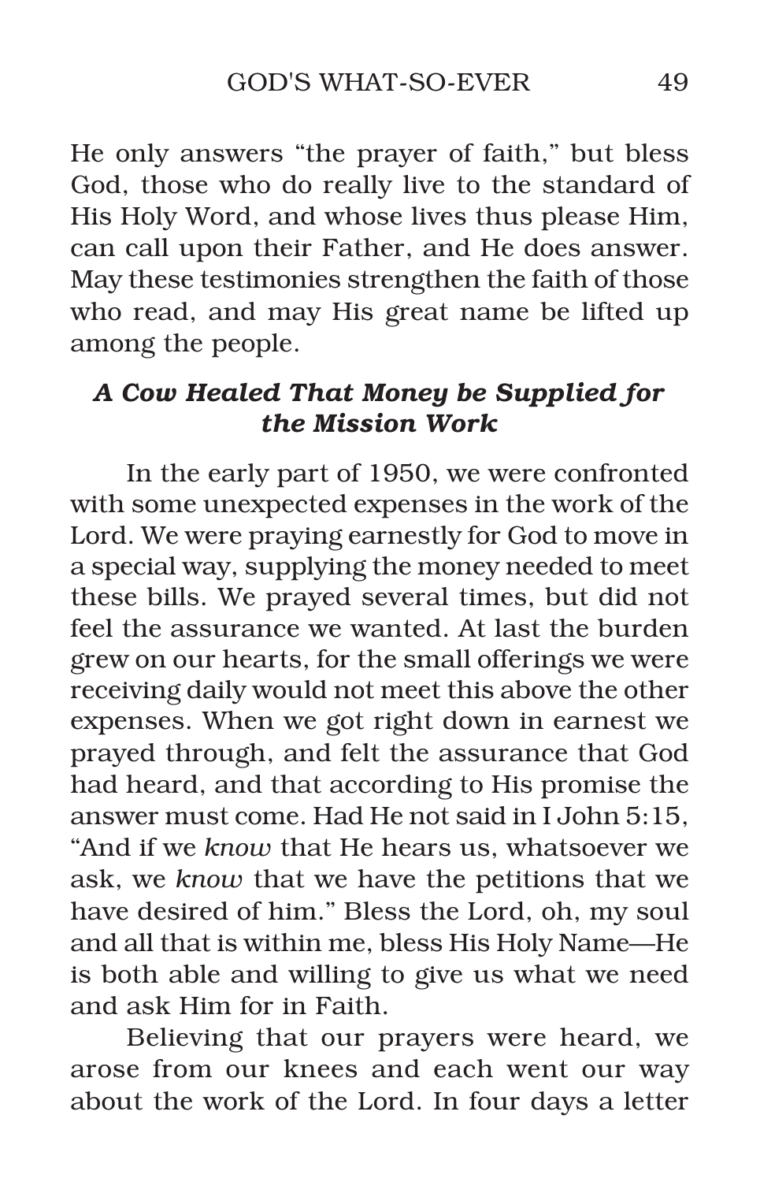He only answers "the prayer of faith," but bless God, those who do really live to the standard of His Holy Word, and whose lives thus please Him, can call upon their Father, and He does answer. May these testimonies strengthen the faith of those who read, and may His great name be lifted up among the people.

### *A Cow Healed That Money be Supplied for the Mission Work*

In the early part of 1950, we were confronted with some unexpected expenses in the work of the Lord. We were praying earnestly for God to move in a special way, supplying the money needed to meet these bills. We prayed several times, but did not feel the assurance we wanted. At last the burden grew on our hearts, for the small offerings we were receiving daily would not meet this above the other expenses. When we got right down in earnest we prayed through, and felt the assurance that God had heard, and that according to His promise the answer must come. Had He not said in I John 5:15, "And if we *know* that He hears us, whatsoever we ask, we *know* that we have the petitions that we have desired of him." Bless the Lord, oh, my soul and all that is within me, bless His Holy Name—He is both able and willing to give us what we need and ask Him for in Faith.

Believing that our prayers were heard, we arose from our knees and each went our way about the work of the Lord. In four days a letter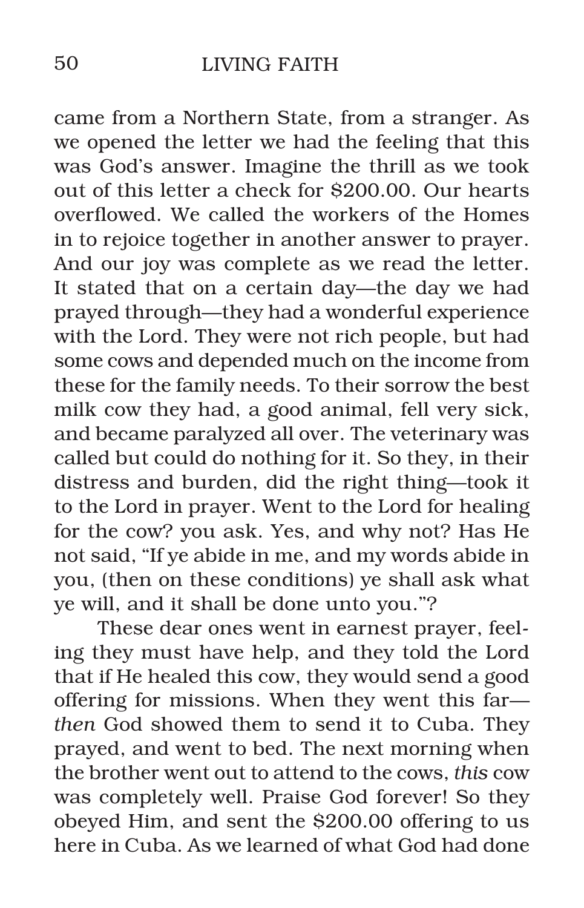came from a Northern State, from a stranger. As we opened the letter we had the feeling that this was God's answer. Imagine the thrill as we took out of this letter a check for $200.00. Our hearts overflowed. We called the workers of the Homes in to rejoice together in another answer to prayer. And our joy was complete as we read the letter. It stated that on a certain day—the day we had prayed through—they had a wonderful experience with the Lord. They were not rich people, but had some cows and depended much on the income from these for the family needs. To their sorrow the best milk cow they had, a good animal, fell very sick, and became paralyzed all over. The veterinary was called but could do nothing for it. So they, in their distress and burden, did the right thing—took it to the Lord in prayer. Went to the Lord for healing for the cow? you ask. Yes, and why not? Has He not said, "If ye abide in me, and my words abide in you, (then on these conditions) ye shall ask what ye will, and it shall be done unto you."?

These dear ones went in earnest prayer, feeling they must have help, and they told the Lord that if He healed this cow, they would send a good offering for missions. When they went this far—*then* God showed them to send it to Cuba. They prayed, and went to bed. The next morning when the brother went out to attend to the cows, *this* cow was completely well. Praise God forever! So they obeyed Him, and sent the $200.00 offering to us here in Cuba. As we learned of what God had done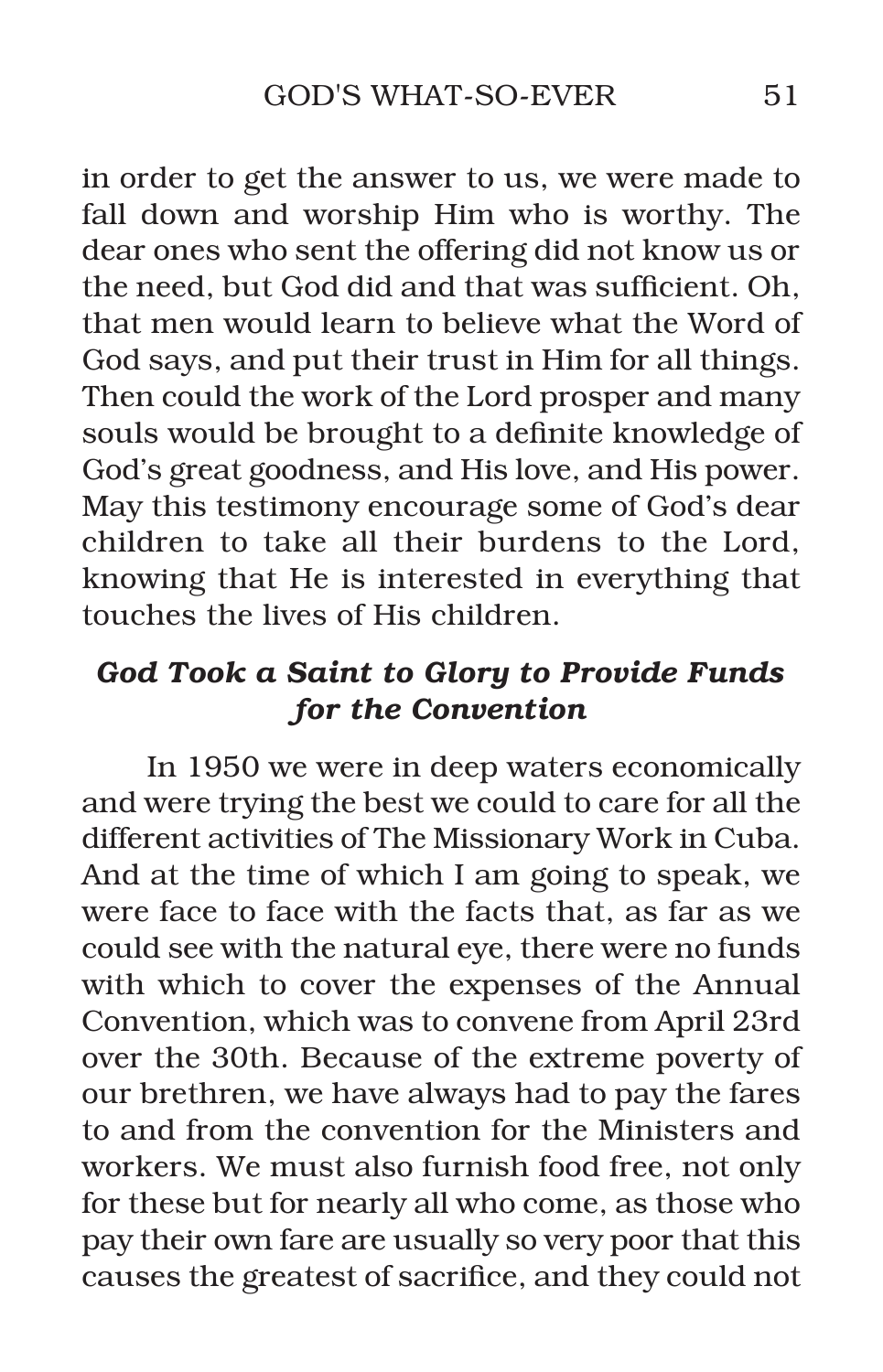in order to get the answer to us, we were made to fall down and worship Him who is worthy. The dear ones who sent the offering did not know us or the need, but God did and that was sufficient. Oh, that men would learn to believe what the Word of God says, and put their trust in Him for all things. Then could the work of the Lord prosper and many souls would be brought to a definite knowledge of God's great goodness, and His love, and His power. May this testimony encourage some of God's dear children to take all their burdens to the Lord, knowing that He is interested in everything that touches the lives of His children.

### *God Took a Saint to Glory to Provide Funds for the Convention*

In 1950 we were in deep waters economically and were trying the best we could to care for all the different activities of The Missionary Work in Cuba. And at the time of which I am going to speak, we were face to face with the facts that, as far as we could see with the natural eye, there were no funds with which to cover the expenses of the Annual Convention, which was to convene from April 23rd over the 30th. Because of the extreme poverty of our brethren, we have always had to pay the fares to and from the convention for the Ministers and workers. We must also furnish food free, not only for these but for nearly all who come, as those who pay their own fare are usually so very poor that this causes the greatest of sacrifice, and they could not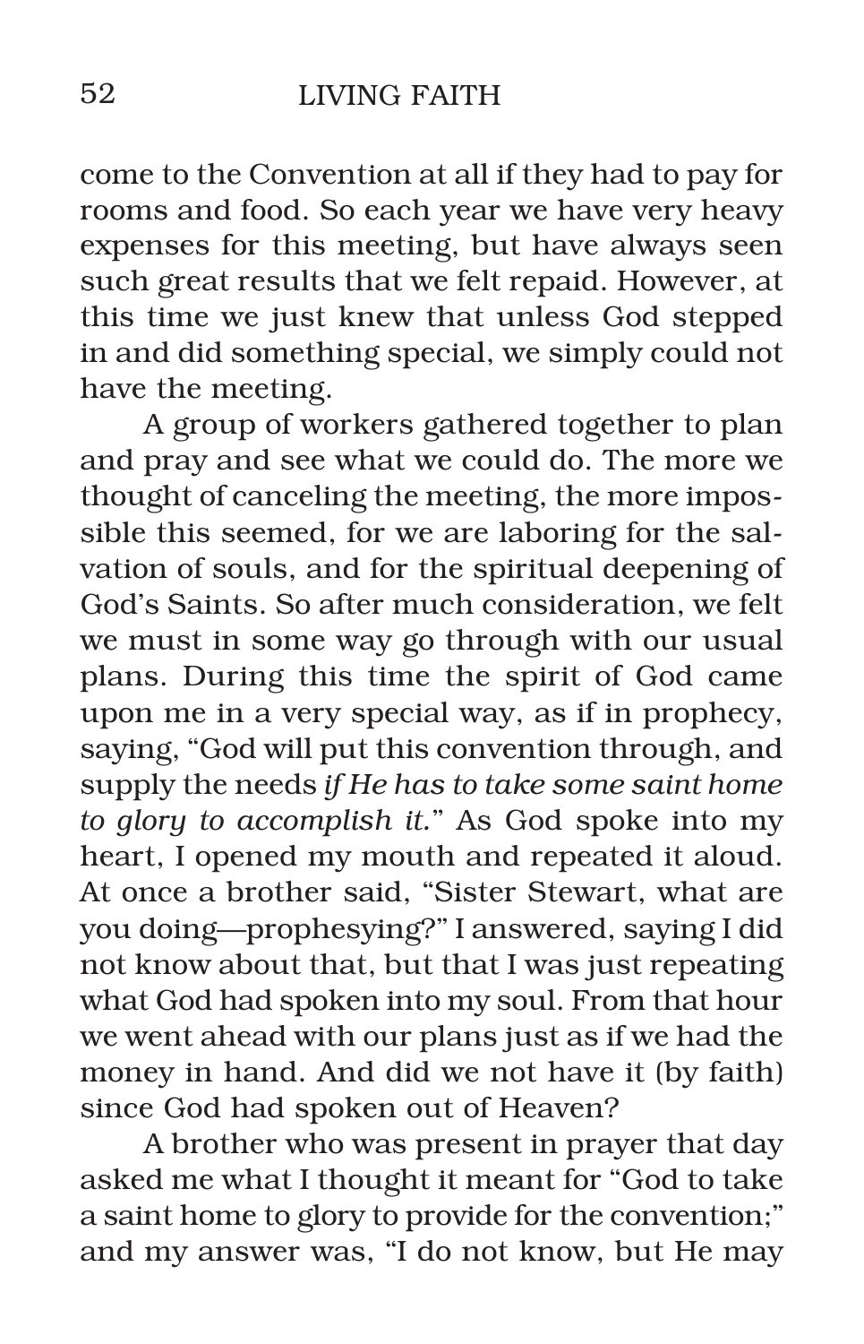come to the Convention at all if they had to pay for rooms and food. So each year we have very heavy expenses for this meeting, but have always seen such great results that we felt repaid. However, at this time we just knew that unless God stepped in and did something special, we simply could not have the meeting.

A group of workers gathered together to plan and pray and see what we could do. The more we thought of canceling the meeting, the more impossible this seemed, for we are laboring for the salvation of souls, and for the spiritual deepening of God's Saints. So after much consideration, we felt we must in some way go through with our usual plans. During this time the spirit of God came upon me in a very special way, as if in prophecy, saying, "God will put this convention through, and supply the needs *if He has to take some saint home to glory to accomplish it.*" As God spoke into my heart, I opened my mouth and repeated it aloud. At once a brother said, "Sister Stewart, what are you doing—prophesying?" I answered, saying I did not know about that, but that I was just repeating what God had spoken into my soul. From that hour we went ahead with our plans just as if we had the money in hand. And did we not have it (by faith) since God had spoken out of Heaven?

A brother who was present in prayer that day asked me what I thought it meant for "God to take a saint home to glory to provide for the convention;" and my answer was, "I do not know, but He may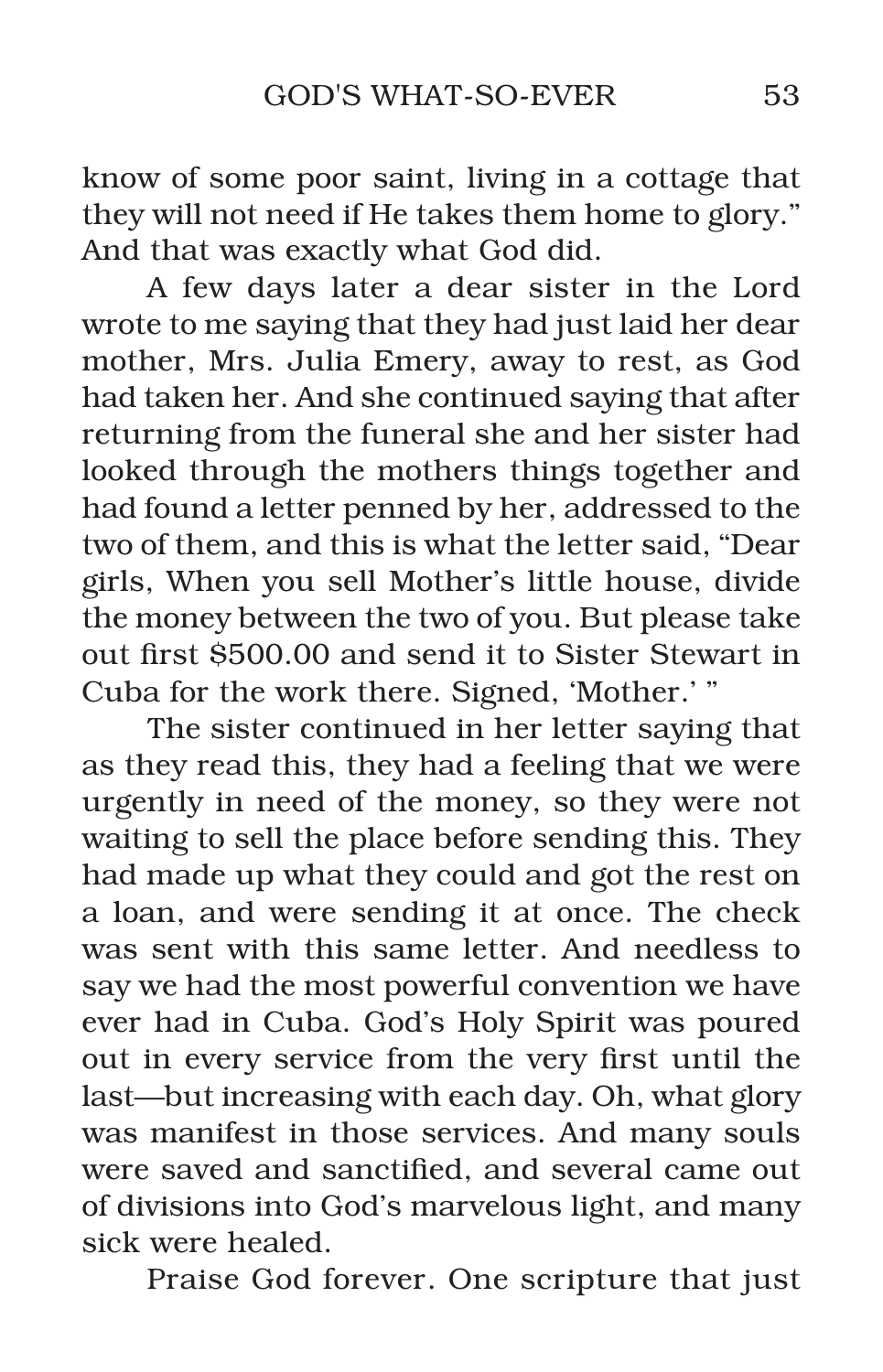know of some poor saint, living in a cottage that they will not need if He takes them home to glory." And that was exactly what God did.

A few days later a dear sister in the Lord wrote to me saying that they had just laid her dear mother, Mrs. Julia Emery, away to rest, as God had taken her. And she continued saying that after returning from the funeral she and her sister had looked through the mothers things together and had found a letter penned by her, addressed to the two of them, and this is what the letter said, "Dear girls, When you sell Mother's little house, divide the money between the two of you. But please take out first $500.00 and send it to Sister Stewart in Cuba for the work there. Signed, 'Mother.' "

The sister continued in her letter saying that as they read this, they had a feeling that we were urgently in need of the money, so they were not waiting to sell the place before sending this. They had made up what they could and got the rest on a loan, and were sending it at once. The check was sent with this same letter. And needless to say we had the most powerful convention we have ever had in Cuba. God's Holy Spirit was poured out in every service from the very first until the last—but increasing with each day. Oh, what glory was manifest in those services. And many souls were saved and sanctified, and several came out of divisions into God's marvelous light, and many sick were healed.

Praise God forever. One scripture that just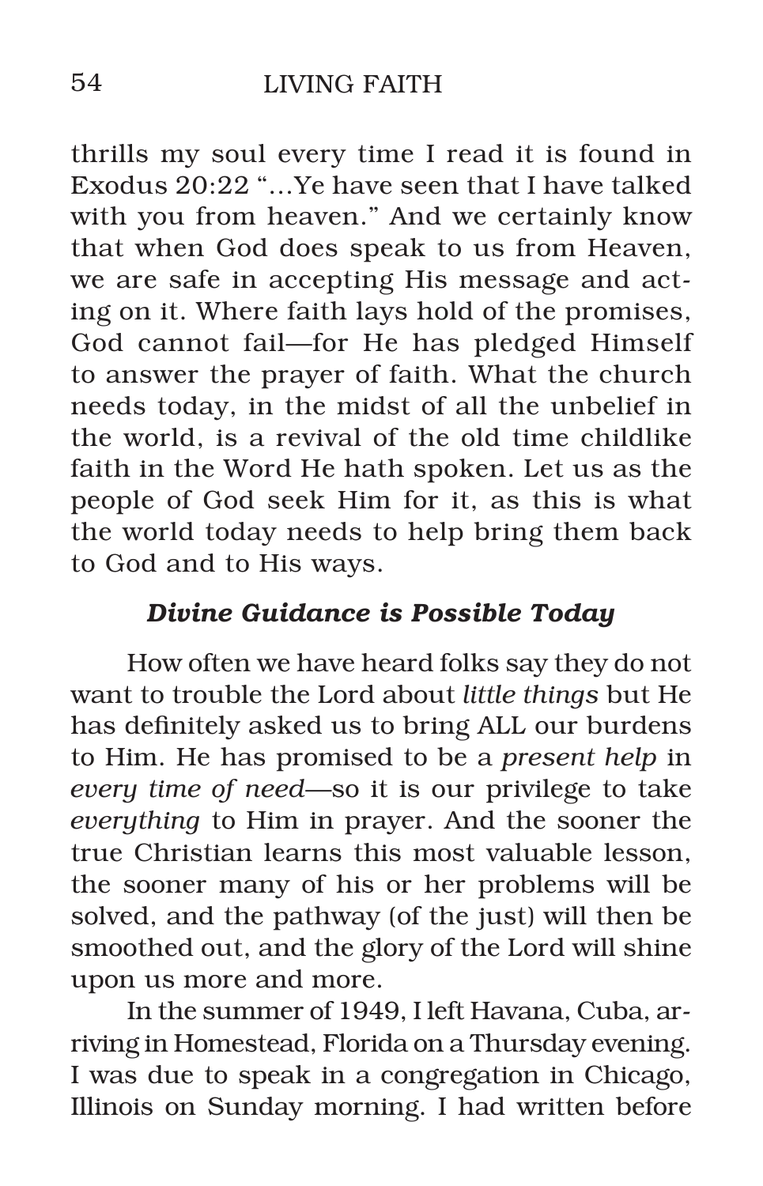thrills my soul every time I read it is found in Exodus 20:22 "...Ye have seen that I have talked with you from heaven." And we certainly know that when God does speak to us from Heaven, we are safe in accepting His message and acting on it. Where faith lays hold of the promises, God cannot fail—for He has pledged Himself to answer the prayer of faith. What the church needs today, in the midst of all the unbelief in the world, is a revival of the old time childlike faith in the Word He hath spoken. Let us as the people of God seek Him for it, as this is what the world today needs to help bring them back to God and to His ways.

### *Divine Guidance is Possible Today*

How often we have heard folks say they do not want to trouble the Lord about *little things* but He has definitely asked us to bring ALL our burdens to Him. He has promised to be a *present help* in *every time of need*—so it is our privilege to take *everything* to Him in prayer. And the sooner the true Christian learns this most valuable lesson, the sooner many of his or her problems will be solved, and the pathway (of the just) will then be smoothed out, and the glory of the Lord will shine upon us more and more.

In the summer of 1949, I left Havana, Cuba, arriving in Homestead, Florida on a Thursday evening. I was due to speak in a congregation in Chicago, Illinois on Sunday morning. I had written before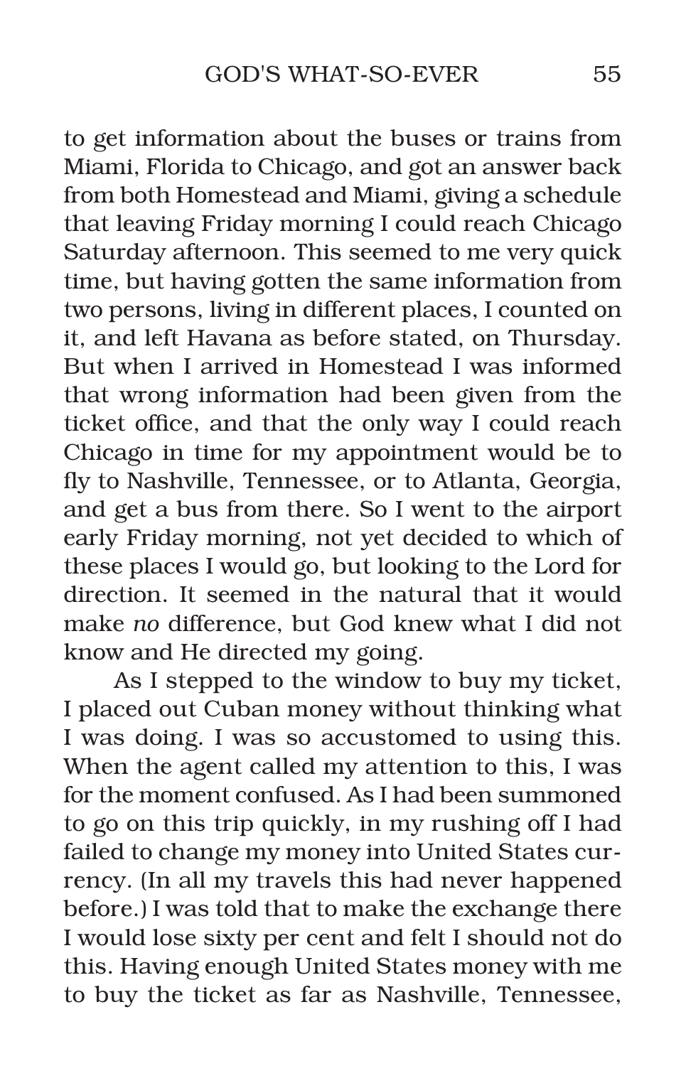to get information about the buses or trains from Miami, Florida to Chicago, and got an answer back from both Homestead and Miami, giving a schedule that leaving Friday morning I could reach Chicago Saturday afternoon. This seemed to me very quick time, but having gotten the same information from two persons, living in different places, I counted on it, and left Havana as before stated, on Thursday. But when I arrived in Homestead I was informed that wrong information had been given from the ticket office, and that the only way I could reach Chicago in time for my appointment would be to fly to Nashville, Tennessee, or to Atlanta, Georgia, and get a bus from there. So I went to the airport early Friday morning, not yet decided to which of these places I would go, but looking to the Lord for direction. It seemed in the natural that it would make *no* difference, but God knew what I did not know and He directed my going.

As I stepped to the window to buy my ticket, I placed out Cuban money without thinking what I was doing. I was so accustomed to using this. When the agent called my attention to this, I was for the moment confused. As I had been summoned to go on this trip quickly, in my rushing off I had failed to change my money into United States currency. (In all my travels this had never happened before.) I was told that to make the exchange there I would lose sixty per cent and felt I should not do this. Having enough United States money with me to buy the ticket as far as Nashville, Tennessee,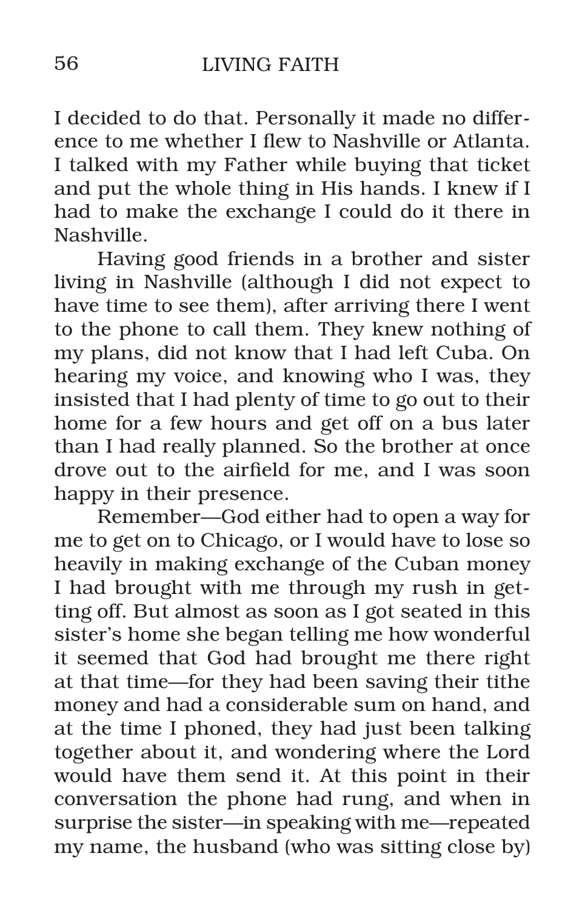I decided to do that. Personally it made no difference to me whether I flew to Nashville or Atlanta. I talked with my Father while buying that ticket and put the whole thing in His hands. I knew if I had to make the exchange I could do it there in Nashville.

Having good friends in a brother and sister living in Nashville (although I did not expect to have time to see them), after arriving there I went to the phone to call them. They knew nothing of my plans, did not know that I had left Cuba. On hearing my voice, and knowing who I was, they insisted that I had plenty of time to go out to their home for a few hours and get off on a bus later than I had really planned. So the brother at once drove out to the airfield for me, and I was soon happy in their presence.

Remember—God either had to open a way for me to get on to Chicago, or I would have to lose so heavily in making exchange of the Cuban money I had brought with me through my rush in getting off. But almost as soon as I got seated in this sister's home she began telling me how wonderful it seemed that God had brought me there right at that time—for they had been saving their tithe money and had a considerable sum on hand, and at the time I phoned, they had just been talking together about it, and wondering where the Lord would have them send it. At this point in their conversation the phone had rung, and when in surprise the sister—in speaking with me—repeated my name, the husband (who was sitting close by)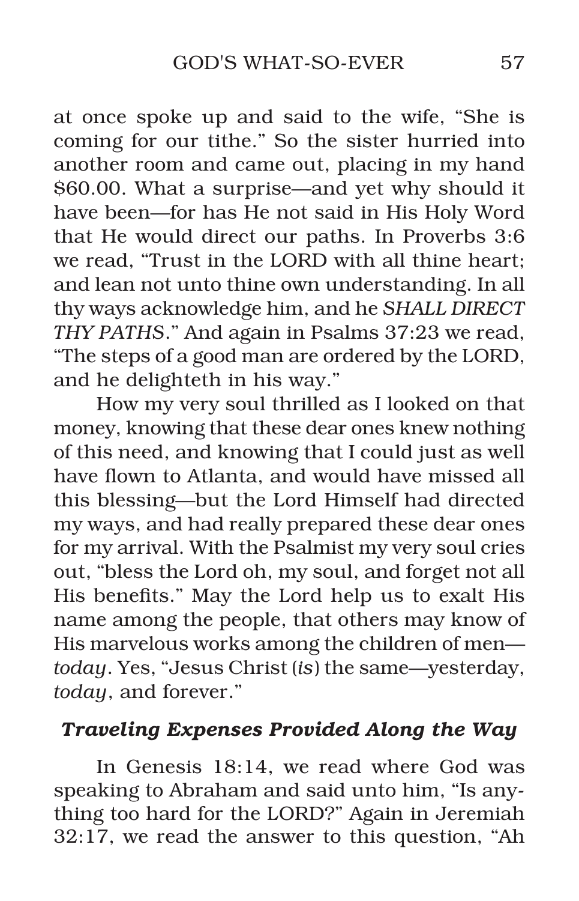at once spoke up and said to the wife, "She is coming for our tithe." So the sister hurried into another room and came out, placing in my hand $60.00. What a surprise—and yet why should it have been—for has He not said in His Holy Word that He would direct our paths. In Proverbs 3:6 we read, "Trust in the LORD with all thine heart; and lean not unto thine own understanding. In all thy ways acknowledge him, and he *SHALL DIRECT THY PATHS*." And again in Psalms 37:23 we read, "The steps of a good man are ordered by the LORD, and he delighteth in his way."

How my very soul thrilled as I looked on that money, knowing that these dear ones knew nothing of this need, and knowing that I could just as well have flown to Atlanta, and would have missed all this blessing—but the Lord Himself had directed my ways, and had really prepared these dear ones for my arrival. With the Psalmist my very soul cries out, "bless the Lord oh, my soul, and forget not all His benefits." May the Lord help us to exalt His name among the people, that others may know of His marvelous works among the children of men—*today*. Yes, "Jesus Christ (*is*) the same—yesterday, *today*, and forever."

### *Traveling Expenses Provided Along the Way*

In Genesis 18:14, we read where God was speaking to Abraham and said unto him, "Is anything too hard for the LORD?" Again in Jeremiah 32:17, we read the answer to this question, "Ah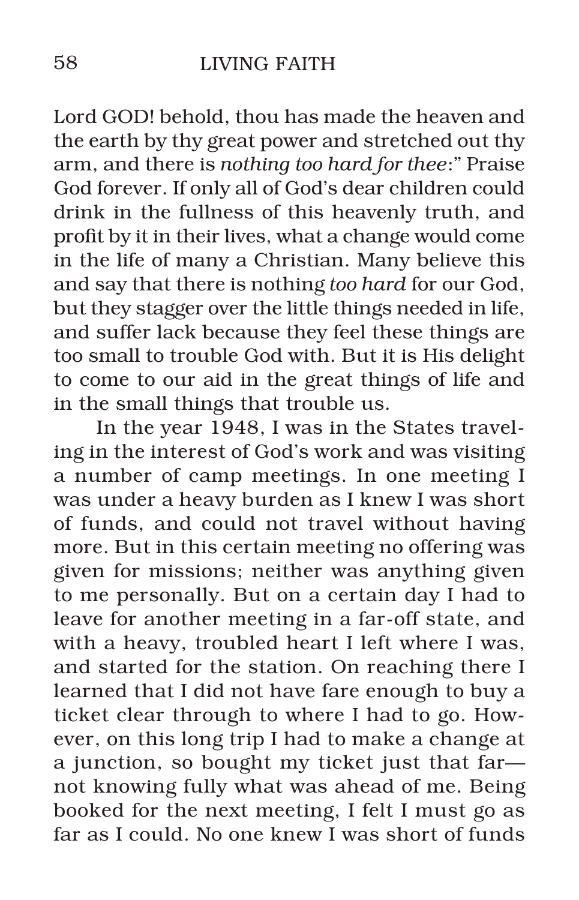Lord GOD! behold, thou has made the heaven and the earth by thy great power and stretched out thy arm, and there is *nothing too hard for thee*:" Praise God forever. If only all of God's dear children could drink in the fullness of this heavenly truth, and profit by it in their lives, what a change would come in the life of many a Christian. Many believe this and say that there is nothing *too hard* for our God, but they stagger over the little things needed in life, and suffer lack because they feel these things are too small to trouble God with. But it is His delight to come to our aid in the great things of life and in the small things that trouble us.

In the year 1948, I was in the States traveling in the interest of God's work and was visiting a number of camp meetings. In one meeting I was under a heavy burden as I knew I was short of funds, and could not travel without having more. But in this certain meeting no offering was given for missions; neither was anything given to me personally. But on a certain day I had to leave for another meeting in a far-off state, and with a heavy, troubled heart I left where I was, and started for the station. On reaching there I learned that I did not have fare enough to buy a ticket clear through to where I had to go. However, on this long trip I had to make a change at a junction, so bought my ticket just that far—not knowing fully what was ahead of me. Being booked for the next meeting, I felt I must go as far as I could. No one knew I was short of funds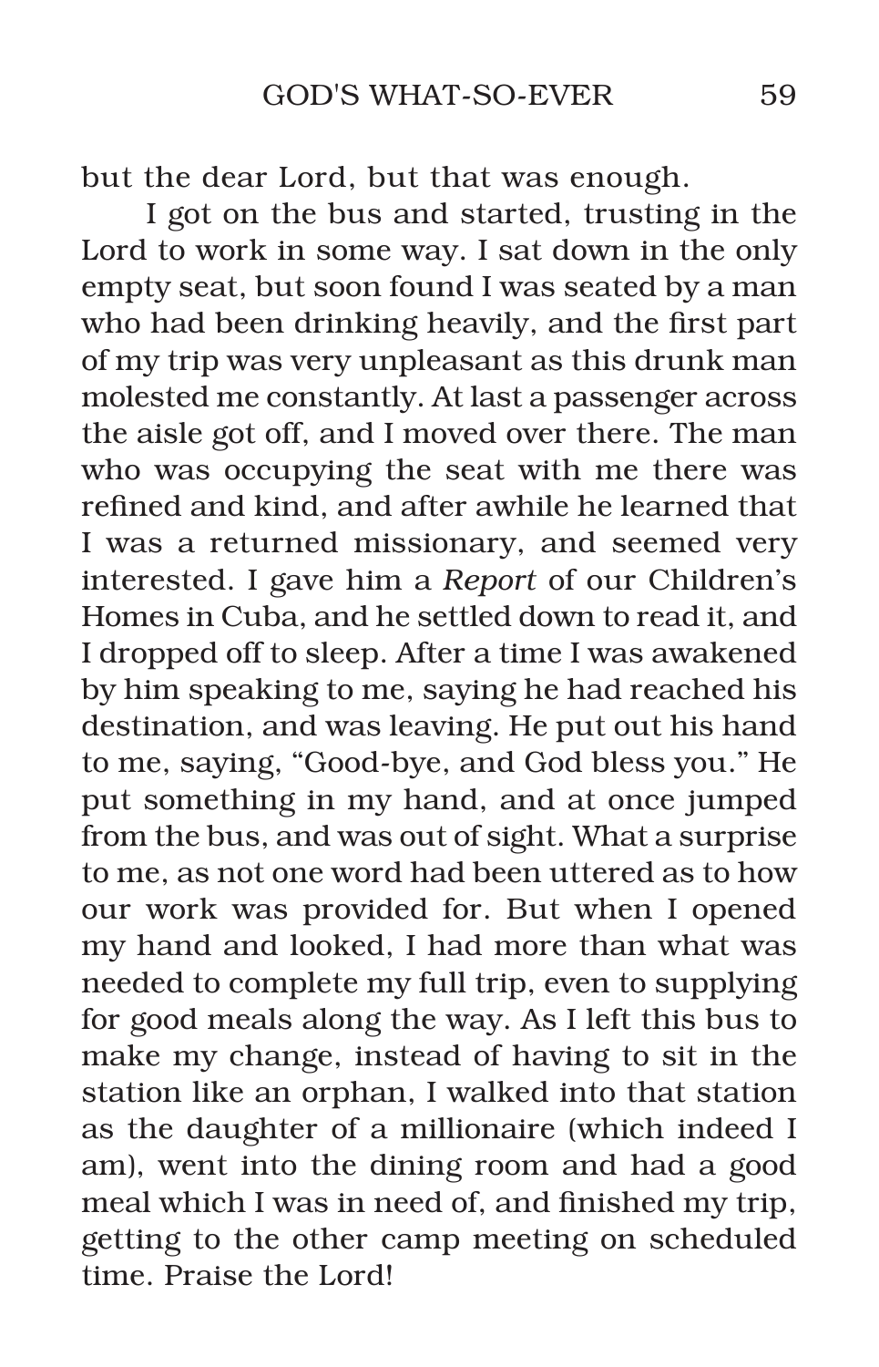but the dear Lord, but that was enough.

I got on the bus and started, trusting in the Lord to work in some way. I sat down in the only empty seat, but soon found I was seated by a man who had been drinking heavily, and the first part of my trip was very unpleasant as this drunk man molested me constantly. At last a passenger across the aisle got off, and I moved over there. The man who was occupying the seat with me there was refined and kind, and after awhile he learned that I was a returned missionary, and seemed very interested. I gave him a *Report* of our Children's Homes in Cuba, and he settled down to read it, and I dropped off to sleep. After a time I was awakened by him speaking to me, saying he had reached his destination, and was leaving. He put out his hand to me, saying, "Good-bye, and God bless you." He put something in my hand, and at once jumped from the bus, and was out of sight. What a surprise to me, as not one word had been uttered as to how our work was provided for. But when I opened my hand and looked, I had more than what was needed to complete my full trip, even to supplying for good meals along the way. As I left this bus to make my change, instead of having to sit in the station like an orphan, I walked into that station as the daughter of a millionaire (which indeed I am), went into the dining room and had a good meal which I was in need of, and finished my trip, getting to the other camp meeting on scheduled time. Praise the Lord!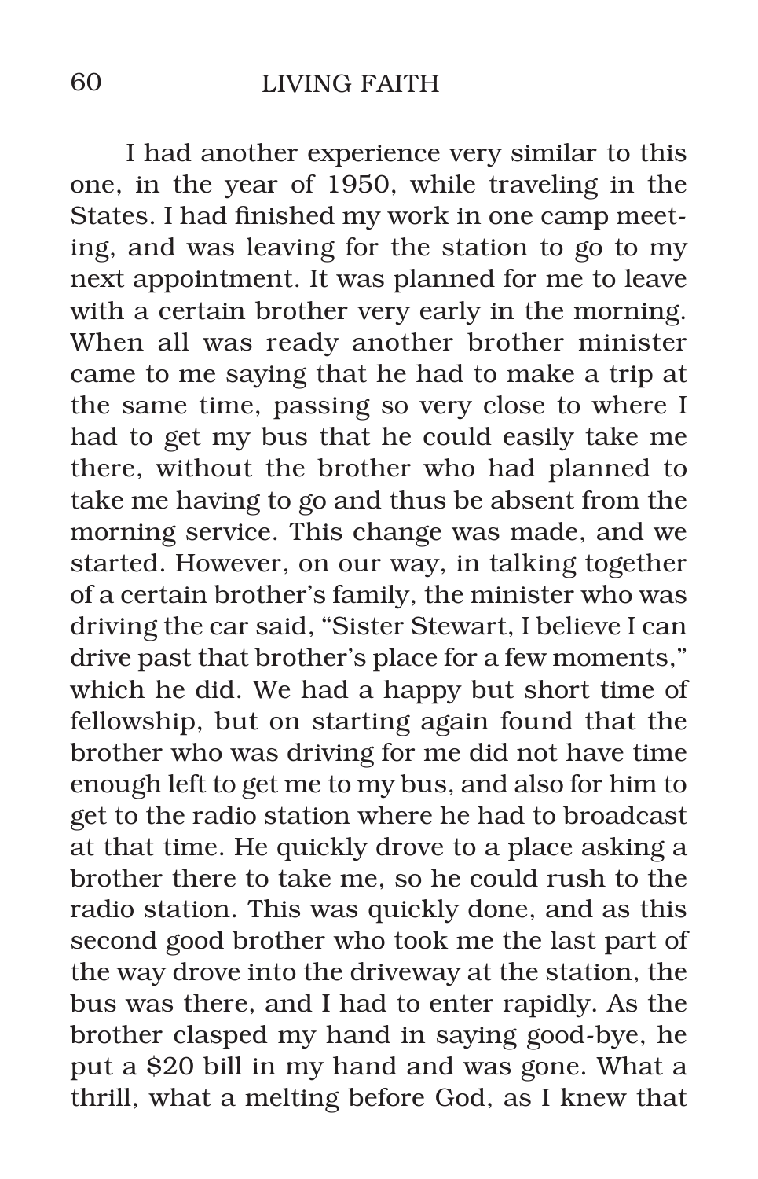I had another experience very similar to this one, in the year of 1950, while traveling in the States. I had finished my work in one camp meeting, and was leaving for the station to go to my next appointment. It was planned for me to leave with a certain brother very early in the morning. When all was ready another brother minister came to me saying that he had to make a trip at the same time, passing so very close to where I had to get my bus that he could easily take me there, without the brother who had planned to take me having to go and thus be absent from the morning service. This change was made, and we started. However, on our way, in talking together of a certain brother's family, the minister who was driving the car said, "Sister Stewart, I believe I can drive past that brother's place for a few moments," which he did. We had a happy but short time of fellowship, but on starting again found that the brother who was driving for me did not have time enough left to get me to my bus, and also for him to get to the radio station where he had to broadcast at that time. He quickly drove to a place asking a brother there to take me, so he could rush to the radio station. This was quickly done, and as this second good brother who took me the last part of the way drove into the driveway at the station, the bus was there, and I had to enter rapidly. As the brother clasped my hand in saying good-bye, he put a $20 bill in my hand and was gone. What a thrill, what a melting before God, as I knew that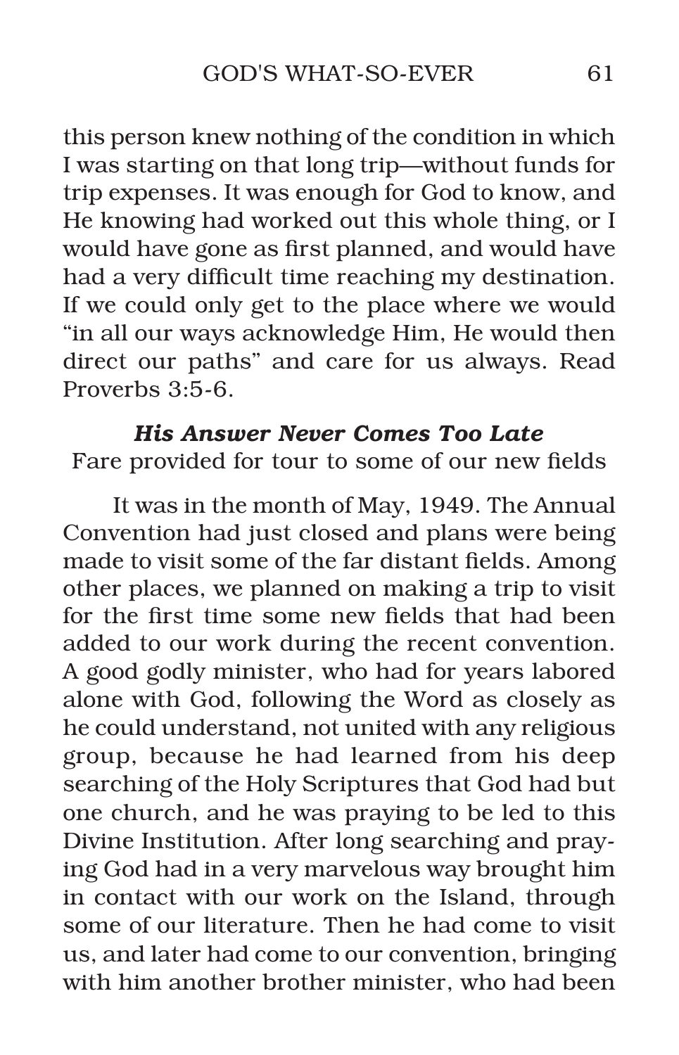this person knew nothing of the condition in which I was starting on that long trip—without funds for trip expenses. It was enough for God to know, and He knowing had worked out this whole thing, or I would have gone as first planned, and would have had a very difficult time reaching my destination. If we could only get to the place where we would "in all our ways acknowledge Him, He would then direct our paths" and care for us always. Read Proverbs 3:5-6.

### *His Answer Never Comes Too Late*

Fare provided for tour to some of our new fields

It was in the month of May, 1949. The Annual Convention had just closed and plans were being made to visit some of the far distant fields. Among other places, we planned on making a trip to visit for the first time some new fields that had been added to our work during the recent convention. A good godly minister, who had for years labored alone with God, following the Word as closely as he could understand, not united with any religious group, because he had learned from his deep searching of the Holy Scriptures that God had but one church, and he was praying to be led to this Divine Institution. After long searching and praying God had in a very marvelous way brought him in contact with our work on the Island, through some of our literature. Then he had come to visit us, and later had come to our convention, bringing with him another brother minister, who had been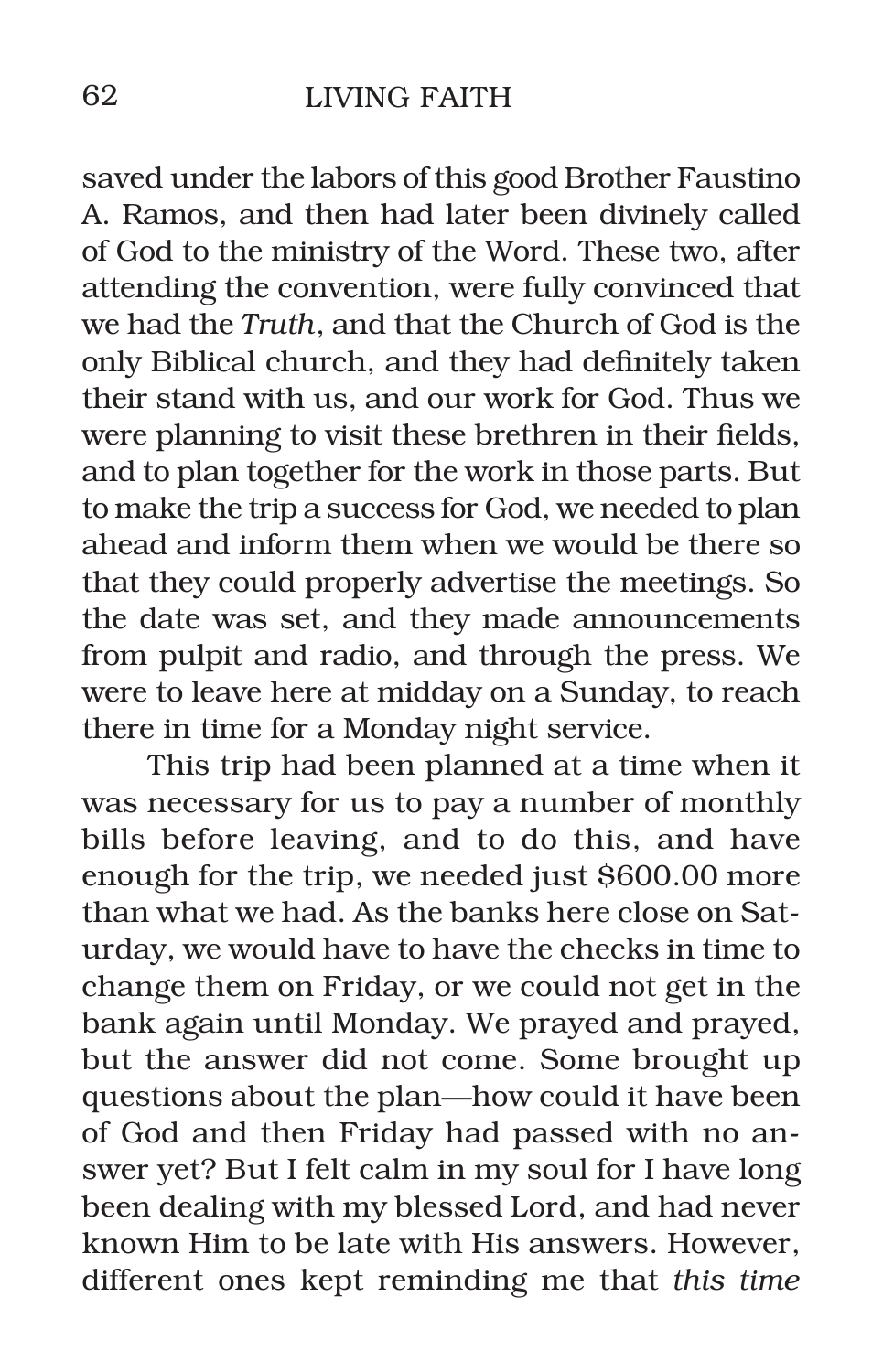saved under the labors of this good Brother Faustino A. Ramos, and then had later been divinely called of God to the ministry of the Word. These two, after attending the convention, were fully convinced that we had the *Truth*, and that the Church of God is the only Biblical church, and they had definitely taken their stand with us, and our work for God. Thus we were planning to visit these brethren in their fields, and to plan together for the work in those parts. But to make the trip a success for God, we needed to plan ahead and inform them when we would be there so that they could properly advertise the meetings. So the date was set, and they made announcements from pulpit and radio, and through the press. We were to leave here at midday on a Sunday, to reach there in time for a Monday night service.

This trip had been planned at a time when it was necessary for us to pay a number of monthly bills before leaving, and to do this, and have enough for the trip, we needed just $600.00 more than what we had. As the banks here close on Saturday, we would have to have the checks in time to change them on Friday, or we could not get in the bank again until Monday. We prayed and prayed, but the answer did not come. Some brought up questions about the plan—how could it have been of God and then Friday had passed with no answer yet? But I felt calm in my soul for I have long been dealing with my blessed Lord, and had never known Him to be late with His answers. However, different ones kept reminding me that *this time*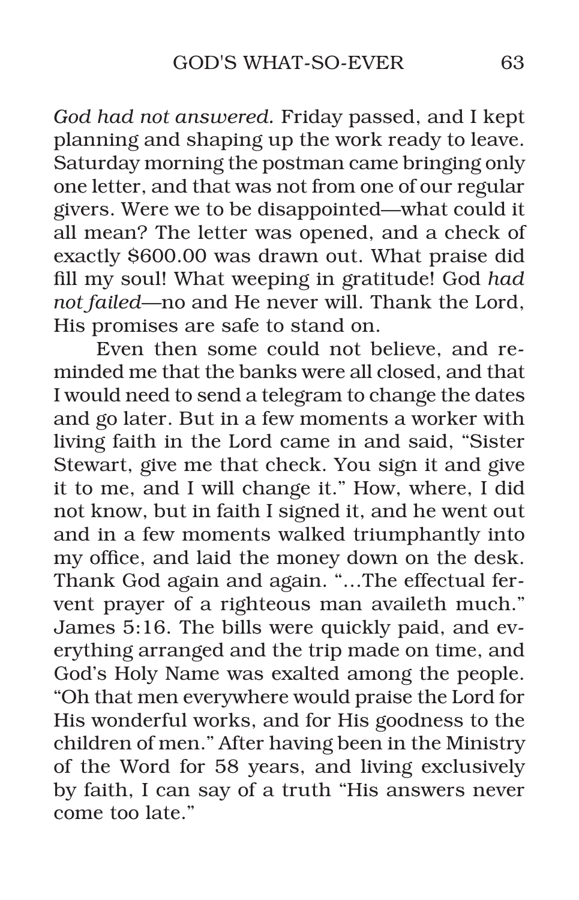*God had not answered.* Friday passed, and I kept planning and shaping up the work ready to leave. Saturday morning the postman came bringing only one letter, and that was not from one of our regular givers. Were we to be disappointed—what could it all mean? The letter was opened, and a check of exactly $600.00 was drawn out. What praise did fill my soul! What weeping in gratitude! God *had not failed*—no and He never will. Thank the Lord, His promises are safe to stand on.

Even then some could not believe, and reminded me that the banks were all closed, and that I would need to send a telegram to change the dates and go later. But in a few moments a worker with living faith in the Lord came in and said, "Sister Stewart, give me that check. You sign it and give it to me, and I will change it." How, where, I did not know, but in faith I signed it, and he went out and in a few moments walked triumphantly into my office, and laid the money down on the desk. Thank God again and again. "...The effectual fervent prayer of a righteous man availeth much." James 5:16. The bills were quickly paid, and everything arranged and the trip made on time, and God's Holy Name was exalted among the people. "Oh that men everywhere would praise the Lord for His wonderful works, and for His goodness to the children of men." After having been in the Ministry of the Word for 58 years, and living exclusively by faith, I can say of a truth "His answers never come too late."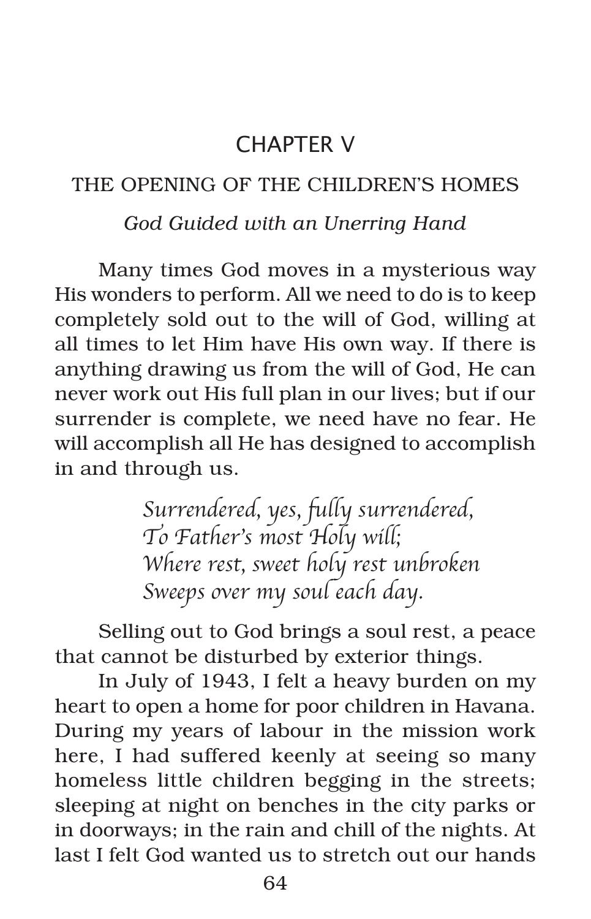## CHAPTER V

### THE OPENING OF THE CHILDREN'S HOMES

*God Guided with an Unerring Hand*

Many times God moves in a mysterious way His wonders to perform. All we need to do is to keep completely sold out to the will of God, willing at all times to let Him have His own way. If there is anything drawing us from the will of God, He can never work out His full plan in our lives; but if our surrender is complete, we need have no fear. He will accomplish all He has designed to accomplish in and through us.

*Surrendered, yes, fully surrendered,*
*To Father's most Holy will;*
*Where rest, sweet holy rest unbroken*
*Sweeps over my soul each day.*

Selling out to God brings a soul rest, a peace that cannot be disturbed by exterior things.

In July of 1943, I felt a heavy burden on my heart to open a home for poor children in Havana. During my years of labour in the mission work here, I had suffered keenly at seeing so many homeless little children begging in the streets; sleeping at night on benches in the city parks or in doorways; in the rain and chill of the nights. At last I felt God wanted us to stretch out our hands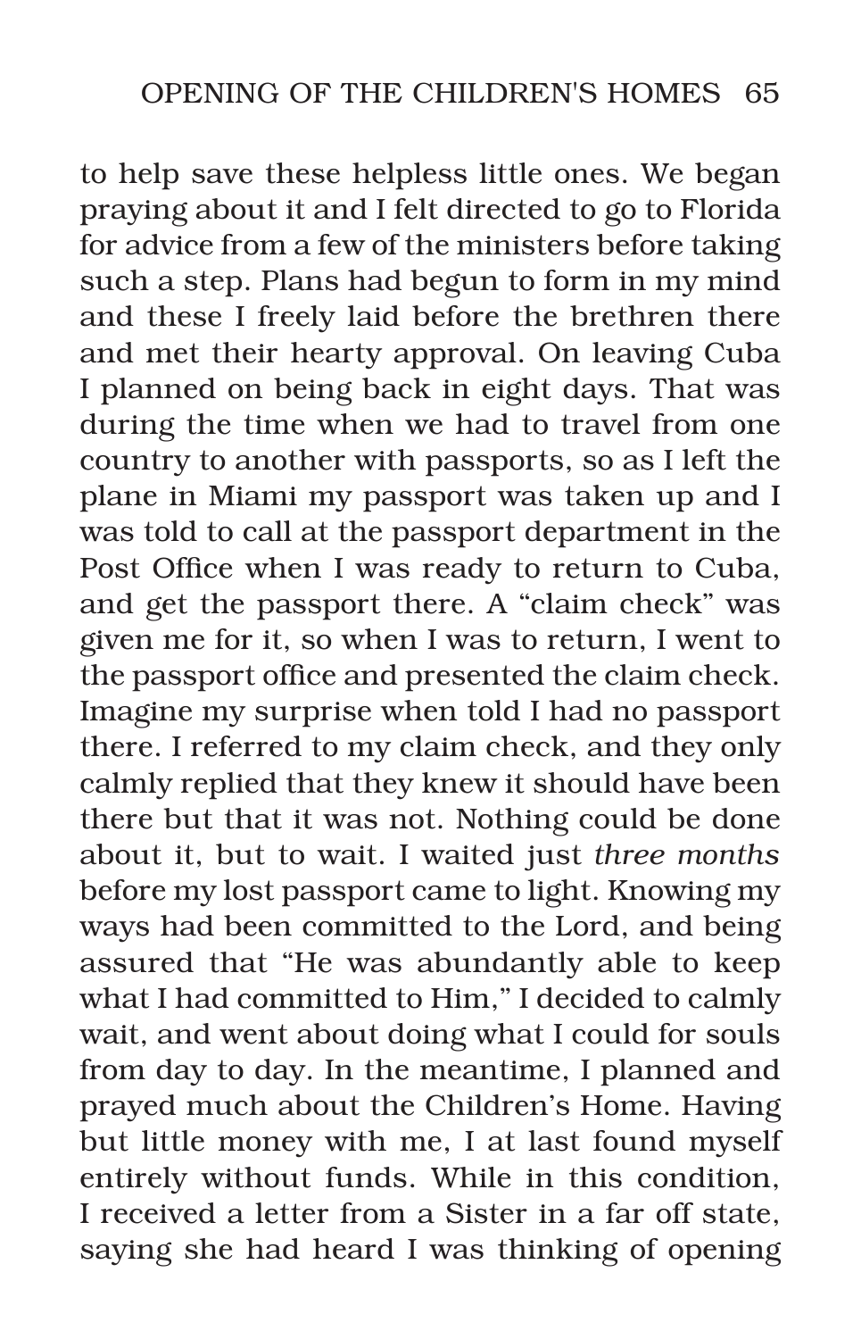to help save these helpless little ones. We began praying about it and I felt directed to go to Florida for advice from a few of the ministers before taking such a step. Plans had begun to form in my mind and these I freely laid before the brethren there and met their hearty approval. On leaving Cuba I planned on being back in eight days. That was during the time when we had to travel from one country to another with passports, so as I left the plane in Miami my passport was taken up and I was told to call at the passport department in the Post Office when I was ready to return to Cuba, and get the passport there. A "claim check" was given me for it, so when I was to return, I went to the passport office and presented the claim check. Imagine my surprise when told I had no passport there. I referred to my claim check, and they only calmly replied that they knew it should have been there but that it was not. Nothing could be done about it, but to wait. I waited just *three months* before my lost passport came to light. Knowing my ways had been committed to the Lord, and being assured that "He was abundantly able to keep what I had committed to Him," I decided to calmly wait, and went about doing what I could for souls from day to day. In the meantime, I planned and prayed much about the Children's Home. Having but little money with me, I at last found myself entirely without funds. While in this condition, I received a letter from a Sister in a far off state, saying she had heard I was thinking of opening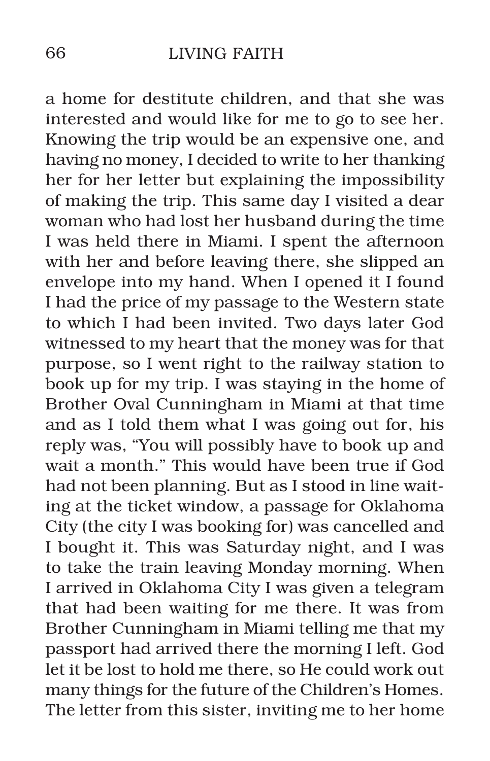a home for destitute children, and that she was interested and would like for me to go to see her. Knowing the trip would be an expensive one, and having no money, I decided to write to her thanking her for her letter but explaining the impossibility of making the trip. This same day I visited a dear woman who had lost her husband during the time I was held there in Miami. I spent the afternoon with her and before leaving there, she slipped an envelope into my hand. When I opened it I found I had the price of my passage to the Western state to which I had been invited. Two days later God witnessed to my heart that the money was for that purpose, so I went right to the railway station to book up for my trip. I was staying in the home of Brother Oval Cunningham in Miami at that time and as I told them what I was going out for, his reply was, "You will possibly have to book up and wait a month." This would have been true if God had not been planning. But as I stood in line waiting at the ticket window, a passage for Oklahoma City (the city I was booking for) was cancelled and I bought it. This was Saturday night, and I was to take the train leaving Monday morning. When I arrived in Oklahoma City I was given a telegram that had been waiting for me there. It was from Brother Cunningham in Miami telling me that my passport had arrived there the morning I left. God let it be lost to hold me there, so He could work out many things for the future of the Children's Homes. The letter from this sister, inviting me to her home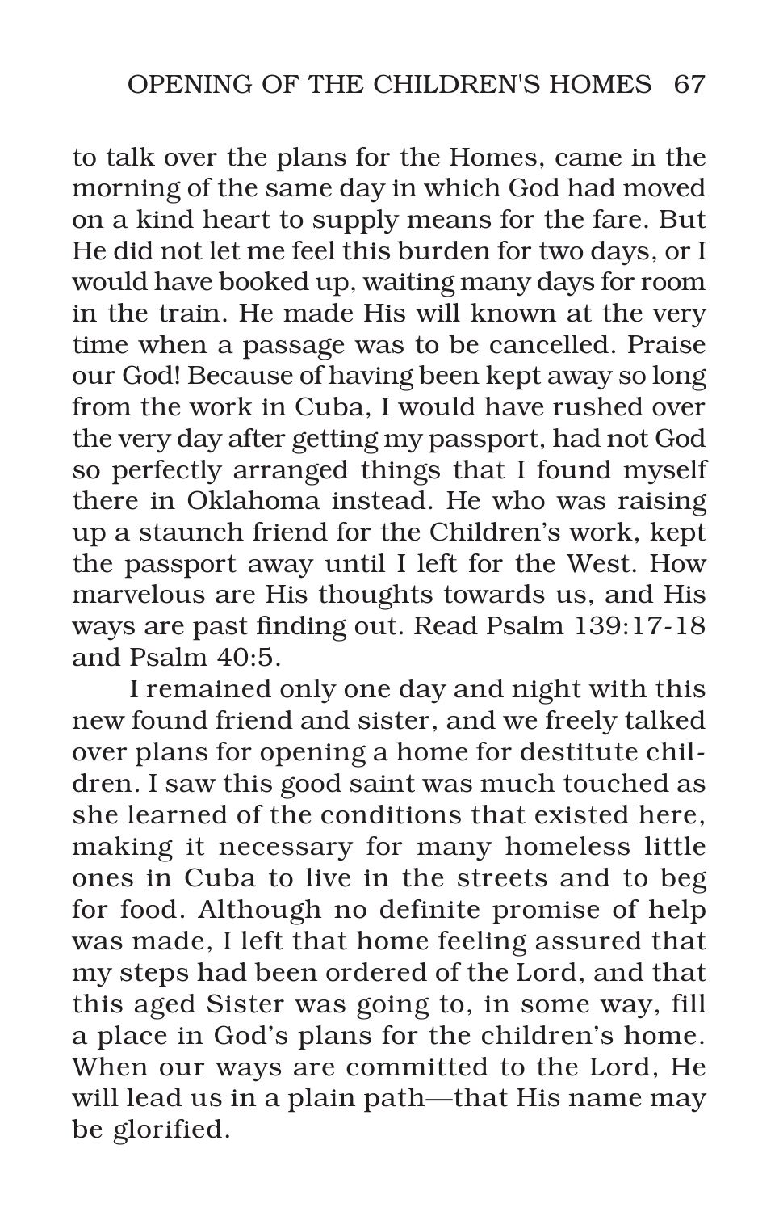to talk over the plans for the Homes, came in the morning of the same day in which God had moved on a kind heart to supply means for the fare. But He did not let me feel this burden for two days, or I would have booked up, waiting many days for room in the train. He made His will known at the very time when a passage was to be cancelled. Praise our God! Because of having been kept away so long from the work in Cuba, I would have rushed over the very day after getting my passport, had not God so perfectly arranged things that I found myself there in Oklahoma instead. He who was raising up a staunch friend for the Children's work, kept the passport away until I left for the West. How marvelous are His thoughts towards us, and His ways are past finding out. Read Psalm 139:17-18 and Psalm 40:5.

I remained only one day and night with this new found friend and sister, and we freely talked over plans for opening a home for destitute children. I saw this good saint was much touched as she learned of the conditions that existed here, making it necessary for many homeless little ones in Cuba to live in the streets and to beg for food. Although no definite promise of help was made, I left that home feeling assured that my steps had been ordered of the Lord, and that this aged Sister was going to, in some way, fill a place in God's plans for the children's home. When our ways are committed to the Lord, He will lead us in a plain path—that His name may be glorified.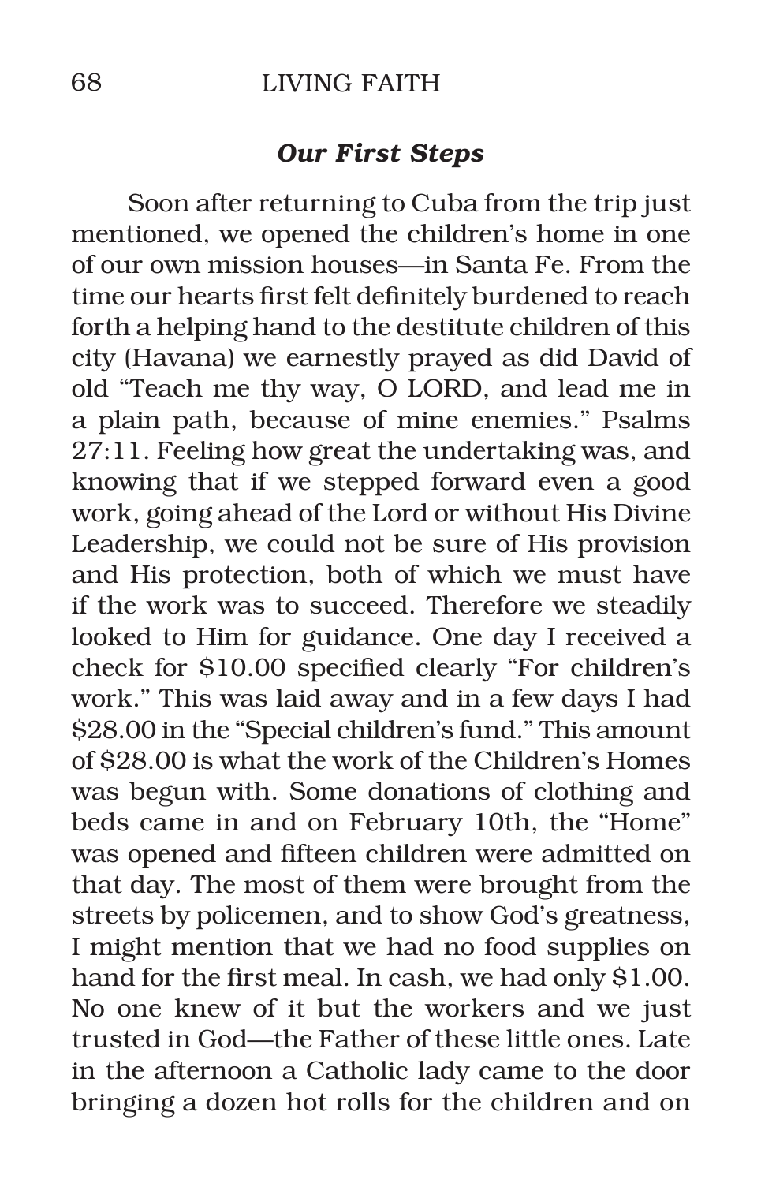### *Our First Steps*

Soon after returning to Cuba from the trip just mentioned, we opened the children's home in one of our own mission houses—in Santa Fe. From the time our hearts first felt definitely burdened to reach forth a helping hand to the destitute children of this city (Havana) we earnestly prayed as did David of old "Teach me thy way, O LORD, and lead me in a plain path, because of mine enemies." Psalms 27:11. Feeling how great the undertaking was, and knowing that if we stepped forward even a good work, going ahead of the Lord or without His Divine Leadership, we could not be sure of His provision and His protection, both of which we must have if the work was to succeed. Therefore we steadily looked to Him for guidance. One day I received a check for $10.00 specified clearly "For children's work." This was laid away and in a few days I had $28.00 in the "Special children's fund." This amount of $28.00 is what the work of the Children's Homes was begun with. Some donations of clothing and beds came in and on February 10th, the "Home" was opened and fifteen children were admitted on that day. The most of them were brought from the streets by policemen, and to show God's greatness, I might mention that we had no food supplies on hand for the first meal. In cash, we had only $1.00. No one knew of it but the workers and we just trusted in God—the Father of these little ones. Late in the afternoon a Catholic lady came to the door bringing a dozen hot rolls for the children and on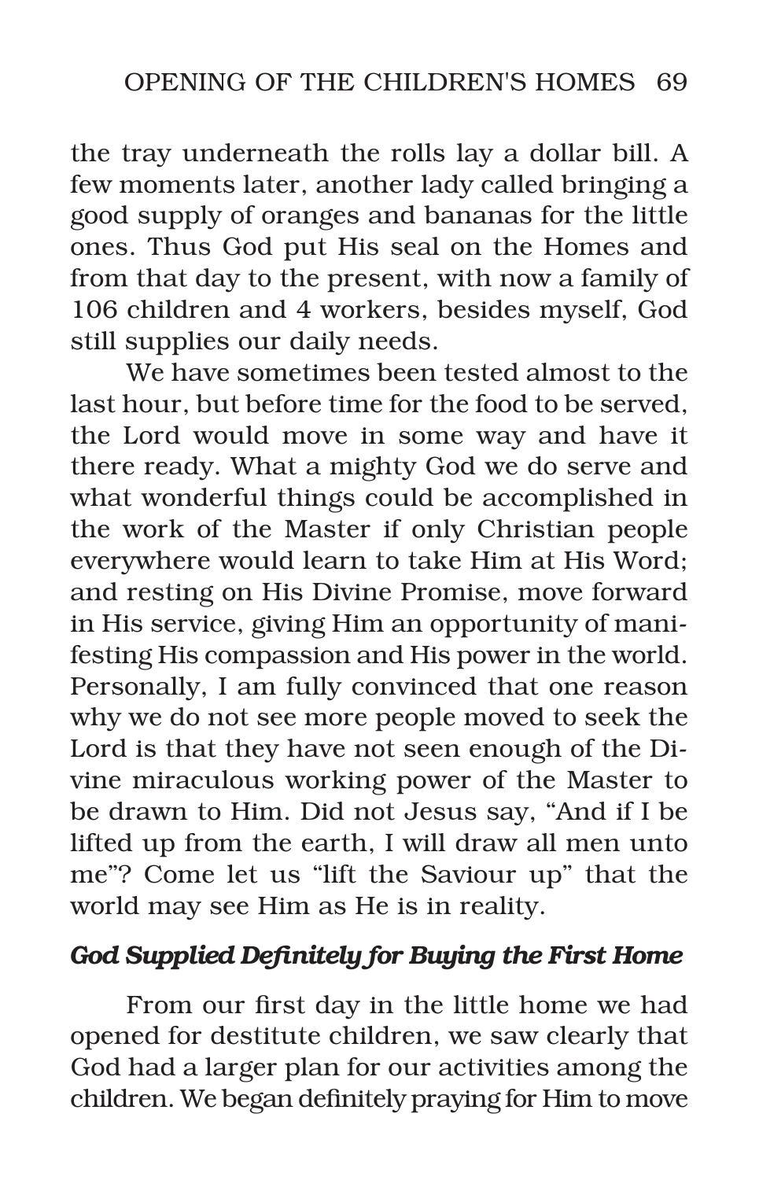the tray underneath the rolls lay a dollar bill. A few moments later, another lady called bringing a good supply of oranges and bananas for the little ones. Thus God put His seal on the Homes and from that day to the present, with now a family of 106 children and 4 workers, besides myself, God still supplies our daily needs.

We have sometimes been tested almost to the last hour, but before time for the food to be served, the Lord would move in some way and have it there ready. What a mighty God we do serve and what wonderful things could be accomplished in the work of the Master if only Christian people everywhere would learn to take Him at His Word; and resting on His Divine Promise, move forward in His service, giving Him an opportunity of manifesting His compassion and His power in the world. Personally, I am fully convinced that one reason why we do not see more people moved to seek the Lord is that they have not seen enough of the Divine miraculous working power of the Master to be drawn to Him. Did not Jesus say, "And if I be lifted up from the earth, I will draw all men unto me"? Come let us "lift the Saviour up" that the world may see Him as He is in reality.

### *God Supplied Definitely for Buying the First Home*

From our first day in the little home we had opened for destitute children, we saw clearly that God had a larger plan for our activities among the children. We began definitely praying for Him to move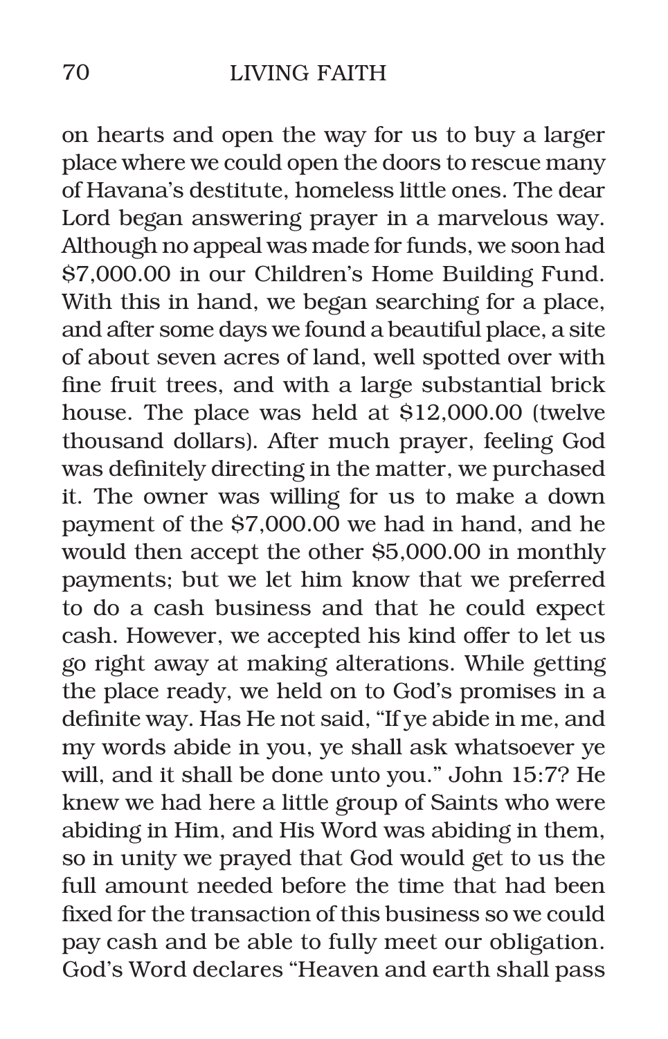on hearts and open the way for us to buy a larger place where we could open the doors to rescue many of Havana's destitute, homeless little ones. The dear Lord began answering prayer in a marvelous way. Although no appeal was made for funds, we soon had $7,000.00 in our Children's Home Building Fund. With this in hand, we began searching for a place, and after some days we found a beautiful place, a site of about seven acres of land, well spotted over with fine fruit trees, and with a large substantial brick house. The place was held at $12,000.00 (twelve thousand dollars). After much prayer, feeling God was definitely directing in the matter, we purchased it. The owner was willing for us to make a down payment of the $7,000.00 we had in hand, and he would then accept the other $5,000.00 in monthly payments; but we let him know that we preferred to do a cash business and that he could expect cash. However, we accepted his kind offer to let us go right away at making alterations. While getting the place ready, we held on to God's promises in a definite way. Has He not said, "If ye abide in me, and my words abide in you, ye shall ask whatsoever ye will, and it shall be done unto you." John 15:7? He knew we had here a little group of Saints who were abiding in Him, and His Word was abiding in them, so in unity we prayed that God would get to us the full amount needed before the time that had been fixed for the transaction of this business so we could pay cash and be able to fully meet our obligation. God's Word declares "Heaven and earth shall pass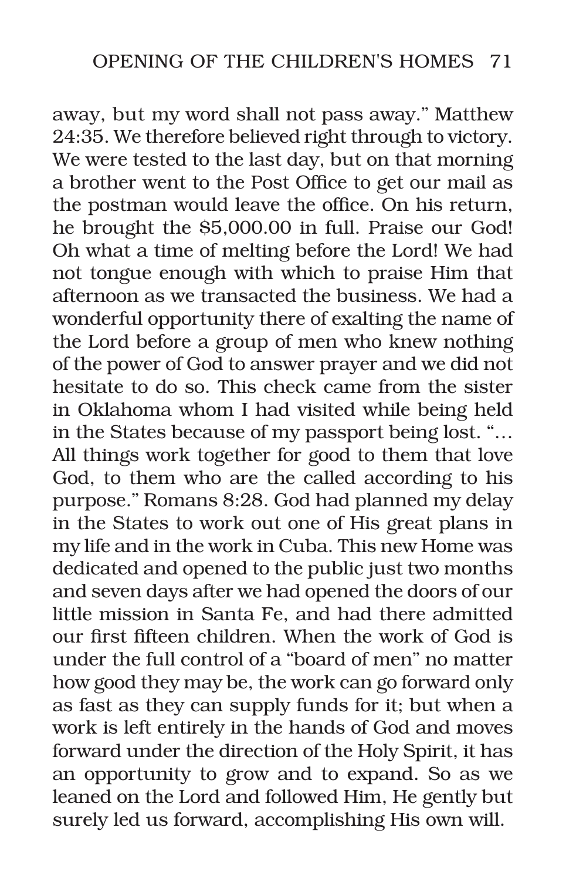away, but my word shall not pass away." Matthew 24:35. We therefore believed right through to victory. We were tested to the last day, but on that morning a brother went to the Post Office to get our mail as the postman would leave the office. On his return, he brought the $5,000.00 in full. Praise our God! Oh what a time of melting before the Lord! We had not tongue enough with which to praise Him that afternoon as we transacted the business. We had a wonderful opportunity there of exalting the name of the Lord before a group of men who knew nothing of the power of God to answer prayer and we did not hesitate to do so. This check came from the sister in Oklahoma whom I had visited while being held in the States because of my passport being lost. "... All things work together for good to them that love God, to them who are the called according to his purpose." Romans 8:28. God had planned my delay in the States to work out one of His great plans in my life and in the work in Cuba. This new Home was dedicated and opened to the public just two months and seven days after we had opened the doors of our little mission in Santa Fe, and had there admitted our first fifteen children. When the work of God is under the full control of a "board of men" no matter how good they may be, the work can go forward only as fast as they can supply funds for it; but when a work is left entirely in the hands of God and moves forward under the direction of the Holy Spirit, it has an opportunity to grow and to expand. So as we leaned on the Lord and followed Him, He gently but surely led us forward, accomplishing His own will.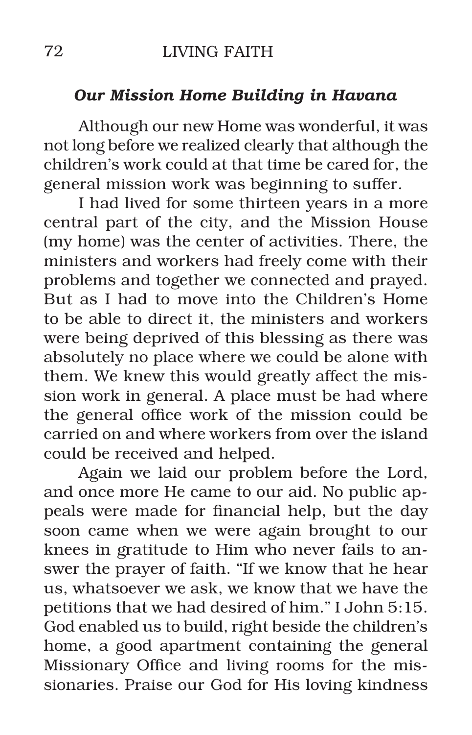### *Our Mission Home Building in Havana*

Although our new Home was wonderful, it was not long before we realized clearly that although the children's work could at that time be cared for, the general mission work was beginning to suffer.

I had lived for some thirteen years in a more central part of the city, and the Mission House (my home) was the center of activities. There, the ministers and workers had freely come with their problems and together we connected and prayed. But as I had to move into the Children's Home to be able to direct it, the ministers and workers were being deprived of this blessing as there was absolutely no place where we could be alone with them. We knew this would greatly affect the mission work in general. A place must be had where the general office work of the mission could be carried on and where workers from over the island could be received and helped.

Again we laid our problem before the Lord, and once more He came to our aid. No public appeals were made for financial help, but the day soon came when we were again brought to our knees in gratitude to Him who never fails to answer the prayer of faith. "If we know that he hear us, whatsoever we ask, we know that we have the petitions that we had desired of him." I John 5:15. God enabled us to build, right beside the children's home, a good apartment containing the general Missionary Office and living rooms for the missionaries. Praise our God for His loving kindness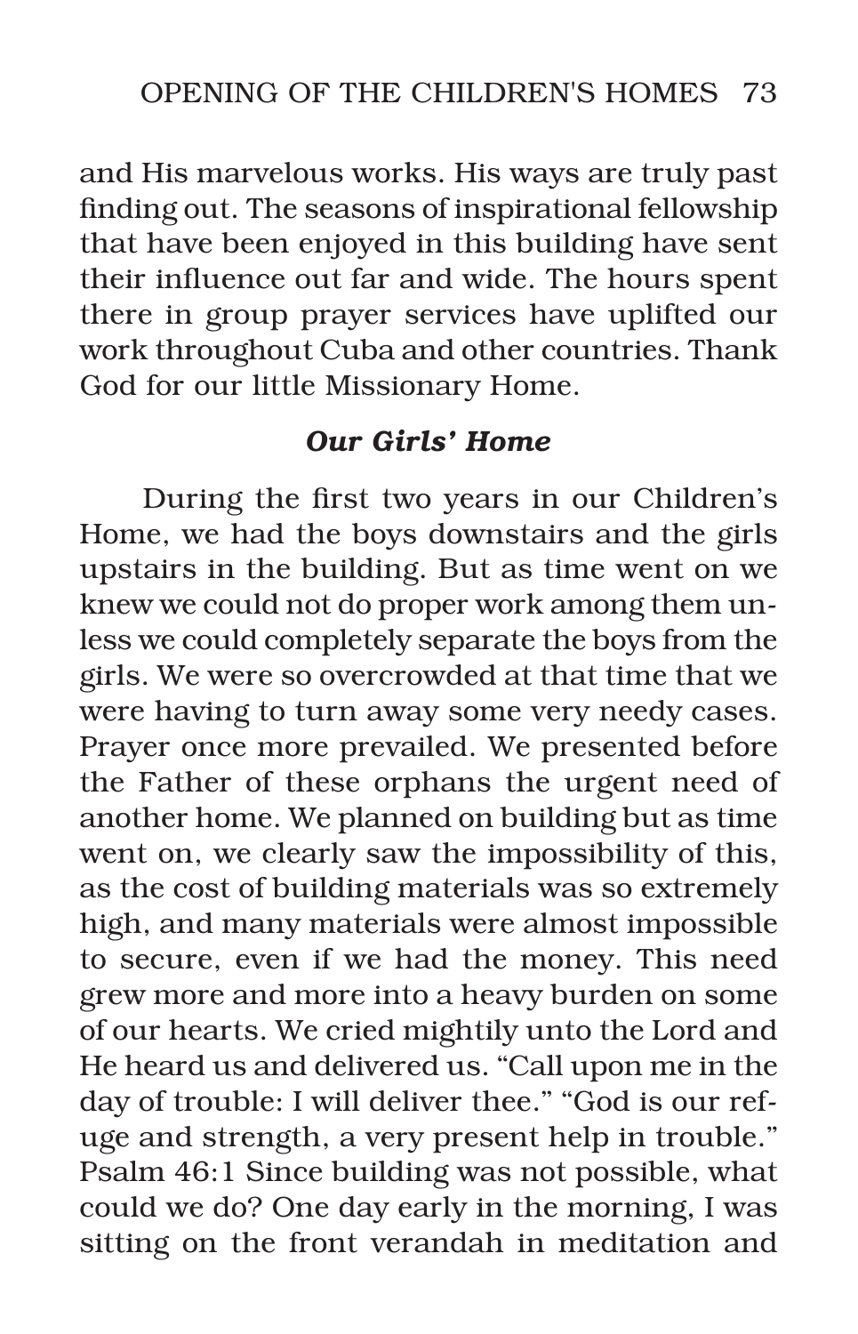and His marvelous works. His ways are truly past finding out. The seasons of inspirational fellowship that have been enjoyed in this building have sent their influence out far and wide. The hours spent there in group prayer services have uplifted our work throughout Cuba and other countries. Thank God for our little Missionary Home.

### *Our Girls' Home*

During the first two years in our Children's Home, we had the boys downstairs and the girls upstairs in the building. But as time went on we knew we could not do proper work among them unless we could completely separate the boys from the girls. We were so overcrowded at that time that we were having to turn away some very needy cases. Prayer once more prevailed. We presented before the Father of these orphans the urgent need of another home. We planned on building but as time went on, we clearly saw the impossibility of this, as the cost of building materials was so extremely high, and many materials were almost impossible to secure, even if we had the money. This need grew more and more into a heavy burden on some of our hearts. We cried mightily unto the Lord and He heard us and delivered us. "Call upon me in the day of trouble: I will deliver thee." "God is our refuge and strength, a very present help in trouble." Psalm 46:1 Since building was not possible, what could we do? One day early in the morning, I was sitting on the front verandah in meditation and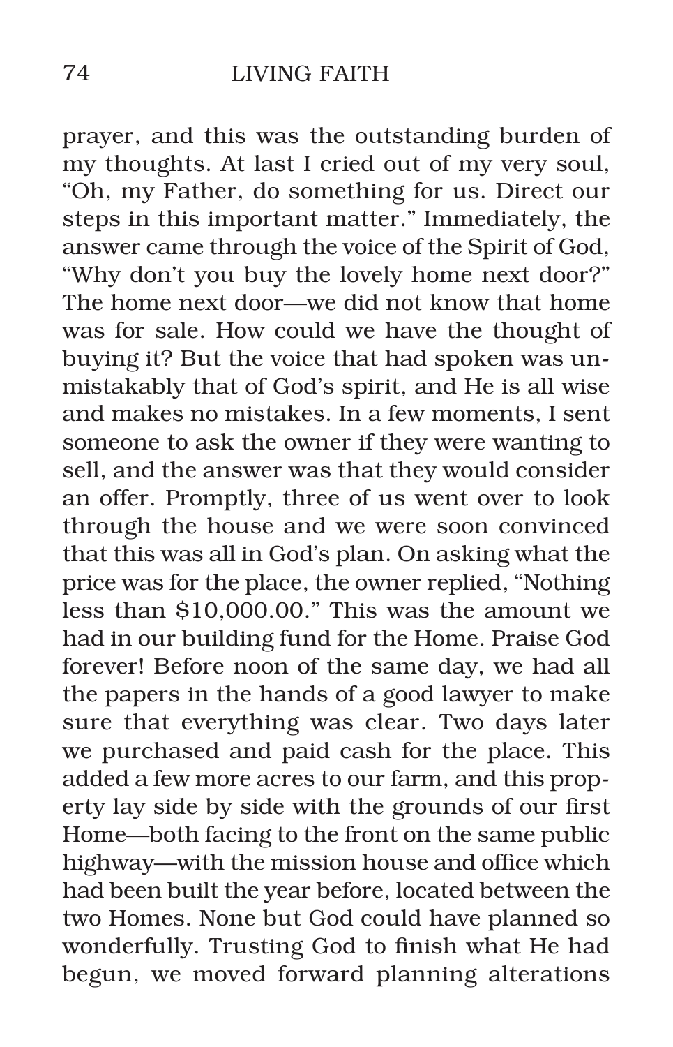prayer, and this was the outstanding burden of my thoughts. At last I cried out of my very soul, "Oh, my Father, do something for us. Direct our steps in this important matter." Immediately, the answer came through the voice of the Spirit of God, "Why don't you buy the lovely home next door?" The home next door—we did not know that home was for sale. How could we have the thought of buying it? But the voice that had spoken was unmistakably that of God's spirit, and He is all wise and makes no mistakes. In a few moments, I sent someone to ask the owner if they were wanting to sell, and the answer was that they would consider an offer. Promptly, three of us went over to look through the house and we were soon convinced that this was all in God's plan. On asking what the price was for the place, the owner replied, "Nothing less than $10,000.00." This was the amount we had in our building fund for the Home. Praise God forever! Before noon of the same day, we had all the papers in the hands of a good lawyer to make sure that everything was clear. Two days later we purchased and paid cash for the place. This added a few more acres to our farm, and this property lay side by side with the grounds of our first Home—both facing to the front on the same public highway—with the mission house and office which had been built the year before, located between the two Homes. None but God could have planned so wonderfully. Trusting God to finish what He had begun, we moved forward planning alterations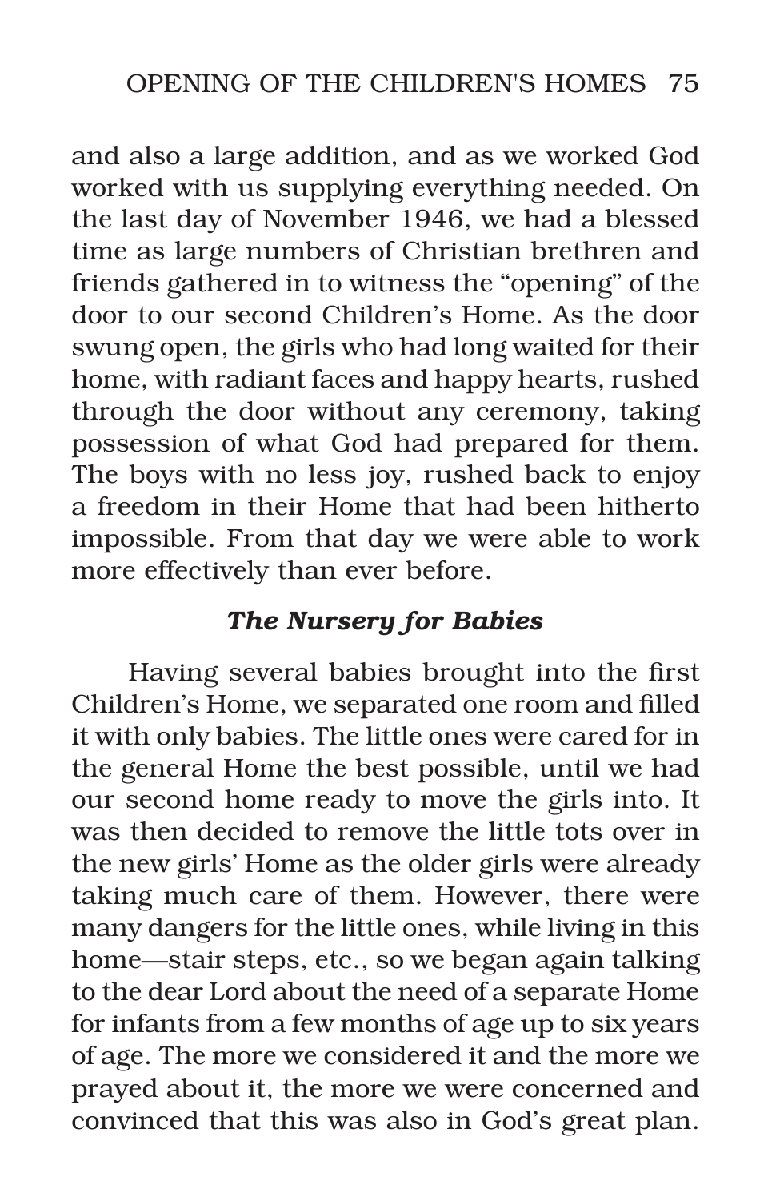and also a large addition, and as we worked God worked with us supplying everything needed. On the last day of November 1946, we had a blessed time as large numbers of Christian brethren and friends gathered in to witness the "opening" of the door to our second Children's Home. As the door swung open, the girls who had long waited for their home, with radiant faces and happy hearts, rushed through the door without any ceremony, taking possession of what God had prepared for them. The boys with no less joy, rushed back to enjoy a freedom in their Home that had been hitherto impossible. From that day we were able to work more effectively than ever before.

### *The Nursery for Babies*

Having several babies brought into the first Children's Home, we separated one room and filled it with only babies. The little ones were cared for in the general Home the best possible, until we had our second home ready to move the girls into. It was then decided to remove the little tots over in the new girls' Home as the older girls were already taking much care of them. However, there were many dangers for the little ones, while living in this home—stair steps, etc., so we began again talking to the dear Lord about the need of a separate Home for infants from a few months of age up to six years of age. The more we considered it and the more we prayed about it, the more we were concerned and convinced that this was also in God's great plan.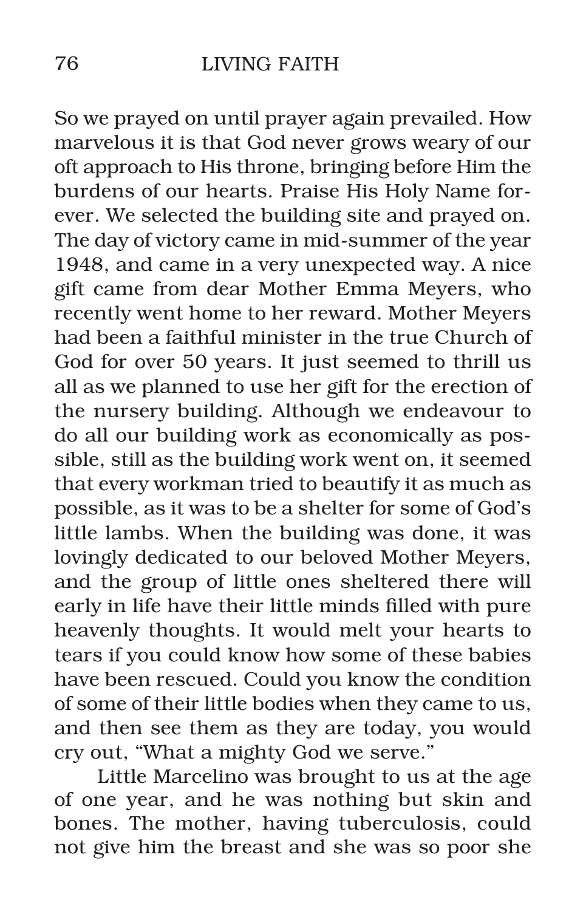So we prayed on until prayer again prevailed. How marvelous it is that God never grows weary of our oft approach to His throne, bringing before Him the burdens of our hearts. Praise His Holy Name forever. We selected the building site and prayed on. The day of victory came in mid-summer of the year 1948, and came in a very unexpected way. A nice gift came from dear Mother Emma Meyers, who recently went home to her reward. Mother Meyers had been a faithful minister in the true Church of God for over 50 years. It just seemed to thrill us all as we planned to use her gift for the erection of the nursery building. Although we endeavour to do all our building work as economically as possible, still as the building work went on, it seemed that every workman tried to beautify it as much as possible, as it was to be a shelter for some of God's little lambs. When the building was done, it was lovingly dedicated to our beloved Mother Meyers, and the group of little ones sheltered there will early in life have their little minds filled with pure heavenly thoughts. It would melt your hearts to tears if you could know how some of these babies have been rescued. Could you know the condition of some of their little bodies when they came to us, and then see them as they are today, you would cry out, "What a mighty God we serve."

Little Marcelino was brought to us at the age of one year, and he was nothing but skin and bones. The mother, having tuberculosis, could not give him the breast and she was so poor she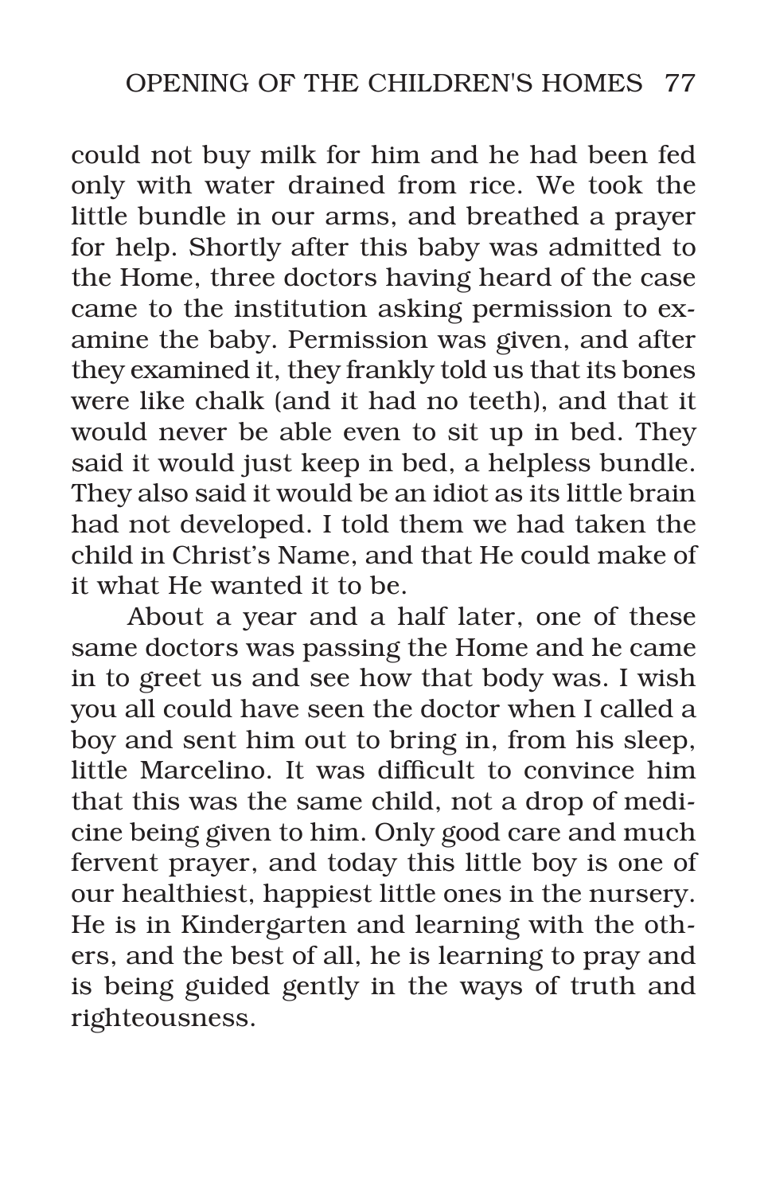could not buy milk for him and he had been fed only with water drained from rice. We took the little bundle in our arms, and breathed a prayer for help. Shortly after this baby was admitted to the Home, three doctors having heard of the case came to the institution asking permission to examine the baby. Permission was given, and after they examined it, they frankly told us that its bones were like chalk (and it had no teeth), and that it would never be able even to sit up in bed. They said it would just keep in bed, a helpless bundle. They also said it would be an idiot as its little brain had not developed. I told them we had taken the child in Christ's Name, and that He could make of it what He wanted it to be.

About a year and a half later, one of these same doctors was passing the Home and he came in to greet us and see how that body was. I wish you all could have seen the doctor when I called a boy and sent him out to bring in, from his sleep, little Marcelino. It was difficult to convince him that this was the same child, not a drop of medicine being given to him. Only good care and much fervent prayer, and today this little boy is one of our healthiest, happiest little ones in the nursery. He is in Kindergarten and learning with the others, and the best of all, he is learning to pray and is being guided gently in the ways of truth and righteousness.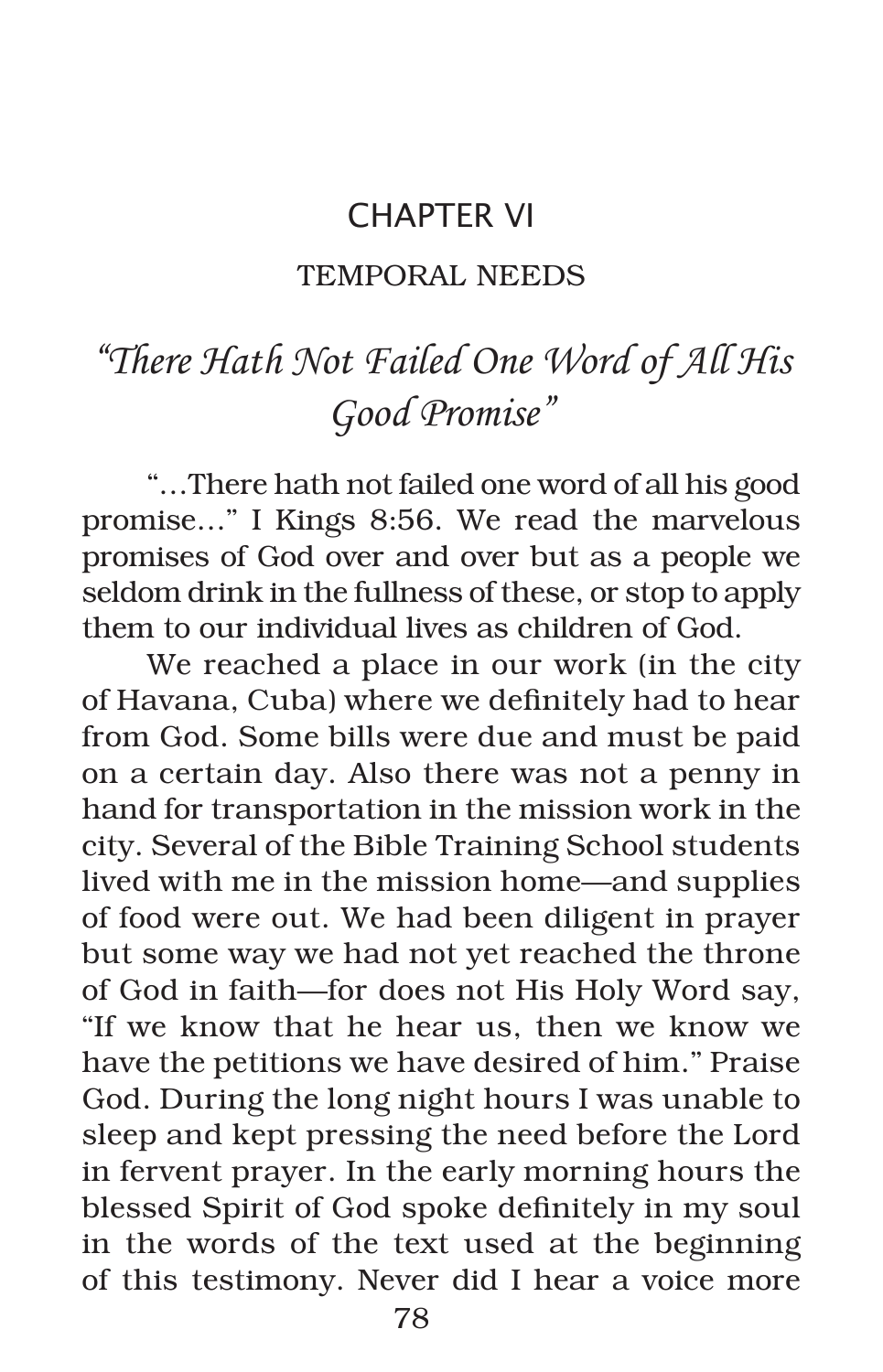# CHAPTER VI

## TEMPORAL NEEDS

## *"There Hath Not Failed One Word of All His Good Promise"*

"…There hath not failed one word of all his good promise…" I Kings 8:56. We read the marvelous promises of God over and over but as a people we seldom drink in the fullness of these, or stop to apply them to our individual lives as children of God.

We reached a place in our work (in the city of Havana, Cuba) where we definitely had to hear from God. Some bills were due and must be paid on a certain day. Also there was not a penny in hand for transportation in the mission work in the city. Several of the Bible Training School students lived with me in the mission home—and supplies of food were out. We had been diligent in prayer but some way we had not yet reached the throne of God in faith—for does not His Holy Word say, "If we know that he hear us, then we know we have the petitions we have desired of him." Praise God. During the long night hours I was unable to sleep and kept pressing the need before the Lord in fervent prayer. In the early morning hours the blessed Spirit of God spoke definitely in my soul in the words of the text used at the beginning of this testimony. Never did I hear a voice more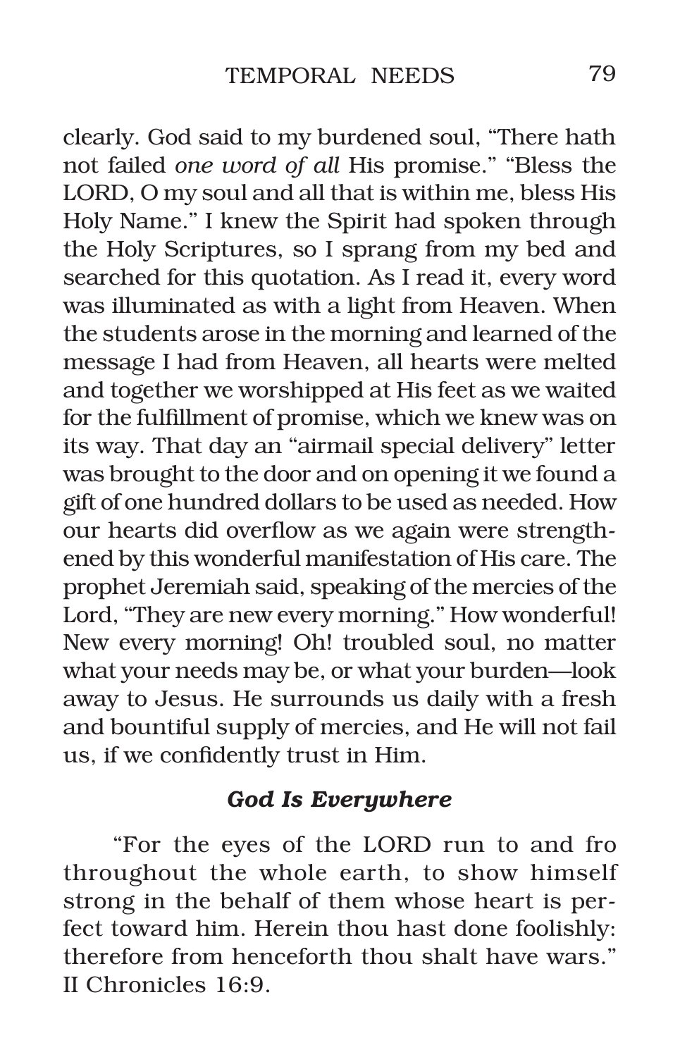clearly. God said to my burdened soul, "There hath not failed *one word of all* His promise." "Bless the LORD, O my soul and all that is within me, bless His Holy Name." I knew the Spirit had spoken through the Holy Scriptures, so I sprang from my bed and searched for this quotation. As I read it, every word was illuminated as with a light from Heaven. When the students arose in the morning and learned of the message I had from Heaven, all hearts were melted and together we worshipped at His feet as we waited for the fulfillment of promise, which we knew was on its way. That day an "airmail special delivery" letter was brought to the door and on opening it we found a gift of one hundred dollars to be used as needed. How our hearts did overflow as we again were strengthened by this wonderful manifestation of His care. The prophet Jeremiah said, speaking of the mercies of the Lord, "They are new every morning." How wonderful! New every morning! Oh! troubled soul, no matter what your needs may be, or what your burden—look away to Jesus. He surrounds us daily with a fresh and bountiful supply of mercies, and He will not fail us, if we confidently trust in Him.

### *God Is Everywhere*

"For the eyes of the LORD run to and fro throughout the whole earth, to show himself strong in the behalf of them whose heart is perfect toward him. Herein thou hast done foolishly: therefore from henceforth thou shalt have wars." II Chronicles 16:9.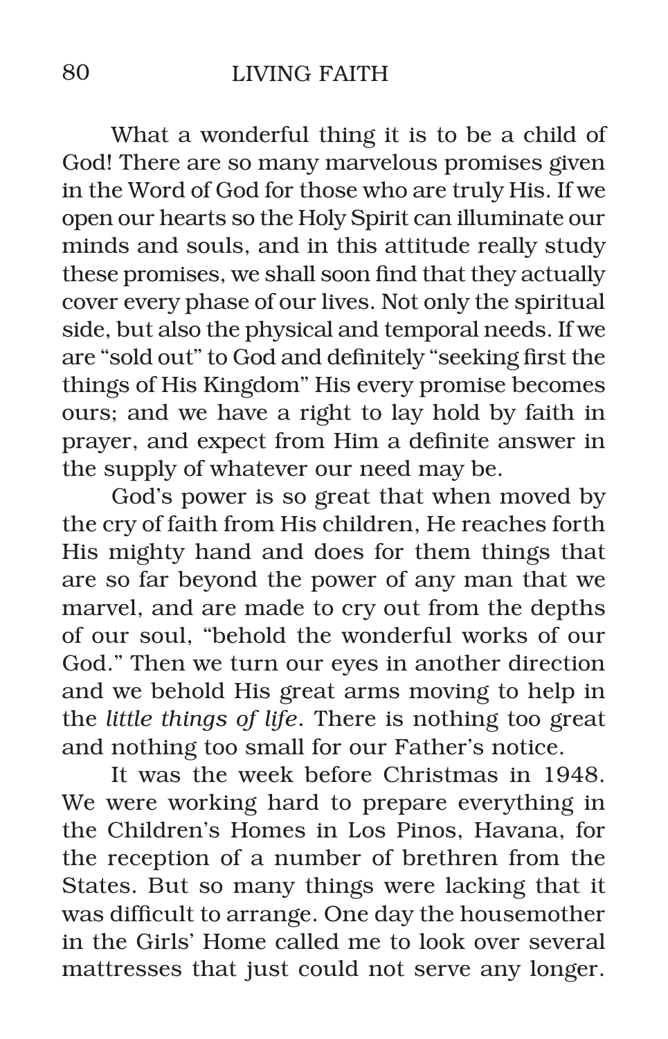What a wonderful thing it is to be a child of God! There are so many marvelous promises given in the Word of God for those who are truly His. If we open our hearts so the Holy Spirit can illuminate our minds and souls, and in this attitude really study these promises, we shall soon find that they actually cover every phase of our lives. Not only the spiritual side, but also the physical and temporal needs. If we are "sold out" to God and definitely "seeking first the things of His Kingdom" His every promise becomes ours; and we have a right to lay hold by faith in prayer, and expect from Him a definite answer in the supply of whatever our need may be.

God's power is so great that when moved by the cry of faith from His children, He reaches forth His mighty hand and does for them things that are so far beyond the power of any man that we marvel, and are made to cry out from the depths of our soul, "behold the wonderful works of our God." Then we turn our eyes in another direction and we behold His great arms moving to help in the *little things of life*. There is nothing too great and nothing too small for our Father's notice.

It was the week before Christmas in 1948. We were working hard to prepare everything in the Children's Homes in Los Pinos, Havana, for the reception of a number of brethren from the States. But so many things were lacking that it was difficult to arrange. One day the housemother in the Girls' Home called me to look over several mattresses that just could not serve any longer.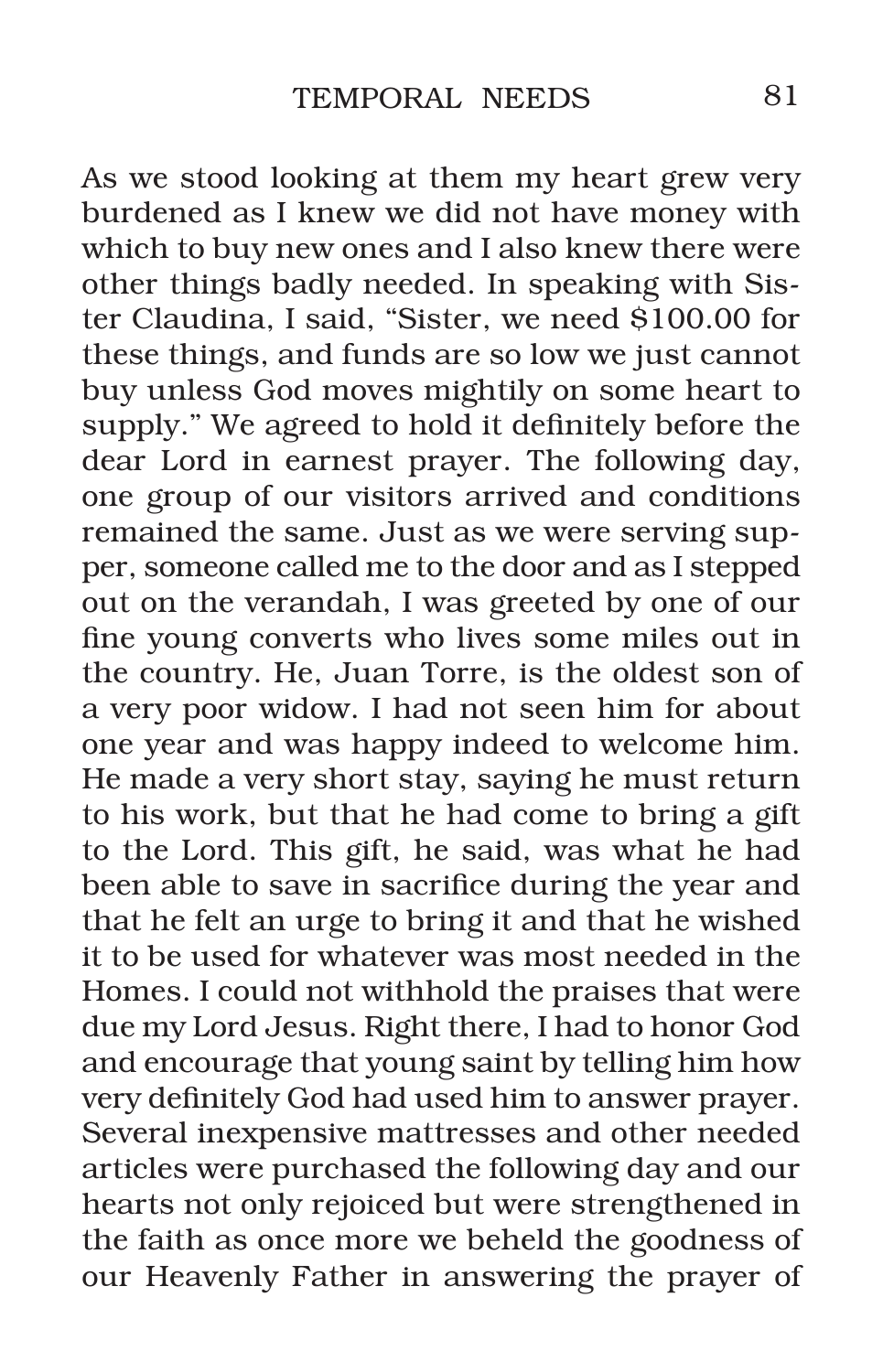As we stood looking at them my heart grew very burdened as I knew we did not have money with which to buy new ones and I also knew there were other things badly needed. In speaking with Sister Claudina, I said, "Sister, we need $100.00 for these things, and funds are so low we just cannot buy unless God moves mightily on some heart to supply." We agreed to hold it definitely before the dear Lord in earnest prayer. The following day, one group of our visitors arrived and conditions remained the same. Just as we were serving supper, someone called me to the door and as I stepped out on the verandah, I was greeted by one of our fine young converts who lives some miles out in the country. He, Juan Torre, is the oldest son of a very poor widow. I had not seen him for about one year and was happy indeed to welcome him. He made a very short stay, saying he must return to his work, but that he had come to bring a gift to the Lord. This gift, he said, was what he had been able to save in sacrifice during the year and that he felt an urge to bring it and that he wished it to be used for whatever was most needed in the Homes. I could not withhold the praises that were due my Lord Jesus. Right there, I had to honor God and encourage that young saint by telling him how very definitely God had used him to answer prayer. Several inexpensive mattresses and other needed articles were purchased the following day and our hearts not only rejoiced but were strengthened in the faith as once more we beheld the goodness of our Heavenly Father in answering the prayer of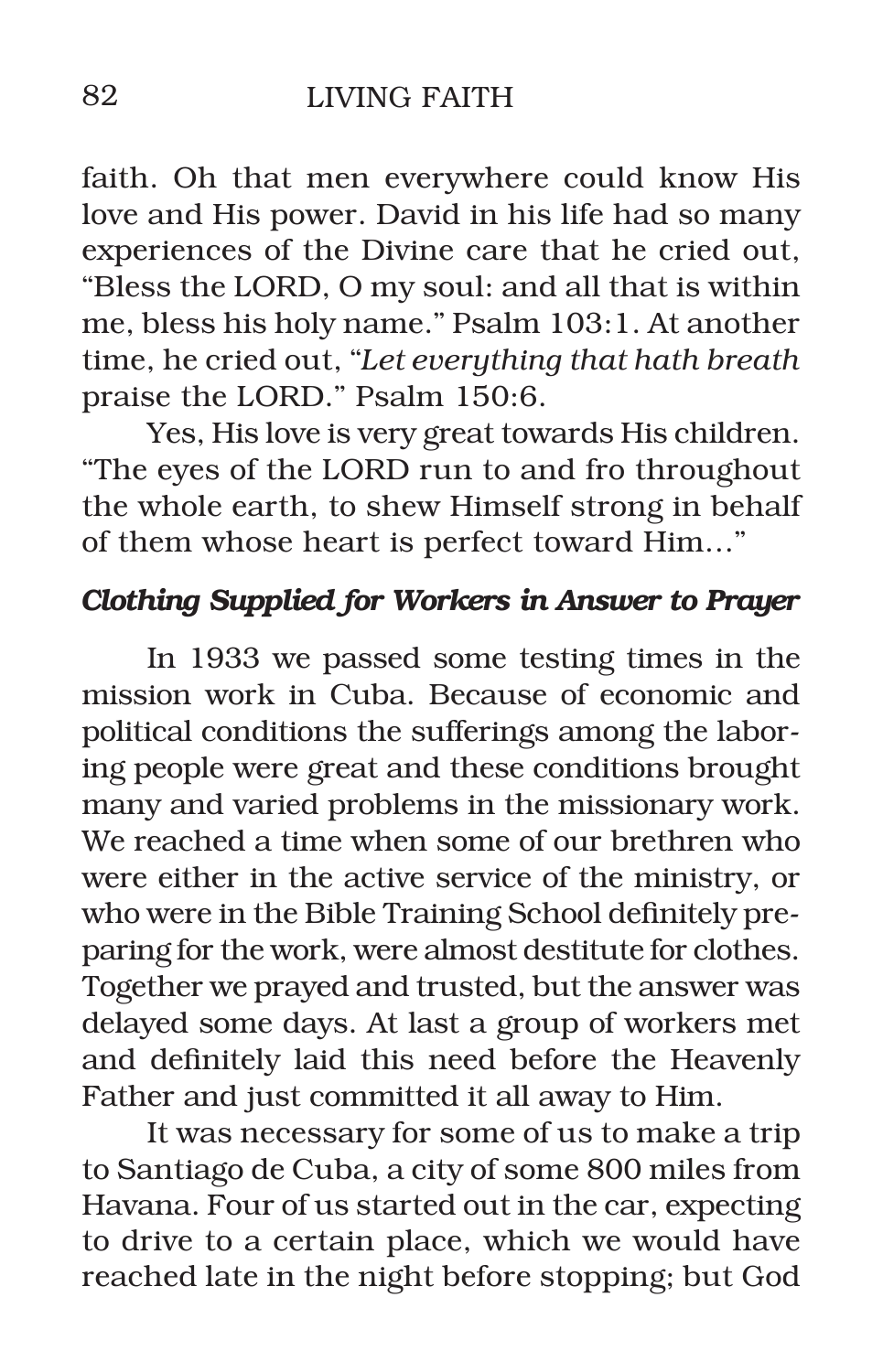faith. Oh that men everywhere could know His love and His power. David in his life had so many experiences of the Divine care that he cried out, "Bless the LORD, O my soul: and all that is within me, bless his holy name." Psalm 103:1. At another time, he cried out, "*Let everything that hath breath* praise the LORD." Psalm 150:6.

Yes, His love is very great towards His children. "The eyes of the LORD run to and fro throughout the whole earth, to shew Himself strong in behalf of them whose heart is perfect toward Him..."

### *Clothing Supplied for Workers in Answer to Prayer*

In 1933 we passed some testing times in the mission work in Cuba. Because of economic and political conditions the sufferings among the laboring people were great and these conditions brought many and varied problems in the missionary work. We reached a time when some of our brethren who were either in the active service of the ministry, or who were in the Bible Training School definitely preparing for the work, were almost destitute for clothes. Together we prayed and trusted, but the answer was delayed some days. At last a group of workers met and definitely laid this need before the Heavenly Father and just committed it all away to Him.

It was necessary for some of us to make a trip to Santiago de Cuba, a city of some 800 miles from Havana. Four of us started out in the car, expecting to drive to a certain place, which we would have reached late in the night before stopping; but God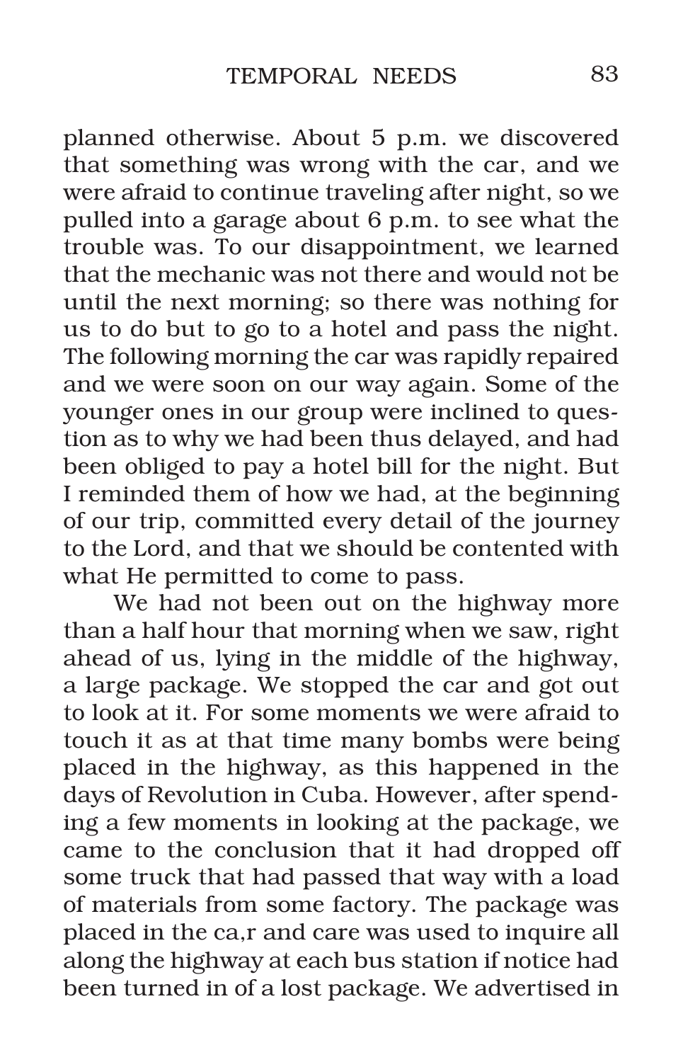planned otherwise. About 5 p.m. we discovered that something was wrong with the car, and we were afraid to continue traveling after night, so we pulled into a garage about 6 p.m. to see what the trouble was. To our disappointment, we learned that the mechanic was not there and would not be until the next morning; so there was nothing for us to do but to go to a hotel and pass the night. The following morning the car was rapidly repaired and we were soon on our way again. Some of the younger ones in our group were inclined to question as to why we had been thus delayed, and had been obliged to pay a hotel bill for the night. But I reminded them of how we had, at the beginning of our trip, committed every detail of the journey to the Lord, and that we should be contented with what He permitted to come to pass.

We had not been out on the highway more than a half hour that morning when we saw, right ahead of us, lying in the middle of the highway, a large package. We stopped the car and got out to look at it. For some moments we were afraid to touch it as at that time many bombs were being placed in the highway, as this happened in the days of Revolution in Cuba. However, after spending a few moments in looking at the package, we came to the conclusion that it had dropped off some truck that had passed that way with a load of materials from some factory. The package was placed in the ca,r and care was used to inquire all along the highway at each bus station if notice had been turned in of a lost package. We advertised in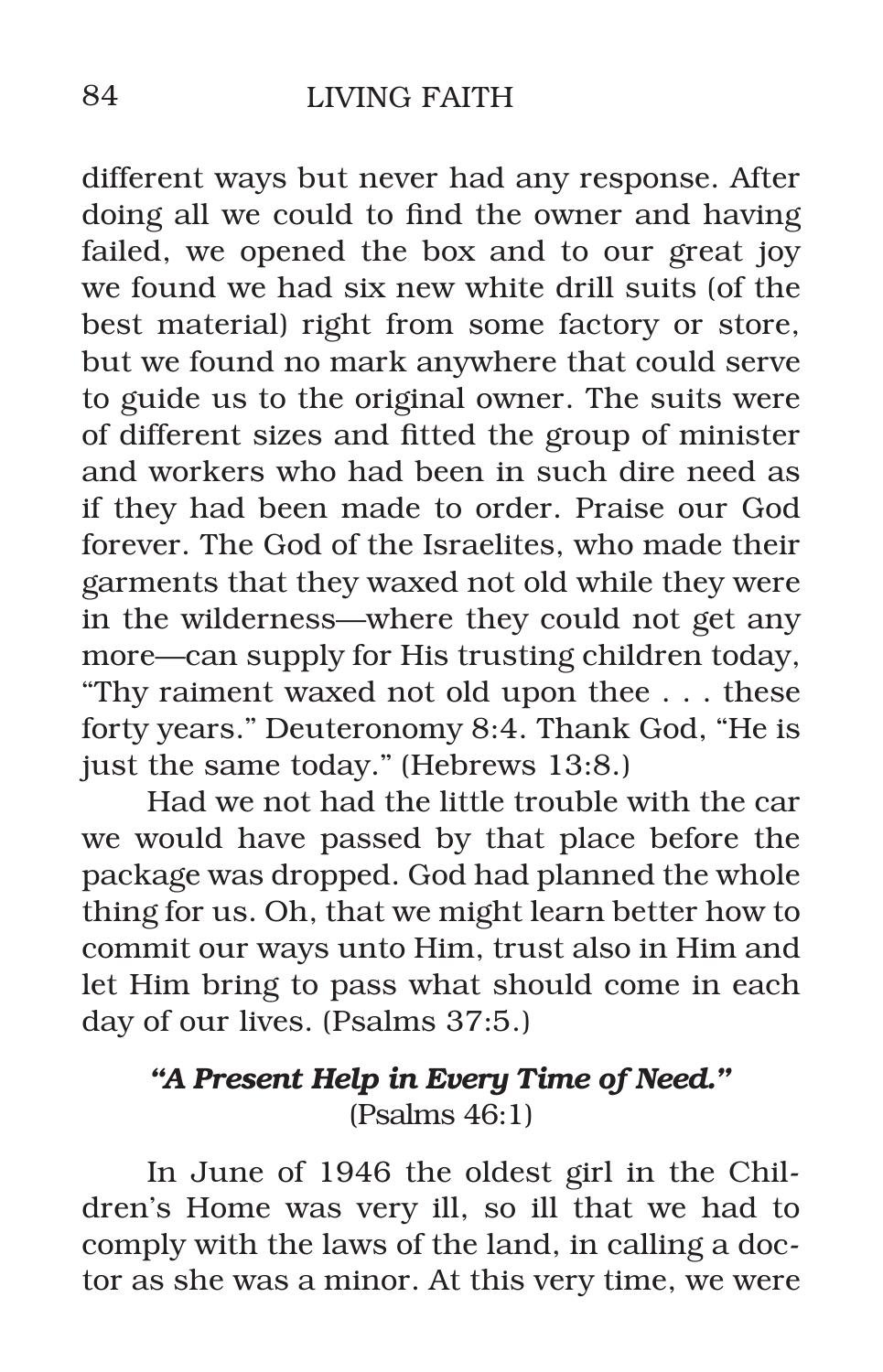different ways but never had any response. After doing all we could to find the owner and having failed, we opened the box and to our great joy we found we had six new white drill suits (of the best material) right from some factory or store, but we found no mark anywhere that could serve to guide us to the original owner. The suits were of different sizes and fitted the group of minister and workers who had been in such dire need as if they had been made to order. Praise our God forever. The God of the Israelites, who made their garments that they waxed not old while they were in the wilderness—where they could not get any more—can supply for His trusting children today, "Thy raiment waxed not old upon thee . . . these forty years." Deuteronomy 8:4. Thank God, "He is just the same today." (Hebrews 13:8.)

Had we not had the little trouble with the car we would have passed by that place before the package was dropped. God had planned the whole thing for us. Oh, that we might learn better how to commit our ways unto Him, trust also in Him and let Him bring to pass what should come in each day of our lives. (Psalms 37:5.)

### *"A Present Help in Every Time of Need."*
(Psalms 46:1)

In June of 1946 the oldest girl in the Children's Home was very ill, so ill that we had to comply with the laws of the land, in calling a doctor as she was a minor. At this very time, we were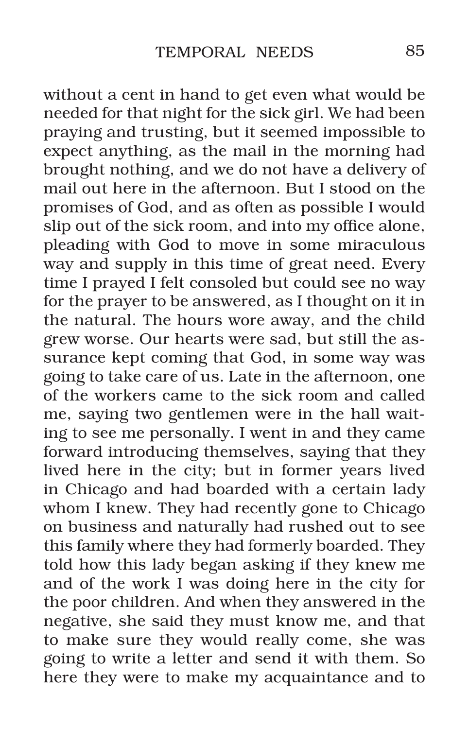without a cent in hand to get even what would be needed for that night for the sick girl. We had been praying and trusting, but it seemed impossible to expect anything, as the mail in the morning had brought nothing, and we do not have a delivery of mail out here in the afternoon. But I stood on the promises of God, and as often as possible I would slip out of the sick room, and into my office alone, pleading with God to move in some miraculous way and supply in this time of great need. Every time I prayed I felt consoled but could see no way for the prayer to be answered, as I thought on it in the natural. The hours wore away, and the child grew worse. Our hearts were sad, but still the assurance kept coming that God, in some way was going to take care of us. Late in the afternoon, one of the workers came to the sick room and called me, saying two gentlemen were in the hall waiting to see me personally. I went in and they came forward introducing themselves, saying that they lived here in the city; but in former years lived in Chicago and had boarded with a certain lady whom I knew. They had recently gone to Chicago on business and naturally had rushed out to see this family where they had formerly boarded. They told how this lady began asking if they knew me and of the work I was doing here in the city for the poor children. And when they answered in the negative, she said they must know me, and that to make sure they would really come, she was going to write a letter and send it with them. So here they were to make my acquaintance and to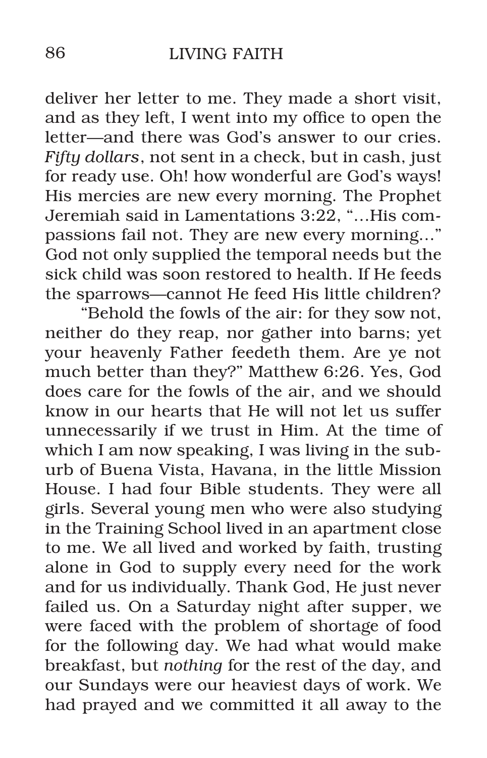deliver her letter to me. They made a short visit, and as they left, I went into my office to open the letter—and there was God's answer to our cries. *Fifty dollars*, not sent in a check, but in cash, just for ready use. Oh! how wonderful are God's ways! His mercies are new every morning. The Prophet Jeremiah said in Lamentations 3:22, "…His compassions fail not. They are new every morning…" God not only supplied the temporal needs but the sick child was soon restored to health. If He feeds the sparrows—cannot He feed His little children?

"Behold the fowls of the air: for they sow not, neither do they reap, nor gather into barns; yet your heavenly Father feedeth them. Are ye not much better than they?" Matthew 6:26. Yes, God does care for the fowls of the air, and we should know in our hearts that He will not let us suffer unnecessarily if we trust in Him. At the time of which I am now speaking, I was living in the suburb of Buena Vista, Havana, in the little Mission House. I had four Bible students. They were all girls. Several young men who were also studying in the Training School lived in an apartment close to me. We all lived and worked by faith, trusting alone in God to supply every need for the work and for us individually. Thank God, He just never failed us. On a Saturday night after supper, we were faced with the problem of shortage of food for the following day. We had what would make breakfast, but *nothing* for the rest of the day, and our Sundays were our heaviest days of work. We had prayed and we committed it all away to the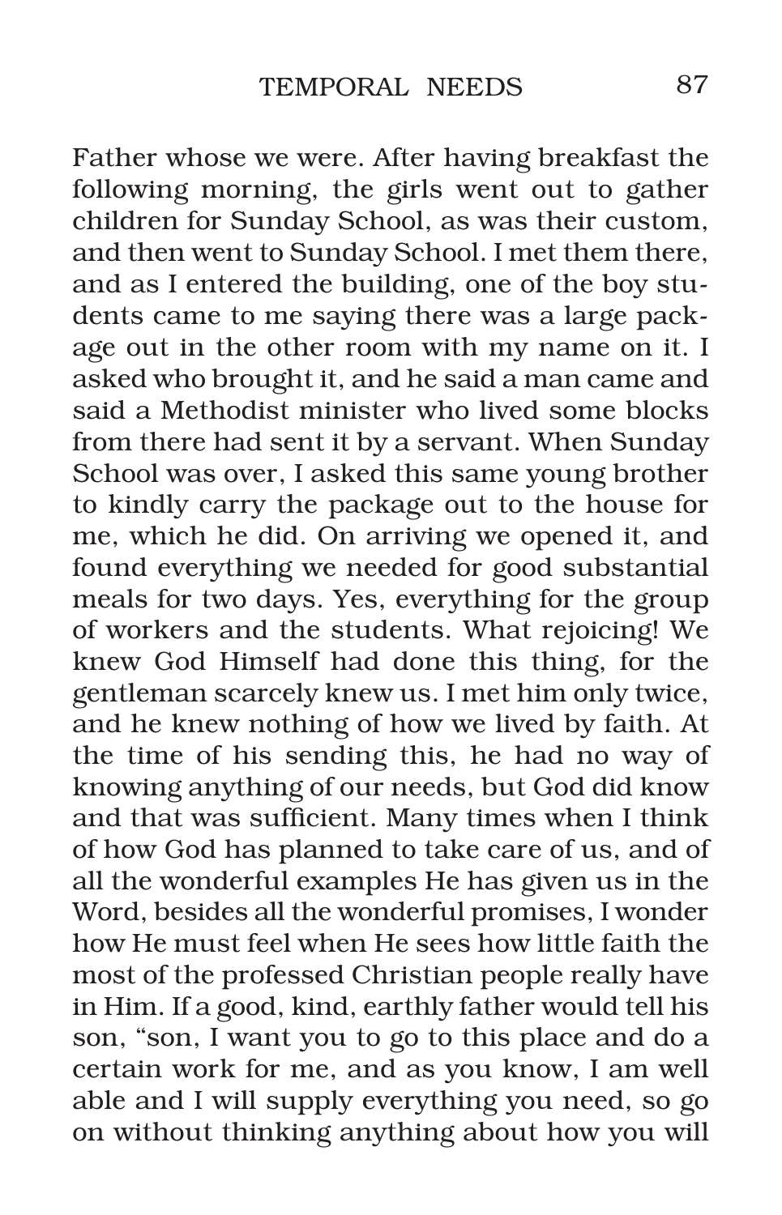Father whose we were. After having breakfast the following morning, the girls went out to gather children for Sunday School, as was their custom, and then went to Sunday School. I met them there, and as I entered the building, one of the boy students came to me saying there was a large package out in the other room with my name on it. I asked who brought it, and he said a man came and said a Methodist minister who lived some blocks from there had sent it by a servant. When Sunday School was over, I asked this same young brother to kindly carry the package out to the house for me, which he did. On arriving we opened it, and found everything we needed for good substantial meals for two days. Yes, everything for the group of workers and the students. What rejoicing! We knew God Himself had done this thing, for the gentleman scarcely knew us. I met him only twice, and he knew nothing of how we lived by faith. At the time of his sending this, he had no way of knowing anything of our needs, but God did know and that was sufficient. Many times when I think of how God has planned to take care of us, and of all the wonderful examples He has given us in the Word, besides all the wonderful promises, I wonder how He must feel when He sees how little faith the most of the professed Christian people really have in Him. If a good, kind, earthly father would tell his son, "son, I want you to go to this place and do a certain work for me, and as you know, I am well able and I will supply everything you need, so go on without thinking anything about how you will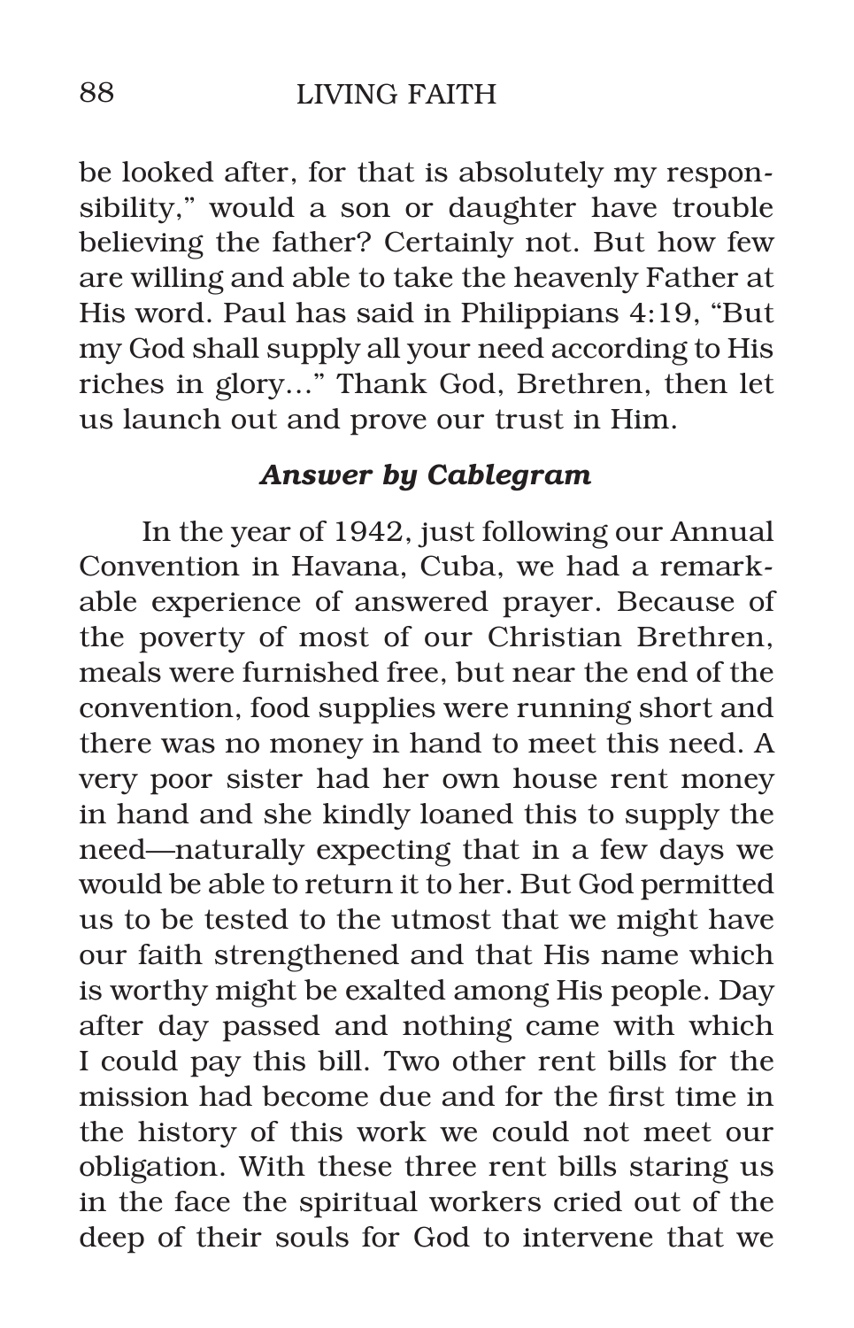be looked after, for that is absolutely my responsibility," would a son or daughter have trouble believing the father? Certainly not. But how few are willing and able to take the heavenly Father at His word. Paul has said in Philippians 4:19, "But my God shall supply all your need according to His riches in glory…" Thank God, Brethren, then let us launch out and prove our trust in Him.

### *Answer by Cablegram*

In the year of 1942, just following our Annual Convention in Havana, Cuba, we had a remarkable experience of answered prayer. Because of the poverty of most of our Christian Brethren, meals were furnished free, but near the end of the convention, food supplies were running short and there was no money in hand to meet this need. A very poor sister had her own house rent money in hand and she kindly loaned this to supply the need—naturally expecting that in a few days we would be able to return it to her. But God permitted us to be tested to the utmost that we might have our faith strengthened and that His name which is worthy might be exalted among His people. Day after day passed and nothing came with which I could pay this bill. Two other rent bills for the mission had become due and for the first time in the history of this work we could not meet our obligation. With these three rent bills staring us in the face the spiritual workers cried out of the deep of their souls for God to intervene that we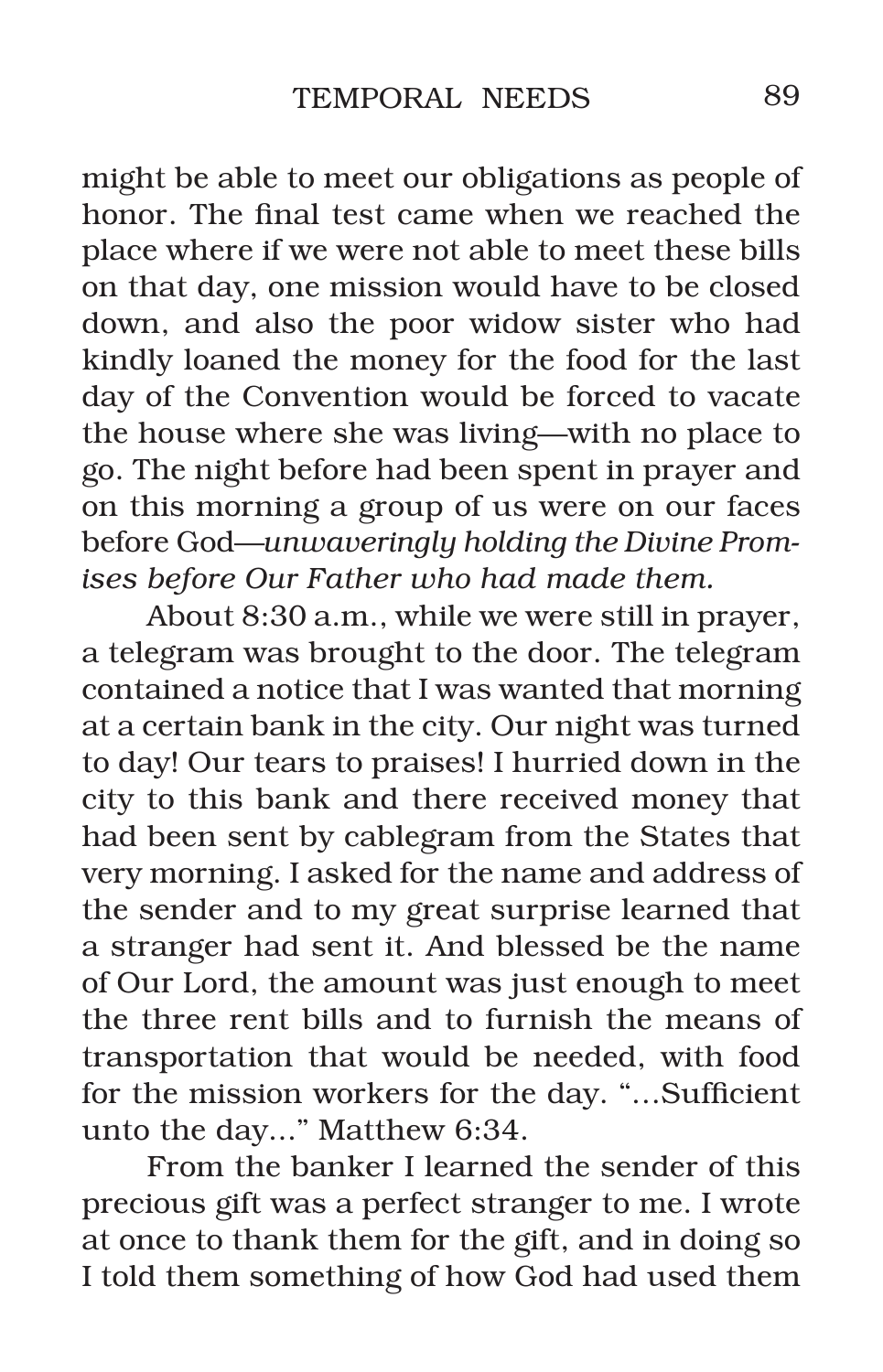might be able to meet our obligations as people of honor. The final test came when we reached the place where if we were not able to meet these bills on that day, one mission would have to be closed down, and also the poor widow sister who had kindly loaned the money for the food for the last day of the Convention would be forced to vacate the house where she was living—with no place to go. The night before had been spent in prayer and on this morning a group of us were on our faces before God—*unwaveringly holding the Divine Promises before Our Father who had made them.*

About 8:30 a.m., while we were still in prayer, a telegram was brought to the door. The telegram contained a notice that I was wanted that morning at a certain bank in the city. Our night was turned to day! Our tears to praises! I hurried down in the city to this bank and there received money that had been sent by cablegram from the States that very morning. I asked for the name and address of the sender and to my great surprise learned that a stranger had sent it. And blessed be the name of Our Lord, the amount was just enough to meet the three rent bills and to furnish the means of transportation that would be needed, with food for the mission workers for the day. "…Sufficient unto the day…" Matthew 6:34.

From the banker I learned the sender of this precious gift was a perfect stranger to me. I wrote at once to thank them for the gift, and in doing so I told them something of how God had used them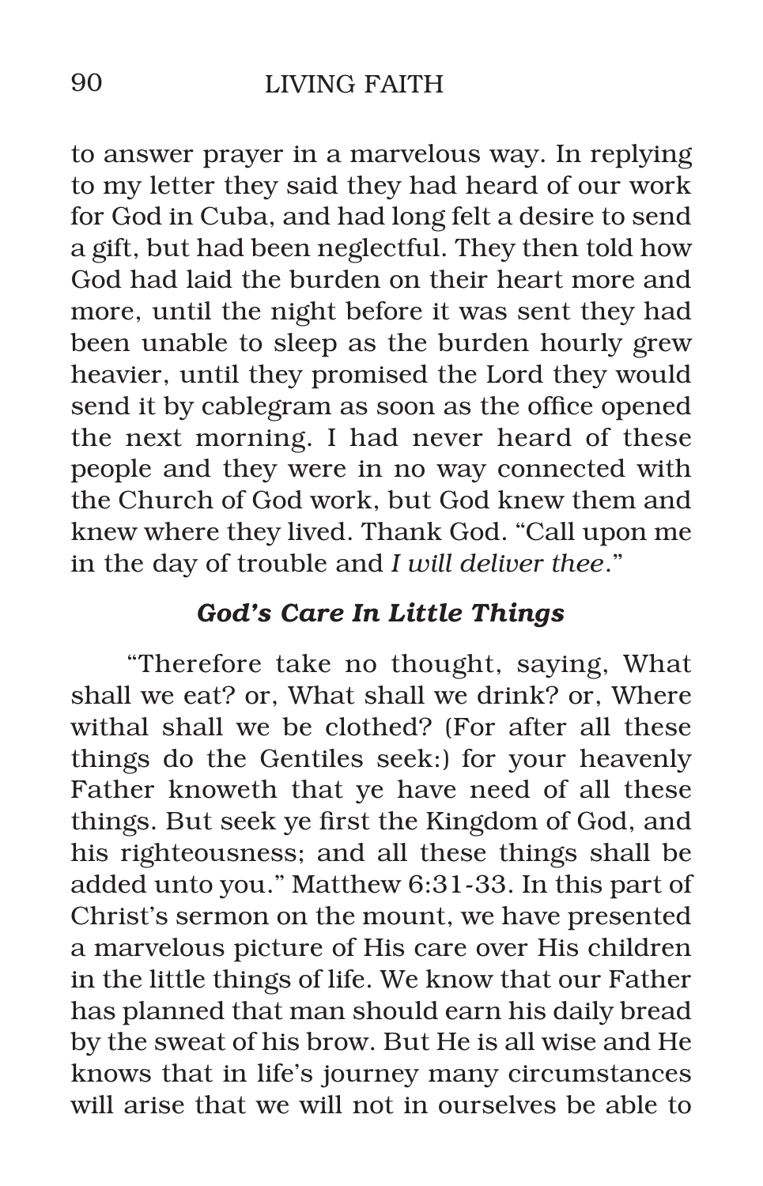to answer prayer in a marvelous way. In replying to my letter they said they had heard of our work for God in Cuba, and had long felt a desire to send a gift, but had been neglectful. They then told how God had laid the burden on their heart more and more, until the night before it was sent they had been unable to sleep as the burden hourly grew heavier, until they promised the Lord they would send it by cablegram as soon as the office opened the next morning. I had never heard of these people and they were in no way connected with the Church of God work, but God knew them and knew where they lived. Thank God. "Call upon me in the day of trouble and *I will deliver thee*."

### *God's Care In Little Things*

"Therefore take no thought, saying, What shall we eat? or, What shall we drink? or, Where withal shall we be clothed? (For after all these things do the Gentiles seek:) for your heavenly Father knoweth that ye have need of all these things. But seek ye first the Kingdom of God, and his righteousness; and all these things shall be added unto you." Matthew 6:31-33. In this part of Christ's sermon on the mount, we have presented a marvelous picture of His care over His children in the little things of life. We know that our Father has planned that man should earn his daily bread by the sweat of his brow. But He is all wise and He knows that in life's journey many circumstances will arise that we will not in ourselves be able to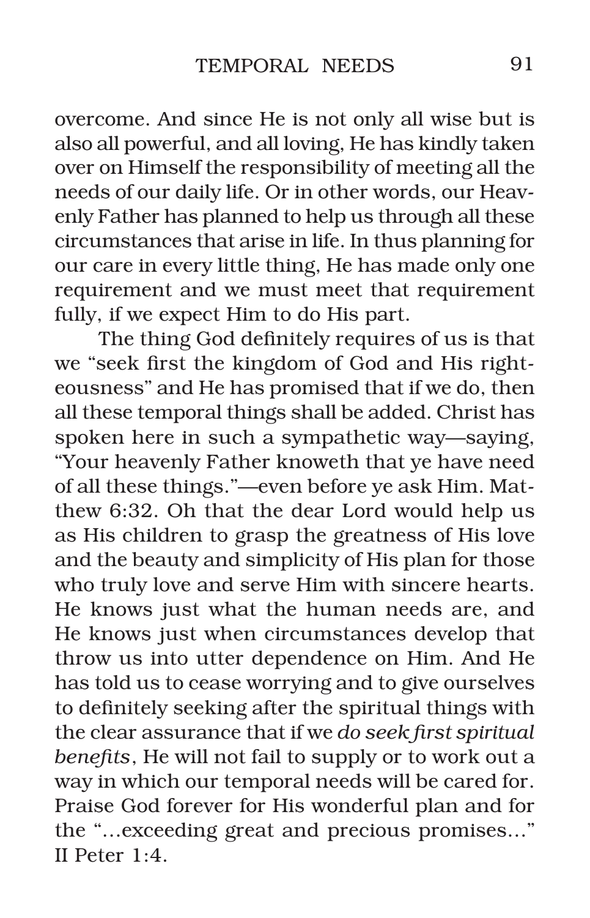overcome. And since He is not only all wise but is also all powerful, and all loving, He has kindly taken over on Himself the responsibility of meeting all the needs of our daily life. Or in other words, our Heavenly Father has planned to help us through all these circumstances that arise in life. In thus planning for our care in every little thing, He has made only one requirement and we must meet that requirement fully, if we expect Him to do His part.

The thing God definitely requires of us is that we "seek first the kingdom of God and His righteousness" and He has promised that if we do, then all these temporal things shall be added. Christ has spoken here in such a sympathetic way—saying, "Your heavenly Father knoweth that ye have need of all these things."—even before ye ask Him. Matthew 6:32. Oh that the dear Lord would help us as His children to grasp the greatness of His love and the beauty and simplicity of His plan for those who truly love and serve Him with sincere hearts. He knows just what the human needs are, and He knows just when circumstances develop that throw us into utter dependence on Him. And He has told us to cease worrying and to give ourselves to definitely seeking after the spiritual things with the clear assurance that if we *do seek first spiritual benefits*, He will not fail to supply or to work out a way in which our temporal needs will be cared for. Praise God forever for His wonderful plan and for the "...exceeding great and precious promises..." II Peter 1:4.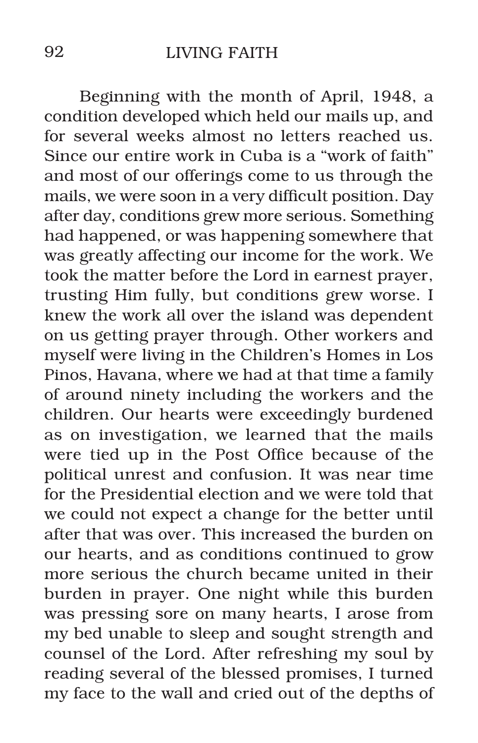Beginning with the month of April, 1948, a condition developed which held our mails up, and for several weeks almost no letters reached us. Since our entire work in Cuba is a "work of faith" and most of our offerings come to us through the mails, we were soon in a very difficult position. Day after day, conditions grew more serious. Something had happened, or was happening somewhere that was greatly affecting our income for the work. We took the matter before the Lord in earnest prayer, trusting Him fully, but conditions grew worse. I knew the work all over the island was dependent on us getting prayer through. Other workers and myself were living in the Children's Homes in Los Pinos, Havana, where we had at that time a family of around ninety including the workers and the children. Our hearts were exceedingly burdened as on investigation, we learned that the mails were tied up in the Post Office because of the political unrest and confusion. It was near time for the Presidential election and we were told that we could not expect a change for the better until after that was over. This increased the burden on our hearts, and as conditions continued to grow more serious the church became united in their burden in prayer. One night while this burden was pressing sore on many hearts, I arose from my bed unable to sleep and sought strength and counsel of the Lord. After refreshing my soul by reading several of the blessed promises, I turned my face to the wall and cried out of the depths of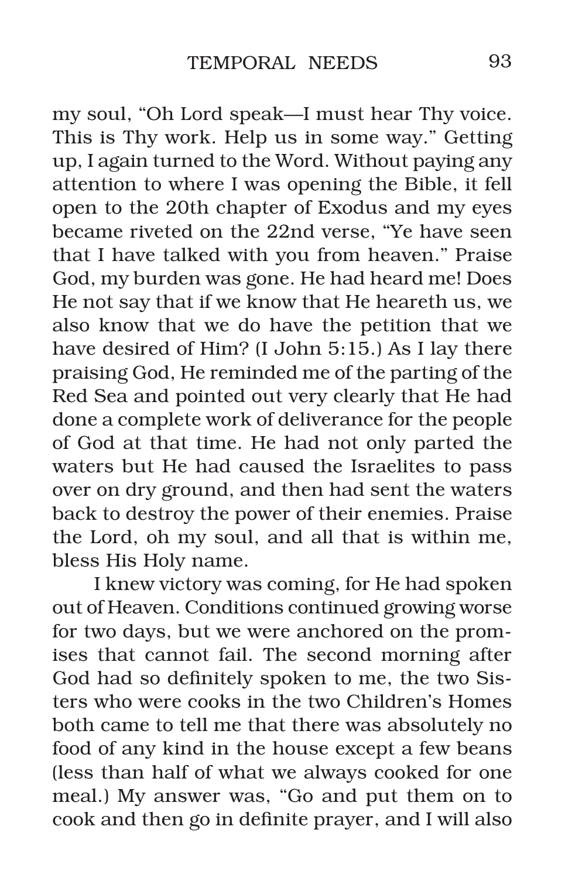my soul, "Oh Lord speak—I must hear Thy voice. This is Thy work. Help us in some way." Getting up, I again turned to the Word. Without paying any attention to where I was opening the Bible, it fell open to the 20th chapter of Exodus and my eyes became riveted on the 22nd verse, "Ye have seen that I have talked with you from heaven." Praise God, my burden was gone. He had heard me! Does He not say that if we know that He heareth us, we also know that we do have the petition that we have desired of Him? (I John 5:15.) As I lay there praising God, He reminded me of the parting of the Red Sea and pointed out very clearly that He had done a complete work of deliverance for the people of God at that time. He had not only parted the waters but He had caused the Israelites to pass over on dry ground, and then had sent the waters back to destroy the power of their enemies. Praise the Lord, oh my soul, and all that is within me, bless His Holy name.

I knew victory was coming, for He had spoken out of Heaven. Conditions continued growing worse for two days, but we were anchored on the promises that cannot fail. The second morning after God had so definitely spoken to me, the two Sisters who were cooks in the two Children's Homes both came to tell me that there was absolutely no food of any kind in the house except a few beans (less than half of what we always cooked for one meal.) My answer was, "Go and put them on to cook and then go in definite prayer, and I will also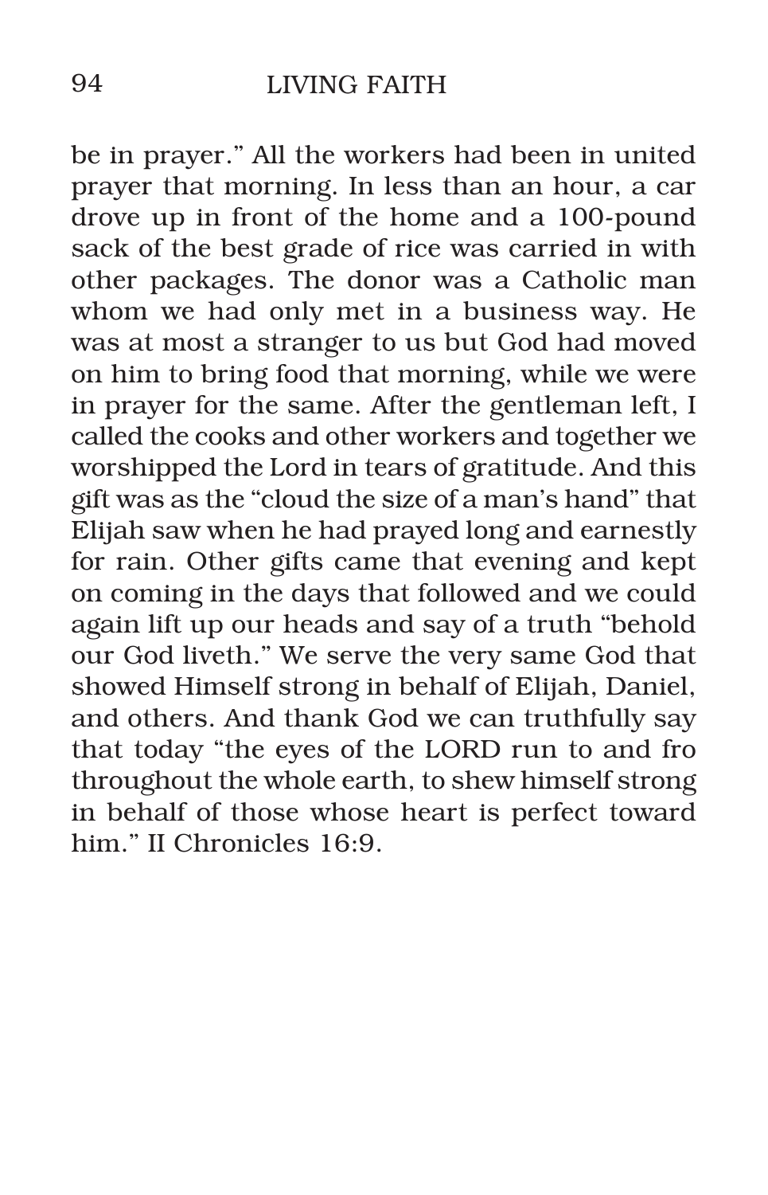be in prayer." All the workers had been in united prayer that morning. In less than an hour, a car drove up in front of the home and a 100-pound sack of the best grade of rice was carried in with other packages. The donor was a Catholic man whom we had only met in a business way. He was at most a stranger to us but God had moved on him to bring food that morning, while we were in prayer for the same. After the gentleman left, I called the cooks and other workers and together we worshipped the Lord in tears of gratitude. And this gift was as the "cloud the size of a man's hand" that Elijah saw when he had prayed long and earnestly for rain. Other gifts came that evening and kept on coming in the days that followed and we could again lift up our heads and say of a truth "behold our God liveth." We serve the very same God that showed Himself strong in behalf of Elijah, Daniel, and others. And thank God we can truthfully say that today "the eyes of the LORD run to and fro throughout the whole earth, to shew himself strong in behalf of those whose heart is perfect toward him." II Chronicles 16:9.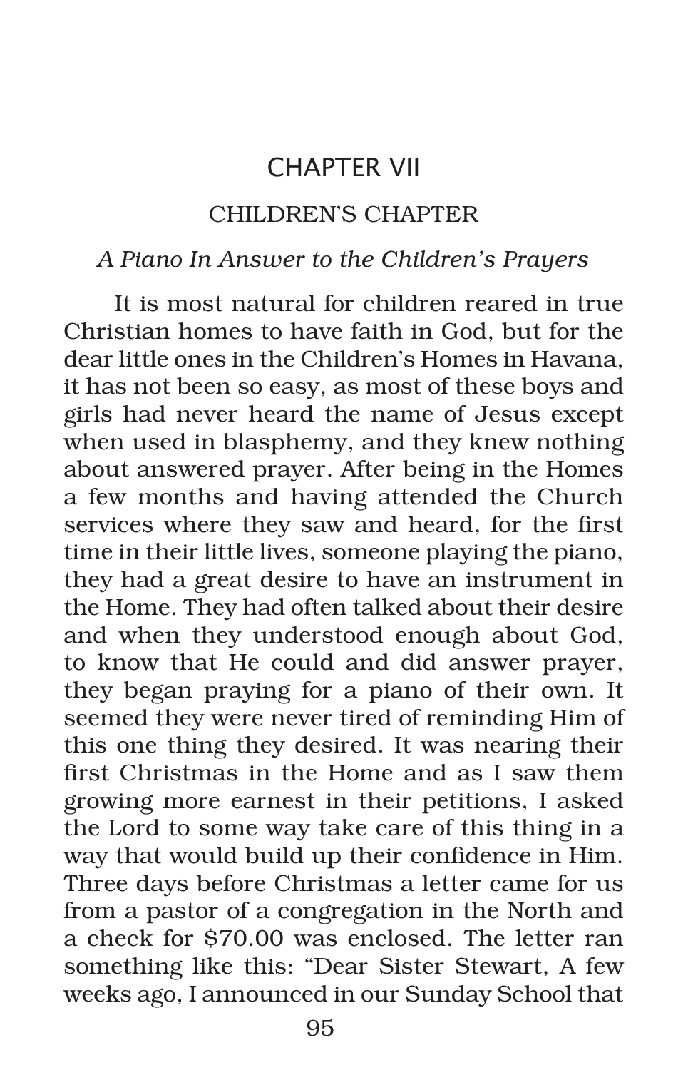# CHAPTER VII

## CHILDREN'S CHAPTER

### *A Piano In Answer to the Children's Prayers*

It is most natural for children reared in true Christian homes to have faith in God, but for the dear little ones in the Children's Homes in Havana, it has not been so easy, as most of these boys and girls had never heard the name of Jesus except when used in blasphemy, and they knew nothing about answered prayer. After being in the Homes a few months and having attended the Church services where they saw and heard, for the first time in their little lives, someone playing the piano, they had a great desire to have an instrument in the Home. They had often talked about their desire and when they understood enough about God, to know that He could and did answer prayer, they began praying for a piano of their own. It seemed they were never tired of reminding Him of this one thing they desired. It was nearing their first Christmas in the Home and as I saw them growing more earnest in their petitions, I asked the Lord to some way take care of this thing in a way that would build up their confidence in Him. Three days before Christmas a letter came for us from a pastor of a congregation in the North and a check for $70.00 was enclosed. The letter ran something like this: "Dear Sister Stewart, A few weeks ago, I announced in our Sunday School that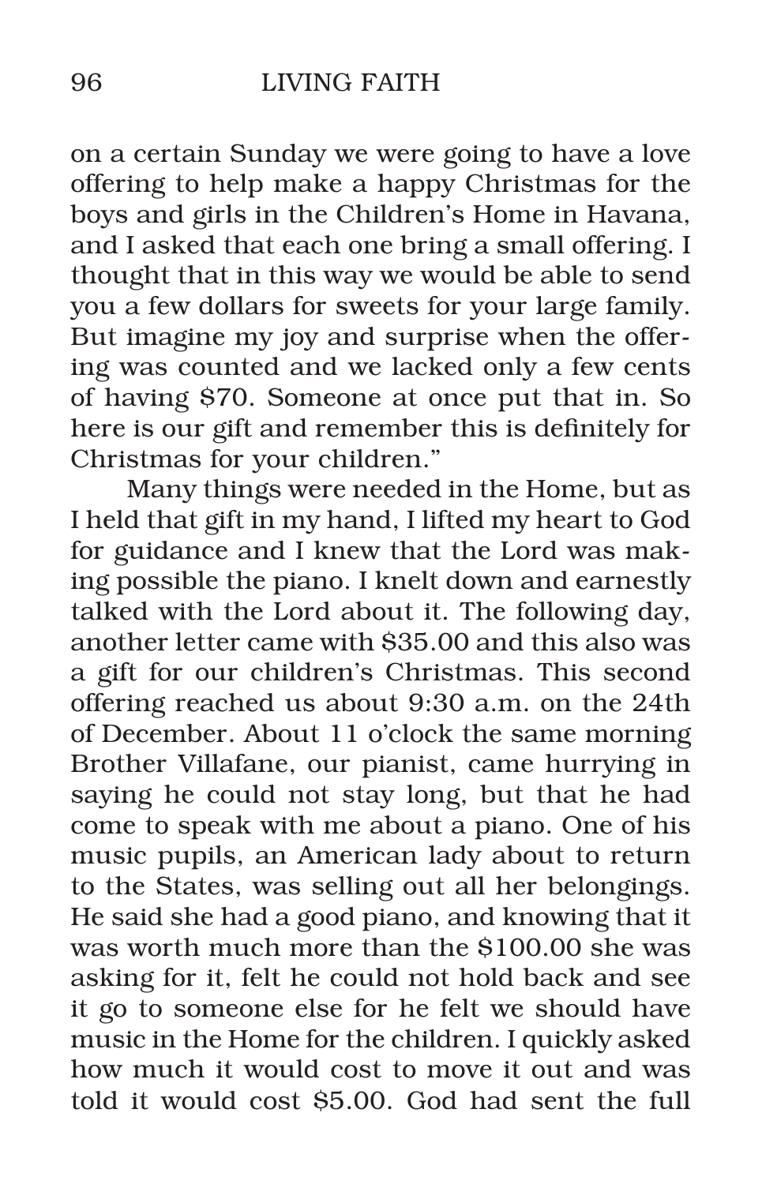on a certain Sunday we were going to have a love offering to help make a happy Christmas for the boys and girls in the Children's Home in Havana, and I asked that each one bring a small offering. I thought that in this way we would be able to send you a few dollars for sweets for your large family. But imagine my joy and surprise when the offering was counted and we lacked only a few cents of having $70. Someone at once put that in. So here is our gift and remember this is definitely for Christmas for your children."

Many things were needed in the Home, but as I held that gift in my hand, I lifted my heart to God for guidance and I knew that the Lord was making possible the piano. I knelt down and earnestly talked with the Lord about it. The following day, another letter came with $35.00 and this also was a gift for our children's Christmas. This second offering reached us about 9:30 a.m. on the 24th of December. About 11 o'clock the same morning Brother Villafane, our pianist, came hurrying in saying he could not stay long, but that he had come to speak with me about a piano. One of his music pupils, an American lady about to return to the States, was selling out all her belongings. He said she had a good piano, and knowing that it was worth much more than the $100.00 she was asking for it, felt he could not hold back and see it go to someone else for he felt we should have music in the Home for the children. I quickly asked how much it would cost to move it out and was told it would cost $5.00. God had sent the full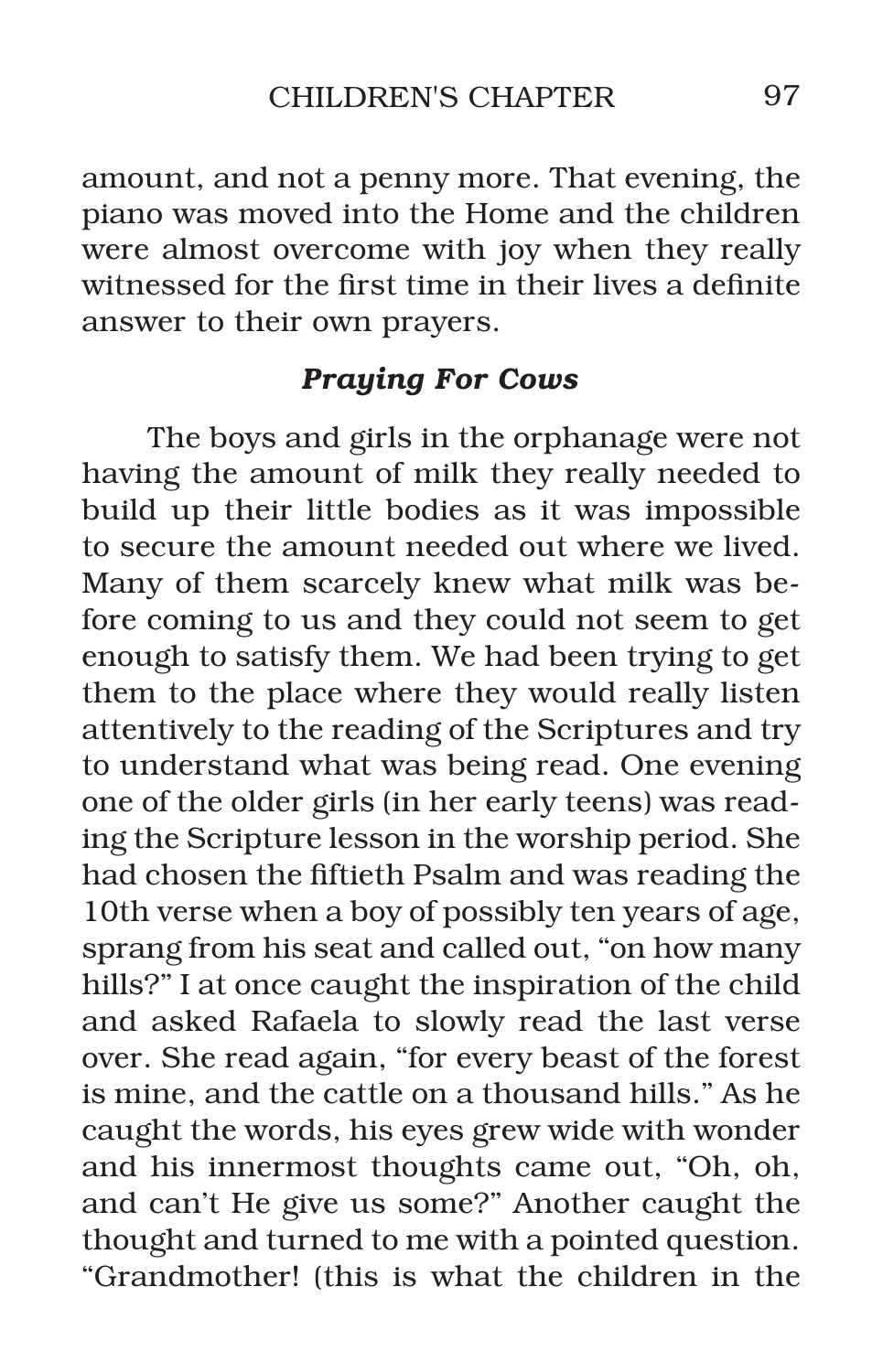amount, and not a penny more. That evening, the piano was moved into the Home and the children were almost overcome with joy when they really witnessed for the first time in their lives a definite answer to their own prayers.

### *Praying For Cows*

The boys and girls in the orphanage were not having the amount of milk they really needed to build up their little bodies as it was impossible to secure the amount needed out where we lived. Many of them scarcely knew what milk was before coming to us and they could not seem to get enough to satisfy them. We had been trying to get them to the place where they would really listen attentively to the reading of the Scriptures and try to understand what was being read. One evening one of the older girls (in her early teens) was reading the Scripture lesson in the worship period. She had chosen the fiftieth Psalm and was reading the 10th verse when a boy of possibly ten years of age, sprang from his seat and called out, "on how many hills?" I at once caught the inspiration of the child and asked Rafaela to slowly read the last verse over. She read again, "for every beast of the forest is mine, and the cattle on a thousand hills." As he caught the words, his eyes grew wide with wonder and his innermost thoughts came out, "Oh, oh, and can't He give us some?" Another caught the thought and turned to me with a pointed question. "Grandmother! (this is what the children in the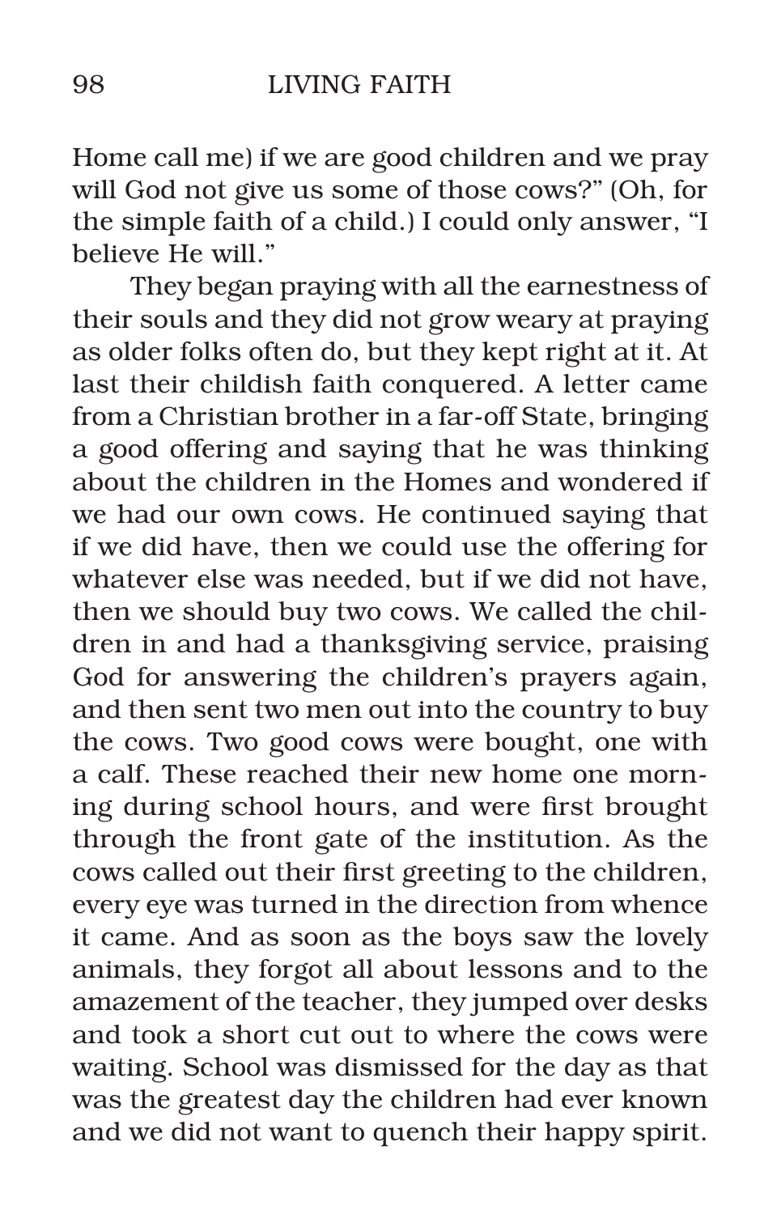Home call me) if we are good children and we pray will God not give us some of those cows?" (Oh, for the simple faith of a child.) I could only answer, "I believe He will."

They began praying with all the earnestness of their souls and they did not grow weary at praying as older folks often do, but they kept right at it. At last their childish faith conquered. A letter came from a Christian brother in a far-off State, bringing a good offering and saying that he was thinking about the children in the Homes and wondered if we had our own cows. He continued saying that if we did have, then we could use the offering for whatever else was needed, but if we did not have, then we should buy two cows. We called the children in and had a thanksgiving service, praising God for answering the children's prayers again, and then sent two men out into the country to buy the cows. Two good cows were bought, one with a calf. These reached their new home one morning during school hours, and were first brought through the front gate of the institution. As the cows called out their first greeting to the children, every eye was turned in the direction from whence it came. And as soon as the boys saw the lovely animals, they forgot all about lessons and to the amazement of the teacher, they jumped over desks and took a short cut out to where the cows were waiting. School was dismissed for the day as that was the greatest day the children had ever known and we did not want to quench their happy spirit.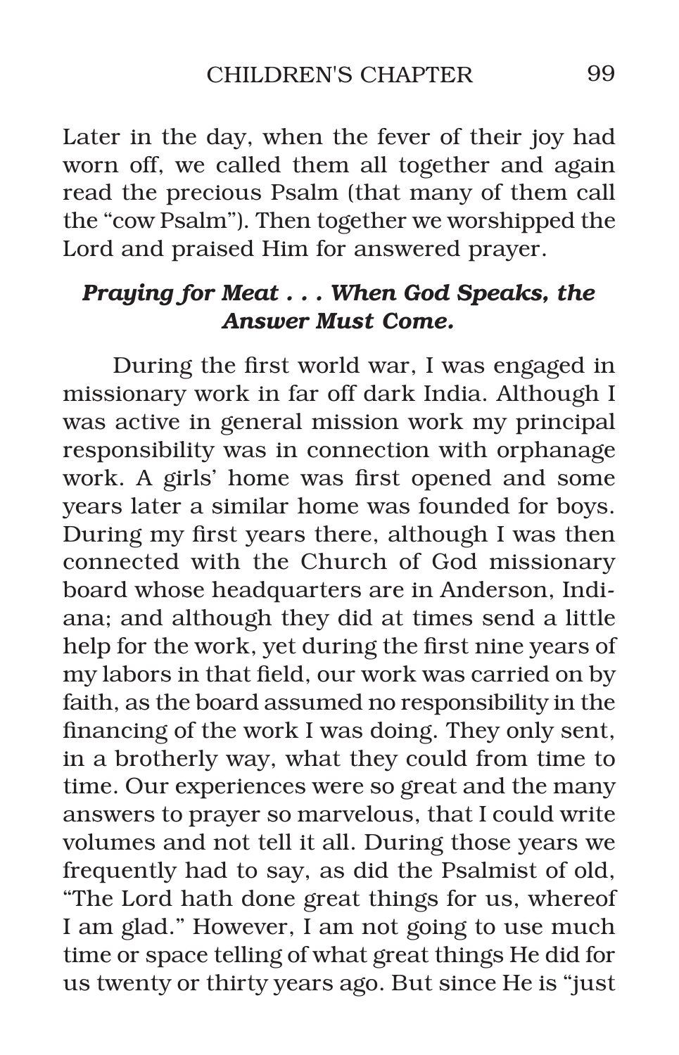Later in the day, when the fever of their joy had worn off, we called them all together and again read the precious Psalm (that many of them call the "cow Psalm"). Then together we worshipped the Lord and praised Him for answered prayer.

### *Praying for Meat . . . When God Speaks, the Answer Must Come.*

During the first world war, I was engaged in missionary work in far off dark India. Although I was active in general mission work my principal responsibility was in connection with orphanage work. A girls' home was first opened and some years later a similar home was founded for boys. During my first years there, although I was then connected with the Church of God missionary board whose headquarters are in Anderson, Indiana; and although they did at times send a little help for the work, yet during the first nine years of my labors in that field, our work was carried on by faith, as the board assumed no responsibility in the financing of the work I was doing. They only sent, in a brotherly way, what they could from time to time. Our experiences were so great and the many answers to prayer so marvelous, that I could write volumes and not tell it all. During those years we frequently had to say, as did the Psalmist of old, "The Lord hath done great things for us, whereof I am glad." However, I am not going to use much time or space telling of what great things He did for us twenty or thirty years ago. But since He is "just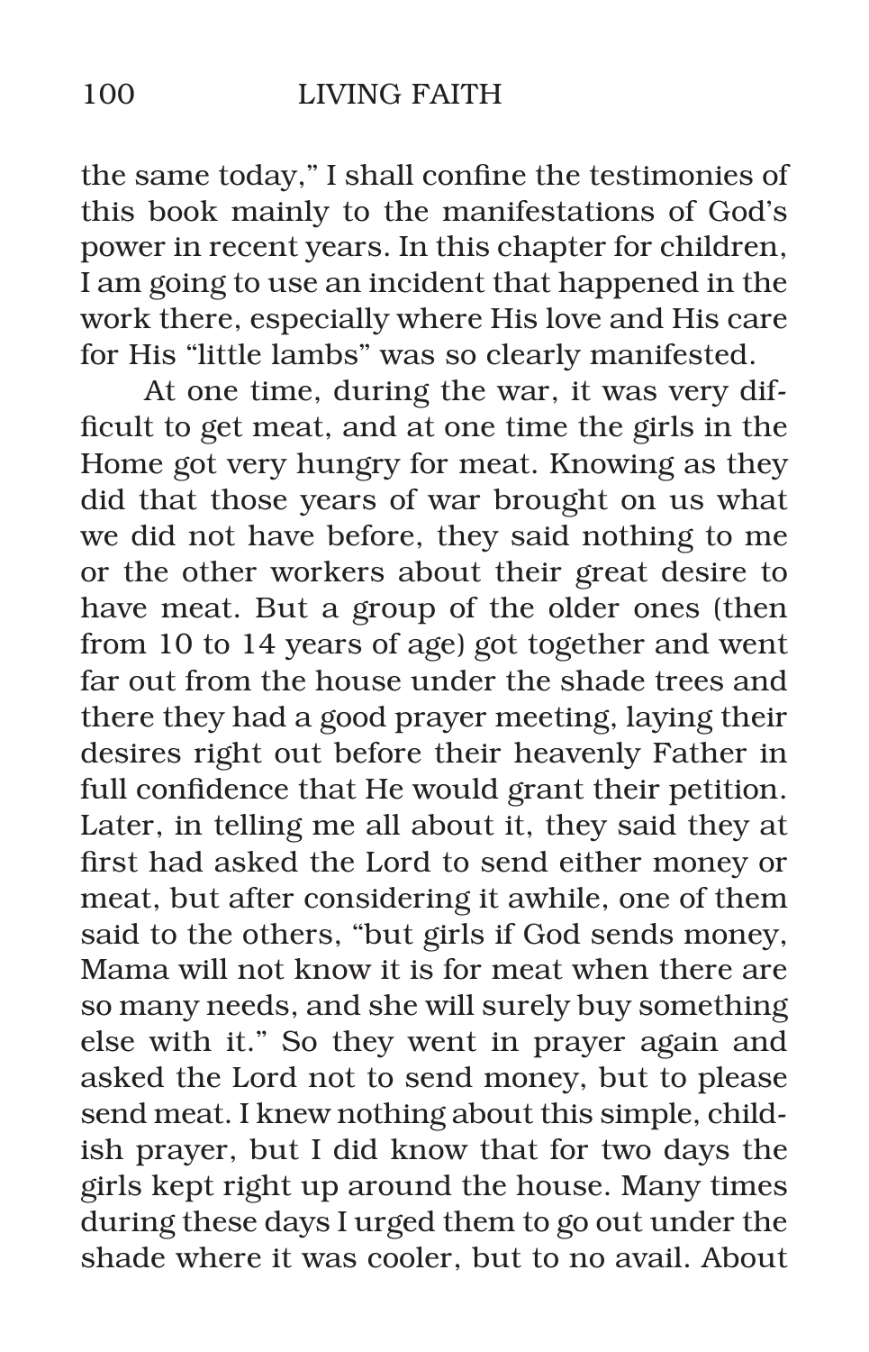the same today," I shall confine the testimonies of this book mainly to the manifestations of God's power in recent years. In this chapter for children, I am going to use an incident that happened in the work there, especially where His love and His care for His "little lambs" was so clearly manifested.

At one time, during the war, it was very difficult to get meat, and at one time the girls in the Home got very hungry for meat. Knowing as they did that those years of war brought on us what we did not have before, they said nothing to me or the other workers about their great desire to have meat. But a group of the older ones (then from 10 to 14 years of age) got together and went far out from the house under the shade trees and there they had a good prayer meeting, laying their desires right out before their heavenly Father in full confidence that He would grant their petition. Later, in telling me all about it, they said they at first had asked the Lord to send either money or meat, but after considering it awhile, one of them said to the others, "but girls if God sends money, Mama will not know it is for meat when there are so many needs, and she will surely buy something else with it." So they went in prayer again and asked the Lord not to send money, but to please send meat. I knew nothing about this simple, childish prayer, but I did know that for two days the girls kept right up around the house. Many times during these days I urged them to go out under the shade where it was cooler, but to no avail. About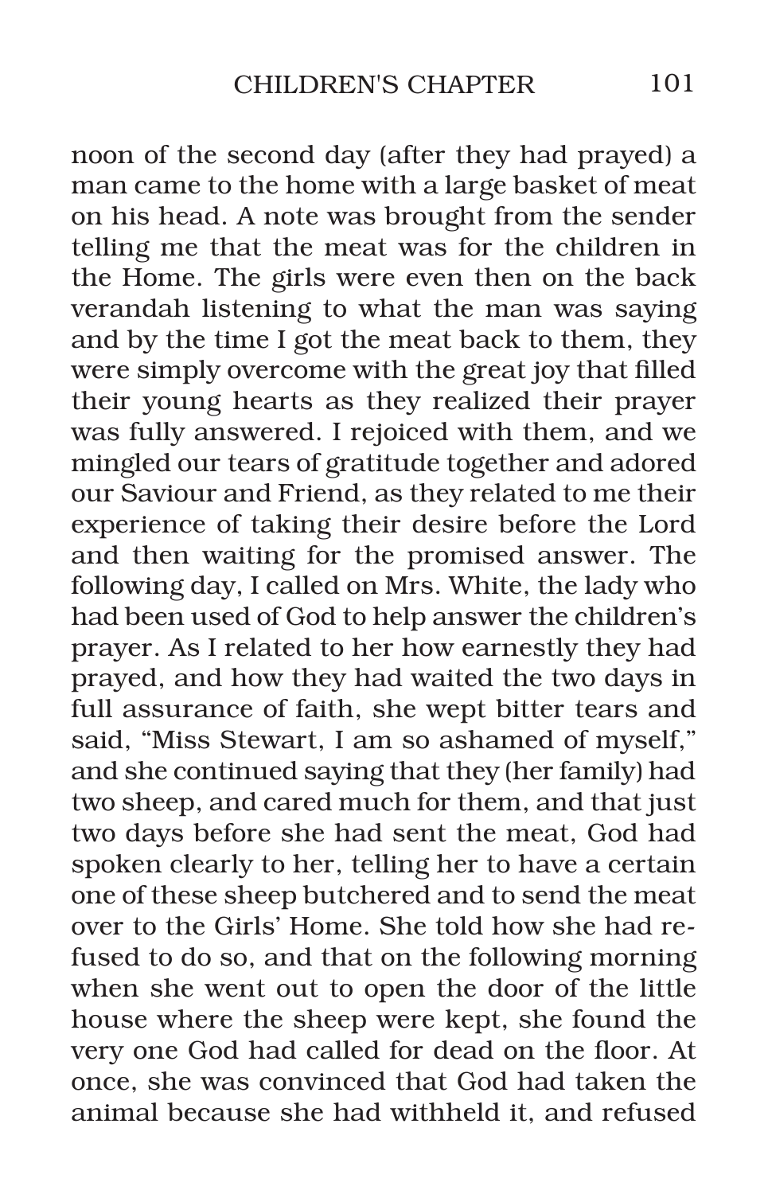noon of the second day (after they had prayed) a man came to the home with a large basket of meat on his head. A note was brought from the sender telling me that the meat was for the children in the Home. The girls were even then on the back verandah listening to what the man was saying and by the time I got the meat back to them, they were simply overcome with the great joy that filled their young hearts as they realized their prayer was fully answered. I rejoiced with them, and we mingled our tears of gratitude together and adored our Saviour and Friend, as they related to me their experience of taking their desire before the Lord and then waiting for the promised answer. The following day, I called on Mrs. White, the lady who had been used of God to help answer the children's prayer. As I related to her how earnestly they had prayed, and how they had waited the two days in full assurance of faith, she wept bitter tears and said, "Miss Stewart, I am so ashamed of myself," and she continued saying that they (her family) had two sheep, and cared much for them, and that just two days before she had sent the meat, God had spoken clearly to her, telling her to have a certain one of these sheep butchered and to send the meat over to the Girls' Home. She told how she had refused to do so, and that on the following morning when she went out to open the door of the little house where the sheep were kept, she found the very one God had called for dead on the floor. At once, she was convinced that God had taken the animal because she had withheld it, and refused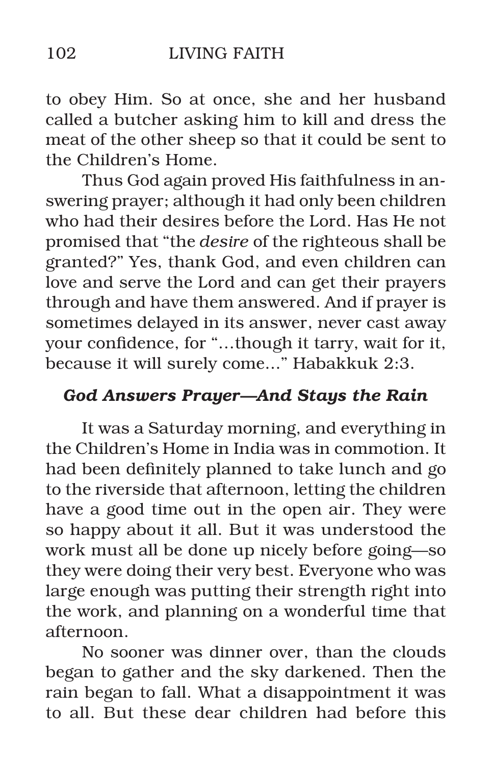to obey Him. So at once, she and her husband called a butcher asking him to kill and dress the meat of the other sheep so that it could be sent to the Children's Home.

Thus God again proved His faithfulness in answering prayer; although it had only been children who had their desires before the Lord. Has He not promised that "the *desire* of the righteous shall be granted?" Yes, thank God, and even children can love and serve the Lord and can get their prayers through and have them answered. And if prayer is sometimes delayed in its answer, never cast away your confidence, for "...though it tarry, wait for it, because it will surely come..." Habakkuk 2:3.

### *God Answers Prayer—And Stays the Rain*

It was a Saturday morning, and everything in the Children's Home in India was in commotion. It had been definitely planned to take lunch and go to the riverside that afternoon, letting the children have a good time out in the open air. They were so happy about it all. But it was understood the work must all be done up nicely before going—so they were doing their very best. Everyone who was large enough was putting their strength right into the work, and planning on a wonderful time that afternoon.

No sooner was dinner over, than the clouds began to gather and the sky darkened. Then the rain began to fall. What a disappointment it was to all. But these dear children had before this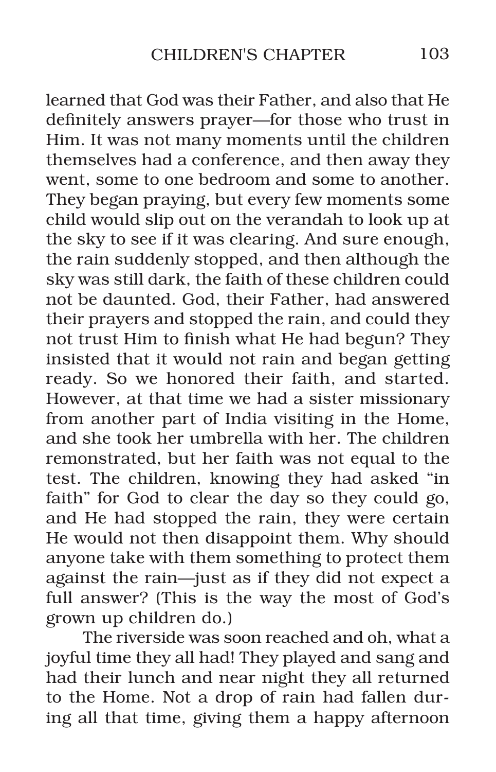learned that God was their Father, and also that He definitely answers prayer—for those who trust in Him. It was not many moments until the children themselves had a conference, and then away they went, some to one bedroom and some to another. They began praying, but every few moments some child would slip out on the verandah to look up at the sky to see if it was clearing. And sure enough, the rain suddenly stopped, and then although the sky was still dark, the faith of these children could not be daunted. God, their Father, had answered their prayers and stopped the rain, and could they not trust Him to finish what He had begun? They insisted that it would not rain and began getting ready. So we honored their faith, and started. However, at that time we had a sister missionary from another part of India visiting in the Home, and she took her umbrella with her. The children remonstrated, but her faith was not equal to the test. The children, knowing they had asked "in faith" for God to clear the day so they could go, and He had stopped the rain, they were certain He would not then disappoint them. Why should anyone take with them something to protect them against the rain—just as if they did not expect a full answer? (This is the way the most of God's grown up children do.)

The riverside was soon reached and oh, what a joyful time they all had! They played and sang and had their lunch and near night they all returned to the Home. Not a drop of rain had fallen during all that time, giving them a happy afternoon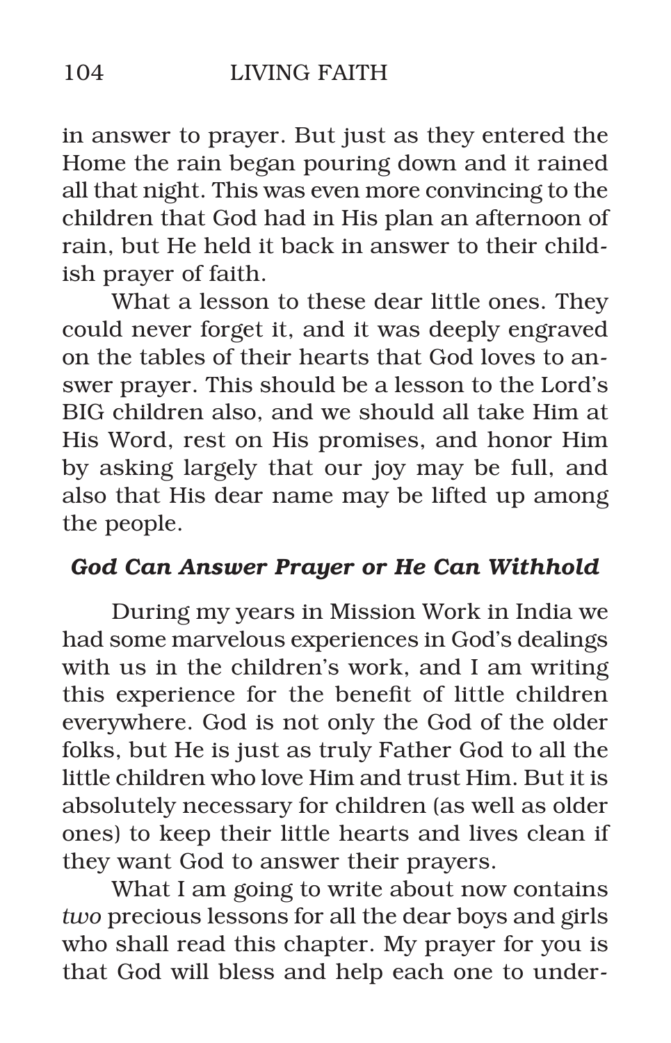in answer to prayer. But just as they entered the Home the rain began pouring down and it rained all that night. This was even more convincing to the children that God had in His plan an afternoon of rain, but He held it back in answer to their childish prayer of faith.

What a lesson to these dear little ones. They could never forget it, and it was deeply engraved on the tables of their hearts that God loves to answer prayer. This should be a lesson to the Lord's BIG children also, and we should all take Him at His Word, rest on His promises, and honor Him by asking largely that our joy may be full, and also that His dear name may be lifted up among the people.

### *God Can Answer Prayer or He Can Withhold*

During my years in Mission Work in India we had some marvelous experiences in God's dealings with us in the children's work, and I am writing this experience for the benefit of little children everywhere. God is not only the God of the older folks, but He is just as truly Father God to all the little children who love Him and trust Him. But it is absolutely necessary for children (as well as older ones) to keep their little hearts and lives clean if they want God to answer their prayers.

What I am going to write about now contains *two* precious lessons for all the dear boys and girls who shall read this chapter. My prayer for you is that God will bless and help each one to under-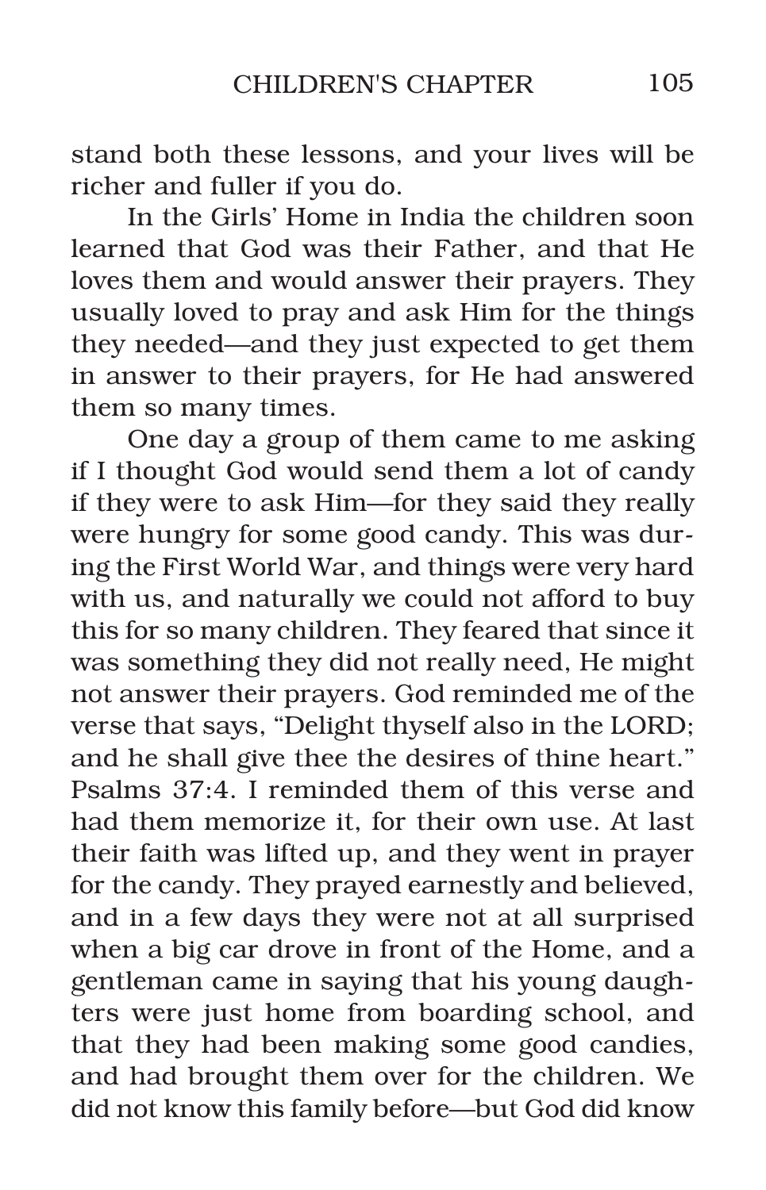stand both these lessons, and your lives will be richer and fuller if you do.

In the Girls' Home in India the children soon learned that God was their Father, and that He loves them and would answer their prayers. They usually loved to pray and ask Him for the things they needed—and they just expected to get them in answer to their prayers, for He had answered them so many times.

One day a group of them came to me asking if I thought God would send them a lot of candy if they were to ask Him—for they said they really were hungry for some good candy. This was during the First World War, and things were very hard with us, and naturally we could not afford to buy this for so many children. They feared that since it was something they did not really need, He might not answer their prayers. God reminded me of the verse that says, "Delight thyself also in the LORD; and he shall give thee the desires of thine heart." Psalms 37:4. I reminded them of this verse and had them memorize it, for their own use. At last their faith was lifted up, and they went in prayer for the candy. They prayed earnestly and believed, and in a few days they were not at all surprised when a big car drove in front of the Home, and a gentleman came in saying that his young daughters were just home from boarding school, and that they had been making some good candies, and had brought them over for the children. We did not know this family before—but God did know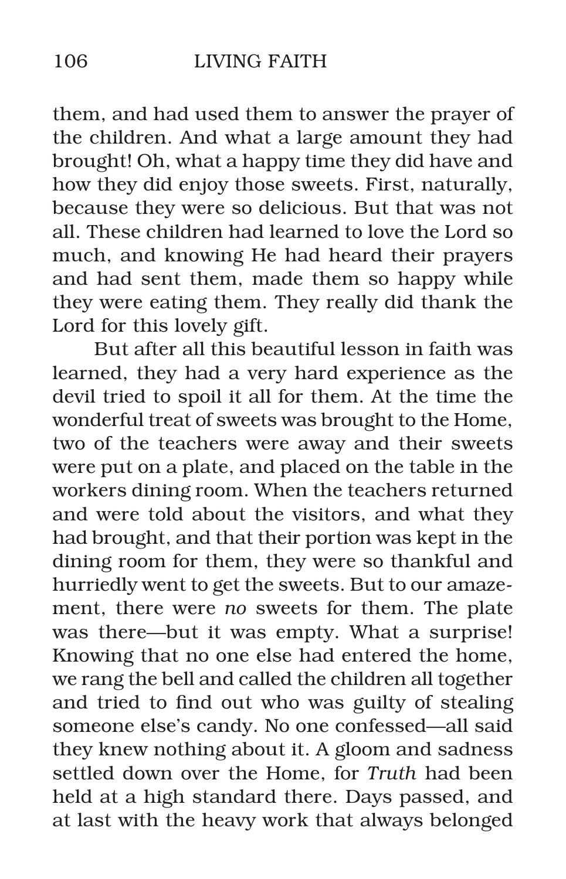them, and had used them to answer the prayer of the children. And what a large amount they had brought! Oh, what a happy time they did have and how they did enjoy those sweets. First, naturally, because they were so delicious. But that was not all. These children had learned to love the Lord so much, and knowing He had heard their prayers and had sent them, made them so happy while they were eating them. They really did thank the Lord for this lovely gift.

But after all this beautiful lesson in faith was learned, they had a very hard experience as the devil tried to spoil it all for them. At the time the wonderful treat of sweets was brought to the Home, two of the teachers were away and their sweets were put on a plate, and placed on the table in the workers dining room. When the teachers returned and were told about the visitors, and what they had brought, and that their portion was kept in the dining room for them, they were so thankful and hurriedly went to get the sweets. But to our amazement, there were *no* sweets for them. The plate was there—but it was empty. What a surprise! Knowing that no one else had entered the home, we rang the bell and called the children all together and tried to find out who was guilty of stealing someone else's candy. No one confessed—all said they knew nothing about it. A gloom and sadness settled down over the Home, for *Truth* had been held at a high standard there. Days passed, and at last with the heavy work that always belonged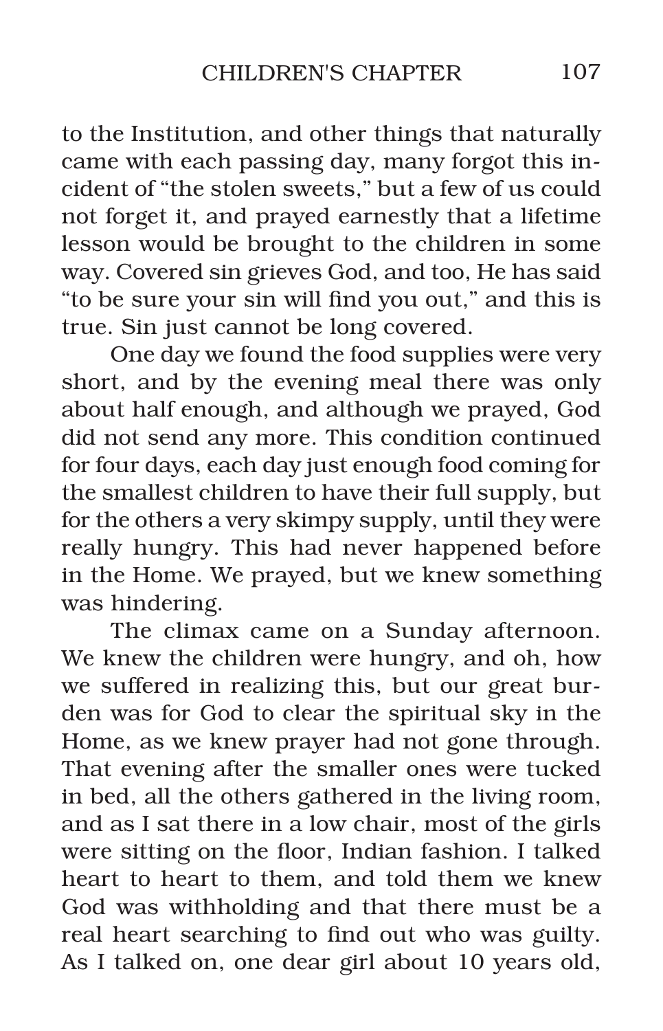to the Institution, and other things that naturally came with each passing day, many forgot this incident of "the stolen sweets," but a few of us could not forget it, and prayed earnestly that a lifetime lesson would be brought to the children in some way. Covered sin grieves God, and too, He has said "to be sure your sin will find you out," and this is true. Sin just cannot be long covered.

One day we found the food supplies were very short, and by the evening meal there was only about half enough, and although we prayed, God did not send any more. This condition continued for four days, each day just enough food coming for the smallest children to have their full supply, but for the others a very skimpy supply, until they were really hungry. This had never happened before in the Home. We prayed, but we knew something was hindering.

The climax came on a Sunday afternoon. We knew the children were hungry, and oh, how we suffered in realizing this, but our great burden was for God to clear the spiritual sky in the Home, as we knew prayer had not gone through. That evening after the smaller ones were tucked in bed, all the others gathered in the living room, and as I sat there in a low chair, most of the girls were sitting on the floor, Indian fashion. I talked heart to heart to them, and told them we knew God was withholding and that there must be a real heart searching to find out who was guilty. As I talked on, one dear girl about 10 years old,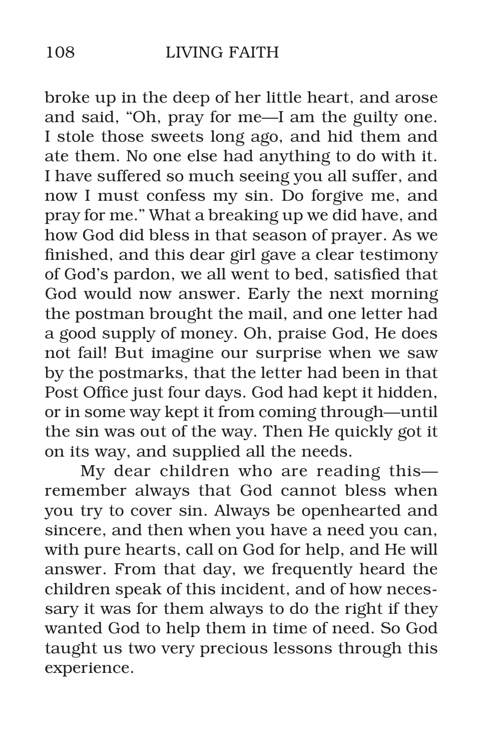broke up in the deep of her little heart, and arose and said, "Oh, pray for me—I am the guilty one. I stole those sweets long ago, and hid them and ate them. No one else had anything to do with it. I have suffered so much seeing you all suffer, and now I must confess my sin. Do forgive me, and pray for me." What a breaking up we did have, and how God did bless in that season of prayer. As we finished, and this dear girl gave a clear testimony of God's pardon, we all went to bed, satisfied that God would now answer. Early the next morning the postman brought the mail, and one letter had a good supply of money. Oh, praise God, He does not fail! But imagine our surprise when we saw by the postmarks, that the letter had been in that Post Office just four days. God had kept it hidden, or in some way kept it from coming through—until the sin was out of the way. Then He quickly got it on its way, and supplied all the needs.

My dear children who are reading this—remember always that God cannot bless when you try to cover sin. Always be openhearted and sincere, and then when you have a need you can, with pure hearts, call on God for help, and He will answer. From that day, we frequently heard the children speak of this incident, and of how necessary it was for them always to do the right if they wanted God to help them in time of need. So God taught us two very precious lessons through this experience.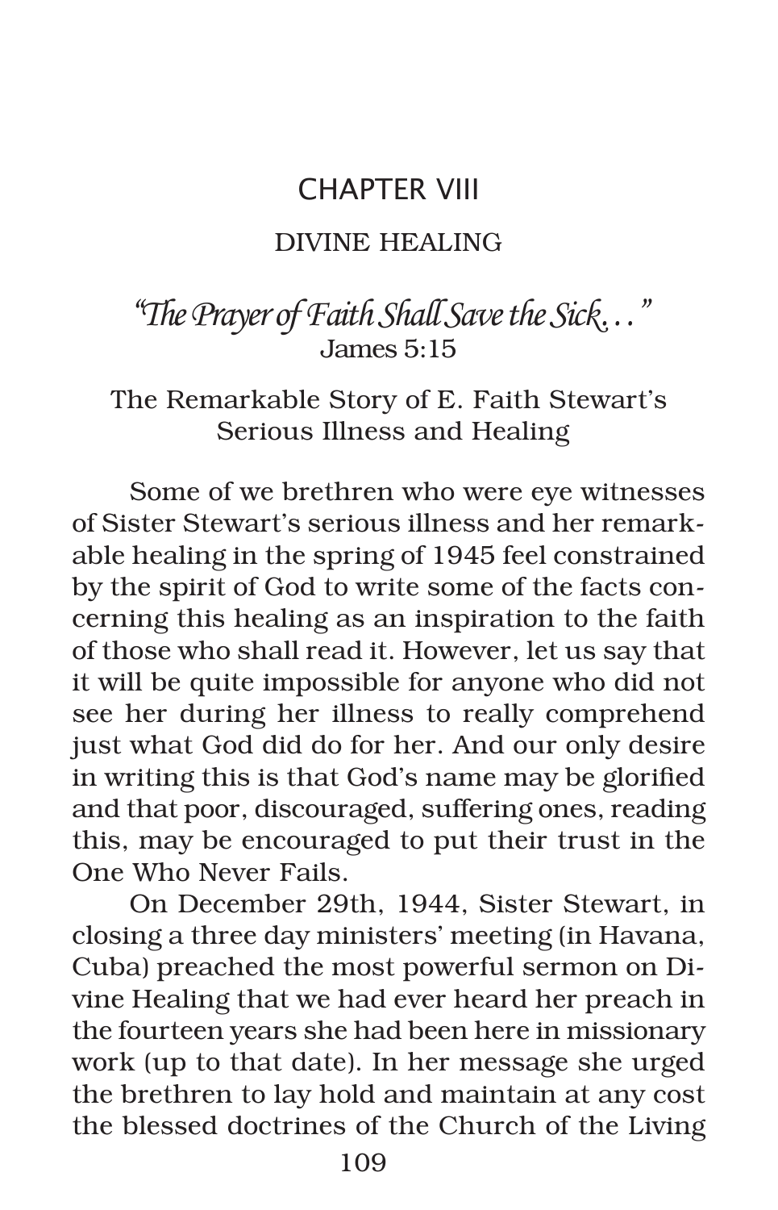# CHAPTER VIII

## DIVINE HEALING

### *"The Prayer of Faith Shall Save the Sick. . ."*
James 5:15

### The Remarkable Story of E. Faith Stewart's Serious Illness and Healing

Some of we brethren who were eye witnesses of Sister Stewart's serious illness and her remarkable healing in the spring of 1945 feel constrained by the spirit of God to write some of the facts concerning this healing as an inspiration to the faith of those who shall read it. However, let us say that it will be quite impossible for anyone who did not see her during her illness to really comprehend just what God did do for her. And our only desire in writing this is that God's name may be glorified and that poor, discouraged, suffering ones, reading this, may be encouraged to put their trust in the One Who Never Fails.

On December 29th, 1944, Sister Stewart, in closing a three day ministers' meeting (in Havana, Cuba) preached the most powerful sermon on Divine Healing that we had ever heard her preach in the fourteen years she had been here in missionary work (up to that date). In her message she urged the brethren to lay hold and maintain at any cost the blessed doctrines of the Church of the Living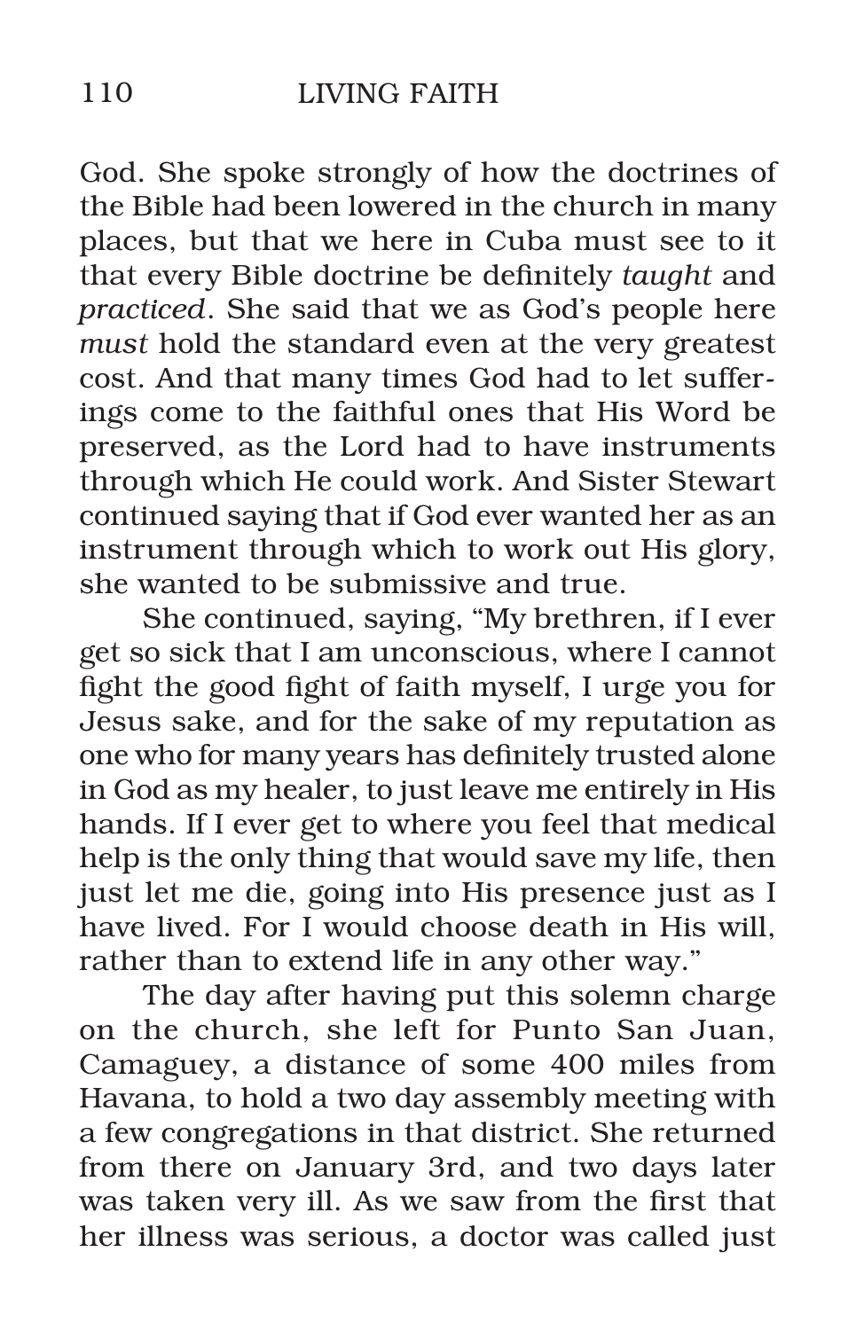God. She spoke strongly of how the doctrines of the Bible had been lowered in the church in many places, but that we here in Cuba must see to it that every Bible doctrine be definitely *taught* and *practiced*. She said that we as God's people here *must* hold the standard even at the very greatest cost. And that many times God had to let sufferings come to the faithful ones that His Word be preserved, as the Lord had to have instruments through which He could work. And Sister Stewart continued saying that if God ever wanted her as an instrument through which to work out His glory, she wanted to be submissive and true.

She continued, saying, "My brethren, if I ever get so sick that I am unconscious, where I cannot fight the good fight of faith myself, I urge you for Jesus sake, and for the sake of my reputation as one who for many years has definitely trusted alone in God as my healer, to just leave me entirely in His hands. If I ever get to where you feel that medical help is the only thing that would save my life, then just let me die, going into His presence just as I have lived. For I would choose death in His will, rather than to extend life in any other way."

The day after having put this solemn charge on the church, she left for Punto San Juan, Camaguey, a distance of some 400 miles from Havana, to hold a two day assembly meeting with a few congregations in that district. She returned from there on January 3rd, and two days later was taken very ill. As we saw from the first that her illness was serious, a doctor was called just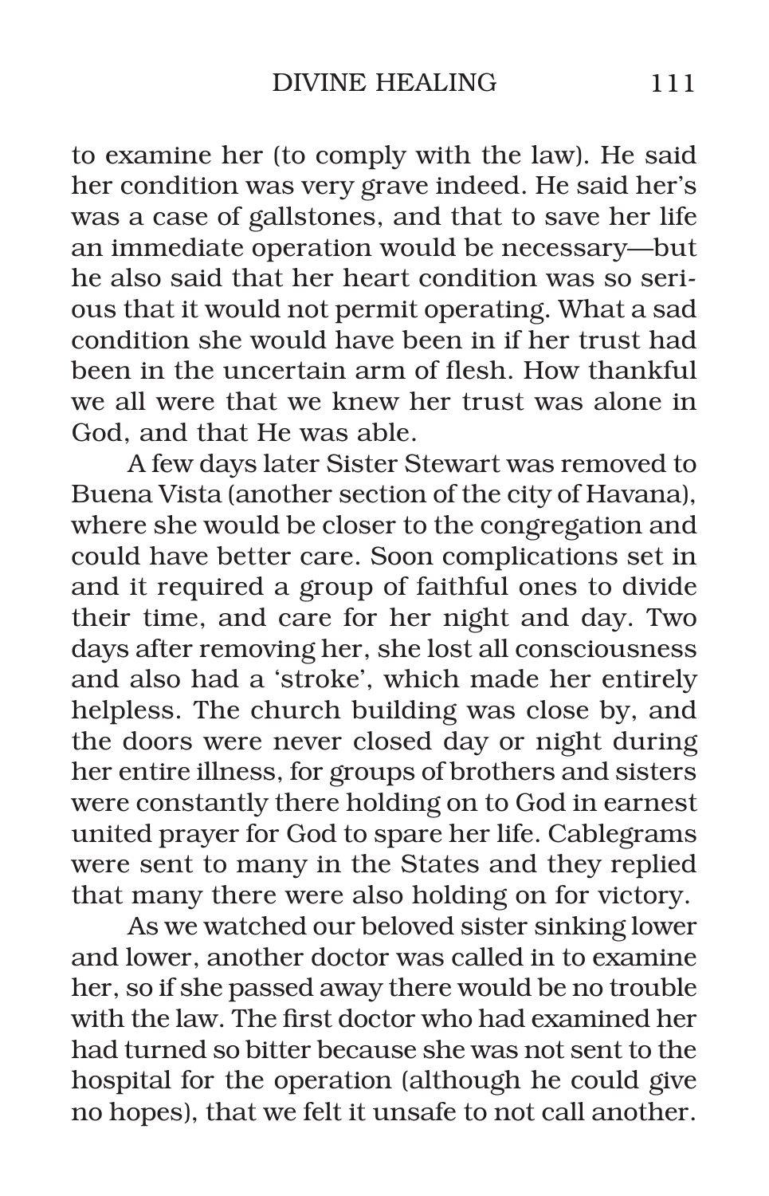to examine her (to comply with the law). He said her condition was very grave indeed. He said her's was a case of gallstones, and that to save her life an immediate operation would be necessary—but he also said that her heart condition was so serious that it would not permit operating. What a sad condition she would have been in if her trust had been in the uncertain arm of flesh. How thankful we all were that we knew her trust was alone in God, and that He was able.

A few days later Sister Stewart was removed to Buena Vista (another section of the city of Havana), where she would be closer to the congregation and could have better care. Soon complications set in and it required a group of faithful ones to divide their time, and care for her night and day. Two days after removing her, she lost all consciousness and also had a 'stroke', which made her entirely helpless. The church building was close by, and the doors were never closed day or night during her entire illness, for groups of brothers and sisters were constantly there holding on to God in earnest united prayer for God to spare her life. Cablegrams were sent to many in the States and they replied that many there were also holding on for victory.

As we watched our beloved sister sinking lower and lower, another doctor was called in to examine her, so if she passed away there would be no trouble with the law. The first doctor who had examined her had turned so bitter because she was not sent to the hospital for the operation (although he could give no hopes), that we felt it unsafe to not call another.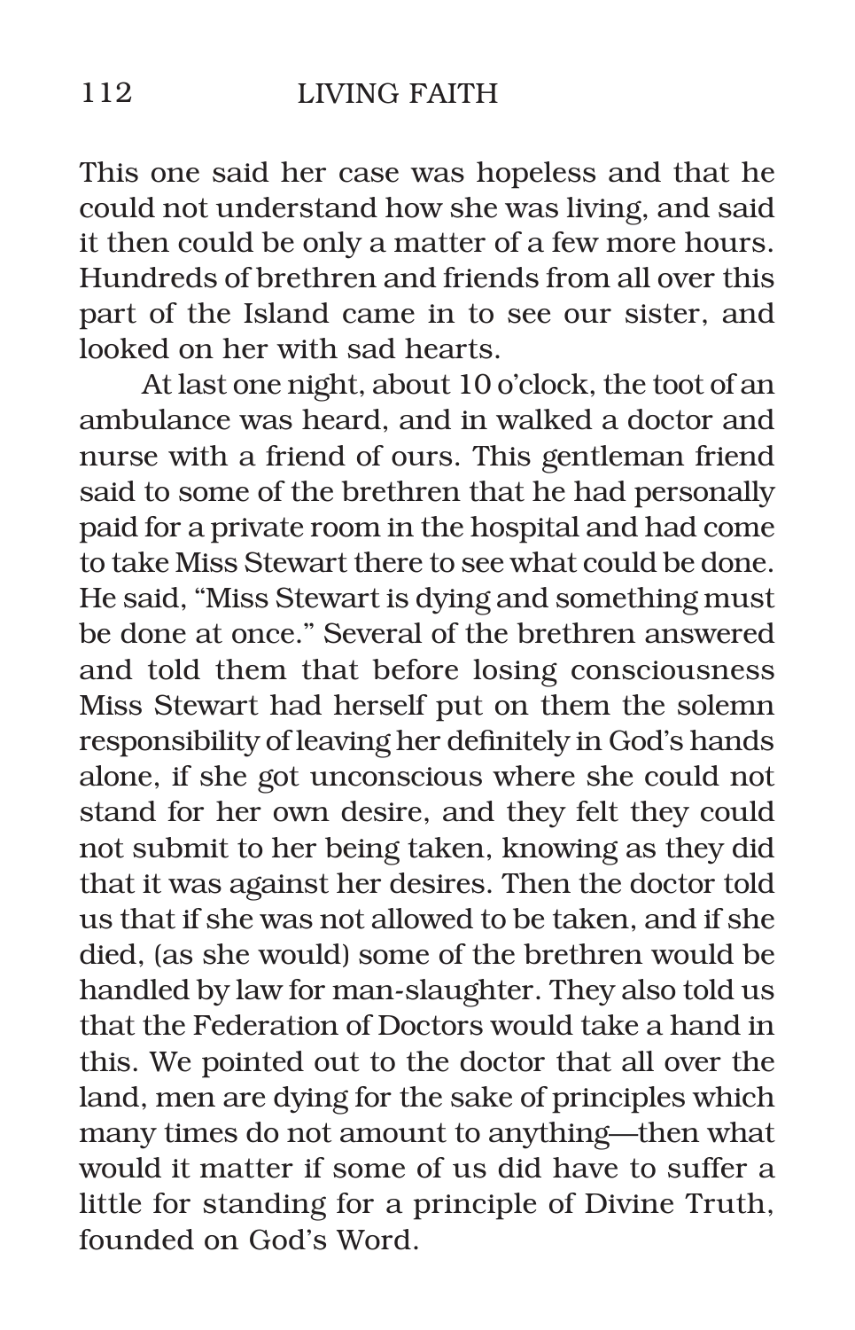This one said her case was hopeless and that he could not understand how she was living, and said it then could be only a matter of a few more hours. Hundreds of brethren and friends from all over this part of the Island came in to see our sister, and looked on her with sad hearts.

At last one night, about 10 o'clock, the toot of an ambulance was heard, and in walked a doctor and nurse with a friend of ours. This gentleman friend said to some of the brethren that he had personally paid for a private room in the hospital and had come to take Miss Stewart there to see what could be done. He said, "Miss Stewart is dying and something must be done at once." Several of the brethren answered and told them that before losing consciousness Miss Stewart had herself put on them the solemn responsibility of leaving her definitely in God's hands alone, if she got unconscious where she could not stand for her own desire, and they felt they could not submit to her being taken, knowing as they did that it was against her desires. Then the doctor told us that if she was not allowed to be taken, and if she died, (as she would) some of the brethren would be handled by law for man-slaughter. They also told us that the Federation of Doctors would take a hand in this. We pointed out to the doctor that all over the land, men are dying for the sake of principles which many times do not amount to anything—then what would it matter if some of us did have to suffer a little for standing for a principle of Divine Truth, founded on God's Word.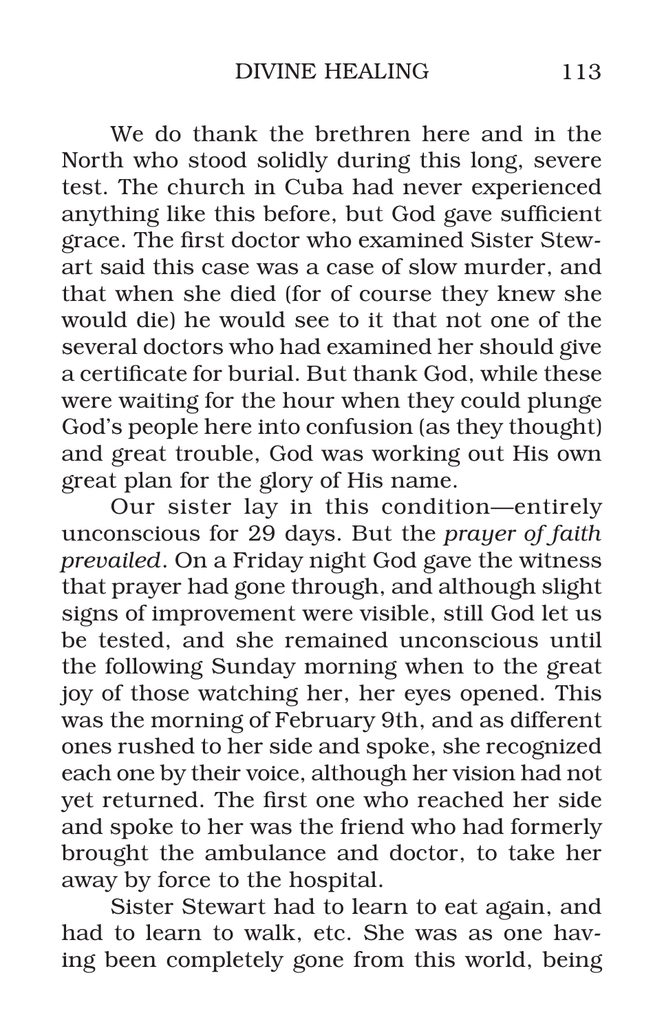We do thank the brethren here and in the North who stood solidly during this long, severe test. The church in Cuba had never experienced anything like this before, but God gave sufficient grace. The first doctor who examined Sister Stewart said this case was a case of slow murder, and that when she died (for of course they knew she would die) he would see to it that not one of the several doctors who had examined her should give a certificate for burial. But thank God, while these were waiting for the hour when they could plunge God's people here into confusion (as they thought) and great trouble, God was working out His own great plan for the glory of His name.

Our sister lay in this condition—entirely unconscious for 29 days. But the *prayer of faith prevailed*. On a Friday night God gave the witness that prayer had gone through, and although slight signs of improvement were visible, still God let us be tested, and she remained unconscious until the following Sunday morning when to the great joy of those watching her, her eyes opened. This was the morning of February 9th, and as different ones rushed to her side and spoke, she recognized each one by their voice, although her vision had not yet returned. The first one who reached her side and spoke to her was the friend who had formerly brought the ambulance and doctor, to take her away by force to the hospital.

Sister Stewart had to learn to eat again, and had to learn to walk, etc. She was as one having been completely gone from this world, being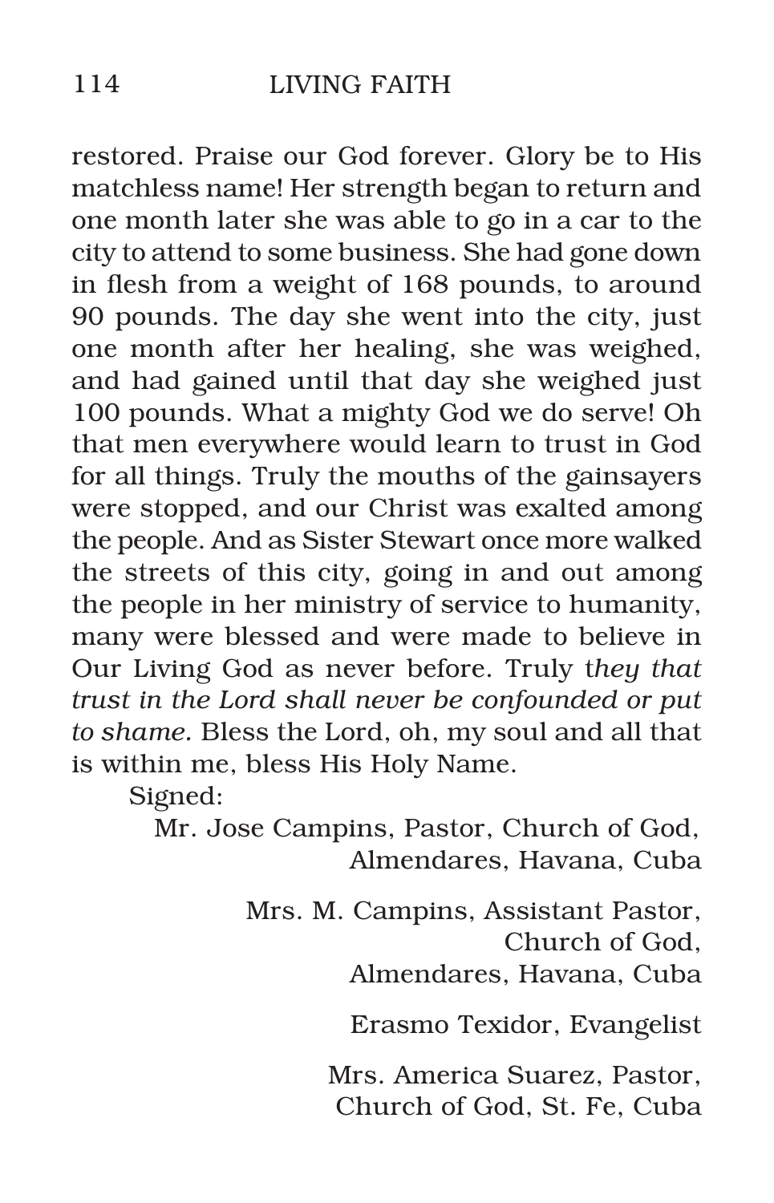restored. Praise our God forever. Glory be to His matchless name! Her strength began to return and one month later she was able to go in a car to the city to attend to some business. She had gone down in flesh from a weight of 168 pounds, to around 90 pounds. The day she went into the city, just one month after her healing, she was weighed, and had gained until that day she weighed just 100 pounds. What a mighty God we do serve! Oh that men everywhere would learn to trust in God for all things. Truly the mouths of the gainsayers were stopped, and our Christ was exalted among the people. And as Sister Stewart once more walked the streets of this city, going in and out among the people in her ministry of service to humanity, many were blessed and were made to believe in Our Living God as never before. Truly t*hey that trust in the Lord shall never be confounded or put to shame.* Bless the Lord, oh, my soul and all that is within me, bless His Holy Name.

Signed:

Mr. Jose Campins, Pastor, Church of God,
Almendares, Havana, Cuba

Mrs. M. Campins, Assistant Pastor,
Church of God,
Almendares, Havana, Cuba

Erasmo Texidor, Evangelist

Mrs. America Suarez, Pastor,
Church of God, St. Fe, Cuba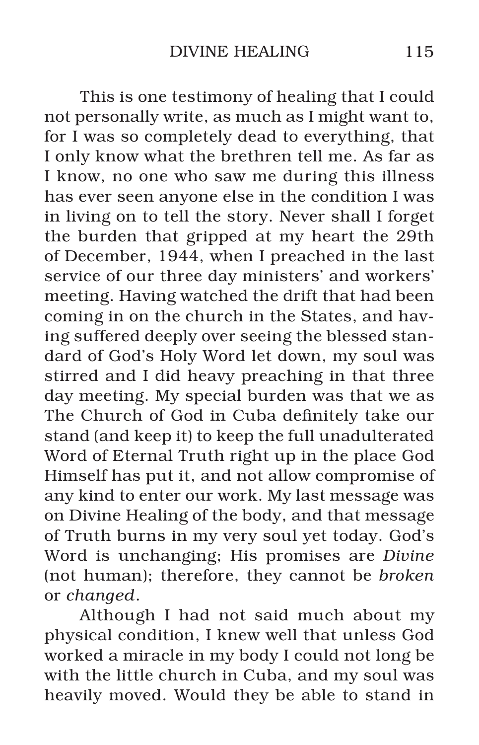This is one testimony of healing that I could not personally write, as much as I might want to, for I was so completely dead to everything, that I only know what the brethren tell me. As far as I know, no one who saw me during this illness has ever seen anyone else in the condition I was in living on to tell the story. Never shall I forget the burden that gripped at my heart the 29th of December, 1944, when I preached in the last service of our three day ministers' and workers' meeting. Having watched the drift that had been coming in on the church in the States, and having suffered deeply over seeing the blessed standard of God's Holy Word let down, my soul was stirred and I did heavy preaching in that three day meeting. My special burden was that we as The Church of God in Cuba definitely take our stand (and keep it) to keep the full unadulterated Word of Eternal Truth right up in the place God Himself has put it, and not allow compromise of any kind to enter our work. My last message was on Divine Healing of the body, and that message of Truth burns in my very soul yet today. God's Word is unchanging; His promises are *Divine* (not human); therefore, they cannot be *broken* or *changed*.

Although I had not said much about my physical condition, I knew well that unless God worked a miracle in my body I could not long be with the little church in Cuba, and my soul was heavily moved. Would they be able to stand in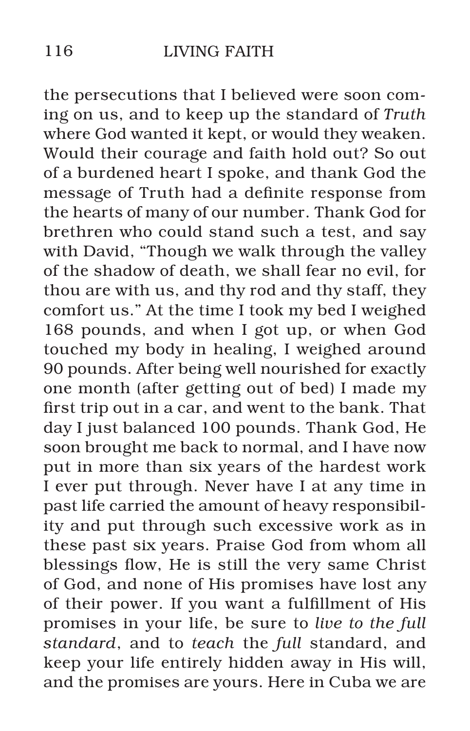the persecutions that I believed were soon coming on us, and to keep up the standard of *Truth* where God wanted it kept, or would they weaken. Would their courage and faith hold out? So out of a burdened heart I spoke, and thank God the message of Truth had a definite response from the hearts of many of our number. Thank God for brethren who could stand such a test, and say with David, "Though we walk through the valley of the shadow of death, we shall fear no evil, for thou are with us, and thy rod and thy staff, they comfort us." At the time I took my bed I weighed 168 pounds, and when I got up, or when God touched my body in healing, I weighed around 90 pounds. After being well nourished for exactly one month (after getting out of bed) I made my first trip out in a car, and went to the bank. That day I just balanced 100 pounds. Thank God, He soon brought me back to normal, and I have now put in more than six years of the hardest work I ever put through. Never have I at any time in past life carried the amount of heavy responsibility and put through such excessive work as in these past six years. Praise God from whom all blessings flow, He is still the very same Christ of God, and none of His promises have lost any of their power. If you want a fulfillment of His promises in your life, be sure to *live to the full standard*, and to *teach* the *full* standard, and keep your life entirely hidden away in His will, and the promises are yours. Here in Cuba we are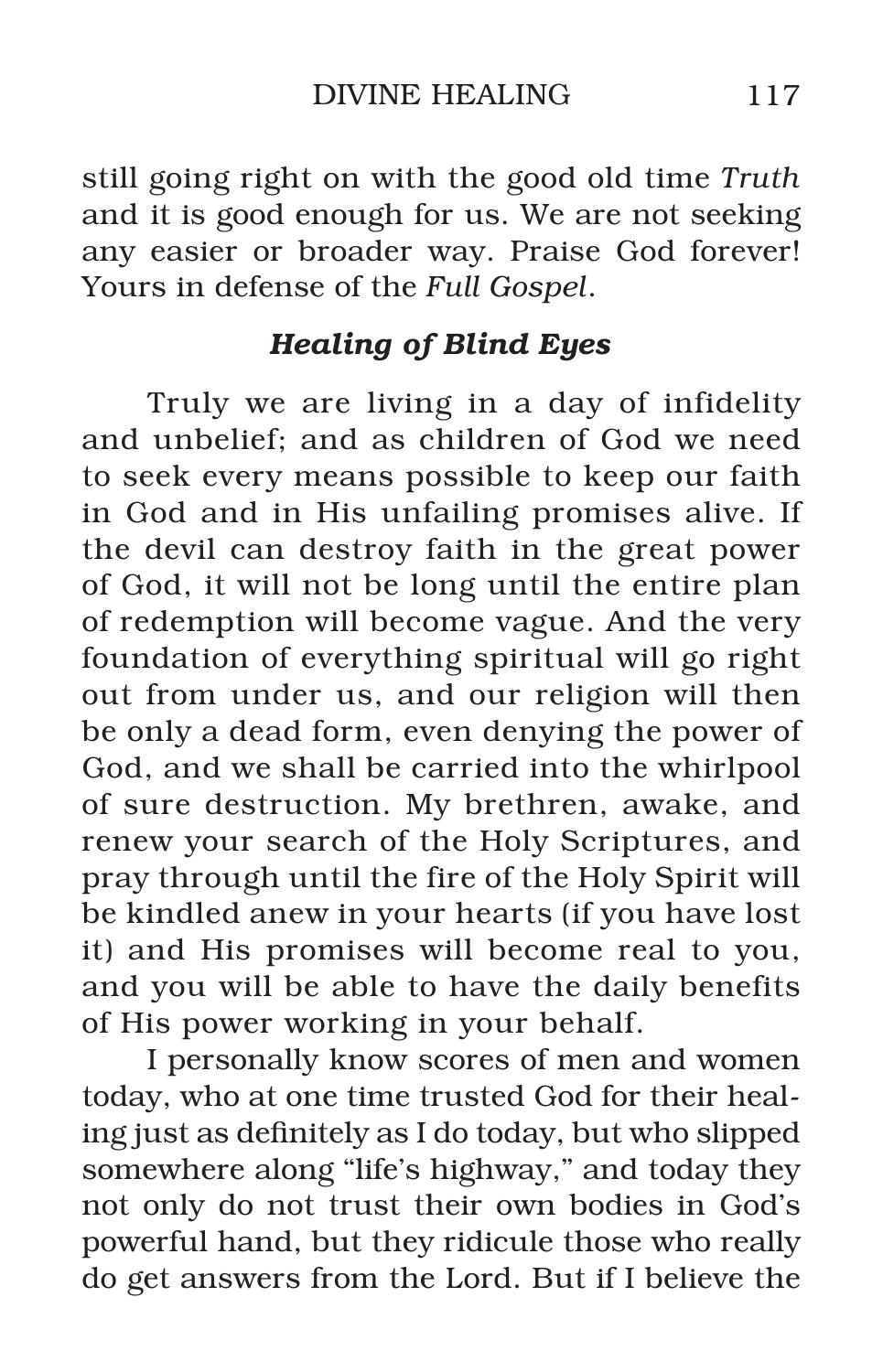still going right on with the good old time *Truth* and it is good enough for us. We are not seeking any easier or broader way. Praise God forever! Yours in defense of the *Full Gospel*.

### *Healing of Blind Eyes*

Truly we are living in a day of infidelity and unbelief; and as children of God we need to seek every means possible to keep our faith in God and in His unfailing promises alive. If the devil can destroy faith in the great power of God, it will not be long until the entire plan of redemption will become vague. And the very foundation of everything spiritual will go right out from under us, and our religion will then be only a dead form, even denying the power of God, and we shall be carried into the whirlpool of sure destruction. My brethren, awake, and renew your search of the Holy Scriptures, and pray through until the fire of the Holy Spirit will be kindled anew in your hearts (if you have lost it) and His promises will become real to you, and you will be able to have the daily benefits of His power working in your behalf.

I personally know scores of men and women today, who at one time trusted God for their healing just as definitely as I do today, but who slipped somewhere along "life's highway," and today they not only do not trust their own bodies in God's powerful hand, but they ridicule those who really do get answers from the Lord. But if I believe the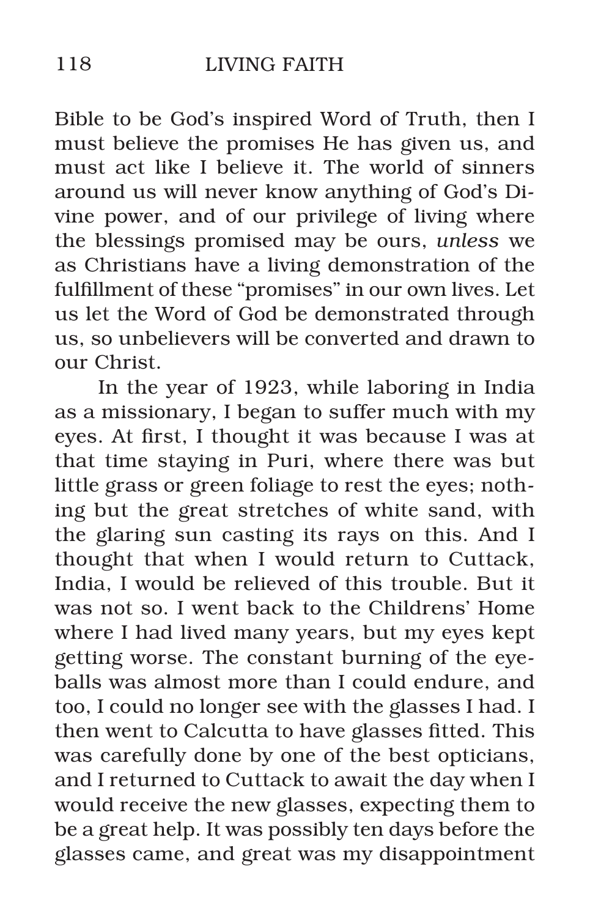Bible to be God's inspired Word of Truth, then I must believe the promises He has given us, and must act like I believe it. The world of sinners around us will never know anything of God's Divine power, and of our privilege of living where the blessings promised may be ours, *unless* we as Christians have a living demonstration of the fulfillment of these "promises" in our own lives. Let us let the Word of God be demonstrated through us, so unbelievers will be converted and drawn to our Christ.

In the year of 1923, while laboring in India as a missionary, I began to suffer much with my eyes. At first, I thought it was because I was at that time staying in Puri, where there was but little grass or green foliage to rest the eyes; nothing but the great stretches of white sand, with the glaring sun casting its rays on this. And I thought that when I would return to Cuttack, India, I would be relieved of this trouble. But it was not so. I went back to the Childrens' Home where I had lived many years, but my eyes kept getting worse. The constant burning of the eyeballs was almost more than I could endure, and too, I could no longer see with the glasses I had. I then went to Calcutta to have glasses fitted. This was carefully done by one of the best opticians, and I returned to Cuttack to await the day when I would receive the new glasses, expecting them to be a great help. It was possibly ten days before the glasses came, and great was my disappointment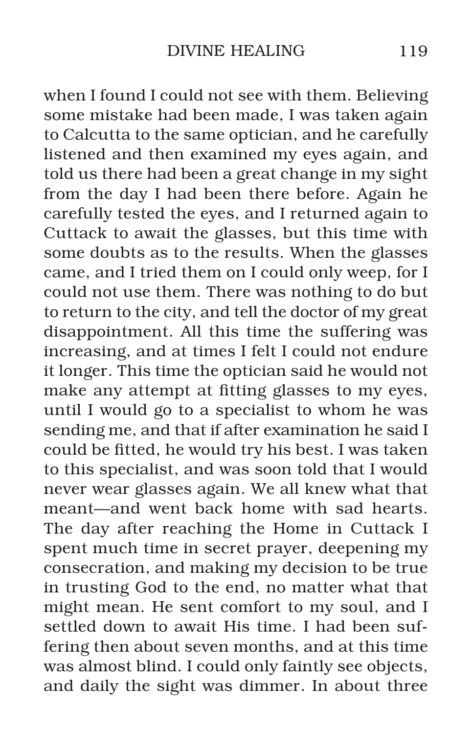when I found I could not see with them. Believing some mistake had been made, I was taken again to Calcutta to the same optician, and he carefully listened and then examined my eyes again, and told us there had been a great change in my sight from the day I had been there before. Again he carefully tested the eyes, and I returned again to Cuttack to await the glasses, but this time with some doubts as to the results. When the glasses came, and I tried them on I could only weep, for I could not use them. There was nothing to do but to return to the city, and tell the doctor of my great disappointment. All this time the suffering was increasing, and at times I felt I could not endure it longer. This time the optician said he would not make any attempt at fitting glasses to my eyes, until I would go to a specialist to whom he was sending me, and that if after examination he said I could be fitted, he would try his best. I was taken to this specialist, and was soon told that I would never wear glasses again. We all knew what that meant—and went back home with sad hearts. The day after reaching the Home in Cuttack I spent much time in secret prayer, deepening my consecration, and making my decision to be true in trusting God to the end, no matter what that might mean. He sent comfort to my soul, and I settled down to await His time. I had been suffering then about seven months, and at this time was almost blind. I could only faintly see objects, and daily the sight was dimmer. In about three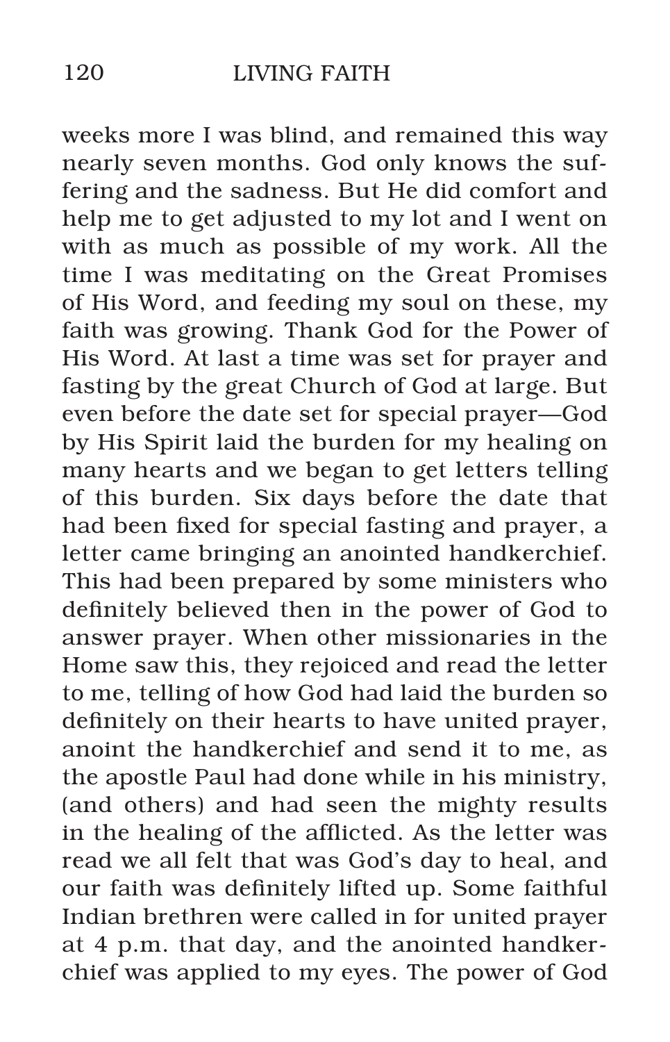weeks more I was blind, and remained this way nearly seven months. God only knows the suffering and the sadness. But He did comfort and help me to get adjusted to my lot and I went on with as much as possible of my work. All the time I was meditating on the Great Promises of His Word, and feeding my soul on these, my faith was growing. Thank God for the Power of His Word. At last a time was set for prayer and fasting by the great Church of God at large. But even before the date set for special prayer—God by His Spirit laid the burden for my healing on many hearts and we began to get letters telling of this burden. Six days before the date that had been fixed for special fasting and prayer, a letter came bringing an anointed handkerchief. This had been prepared by some ministers who definitely believed then in the power of God to answer prayer. When other missionaries in the Home saw this, they rejoiced and read the letter to me, telling of how God had laid the burden so definitely on their hearts to have united prayer, anoint the handkerchief and send it to me, as the apostle Paul had done while in his ministry, (and others) and had seen the mighty results in the healing of the afflicted. As the letter was read we all felt that was God's day to heal, and our faith was definitely lifted up. Some faithful Indian brethren were called in for united prayer at 4 p.m. that day, and the anointed handkerchief was applied to my eyes. The power of God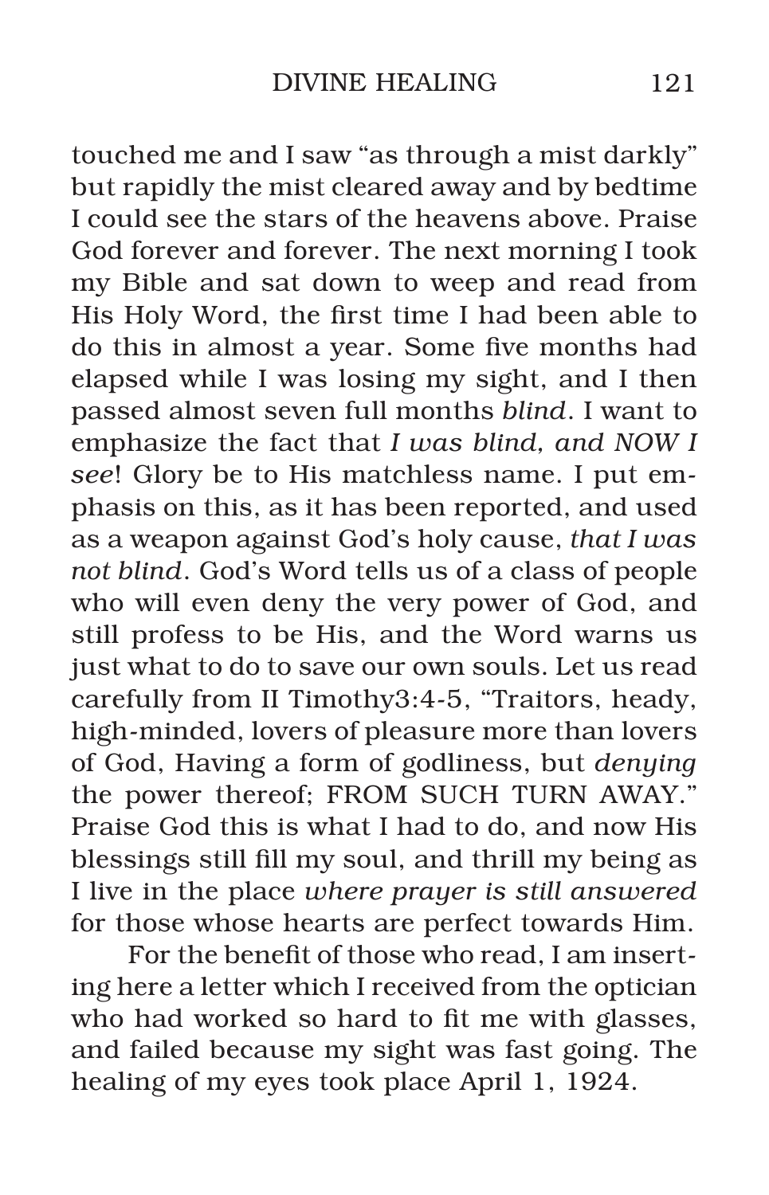touched me and I saw "as through a mist darkly" but rapidly the mist cleared away and by bedtime I could see the stars of the heavens above. Praise God forever and forever. The next morning I took my Bible and sat down to weep and read from His Holy Word, the first time I had been able to do this in almost a year. Some five months had elapsed while I was losing my sight, and I then passed almost seven full months *blind*. I want to emphasize the fact that *I was blind, and NOW I see*! Glory be to His matchless name. I put emphasis on this, as it has been reported, and used as a weapon against God's holy cause, *that I was not blind*. God's Word tells us of a class of people who will even deny the very power of God, and still profess to be His, and the Word warns us just what to do to save our own souls. Let us read carefully from II Timothy3:4-5, "Traitors, heady, high-minded, lovers of pleasure more than lovers of God, Having a form of godliness, but *denying* the power thereof; FROM SUCH TURN AWAY." Praise God this is what I had to do, and now His blessings still fill my soul, and thrill my being as I live in the place *where prayer is still answered* for those whose hearts are perfect towards Him.

For the benefit of those who read, I am inserting here a letter which I received from the optician who had worked so hard to fit me with glasses, and failed because my sight was fast going. The healing of my eyes took place April 1, 1924.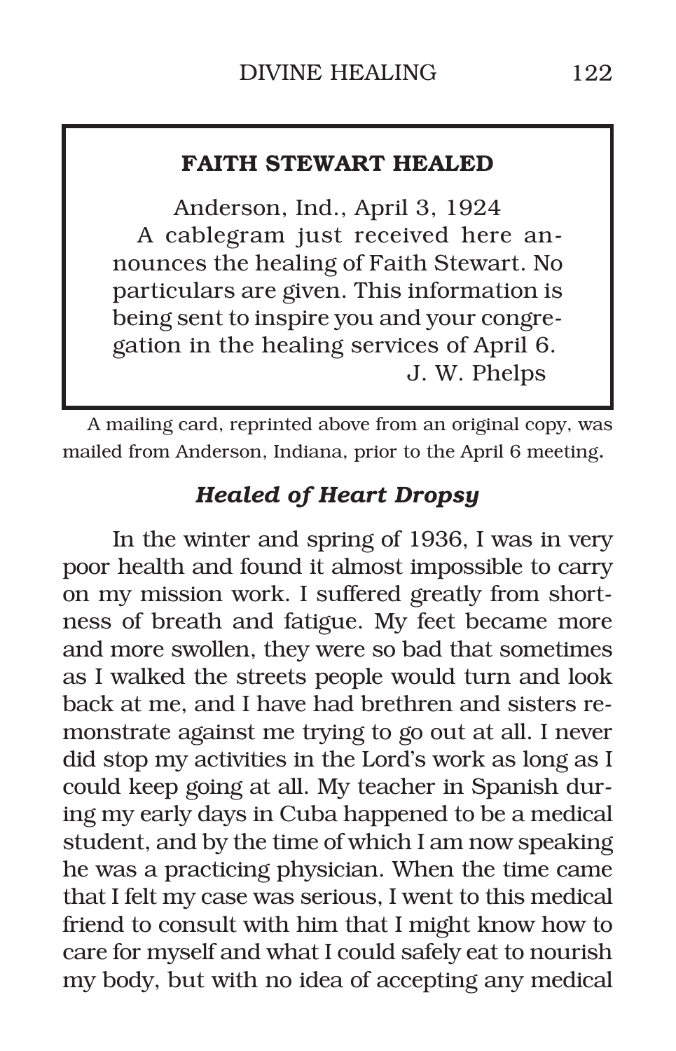**FAITH STEWART HEALED**

Anderson, Ind., April 3, 1924

A cablegram just received here announces the healing of Faith Stewart. No particulars are given. This information is being sent to inspire you and your congregation in the healing services of April 6.

J. W. Phelps

A mailing card, reprinted above from an original copy, was mailed from Anderson, Indiana, prior to the April 6 meeting.

### *Healed of Heart Dropsy*

In the winter and spring of 1936, I was in very poor health and found it almost impossible to carry on my mission work. I suffered greatly from shortness of breath and fatigue. My feet became more and more swollen, they were so bad that sometimes as I walked the streets people would turn and look back at me, and I have had brethren and sisters remonstrate against me trying to go out at all. I never did stop my activities in the Lord's work as long as I could keep going at all. My teacher in Spanish during my early days in Cuba happened to be a medical student, and by the time of which I am now speaking he was a practicing physician. When the time came that I felt my case was serious, I went to this medical friend to consult with him that I might know how to care for myself and what I could safely eat to nourish my body, but with no idea of accepting any medical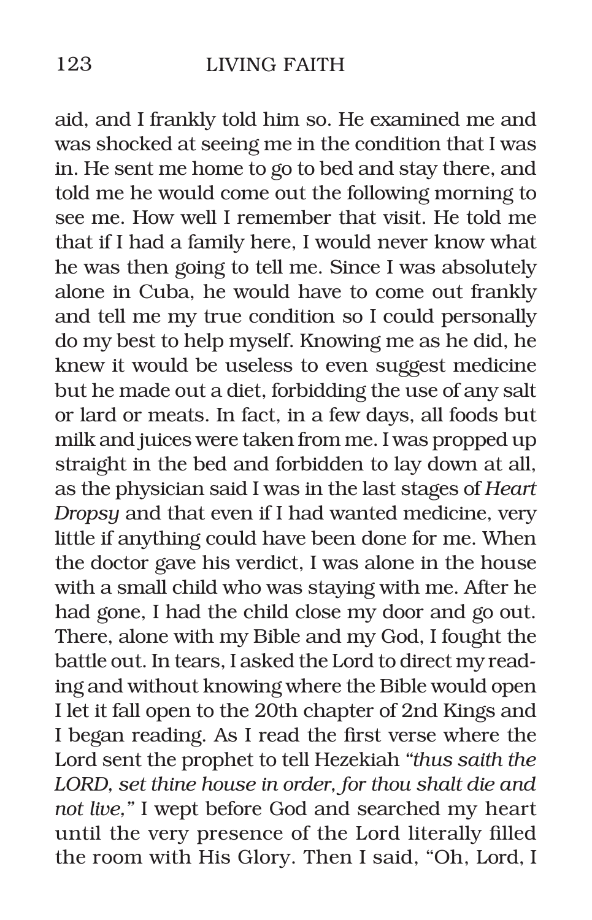aid, and I frankly told him so. He examined me and was shocked at seeing me in the condition that I was in. He sent me home to go to bed and stay there, and told me he would come out the following morning to see me. How well I remember that visit. He told me that if I had a family here, I would never know what he was then going to tell me. Since I was absolutely alone in Cuba, he would have to come out frankly and tell me my true condition so I could personally do my best to help myself. Knowing me as he did, he knew it would be useless to even suggest medicine but he made out a diet, forbidding the use of any salt or lard or meats. In fact, in a few days, all foods but milk and juices were taken from me. I was propped up straight in the bed and forbidden to lay down at all, as the physician said I was in the last stages of *Heart Dropsy* and that even if I had wanted medicine, very little if anything could have been done for me. When the doctor gave his verdict, I was alone in the house with a small child who was staying with me. After he had gone, I had the child close my door and go out. There, alone with my Bible and my God, I fought the battle out. In tears, I asked the Lord to direct my reading and without knowing where the Bible would open I let it fall open to the 20th chapter of 2nd Kings and I began reading. As I read the first verse where the Lord sent the prophet to tell Hezekiah *"thus saith the LORD, set thine house in order, for thou shalt die and not live,"* I wept before God and searched my heart until the very presence of the Lord literally filled the room with His Glory. Then I said, "Oh, Lord, I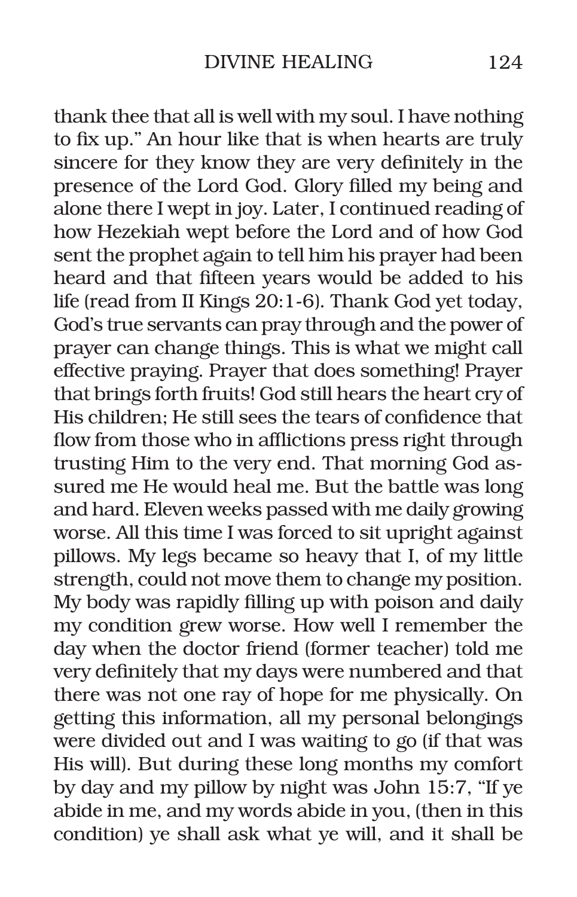thank thee that all is well with my soul. I have nothing to fix up." An hour like that is when hearts are truly sincere for they know they are very definitely in the presence of the Lord God. Glory filled my being and alone there I wept in joy. Later, I continued reading of how Hezekiah wept before the Lord and of how God sent the prophet again to tell him his prayer had been heard and that fifteen years would be added to his life (read from II Kings 20:1-6). Thank God yet today, God's true servants can pray through and the power of prayer can change things. This is what we might call effective praying. Prayer that does something! Prayer that brings forth fruits! God still hears the heart cry of His children; He still sees the tears of confidence that flow from those who in afflictions press right through trusting Him to the very end. That morning God assured me He would heal me. But the battle was long and hard. Eleven weeks passed with me daily growing worse. All this time I was forced to sit upright against pillows. My legs became so heavy that I, of my little strength, could not move them to change my position. My body was rapidly filling up with poison and daily my condition grew worse. How well I remember the day when the doctor friend (former teacher) told me very definitely that my days were numbered and that there was not one ray of hope for me physically. On getting this information, all my personal belongings were divided out and I was waiting to go (if that was His will). But during these long months my comfort by day and my pillow by night was John 15:7, "If ye abide in me, and my words abide in you, (then in this condition) ye shall ask what ye will, and it shall be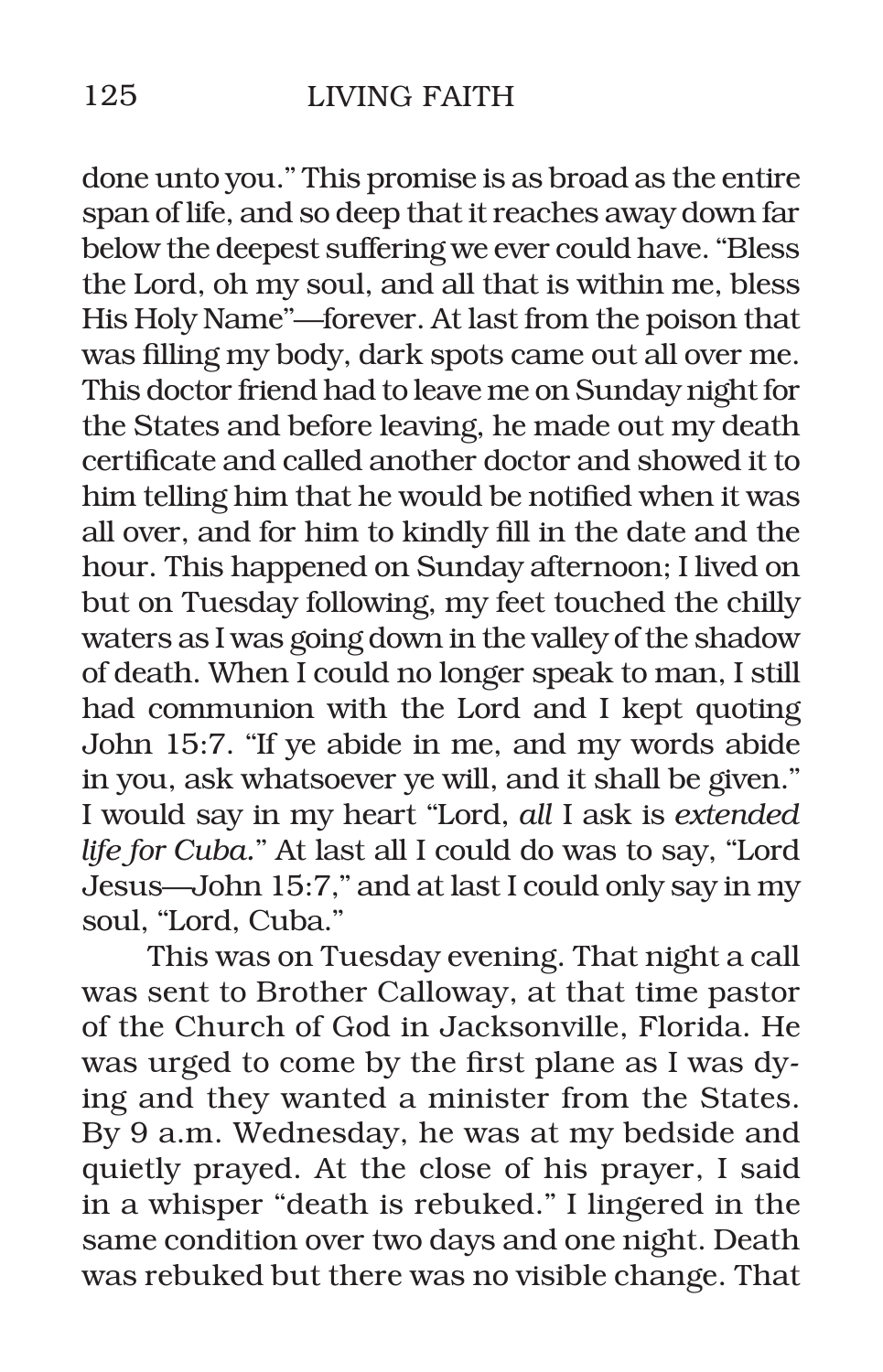done unto you." This promise is as broad as the entire span of life, and so deep that it reaches away down far below the deepest suffering we ever could have. "Bless the Lord, oh my soul, and all that is within me, bless His Holy Name"—forever. At last from the poison that was filling my body, dark spots came out all over me. This doctor friend had to leave me on Sunday night for the States and before leaving, he made out my death certificate and called another doctor and showed it to him telling him that he would be notified when it was all over, and for him to kindly fill in the date and the hour. This happened on Sunday afternoon; I lived on but on Tuesday following, my feet touched the chilly waters as I was going down in the valley of the shadow of death. When I could no longer speak to man, I still had communion with the Lord and I kept quoting John 15:7. "If ye abide in me, and my words abide in you, ask whatsoever ye will, and it shall be given." I would say in my heart "Lord, *all* I ask is *extended life for Cuba.*" At last all I could do was to say, "Lord Jesus—John 15:7," and at last I could only say in my soul, "Lord, Cuba."

This was on Tuesday evening. That night a call was sent to Brother Calloway, at that time pastor of the Church of God in Jacksonville, Florida. He was urged to come by the first plane as I was dying and they wanted a minister from the States. By 9 a.m. Wednesday, he was at my bedside and quietly prayed. At the close of his prayer, I said in a whisper "death is rebuked." I lingered in the same condition over two days and one night. Death was rebuked but there was no visible change. That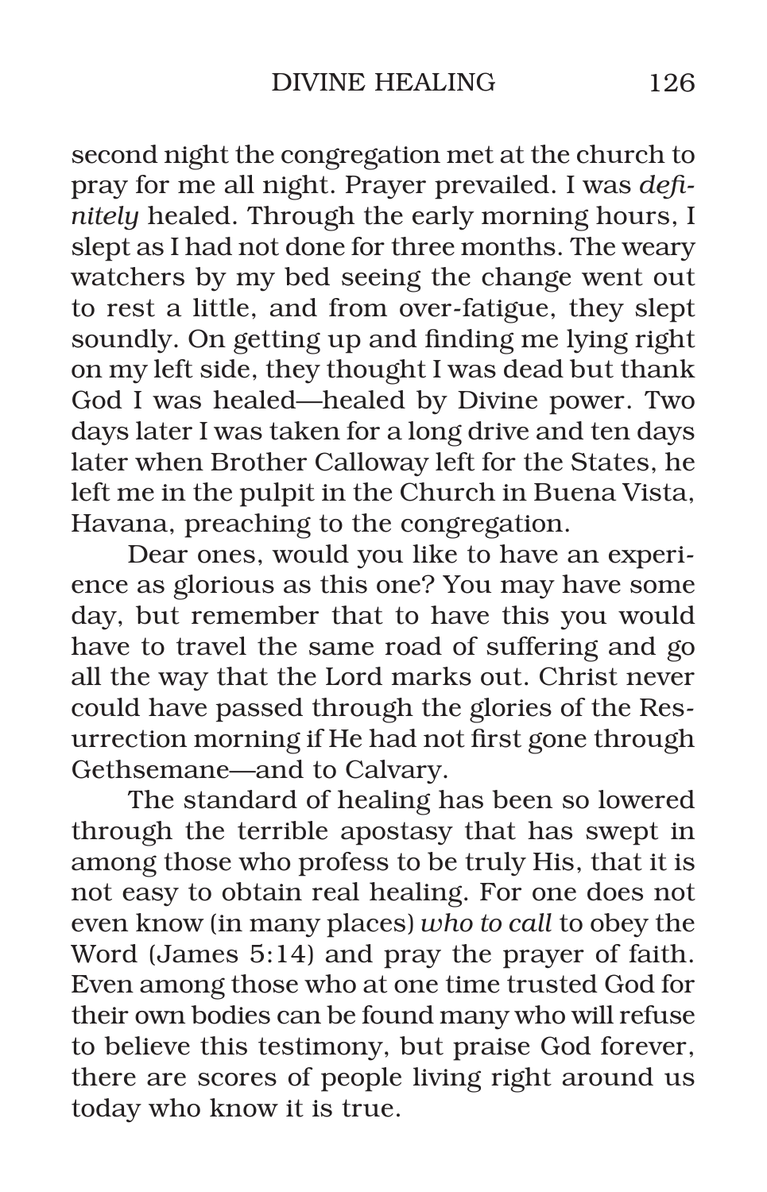second night the congregation met at the church to pray for me all night. Prayer prevailed. I was *definitely* healed. Through the early morning hours, I slept as I had not done for three months. The weary watchers by my bed seeing the change went out to rest a little, and from over-fatigue, they slept soundly. On getting up and finding me lying right on my left side, they thought I was dead but thank God I was healed—healed by Divine power. Two days later I was taken for a long drive and ten days later when Brother Calloway left for the States, he left me in the pulpit in the Church in Buena Vista, Havana, preaching to the congregation.

Dear ones, would you like to have an experience as glorious as this one? You may have some day, but remember that to have this you would have to travel the same road of suffering and go all the way that the Lord marks out. Christ never could have passed through the glories of the Resurrection morning if He had not first gone through Gethsemane—and to Calvary.

The standard of healing has been so lowered through the terrible apostasy that has swept in among those who profess to be truly His, that it is not easy to obtain real healing. For one does not even know (in many places) *who to call* to obey the Word (James 5:14) and pray the prayer of faith. Even among those who at one time trusted God for their own bodies can be found many who will refuse to believe this testimony, but praise God forever, there are scores of people living right around us today who know it is true.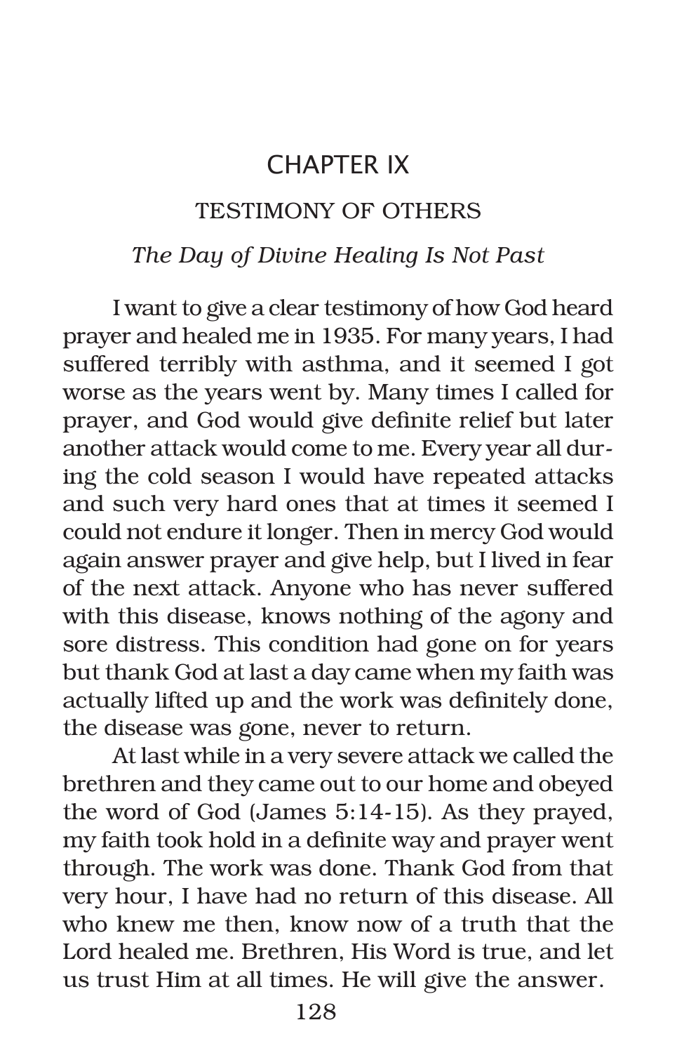# CHAPTER IX

## TESTIMONY OF OTHERS

### *The Day of Divine Healing Is Not Past*

I want to give a clear testimony of how God heard prayer and healed me in 1935. For many years, I had suffered terribly with asthma, and it seemed I got worse as the years went by. Many times I called for prayer, and God would give definite relief but later another attack would come to me. Every year all during the cold season I would have repeated attacks and such very hard ones that at times it seemed I could not endure it longer. Then in mercy God would again answer prayer and give help, but I lived in fear of the next attack. Anyone who has never suffered with this disease, knows nothing of the agony and sore distress. This condition had gone on for years but thank God at last a day came when my faith was actually lifted up and the work was definitely done, the disease was gone, never to return.

At last while in a very severe attack we called the brethren and they came out to our home and obeyed the word of God (James 5:14-15). As they prayed, my faith took hold in a definite way and prayer went through. The work was done. Thank God from that very hour, I have had no return of this disease. All who knew me then, know now of a truth that the Lord healed me. Brethren, His Word is true, and let us trust Him at all times. He will give the answer.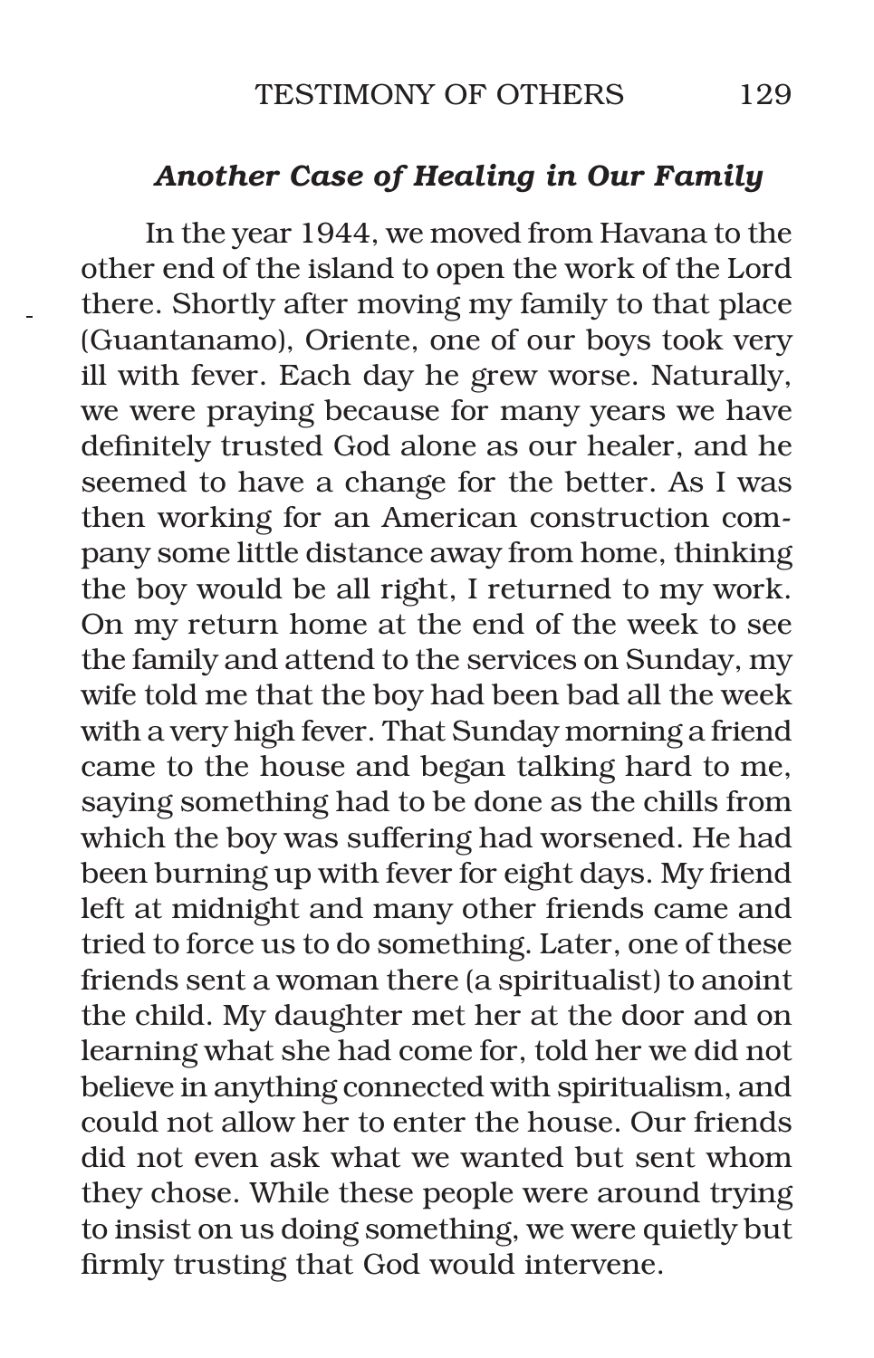### *Another Case of Healing in Our Family*

In the year 1944, we moved from Havana to the other end of the island to open the work of the Lord there. Shortly after moving my family to that place (Guantanamo), Oriente, one of our boys took very ill with fever. Each day he grew worse. Naturally, we were praying because for many years we have definitely trusted God alone as our healer, and he seemed to have a change for the better. As I was then working for an American construction company some little distance away from home, thinking the boy would be all right, I returned to my work. On my return home at the end of the week to see the family and attend to the services on Sunday, my wife told me that the boy had been bad all the week with a very high fever. That Sunday morning a friend came to the house and began talking hard to me, saying something had to be done as the chills from which the boy was suffering had worsened. He had been burning up with fever for eight days. My friend left at midnight and many other friends came and tried to force us to do something. Later, one of these friends sent a woman there (a spiritualist) to anoint the child. My daughter met her at the door and on learning what she had come for, told her we did not believe in anything connected with spiritualism, and could not allow her to enter the house. Our friends did not even ask what we wanted but sent whom they chose. While these people were around trying to insist on us doing something, we were quietly but firmly trusting that God would intervene.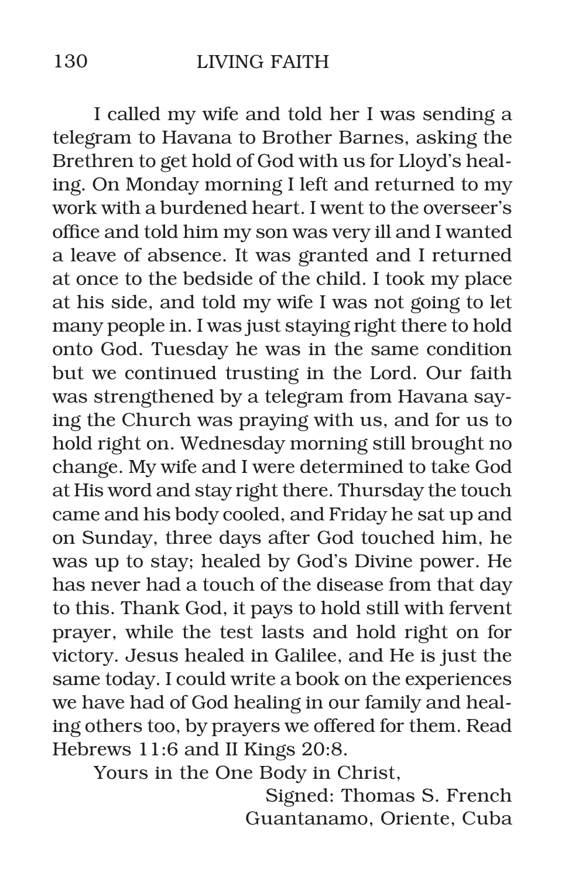I called my wife and told her I was sending a telegram to Havana to Brother Barnes, asking the Brethren to get hold of God with us for Lloyd's healing. On Monday morning I left and returned to my work with a burdened heart. I went to the overseer's office and told him my son was very ill and I wanted a leave of absence. It was granted and I returned at once to the bedside of the child. I took my place at his side, and told my wife I was not going to let many people in. I was just staying right there to hold onto God. Tuesday he was in the same condition but we continued trusting in the Lord. Our faith was strengthened by a telegram from Havana saying the Church was praying with us, and for us to hold right on. Wednesday morning still brought no change. My wife and I were determined to take God at His word and stay right there. Thursday the touch came and his body cooled, and Friday he sat up and on Sunday, three days after God touched him, he was up to stay; healed by God's Divine power. He has never had a touch of the disease from that day to this. Thank God, it pays to hold still with fervent prayer, while the test lasts and hold right on for victory. Jesus healed in Galilee, and He is just the same today. I could write a book on the experiences we have had of God healing in our family and healing others too, by prayers we offered for them. Read Hebrews 11:6 and II Kings 20:8.

Yours in the One Body in Christ,

Signed: Thomas S. French
Guantanamo, Oriente, Cuba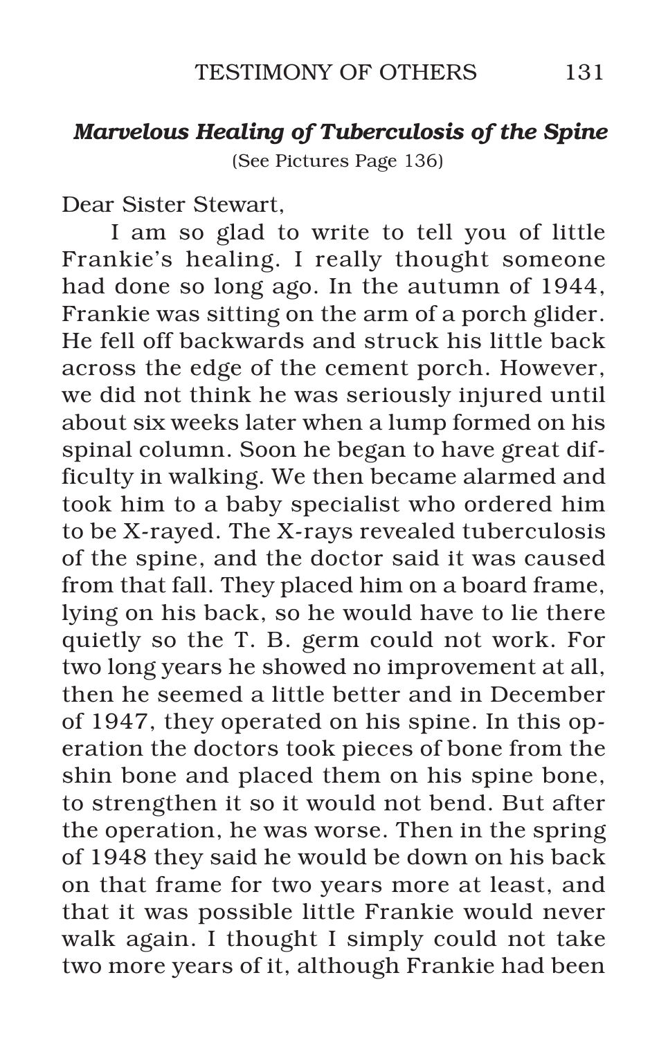### *Marvelous Healing of Tuberculosis of the Spine*

(See Pictures Page 136)

Dear Sister Stewart,

I am so glad to write to tell you of little Frankie's healing. I really thought someone had done so long ago. In the autumn of 1944, Frankie was sitting on the arm of a porch glider. He fell off backwards and struck his little back across the edge of the cement porch. However, we did not think he was seriously injured until about six weeks later when a lump formed on his spinal column. Soon he began to have great difficulty in walking. We then became alarmed and took him to a baby specialist who ordered him to be X-rayed. The X-rays revealed tuberculosis of the spine, and the doctor said it was caused from that fall. They placed him on a board frame, lying on his back, so he would have to lie there quietly so the T. B. germ could not work. For two long years he showed no improvement at all, then he seemed a little better and in December of 1947, they operated on his spine. In this operation the doctors took pieces of bone from the shin bone and placed them on his spine bone, to strengthen it so it would not bend. But after the operation, he was worse. Then in the spring of 1948 they said he would be down on his back on that frame for two years more at least, and that it was possible little Frankie would never walk again. I thought I simply could not take two more years of it, although Frankie had been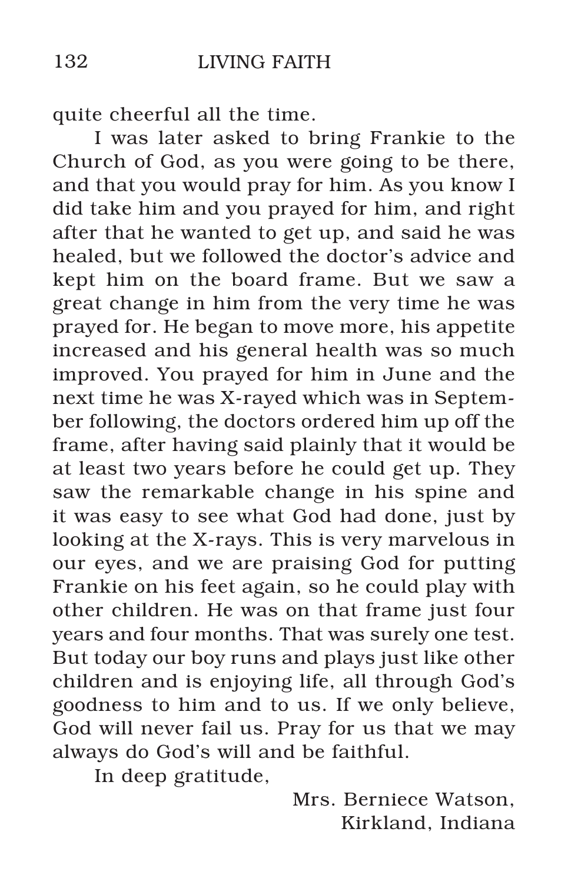quite cheerful all the time.

I was later asked to bring Frankie to the Church of God, as you were going to be there, and that you would pray for him. As you know I did take him and you prayed for him, and right after that he wanted to get up, and said he was healed, but we followed the doctor's advice and kept him on the board frame. But we saw a great change in him from the very time he was prayed for. He began to move more, his appetite increased and his general health was so much improved. You prayed for him in June and the next time he was X-rayed which was in September following, the doctors ordered him up off the frame, after having said plainly that it would be at least two years before he could get up. They saw the remarkable change in his spine and it was easy to see what God had done, just by looking at the X-rays. This is very marvelous in our eyes, and we are praising God for putting Frankie on his feet again, so he could play with other children. He was on that frame just four years and four months. That was surely one test. But today our boy runs and plays just like other children and is enjoying life, all through God's goodness to him and to us. If we only believe, God will never fail us. Pray for us that we may always do God's will and be faithful.

In deep gratitude,

Mrs. Berniece Watson,
Kirkland, Indiana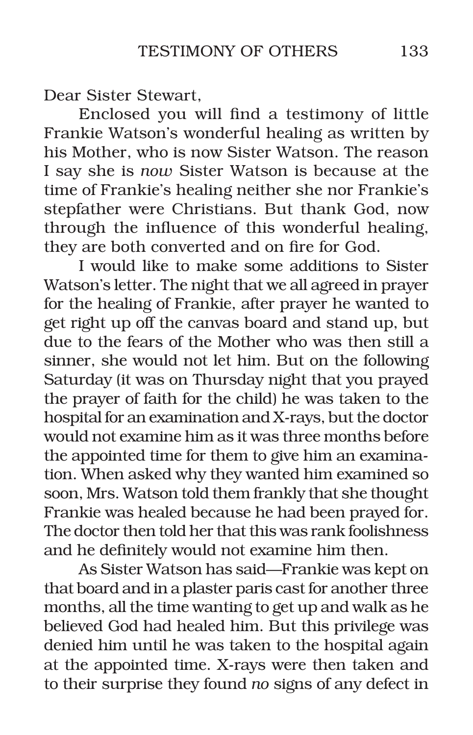Dear Sister Stewart,

Enclosed you will find a testimony of little Frankie Watson's wonderful healing as written by his Mother, who is now Sister Watson. The reason I say she is *now* Sister Watson is because at the time of Frankie's healing neither she nor Frankie's stepfather were Christians. But thank God, now through the influence of this wonderful healing, they are both converted and on fire for God.

I would like to make some additions to Sister Watson's letter. The night that we all agreed in prayer for the healing of Frankie, after prayer he wanted to get right up off the canvas board and stand up, but due to the fears of the Mother who was then still a sinner, she would not let him. But on the following Saturday (it was on Thursday night that you prayed the prayer of faith for the child) he was taken to the hospital for an examination and X-rays, but the doctor would not examine him as it was three months before the appointed time for them to give him an examination. When asked why they wanted him examined so soon, Mrs. Watson told them frankly that she thought Frankie was healed because he had been prayed for. The doctor then told her that this was rank foolishness and he definitely would not examine him then.

As Sister Watson has said—Frankie was kept on that board and in a plaster paris cast for another three months, all the time wanting to get up and walk as he believed God had healed him. But this privilege was denied him until he was taken to the hospital again at the appointed time. X-rays were then taken and to their surprise they found *no* signs of any defect in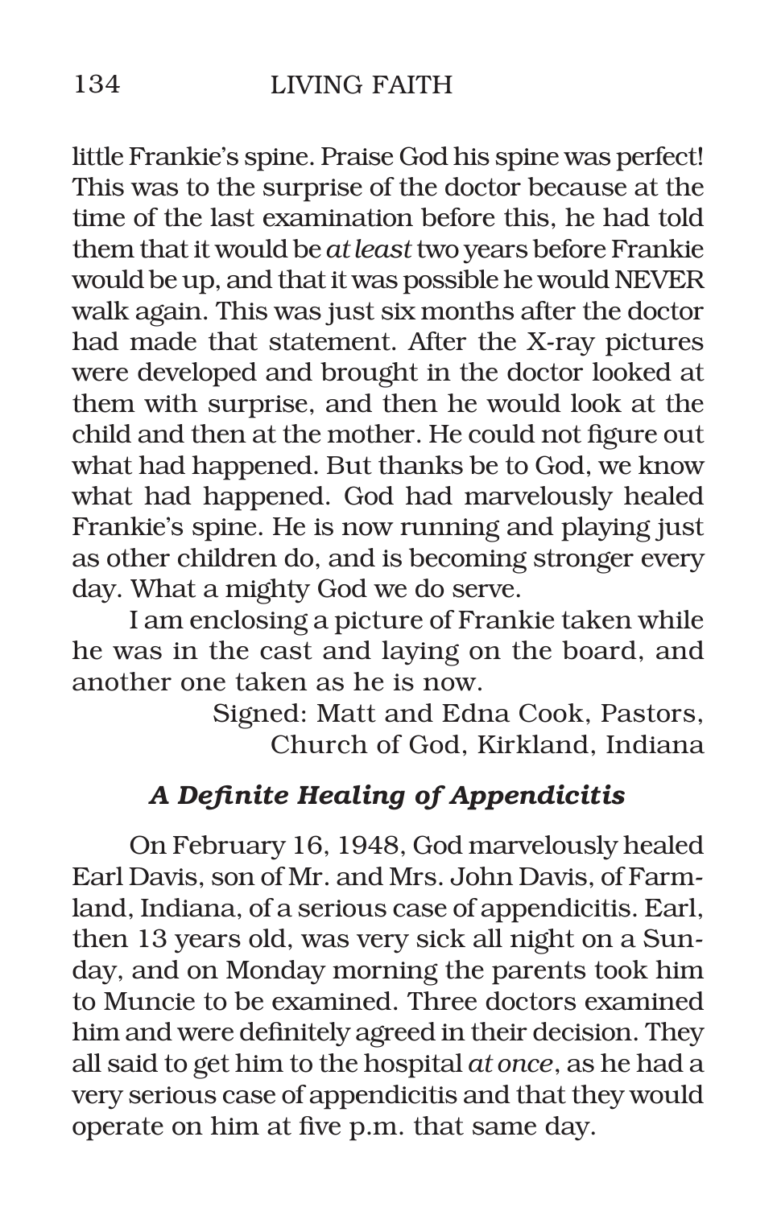little Frankie's spine. Praise God his spine was perfect! This was to the surprise of the doctor because at the time of the last examination before this, he had told them that it would be *at least* two years before Frankie would be up, and that it was possible he would NEVER walk again. This was just six months after the doctor had made that statement. After the X-ray pictures were developed and brought in the doctor looked at them with surprise, and then he would look at the child and then at the mother. He could not figure out what had happened. But thanks be to God, we know what had happened. God had marvelously healed Frankie's spine. He is now running and playing just as other children do, and is becoming stronger every day. What a mighty God we do serve.

I am enclosing a picture of Frankie taken while he was in the cast and laying on the board, and another one taken as he is now.

Signed: Matt and Edna Cook, Pastors,
Church of God, Kirkland, Indiana

### *A Definite Healing of Appendicitis*

On February 16, 1948, God marvelously healed Earl Davis, son of Mr. and Mrs. John Davis, of Farmland, Indiana, of a serious case of appendicitis. Earl, then 13 years old, was very sick all night on a Sunday, and on Monday morning the parents took him to Muncie to be examined. Three doctors examined him and were definitely agreed in their decision. They all said to get him to the hospital *at once*, as he had a very serious case of appendicitis and that they would operate on him at five p.m. that same day.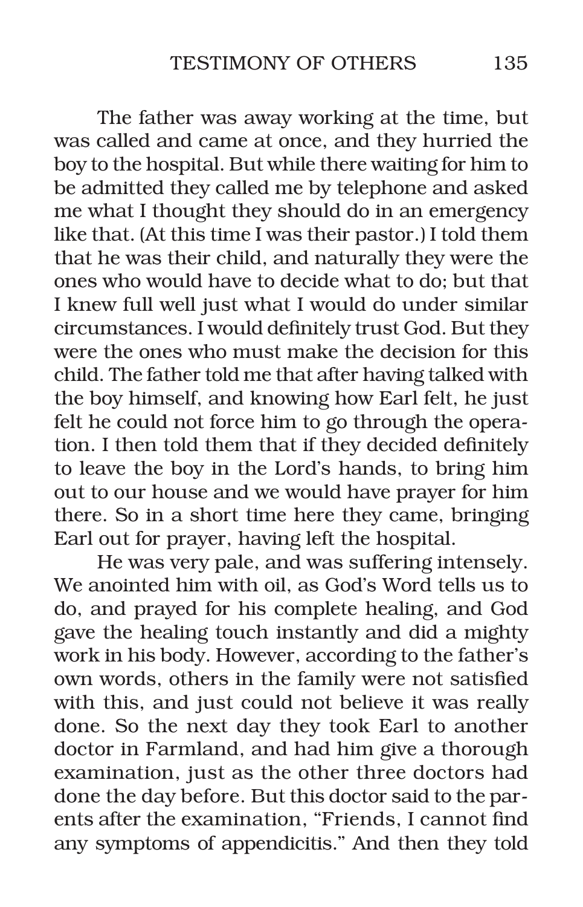The father was away working at the time, but was called and came at once, and they hurried the boy to the hospital. But while there waiting for him to be admitted they called me by telephone and asked me what I thought they should do in an emergency like that. (At this time I was their pastor.) I told them that he was their child, and naturally they were the ones who would have to decide what to do; but that I knew full well just what I would do under similar circumstances. I would definitely trust God. But they were the ones who must make the decision for this child. The father told me that after having talked with the boy himself, and knowing how Earl felt, he just felt he could not force him to go through the operation. I then told them that if they decided definitely to leave the boy in the Lord's hands, to bring him out to our house and we would have prayer for him there. So in a short time here they came, bringing Earl out for prayer, having left the hospital.

He was very pale, and was suffering intensely. We anointed him with oil, as God's Word tells us to do, and prayed for his complete healing, and God gave the healing touch instantly and did a mighty work in his body. However, according to the father's own words, others in the family were not satisfied with this, and just could not believe it was really done. So the next day they took Earl to another doctor in Farmland, and had him give a thorough examination, just as the other three doctors had done the day before. But this doctor said to the parents after the examination, "Friends, I cannot find any symptoms of appendicitis." And then they told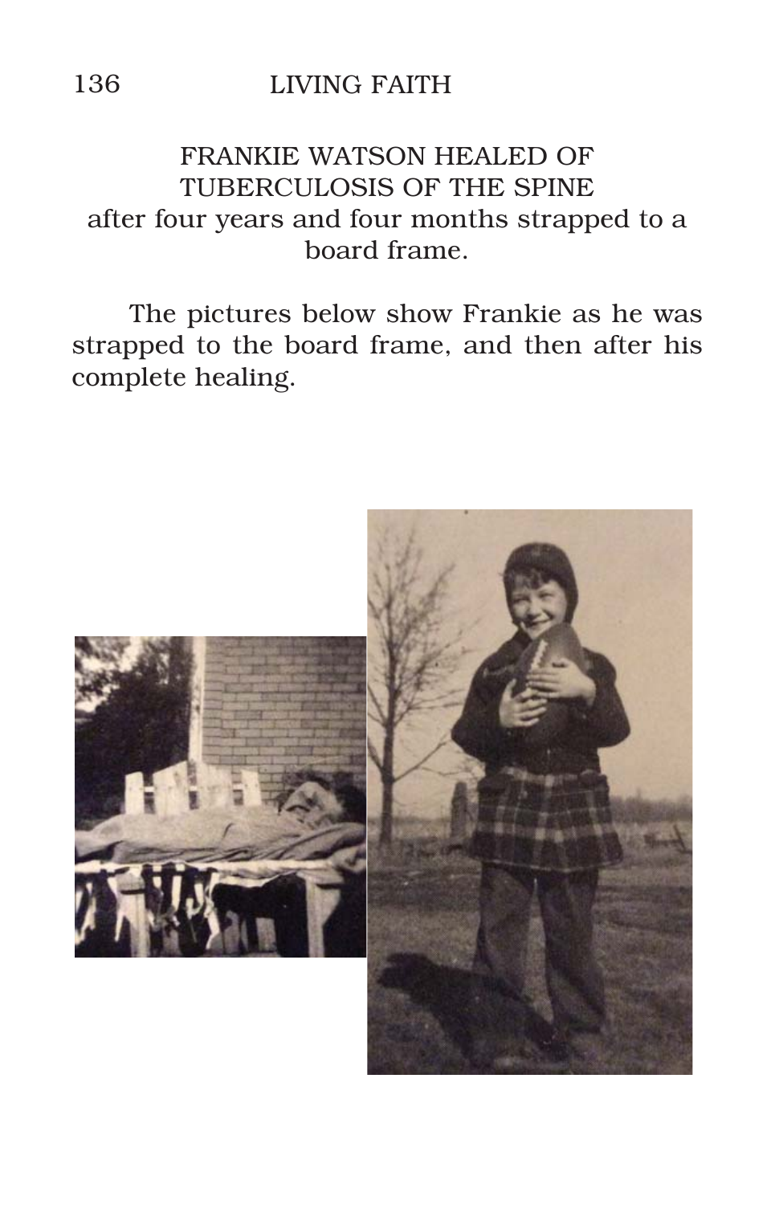## FRANKIE WATSON HEALED OF TUBERCULOSIS OF THE SPINE

after four years and four months strapped to a board frame.

The pictures below show Frankie as he was strapped to the board frame, and then after his complete healing.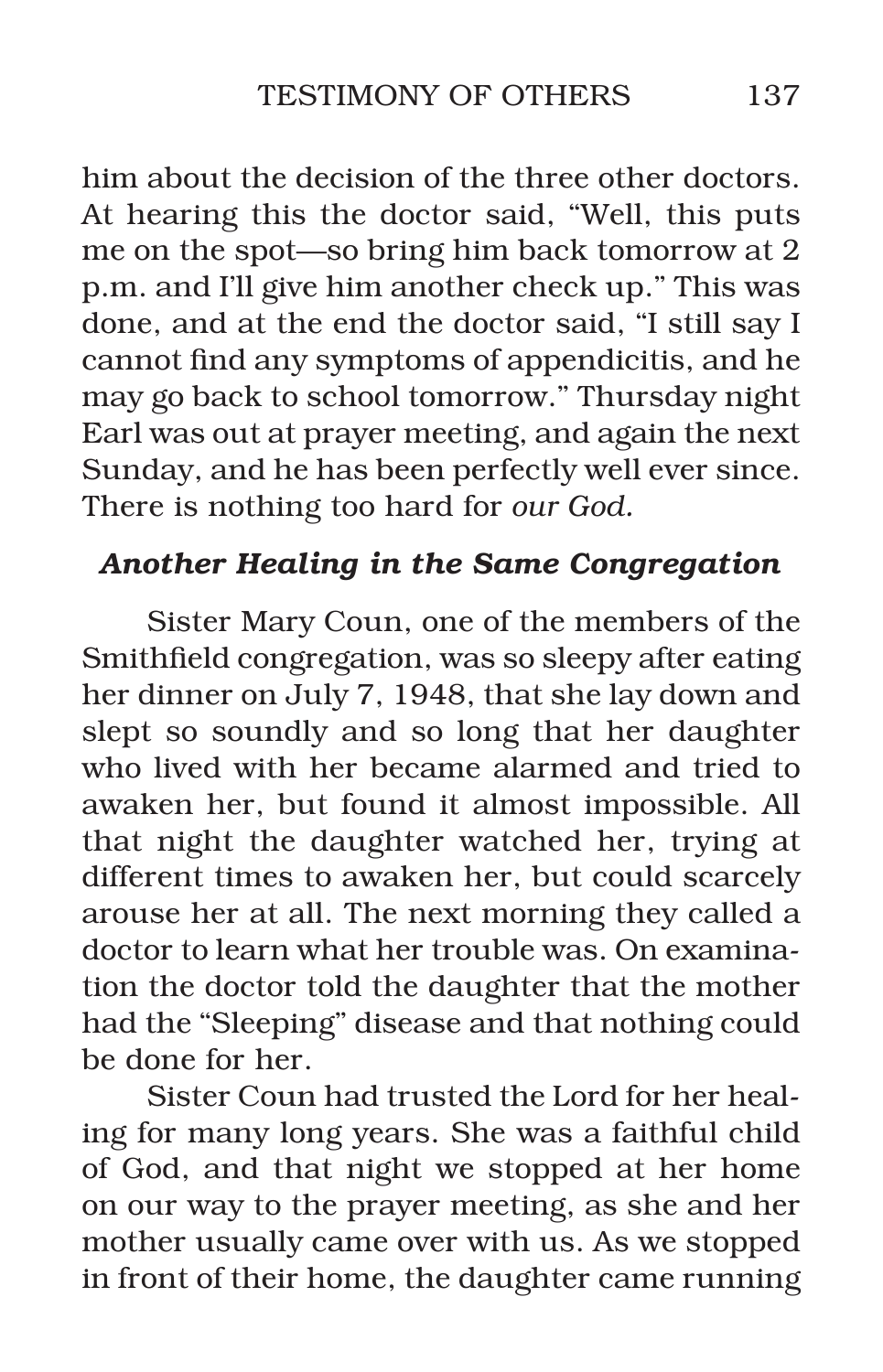him about the decision of the three other doctors. At hearing this the doctor said, "Well, this puts me on the spot—so bring him back tomorrow at 2 p.m. and I'll give him another check up." This was done, and at the end the doctor said, "I still say I cannot find any symptoms of appendicitis, and he may go back to school tomorrow." Thursday night Earl was out at prayer meeting, and again the next Sunday, and he has been perfectly well ever since. There is nothing too hard for *our God.*

### *Another Healing in the Same Congregation*

Sister Mary Coun, one of the members of the Smithfield congregation, was so sleepy after eating her dinner on July 7, 1948, that she lay down and slept so soundly and so long that her daughter who lived with her became alarmed and tried to awaken her, but found it almost impossible. All that night the daughter watched her, trying at different times to awaken her, but could scarcely arouse her at all. The next morning they called a doctor to learn what her trouble was. On examination the doctor told the daughter that the mother had the "Sleeping" disease and that nothing could be done for her.

Sister Coun had trusted the Lord for her healing for many long years. She was a faithful child of God, and that night we stopped at her home on our way to the prayer meeting, as she and her mother usually came over with us. As we stopped in front of their home, the daughter came running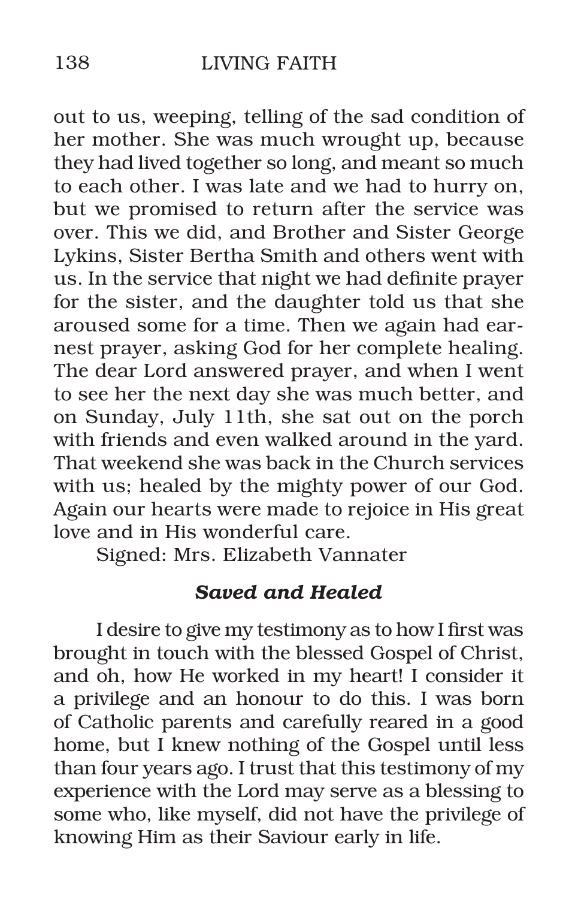out to us, weeping, telling of the sad condition of her mother. She was much wrought up, because they had lived together so long, and meant so much to each other. I was late and we had to hurry on, but we promised to return after the service was over. This we did, and Brother and Sister George Lykins, Sister Bertha Smith and others went with us. In the service that night we had definite prayer for the sister, and the daughter told us that she aroused some for a time. Then we again had earnest prayer, asking God for her complete healing. The dear Lord answered prayer, and when I went to see her the next day she was much better, and on Sunday, July 11th, she sat out on the porch with friends and even walked around in the yard. That weekend she was back in the Church services with us; healed by the mighty power of our God. Again our hearts were made to rejoice in His great love and in His wonderful care.

Signed: Mrs. Elizabeth Vannater

### *Saved and Healed*

I desire to give my testimony as to how I first was brought in touch with the blessed Gospel of Christ, and oh, how He worked in my heart! I consider it a privilege and an honour to do this. I was born of Catholic parents and carefully reared in a good home, but I knew nothing of the Gospel until less than four years ago. I trust that this testimony of my experience with the Lord may serve as a blessing to some who, like myself, did not have the privilege of knowing Him as their Saviour early in life.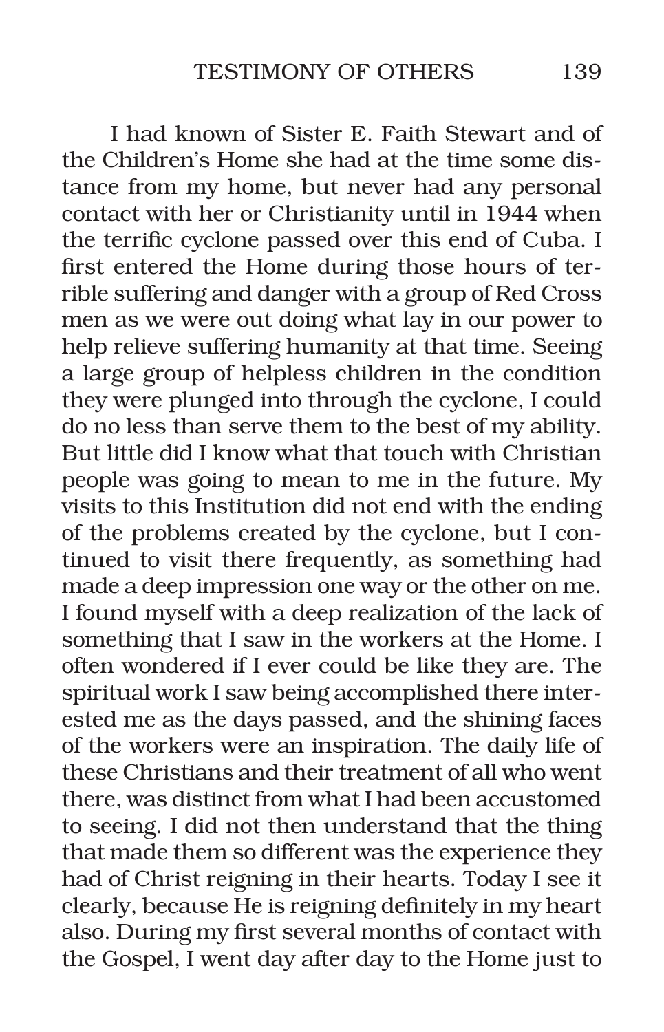I had known of Sister E. Faith Stewart and of the Children's Home she had at the time some distance from my home, but never had any personal contact with her or Christianity until in 1944 when the terrific cyclone passed over this end of Cuba. I first entered the Home during those hours of terrible suffering and danger with a group of Red Cross men as we were out doing what lay in our power to help relieve suffering humanity at that time. Seeing a large group of helpless children in the condition they were plunged into through the cyclone, I could do no less than serve them to the best of my ability. But little did I know what that touch with Christian people was going to mean to me in the future. My visits to this Institution did not end with the ending of the problems created by the cyclone, but I continued to visit there frequently, as something had made a deep impression one way or the other on me. I found myself with a deep realization of the lack of something that I saw in the workers at the Home. I often wondered if I ever could be like they are. The spiritual work I saw being accomplished there interested me as the days passed, and the shining faces of the workers were an inspiration. The daily life of these Christians and their treatment of all who went there, was distinct from what I had been accustomed to seeing. I did not then understand that the thing that made them so different was the experience they had of Christ reigning in their hearts. Today I see it clearly, because He is reigning definitely in my heart also. During my first several months of contact with the Gospel, I went day after day to the Home just to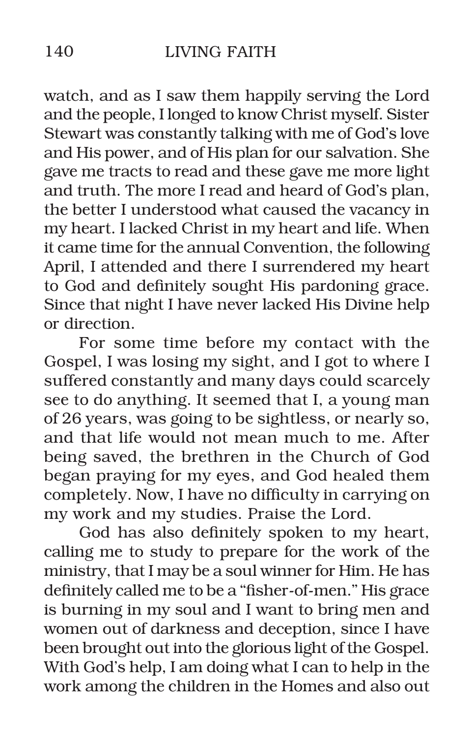watch, and as I saw them happily serving the Lord and the people, I longed to know Christ myself. Sister Stewart was constantly talking with me of God's love and His power, and of His plan for our salvation. She gave me tracts to read and these gave me more light and truth. The more I read and heard of God's plan, the better I understood what caused the vacancy in my heart. I lacked Christ in my heart and life. When it came time for the annual Convention, the following April, I attended and there I surrendered my heart to God and definitely sought His pardoning grace. Since that night I have never lacked His Divine help or direction.

For some time before my contact with the Gospel, I was losing my sight, and I got to where I suffered constantly and many days could scarcely see to do anything. It seemed that I, a young man of 26 years, was going to be sightless, or nearly so, and that life would not mean much to me. After being saved, the brethren in the Church of God began praying for my eyes, and God healed them completely. Now, I have no difficulty in carrying on my work and my studies. Praise the Lord.

God has also definitely spoken to my heart, calling me to study to prepare for the work of the ministry, that I may be a soul winner for Him. He has definitely called me to be a "fisher-of-men." His grace is burning in my soul and I want to bring men and women out of darkness and deception, since I have been brought out into the glorious light of the Gospel. With God's help, I am doing what I can to help in the work among the children in the Homes and also out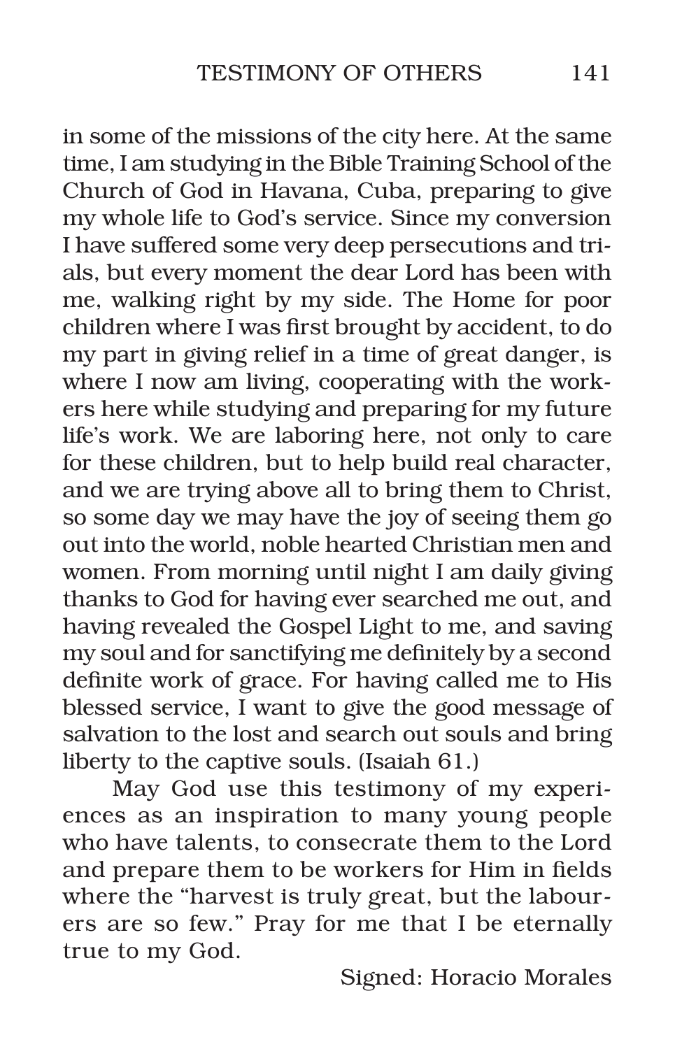in some of the missions of the city here. At the same time, I am studying in the Bible Training School of the Church of God in Havana, Cuba, preparing to give my whole life to God's service. Since my conversion I have suffered some very deep persecutions and trials, but every moment the dear Lord has been with me, walking right by my side. The Home for poor children where I was first brought by accident, to do my part in giving relief in a time of great danger, is where I now am living, cooperating with the workers here while studying and preparing for my future life's work. We are laboring here, not only to care for these children, but to help build real character, and we are trying above all to bring them to Christ, so some day we may have the joy of seeing them go out into the world, noble hearted Christian men and women. From morning until night I am daily giving thanks to God for having ever searched me out, and having revealed the Gospel Light to me, and saving my soul and for sanctifying me definitely by a second definite work of grace. For having called me to His blessed service, I want to give the good message of salvation to the lost and search out souls and bring liberty to the captive souls. (Isaiah 61.)

May God use this testimony of my experiences as an inspiration to many young people who have talents, to consecrate them to the Lord and prepare them to be workers for Him in fields where the "harvest is truly great, but the labourers are so few." Pray for me that I be eternally true to my God.

Signed: Horacio Morales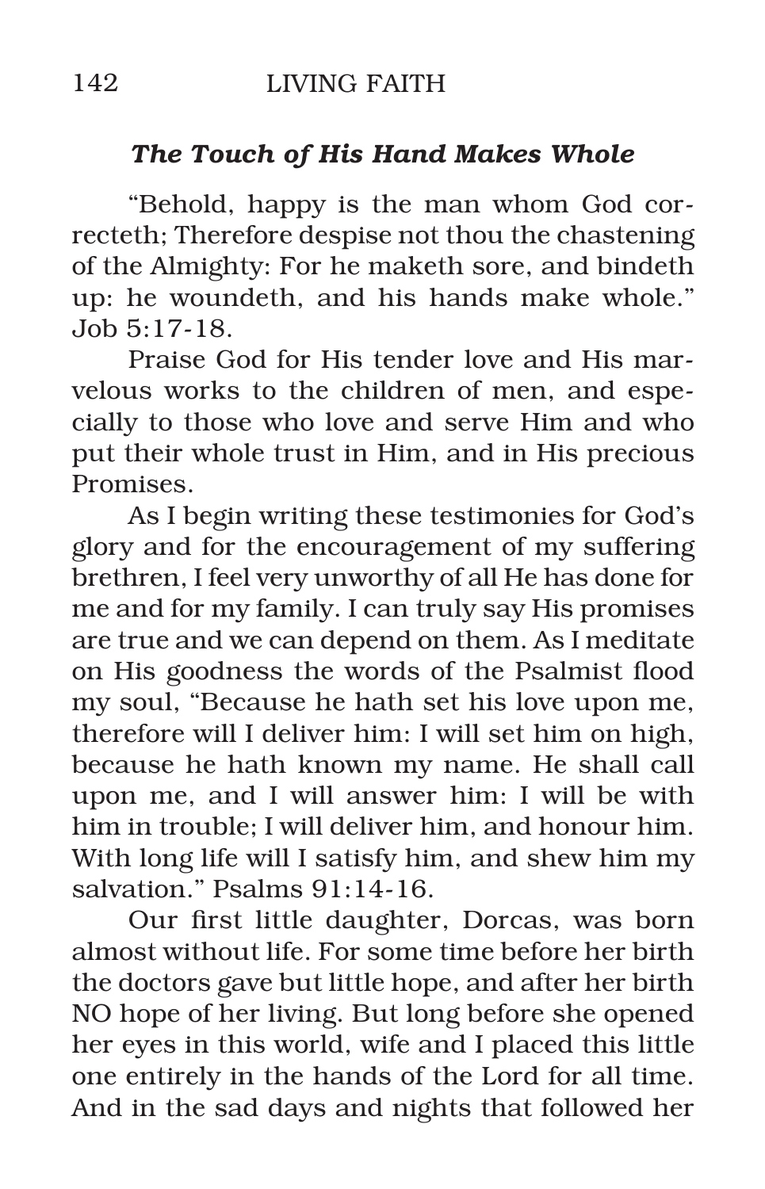### *The Touch of His Hand Makes Whole*

"Behold, happy is the man whom God correcteth; Therefore despise not thou the chastening of the Almighty: For he maketh sore, and bindeth up: he woundeth, and his hands make whole." Job 5:17-18.

Praise God for His tender love and His marvelous works to the children of men, and especially to those who love and serve Him and who put their whole trust in Him, and in His precious Promises.

As I begin writing these testimonies for God's glory and for the encouragement of my suffering brethren, I feel very unworthy of all He has done for me and for my family. I can truly say His promises are true and we can depend on them. As I meditate on His goodness the words of the Psalmist flood my soul, "Because he hath set his love upon me, therefore will I deliver him: I will set him on high, because he hath known my name. He shall call upon me, and I will answer him: I will be with him in trouble; I will deliver him, and honour him. With long life will I satisfy him, and shew him my salvation." Psalms 91:14-16.

Our first little daughter, Dorcas, was born almost without life. For some time before her birth the doctors gave but little hope, and after her birth NO hope of her living. But long before she opened her eyes in this world, wife and I placed this little one entirely in the hands of the Lord for all time. And in the sad days and nights that followed her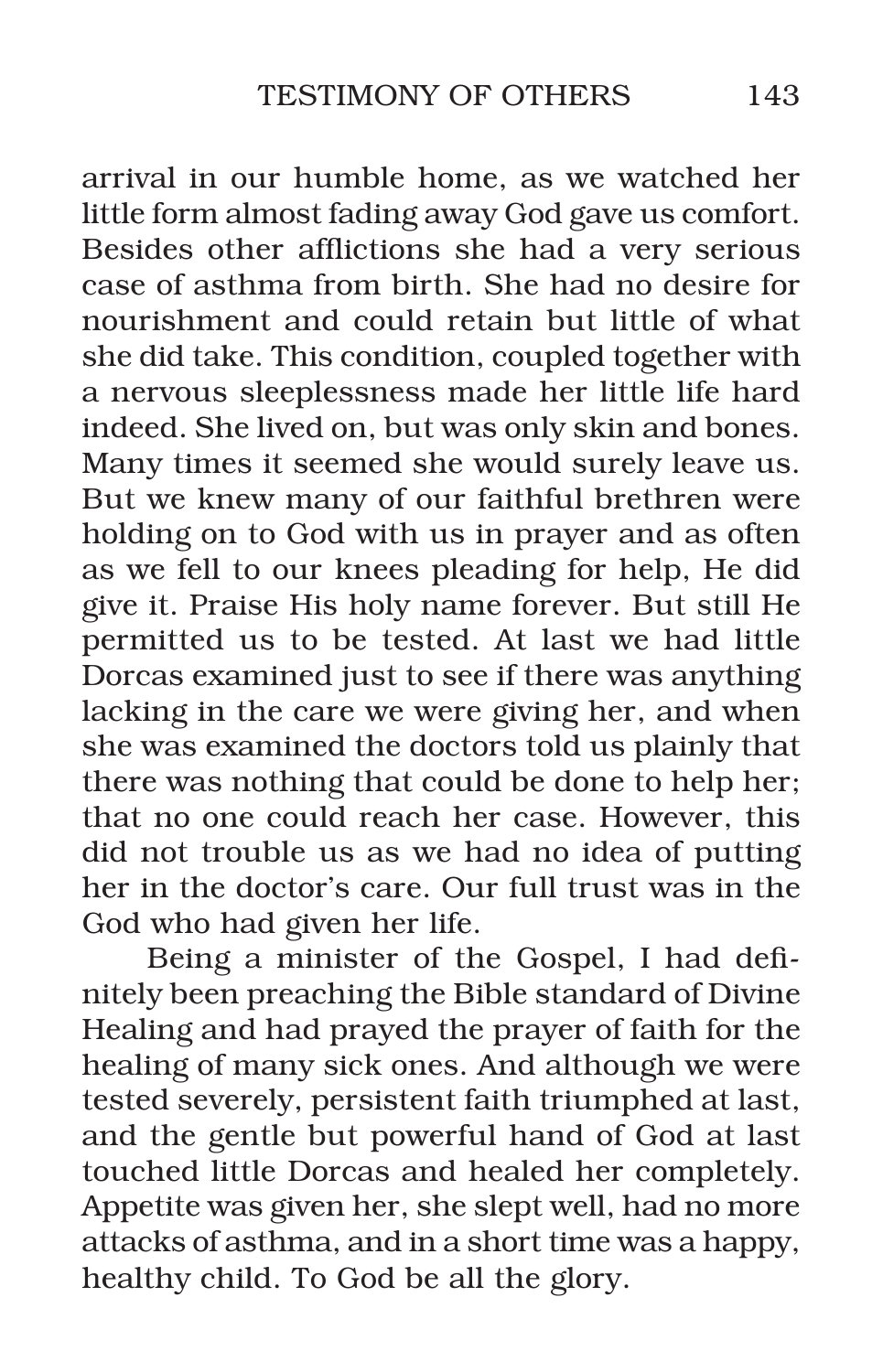arrival in our humble home, as we watched her little form almost fading away God gave us comfort. Besides other afflictions she had a very serious case of asthma from birth. She had no desire for nourishment and could retain but little of what she did take. This condition, coupled together with a nervous sleeplessness made her little life hard indeed. She lived on, but was only skin and bones. Many times it seemed she would surely leave us. But we knew many of our faithful brethren were holding on to God with us in prayer and as often as we fell to our knees pleading for help, He did give it. Praise His holy name forever. But still He permitted us to be tested. At last we had little Dorcas examined just to see if there was anything lacking in the care we were giving her, and when she was examined the doctors told us plainly that there was nothing that could be done to help her; that no one could reach her case. However, this did not trouble us as we had no idea of putting her in the doctor's care. Our full trust was in the God who had given her life.

Being a minister of the Gospel, I had definitely been preaching the Bible standard of Divine Healing and had prayed the prayer of faith for the healing of many sick ones. And although we were tested severely, persistent faith triumphed at last, and the gentle but powerful hand of God at last touched little Dorcas and healed her completely. Appetite was given her, she slept well, had no more attacks of asthma, and in a short time was a happy, healthy child. To God be all the glory.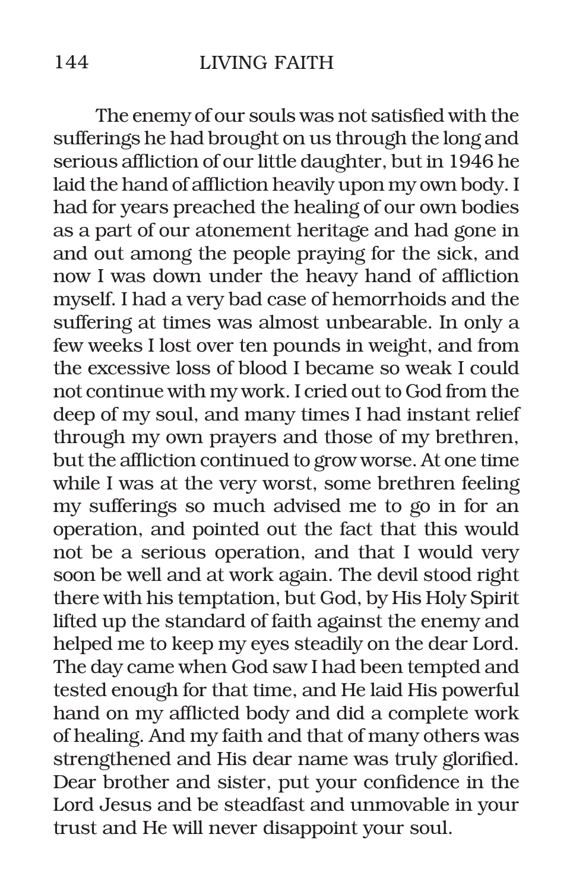The enemy of our souls was not satisfied with the sufferings he had brought on us through the long and serious affliction of our little daughter, but in 1946 he laid the hand of affliction heavily upon my own body. I had for years preached the healing of our own bodies as a part of our atonement heritage and had gone in and out among the people praying for the sick, and now I was down under the heavy hand of affliction myself. I had a very bad case of hemorrhoids and the suffering at times was almost unbearable. In only a few weeks I lost over ten pounds in weight, and from the excessive loss of blood I became so weak I could not continue with my work. I cried out to God from the deep of my soul, and many times I had instant relief through my own prayers and those of my brethren, but the affliction continued to grow worse. At one time while I was at the very worst, some brethren feeling my sufferings so much advised me to go in for an operation, and pointed out the fact that this would not be a serious operation, and that I would very soon be well and at work again. The devil stood right there with his temptation, but God, by His Holy Spirit lifted up the standard of faith against the enemy and helped me to keep my eyes steadily on the dear Lord. The day came when God saw I had been tempted and tested enough for that time, and He laid His powerful hand on my afflicted body and did a complete work of healing. And my faith and that of many others was strengthened and His dear name was truly glorified. Dear brother and sister, put your confidence in the Lord Jesus and be steadfast and unmovable in your trust and He will never disappoint your soul.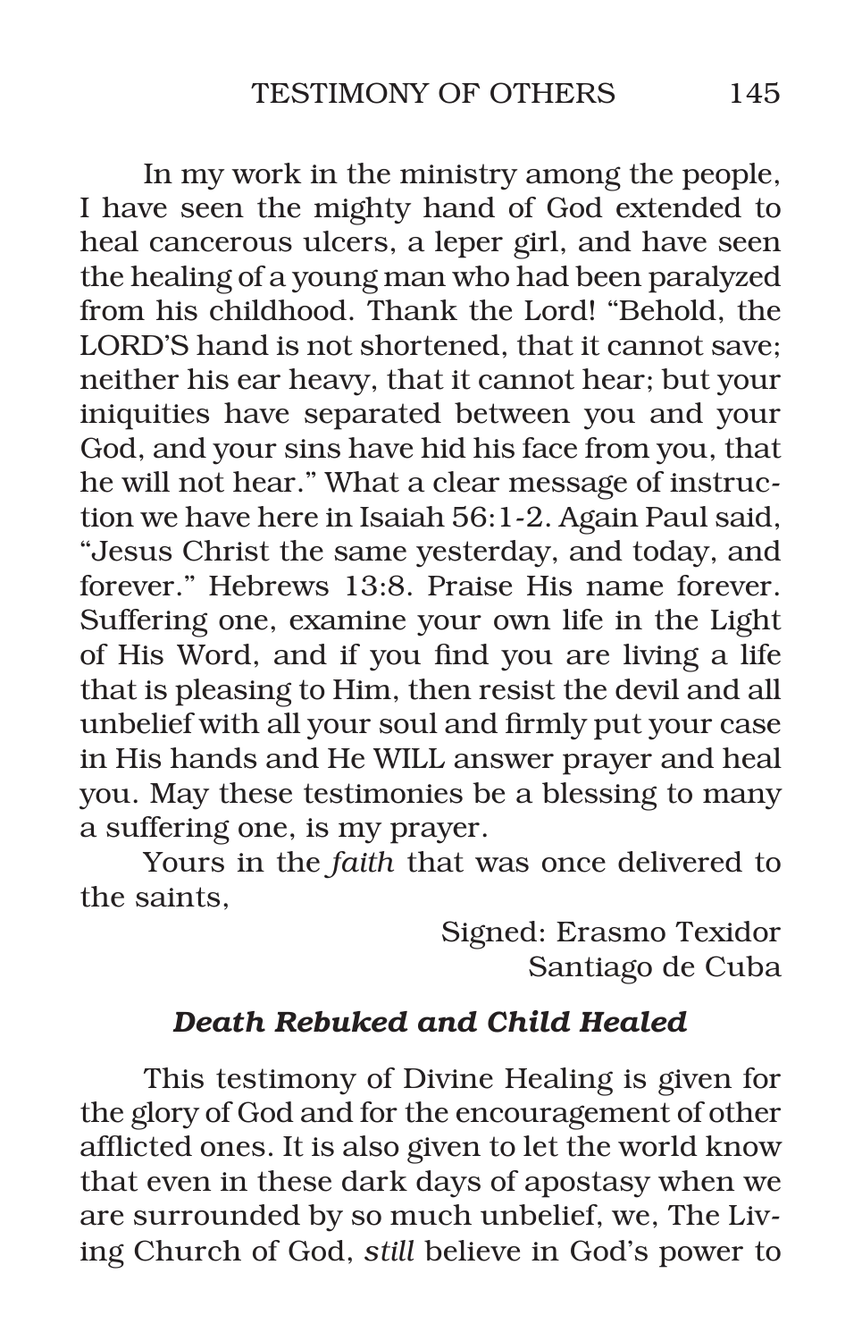In my work in the ministry among the people, I have seen the mighty hand of God extended to heal cancerous ulcers, a leper girl, and have seen the healing of a young man who had been paralyzed from his childhood. Thank the Lord! "Behold, the LORD'S hand is not shortened, that it cannot save; neither his ear heavy, that it cannot hear; but your iniquities have separated between you and your God, and your sins have hid his face from you, that he will not hear." What a clear message of instruction we have here in Isaiah 56:1-2. Again Paul said, "Jesus Christ the same yesterday, and today, and forever." Hebrews 13:8. Praise His name forever. Suffering one, examine your own life in the Light of His Word, and if you find you are living a life that is pleasing to Him, then resist the devil and all unbelief with all your soul and firmly put your case in His hands and He WILL answer prayer and heal you. May these testimonies be a blessing to many a suffering one, is my prayer.

Yours in the *faith* that was once delivered to the saints,

Signed: Erasmo Texidor
Santiago de Cuba

### *Death Rebuked and Child Healed*

This testimony of Divine Healing is given for the glory of God and for the encouragement of other afflicted ones. It is also given to let the world know that even in these dark days of apostasy when we are surrounded by so much unbelief, we, The Living Church of God, *still* believe in God's power to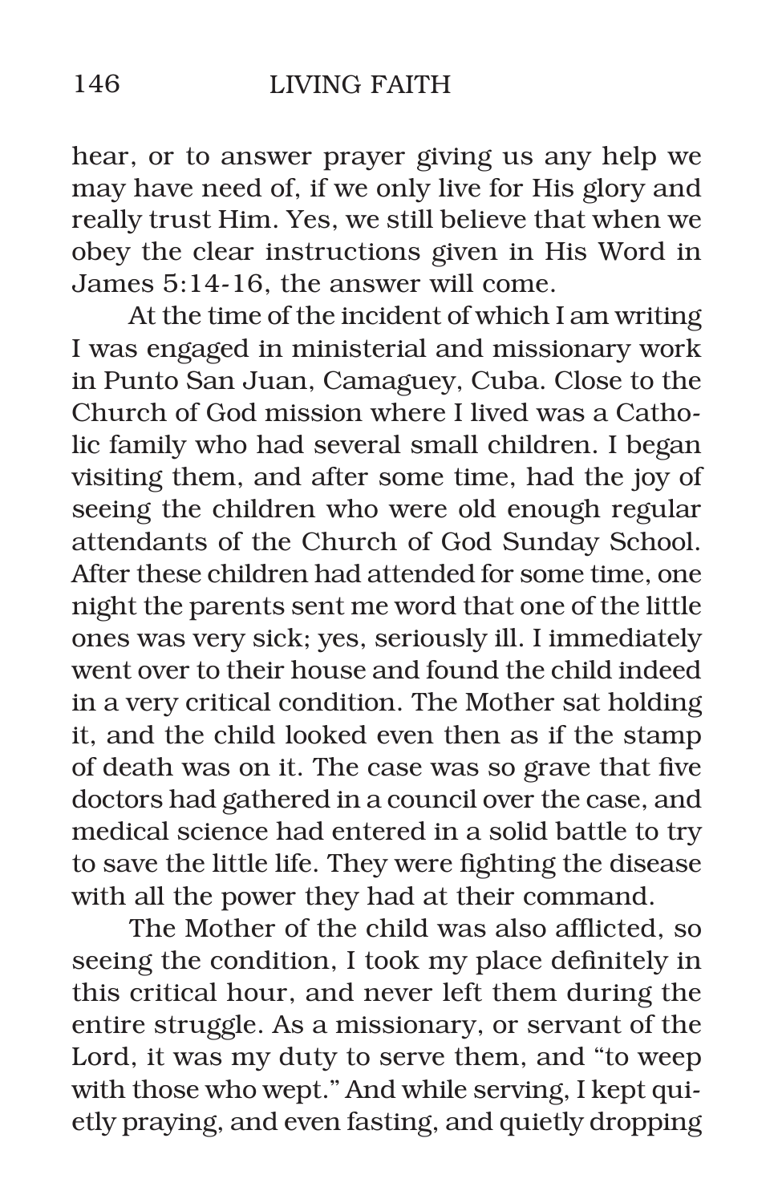hear, or to answer prayer giving us any help we may have need of, if we only live for His glory and really trust Him. Yes, we still believe that when we obey the clear instructions given in His Word in James 5:14-16, the answer will come.

At the time of the incident of which I am writing I was engaged in ministerial and missionary work in Punto San Juan, Camaguey, Cuba. Close to the Church of God mission where I lived was a Catholic family who had several small children. I began visiting them, and after some time, had the joy of seeing the children who were old enough regular attendants of the Church of God Sunday School. After these children had attended for some time, one night the parents sent me word that one of the little ones was very sick; yes, seriously ill. I immediately went over to their house and found the child indeed in a very critical condition. The Mother sat holding it, and the child looked even then as if the stamp of death was on it. The case was so grave that five doctors had gathered in a council over the case, and medical science had entered in a solid battle to try to save the little life. They were fighting the disease with all the power they had at their command.

The Mother of the child was also afflicted, so seeing the condition, I took my place definitely in this critical hour, and never left them during the entire struggle. As a missionary, or servant of the Lord, it was my duty to serve them, and "to weep with those who wept." And while serving, I kept quietly praying, and even fasting, and quietly dropping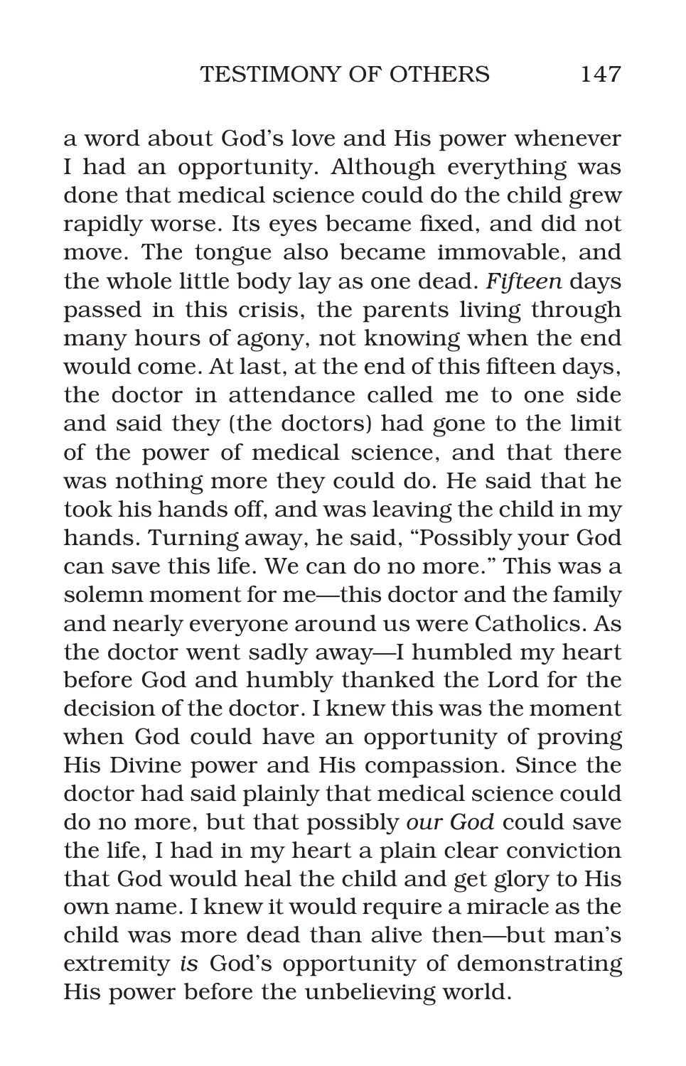a word about God's love and His power whenever I had an opportunity. Although everything was done that medical science could do the child grew rapidly worse. Its eyes became fixed, and did not move. The tongue also became immovable, and the whole little body lay as one dead. *Fifteen* days passed in this crisis, the parents living through many hours of agony, not knowing when the end would come. At last, at the end of this fifteen days, the doctor in attendance called me to one side and said they (the doctors) had gone to the limit of the power of medical science, and that there was nothing more they could do. He said that he took his hands off, and was leaving the child in my hands. Turning away, he said, "Possibly your God can save this life. We can do no more." This was a solemn moment for me—this doctor and the family and nearly everyone around us were Catholics. As the doctor went sadly away—I humbled my heart before God and humbly thanked the Lord for the decision of the doctor. I knew this was the moment when God could have an opportunity of proving His Divine power and His compassion. Since the doctor had said plainly that medical science could do no more, but that possibly *our God* could save the life, I had in my heart a plain clear conviction that God would heal the child and get glory to His own name. I knew it would require a miracle as the child was more dead than alive then—but man's extremity *is* God's opportunity of demonstrating His power before the unbelieving world.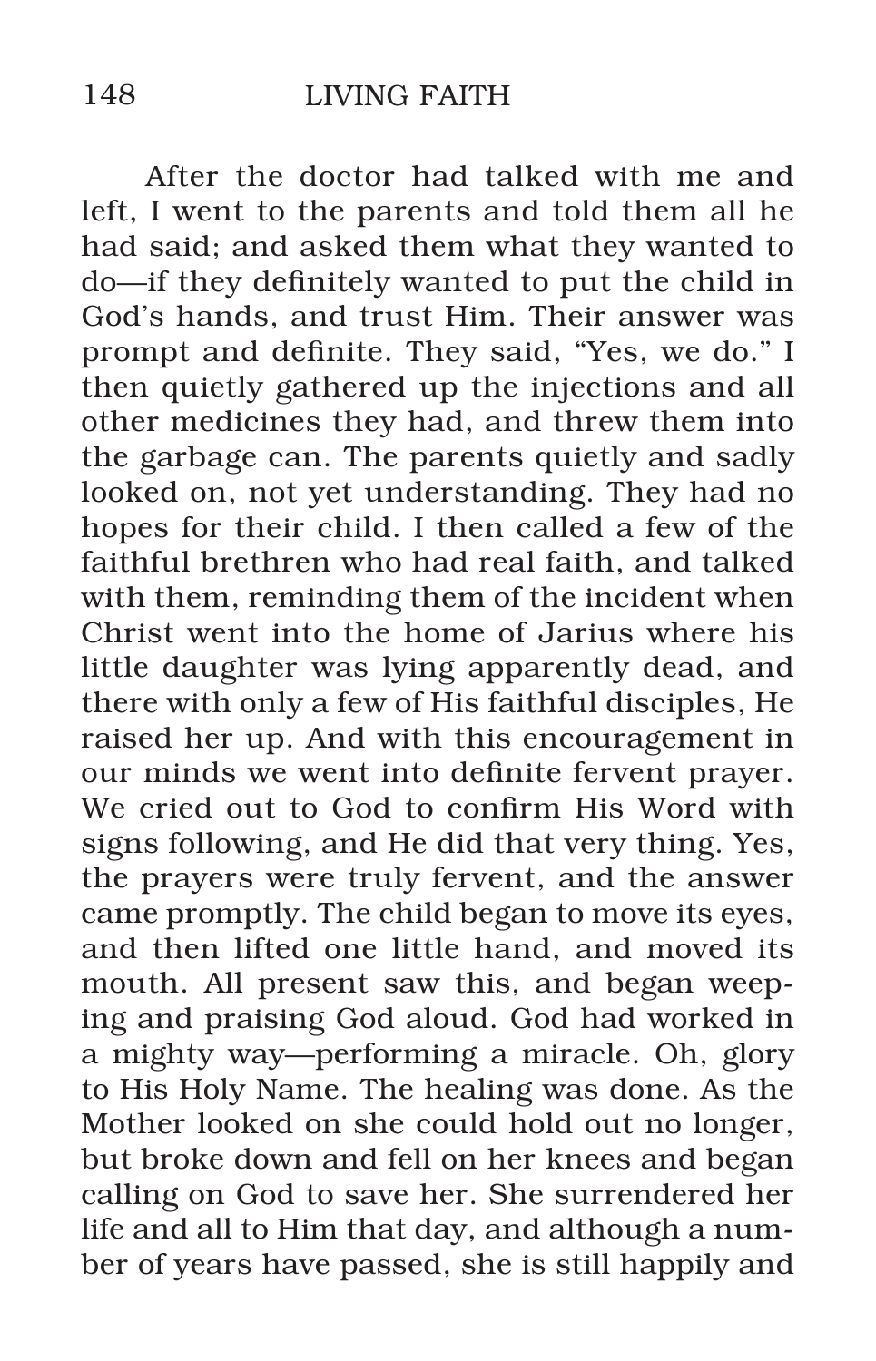After the doctor had talked with me and left, I went to the parents and told them all he had said; and asked them what they wanted to do—if they definitely wanted to put the child in God's hands, and trust Him. Their answer was prompt and definite. They said, "Yes, we do." I then quietly gathered up the injections and all other medicines they had, and threw them into the garbage can. The parents quietly and sadly looked on, not yet understanding. They had no hopes for their child. I then called a few of the faithful brethren who had real faith, and talked with them, reminding them of the incident when Christ went into the home of Jarius where his little daughter was lying apparently dead, and there with only a few of His faithful disciples, He raised her up. And with this encouragement in our minds we went into definite fervent prayer. We cried out to God to confirm His Word with signs following, and He did that very thing. Yes, the prayers were truly fervent, and the answer came promptly. The child began to move its eyes, and then lifted one little hand, and moved its mouth. All present saw this, and began weeping and praising God aloud. God had worked in a mighty way—performing a miracle. Oh, glory to His Holy Name. The healing was done. As the Mother looked on she could hold out no longer, but broke down and fell on her knees and began calling on God to save her. She surrendered her life and all to Him that day, and although a number of years have passed, she is still happily and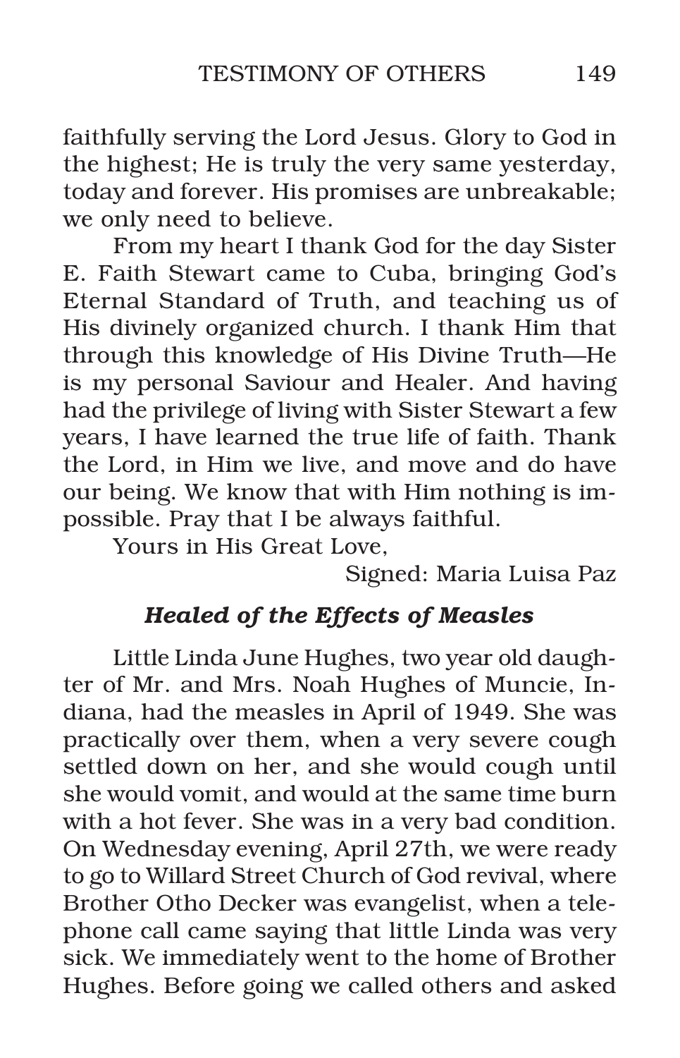faithfully serving the Lord Jesus. Glory to God in the highest; He is truly the very same yesterday, today and forever. His promises are unbreakable; we only need to believe.

From my heart I thank God for the day Sister E. Faith Stewart came to Cuba, bringing God's Eternal Standard of Truth, and teaching us of His divinely organized church. I thank Him that through this knowledge of His Divine Truth—He is my personal Saviour and Healer. And having had the privilege of living with Sister Stewart a few years, I have learned the true life of faith. Thank the Lord, in Him we live, and move and do have our being. We know that with Him nothing is impossible. Pray that I be always faithful.

Yours in His Great Love,

Signed: Maria Luisa Paz

### *Healed of the Effects of Measles*

Little Linda June Hughes, two year old daughter of Mr. and Mrs. Noah Hughes of Muncie, Indiana, had the measles in April of 1949. She was practically over them, when a very severe cough settled down on her, and she would cough until she would vomit, and would at the same time burn with a hot fever. She was in a very bad condition. On Wednesday evening, April 27th, we were ready to go to Willard Street Church of God revival, where Brother Otho Decker was evangelist, when a telephone call came saying that little Linda was very sick. We immediately went to the home of Brother Hughes. Before going we called others and asked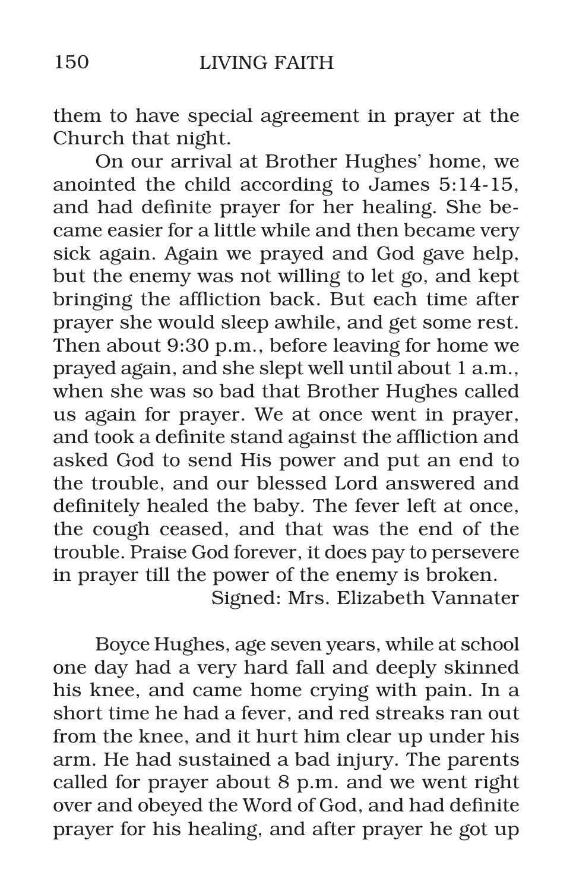them to have special agreement in prayer at the Church that night.

On our arrival at Brother Hughes' home, we anointed the child according to James 5:14-15, and had definite prayer for her healing. She became easier for a little while and then became very sick again. Again we prayed and God gave help, but the enemy was not willing to let go, and kept bringing the affliction back. But each time after prayer she would sleep awhile, and get some rest. Then about 9:30 p.m., before leaving for home we prayed again, and she slept well until about 1 a.m., when she was so bad that Brother Hughes called us again for prayer. We at once went in prayer, and took a definite stand against the affliction and asked God to send His power and put an end to the trouble, and our blessed Lord answered and definitely healed the baby. The fever left at once, the cough ceased, and that was the end of the trouble. Praise God forever, it does pay to persevere in prayer till the power of the enemy is broken.

Signed: Mrs. Elizabeth Vannater

Boyce Hughes, age seven years, while at school one day had a very hard fall and deeply skinned his knee, and came home crying with pain. In a short time he had a fever, and red streaks ran out from the knee, and it hurt him clear up under his arm. He had sustained a bad injury. The parents called for prayer about 8 p.m. and we went right over and obeyed the Word of God, and had definite prayer for his healing, and after prayer he got up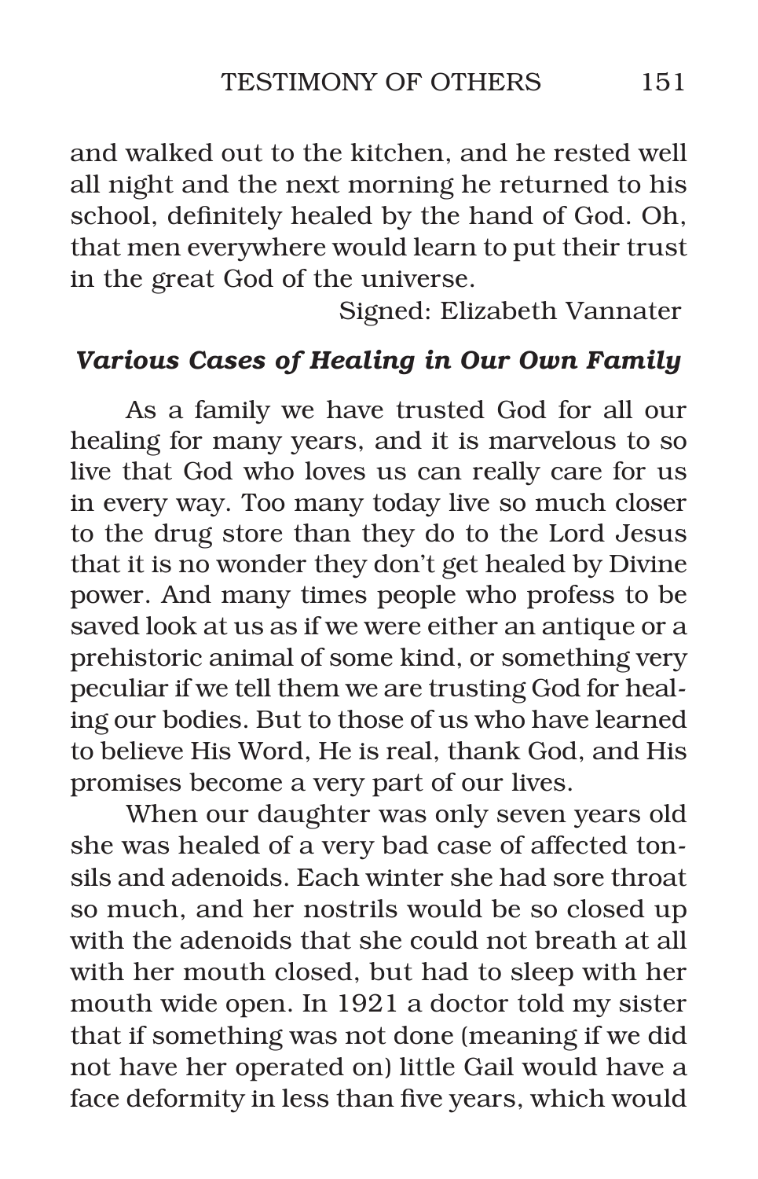and walked out to the kitchen, and he rested well all night and the next morning he returned to his school, definitely healed by the hand of God. Oh, that men everywhere would learn to put their trust in the great God of the universe.

Signed: Elizabeth Vannater

### *Various Cases of Healing in Our Own Family*

As a family we have trusted God for all our healing for many years, and it is marvelous to so live that God who loves us can really care for us in every way. Too many today live so much closer to the drug store than they do to the Lord Jesus that it is no wonder they don't get healed by Divine power. And many times people who profess to be saved look at us as if we were either an antique or a prehistoric animal of some kind, or something very peculiar if we tell them we are trusting God for healing our bodies. But to those of us who have learned to believe His Word, He is real, thank God, and His promises become a very part of our lives.

When our daughter was only seven years old she was healed of a very bad case of affected tonsils and adenoids. Each winter she had sore throat so much, and her nostrils would be so closed up with the adenoids that she could not breath at all with her mouth closed, but had to sleep with her mouth wide open. In 1921 a doctor told my sister that if something was not done (meaning if we did not have her operated on) little Gail would have a face deformity in less than five years, which would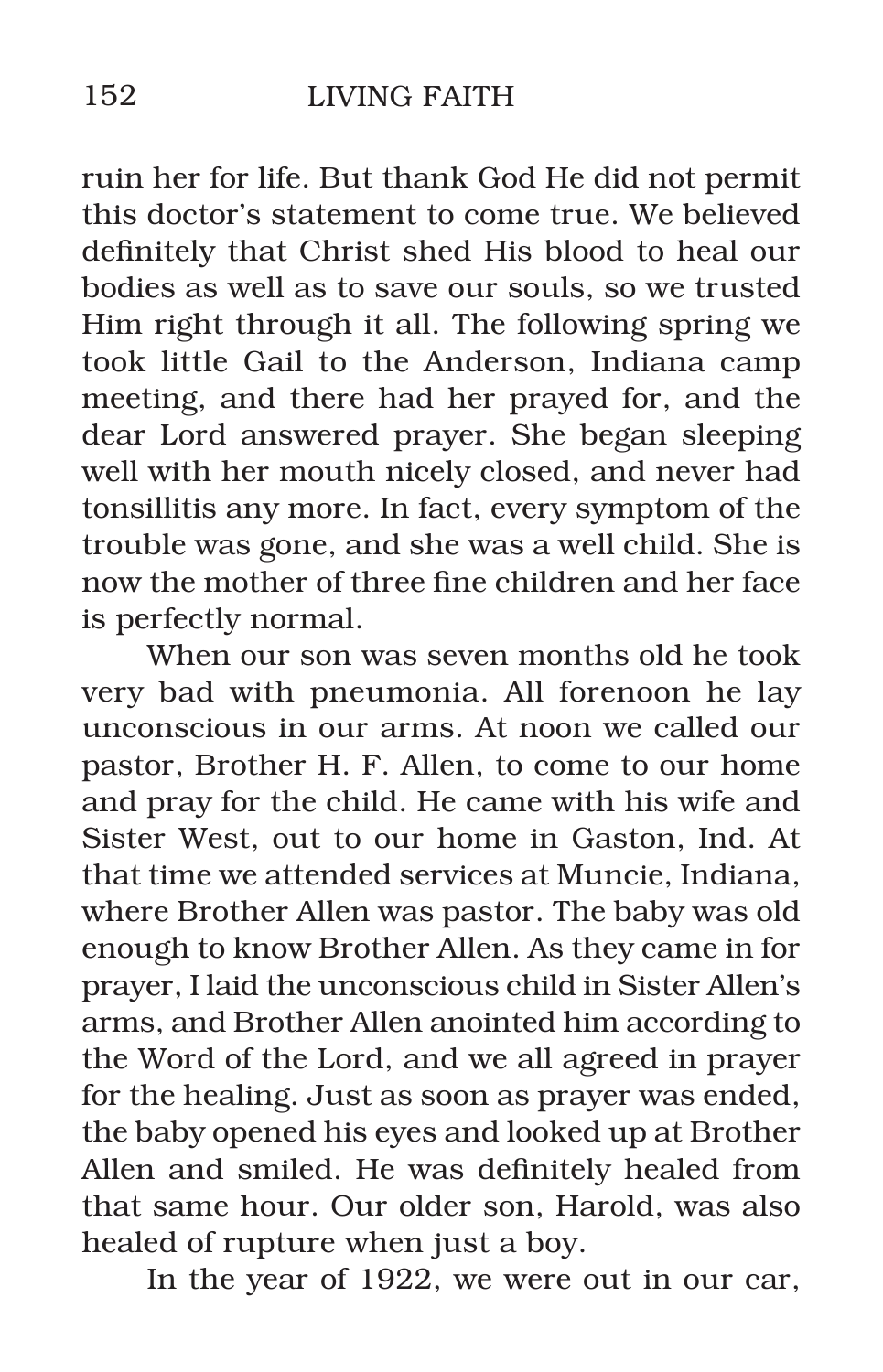ruin her for life. But thank God He did not permit this doctor's statement to come true. We believed definitely that Christ shed His blood to heal our bodies as well as to save our souls, so we trusted Him right through it all. The following spring we took little Gail to the Anderson, Indiana camp meeting, and there had her prayed for, and the dear Lord answered prayer. She began sleeping well with her mouth nicely closed, and never had tonsillitis any more. In fact, every symptom of the trouble was gone, and she was a well child. She is now the mother of three fine children and her face is perfectly normal.

When our son was seven months old he took very bad with pneumonia. All forenoon he lay unconscious in our arms. At noon we called our pastor, Brother H. F. Allen, to come to our home and pray for the child. He came with his wife and Sister West, out to our home in Gaston, Ind. At that time we attended services at Muncie, Indiana, where Brother Allen was pastor. The baby was old enough to know Brother Allen. As they came in for prayer, I laid the unconscious child in Sister Allen's arms, and Brother Allen anointed him according to the Word of the Lord, and we all agreed in prayer for the healing. Just as soon as prayer was ended, the baby opened his eyes and looked up at Brother Allen and smiled. He was definitely healed from that same hour. Our older son, Harold, was also healed of rupture when just a boy.

In the year of 1922, we were out in our car,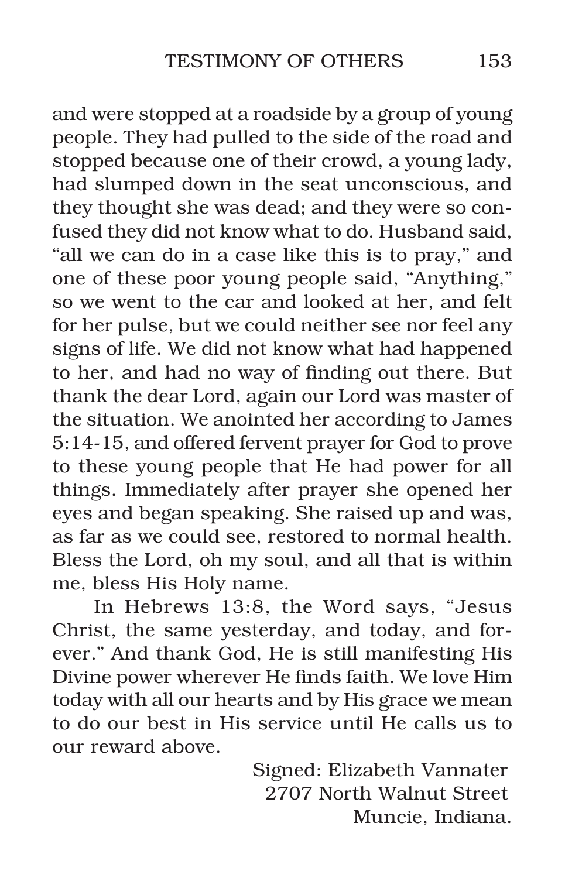and were stopped at a roadside by a group of young people. They had pulled to the side of the road and stopped because one of their crowd, a young lady, had slumped down in the seat unconscious, and they thought she was dead; and they were so confused they did not know what to do. Husband said, "all we can do in a case like this is to pray," and one of these poor young people said, "Anything," so we went to the car and looked at her, and felt for her pulse, but we could neither see nor feel any signs of life. We did not know what had happened to her, and had no way of finding out there. But thank the dear Lord, again our Lord was master of the situation. We anointed her according to James 5:14-15, and offered fervent prayer for God to prove to these young people that He had power for all things. Immediately after prayer she opened her eyes and began speaking. She raised up and was, as far as we could see, restored to normal health. Bless the Lord, oh my soul, and all that is within me, bless His Holy name.

In Hebrews 13:8, the Word says, "Jesus Christ, the same yesterday, and today, and forever." And thank God, He is still manifesting His Divine power wherever He finds faith. We love Him today with all our hearts and by His grace we mean to do our best in His service until He calls us to our reward above.

Signed: Elizabeth Vannater
2707 North Walnut Street
Muncie, Indiana.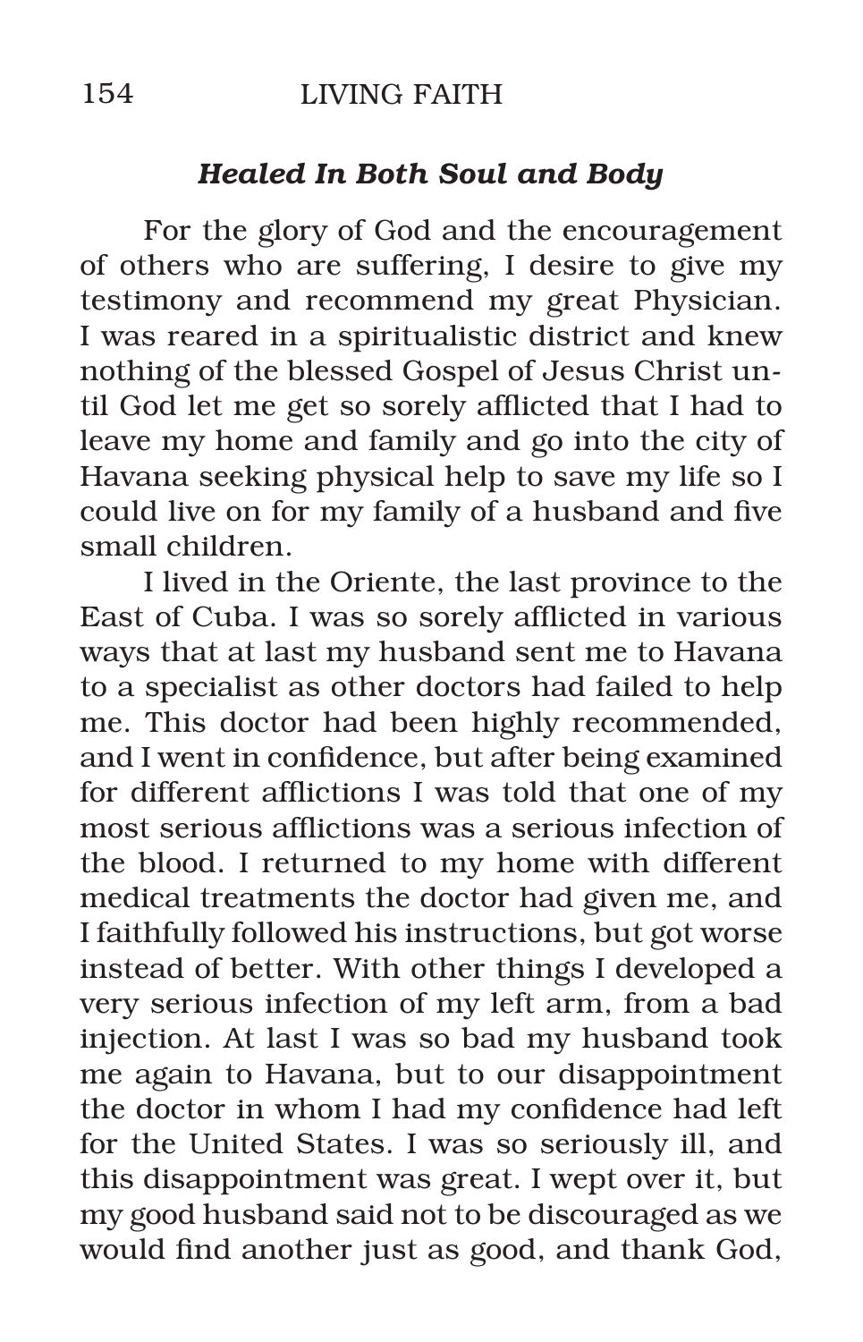### *Healed In Both Soul and Body*

For the glory of God and the encouragement of others who are suffering, I desire to give my testimony and recommend my great Physician. I was reared in a spiritualistic district and knew nothing of the blessed Gospel of Jesus Christ until God let me get so sorely afflicted that I had to leave my home and family and go into the city of Havana seeking physical help to save my life so I could live on for my family of a husband and five small children.

I lived in the Oriente, the last province to the East of Cuba. I was so sorely afflicted in various ways that at last my husband sent me to Havana to a specialist as other doctors had failed to help me. This doctor had been highly recommended, and I went in confidence, but after being examined for different afflictions I was told that one of my most serious afflictions was a serious infection of the blood. I returned to my home with different medical treatments the doctor had given me, and I faithfully followed his instructions, but got worse instead of better. With other things I developed a very serious infection of my left arm, from a bad injection. At last I was so bad my husband took me again to Havana, but to our disappointment the doctor in whom I had my confidence had left for the United States. I was so seriously ill, and this disappointment was great. I wept over it, but my good husband said not to be discouraged as we would find another just as good, and thank God,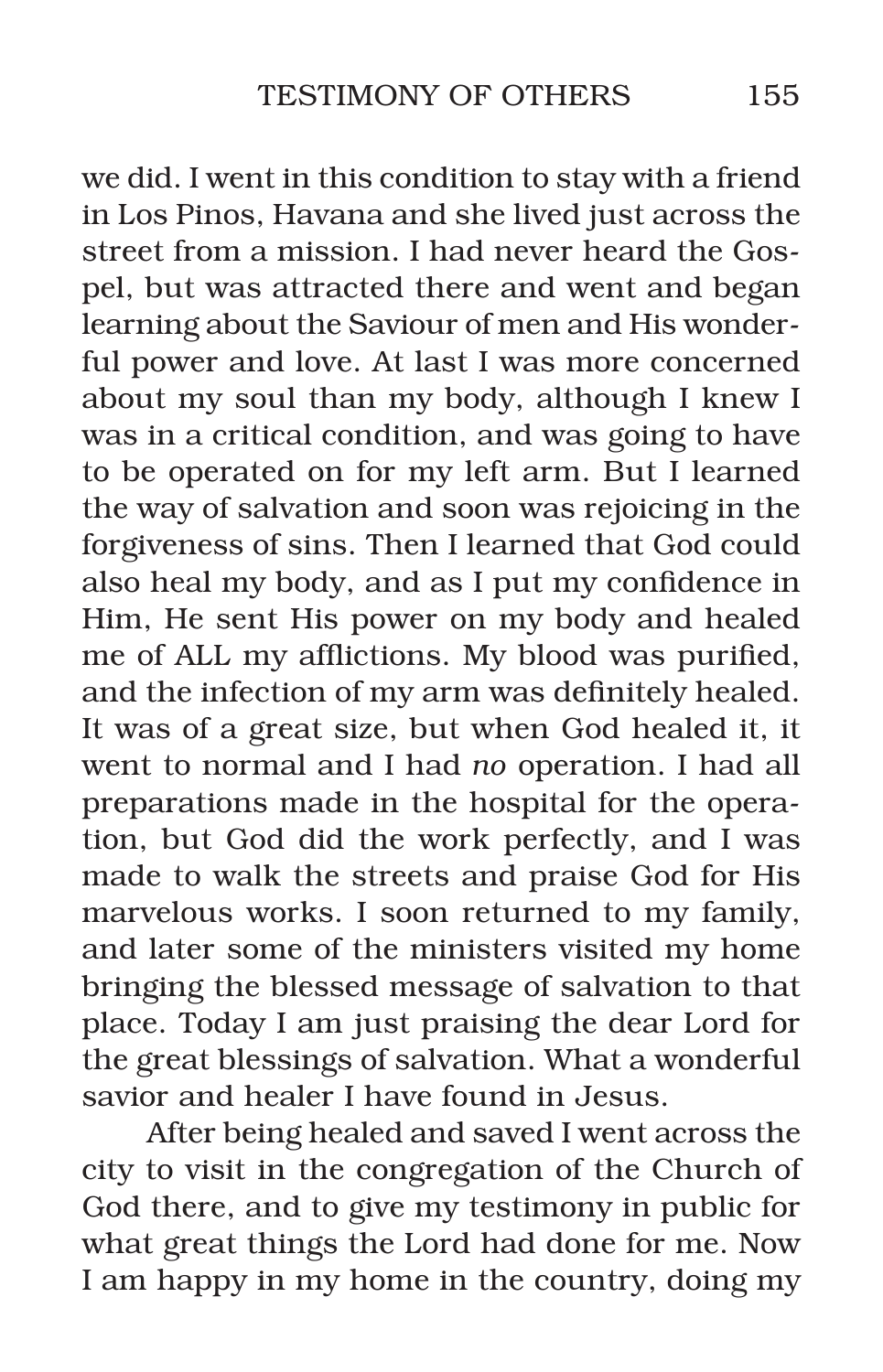we did. I went in this condition to stay with a friend in Los Pinos, Havana and she lived just across the street from a mission. I had never heard the Gospel, but was attracted there and went and began learning about the Saviour of men and His wonderful power and love. At last I was more concerned about my soul than my body, although I knew I was in a critical condition, and was going to have to be operated on for my left arm. But I learned the way of salvation and soon was rejoicing in the forgiveness of sins. Then I learned that God could also heal my body, and as I put my confidence in Him, He sent His power on my body and healed me of ALL my afflictions. My blood was purified, and the infection of my arm was definitely healed. It was of a great size, but when God healed it, it went to normal and I had *no* operation. I had all preparations made in the hospital for the operation, but God did the work perfectly, and I was made to walk the streets and praise God for His marvelous works. I soon returned to my family, and later some of the ministers visited my home bringing the blessed message of salvation to that place. Today I am just praising the dear Lord for the great blessings of salvation. What a wonderful savior and healer I have found in Jesus.

After being healed and saved I went across the city to visit in the congregation of the Church of God there, and to give my testimony in public for what great things the Lord had done for me. Now I am happy in my home in the country, doing my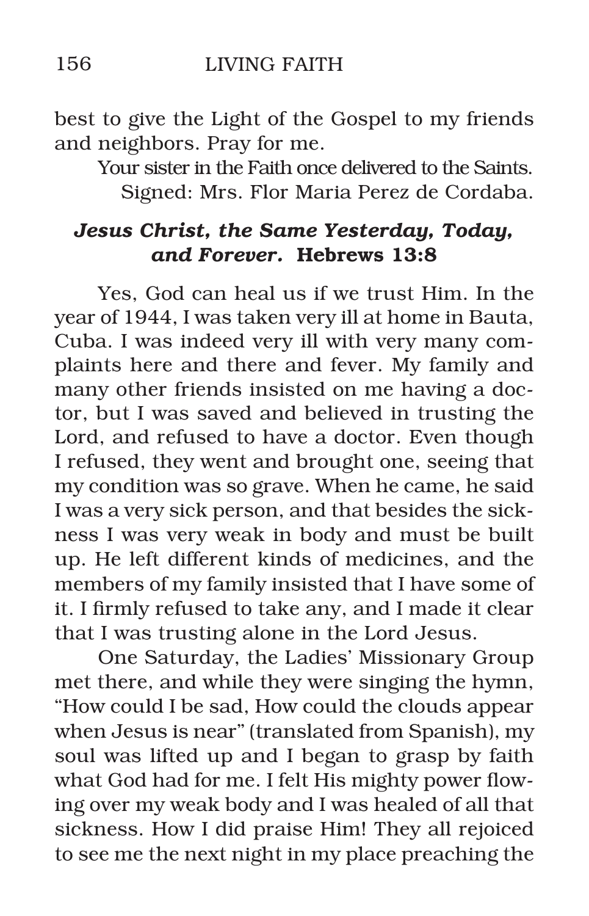best to give the Light of the Gospel to my friends and neighbors. Pray for me.

Your sister in the Faith once delivered to the Saints.
Signed: Mrs. Flor Maria Perez de Cordaba.

### *Jesus Christ, the Same Yesterday, Today, and Forever.* **Hebrews 13:8**

Yes, God can heal us if we trust Him. In the year of 1944, I was taken very ill at home in Bauta, Cuba. I was indeed very ill with very many complaints here and there and fever. My family and many other friends insisted on me having a doctor, but I was saved and believed in trusting the Lord, and refused to have a doctor. Even though I refused, they went and brought one, seeing that my condition was so grave. When he came, he said I was a very sick person, and that besides the sickness I was very weak in body and must be built up. He left different kinds of medicines, and the members of my family insisted that I have some of it. I firmly refused to take any, and I made it clear that I was trusting alone in the Lord Jesus.

One Saturday, the Ladies' Missionary Group met there, and while they were singing the hymn, "How could I be sad, How could the clouds appear when Jesus is near" (translated from Spanish), my soul was lifted up and I began to grasp by faith what God had for me. I felt His mighty power flowing over my weak body and I was healed of all that sickness. How I did praise Him! They all rejoiced to see me the next night in my place preaching the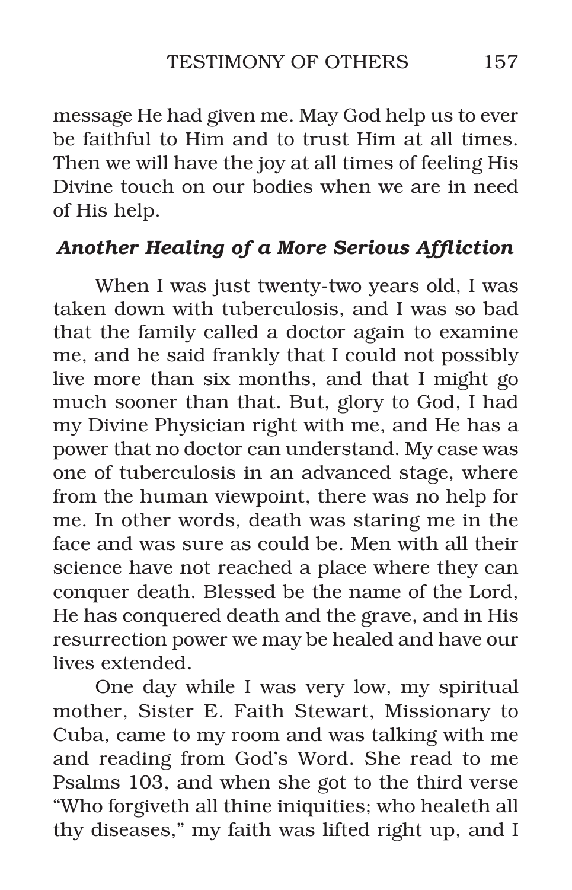message He had given me. May God help us to ever be faithful to Him and to trust Him at all times. Then we will have the joy at all times of feeling His Divine touch on our bodies when we are in need of His help.

### *Another Healing of a More Serious Affliction*

When I was just twenty-two years old, I was taken down with tuberculosis, and I was so bad that the family called a doctor again to examine me, and he said frankly that I could not possibly live more than six months, and that I might go much sooner than that. But, glory to God, I had my Divine Physician right with me, and He has a power that no doctor can understand. My case was one of tuberculosis in an advanced stage, where from the human viewpoint, there was no help for me. In other words, death was staring me in the face and was sure as could be. Men with all their science have not reached a place where they can conquer death. Blessed be the name of the Lord, He has conquered death and the grave, and in His resurrection power we may be healed and have our lives extended.

One day while I was very low, my spiritual mother, Sister E. Faith Stewart, Missionary to Cuba, came to my room and was talking with me and reading from God's Word. She read to me Psalms 103, and when she got to the third verse "Who forgiveth all thine iniquities; who healeth all thy diseases," my faith was lifted right up, and I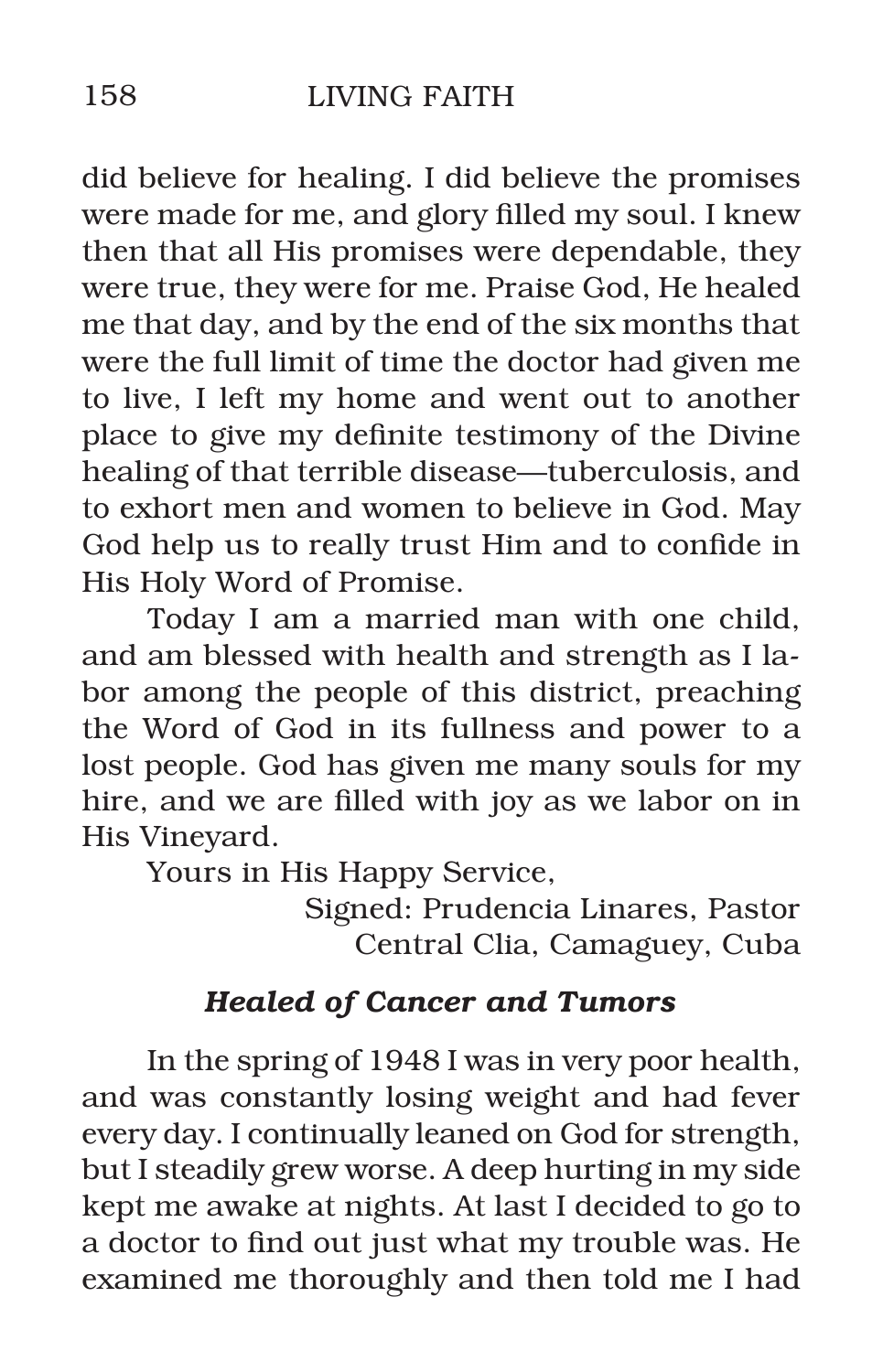did believe for healing. I did believe the promises were made for me, and glory filled my soul. I knew then that all His promises were dependable, they were true, they were for me. Praise God, He healed me that day, and by the end of the six months that were the full limit of time the doctor had given me to live, I left my home and went out to another place to give my definite testimony of the Divine healing of that terrible disease—tuberculosis, and to exhort men and women to believe in God. May God help us to really trust Him and to confide in His Holy Word of Promise.

Today I am a married man with one child, and am blessed with health and strength as I labor among the people of this district, preaching the Word of God in its fullness and power to a lost people. God has given me many souls for my hire, and we are filled with joy as we labor on in His Vineyard.

Yours in His Happy Service,

Signed: Prudencia Linares, Pastor
Central Clia, Camaguey, Cuba

### *Healed of Cancer and Tumors*

In the spring of 1948 I was in very poor health, and was constantly losing weight and had fever every day. I continually leaned on God for strength, but I steadily grew worse. A deep hurting in my side kept me awake at nights. At last I decided to go to a doctor to find out just what my trouble was. He examined me thoroughly and then told me I had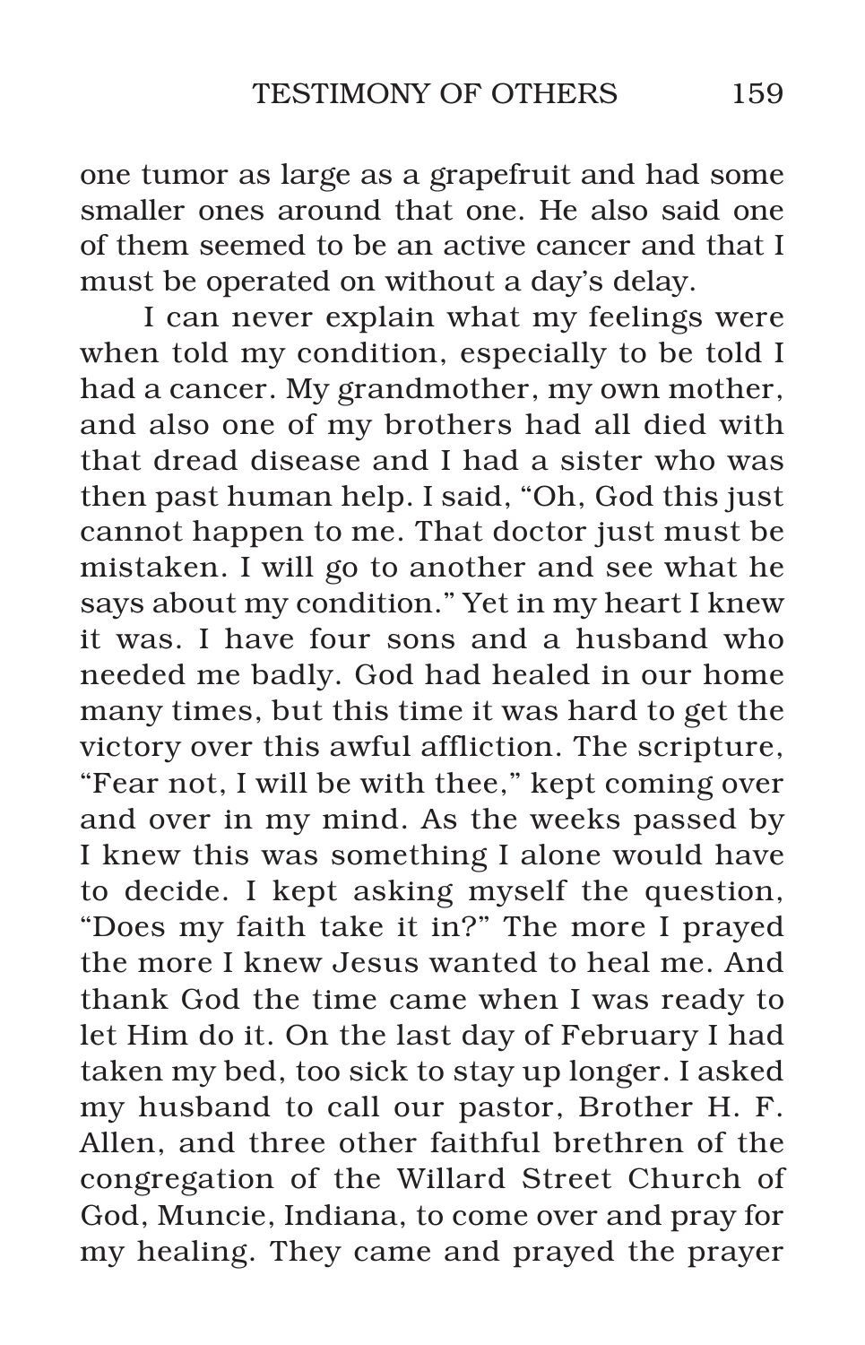one tumor as large as a grapefruit and had some smaller ones around that one. He also said one of them seemed to be an active cancer and that I must be operated on without a day's delay.

I can never explain what my feelings were when told my condition, especially to be told I had a cancer. My grandmother, my own mother, and also one of my brothers had all died with that dread disease and I had a sister who was then past human help. I said, "Oh, God this just cannot happen to me. That doctor just must be mistaken. I will go to another and see what he says about my condition." Yet in my heart I knew it was. I have four sons and a husband who needed me badly. God had healed in our home many times, but this time it was hard to get the victory over this awful affliction. The scripture, "Fear not, I will be with thee," kept coming over and over in my mind. As the weeks passed by I knew this was something I alone would have to decide. I kept asking myself the question, "Does my faith take it in?" The more I prayed the more I knew Jesus wanted to heal me. And thank God the time came when I was ready to let Him do it. On the last day of February I had taken my bed, too sick to stay up longer. I asked my husband to call our pastor, Brother H. F. Allen, and three other faithful brethren of the congregation of the Willard Street Church of God, Muncie, Indiana, to come over and pray for my healing. They came and prayed the prayer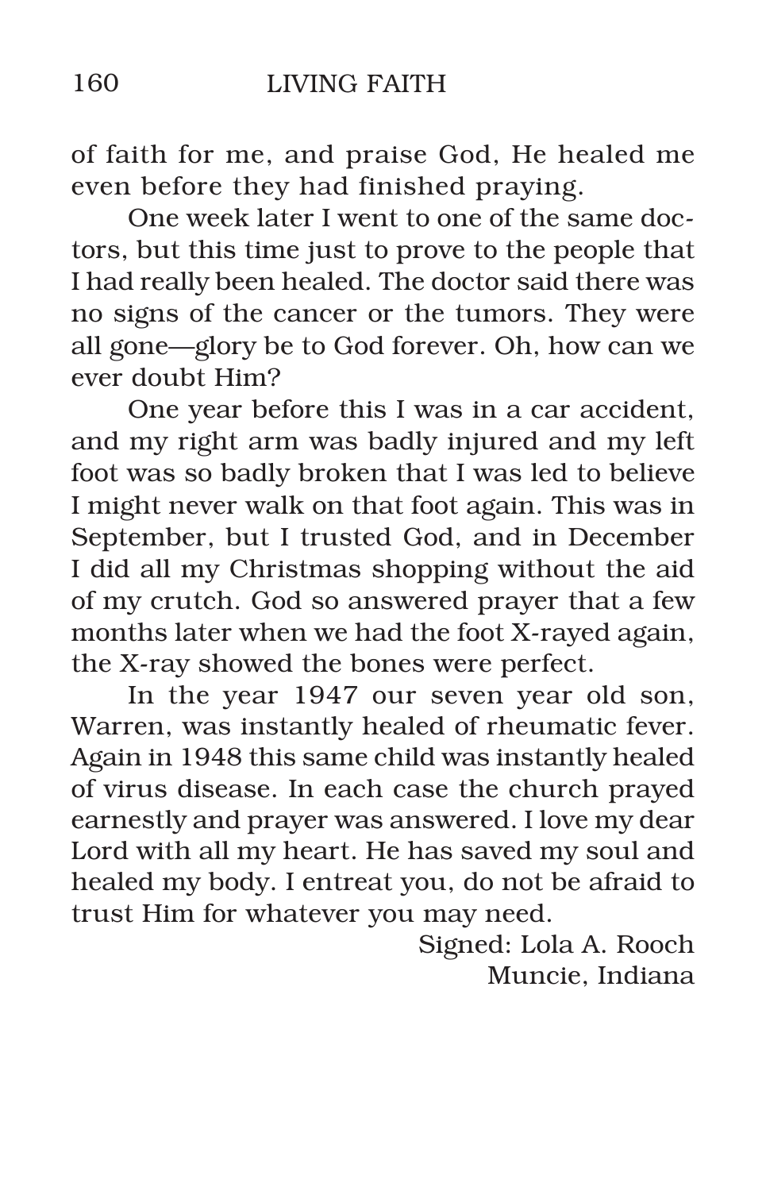of faith for me, and praise God, He healed me even before they had finished praying.

One week later I went to one of the same doctors, but this time just to prove to the people that I had really been healed. The doctor said there was no signs of the cancer or the tumors. They were all gone—glory be to God forever. Oh, how can we ever doubt Him?

One year before this I was in a car accident, and my right arm was badly injured and my left foot was so badly broken that I was led to believe I might never walk on that foot again. This was in September, but I trusted God, and in December I did all my Christmas shopping without the aid of my crutch. God so answered prayer that a few months later when we had the foot X-rayed again, the X-ray showed the bones were perfect.

In the year 1947 our seven year old son, Warren, was instantly healed of rheumatic fever. Again in 1948 this same child was instantly healed of virus disease. In each case the church prayed earnestly and prayer was answered. I love my dear Lord with all my heart. He has saved my soul and healed my body. I entreat you, do not be afraid to trust Him for whatever you may need.

Signed: Lola A. Rooch
Muncie, Indiana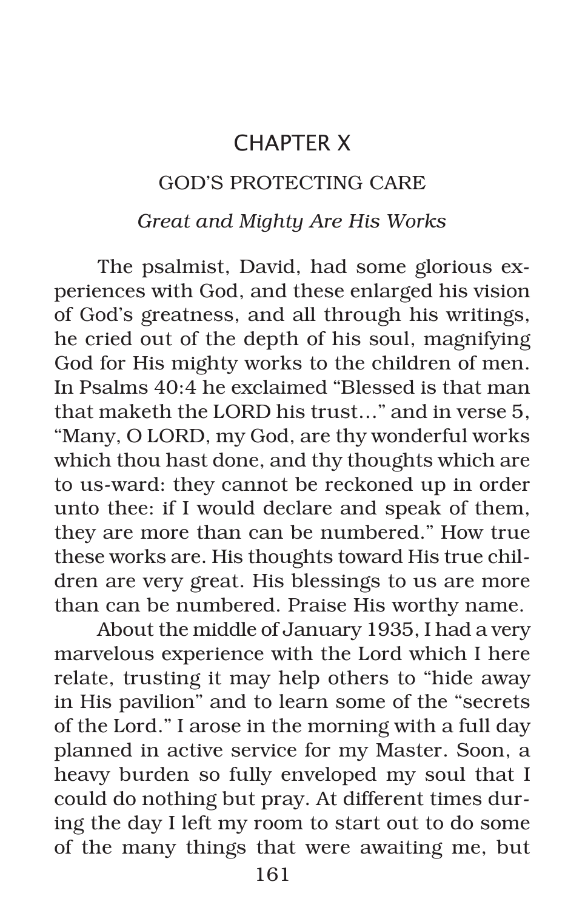# CHAPTER X

## GOD'S PROTECTING CARE

### *Great and Mighty Are His Works*

The psalmist, David, had some glorious experiences with God, and these enlarged his vision of God's greatness, and all through his writings, he cried out of the depth of his soul, magnifying God for His mighty works to the children of men. In Psalms 40:4 he exclaimed "Blessed is that man that maketh the LORD his trust..." and in verse 5, "Many, O LORD, my God, are thy wonderful works which thou hast done, and thy thoughts which are to us-ward: they cannot be reckoned up in order unto thee: if I would declare and speak of them, they are more than can be numbered." How true these works are. His thoughts toward His true children are very great. His blessings to us are more than can be numbered. Praise His worthy name.

About the middle of January 1935, I had a very marvelous experience with the Lord which I here relate, trusting it may help others to "hide away in His pavilion" and to learn some of the "secrets of the Lord." I arose in the morning with a full day planned in active service for my Master. Soon, a heavy burden so fully enveloped my soul that I could do nothing but pray. At different times during the day I left my room to start out to do some of the many things that were awaiting me, but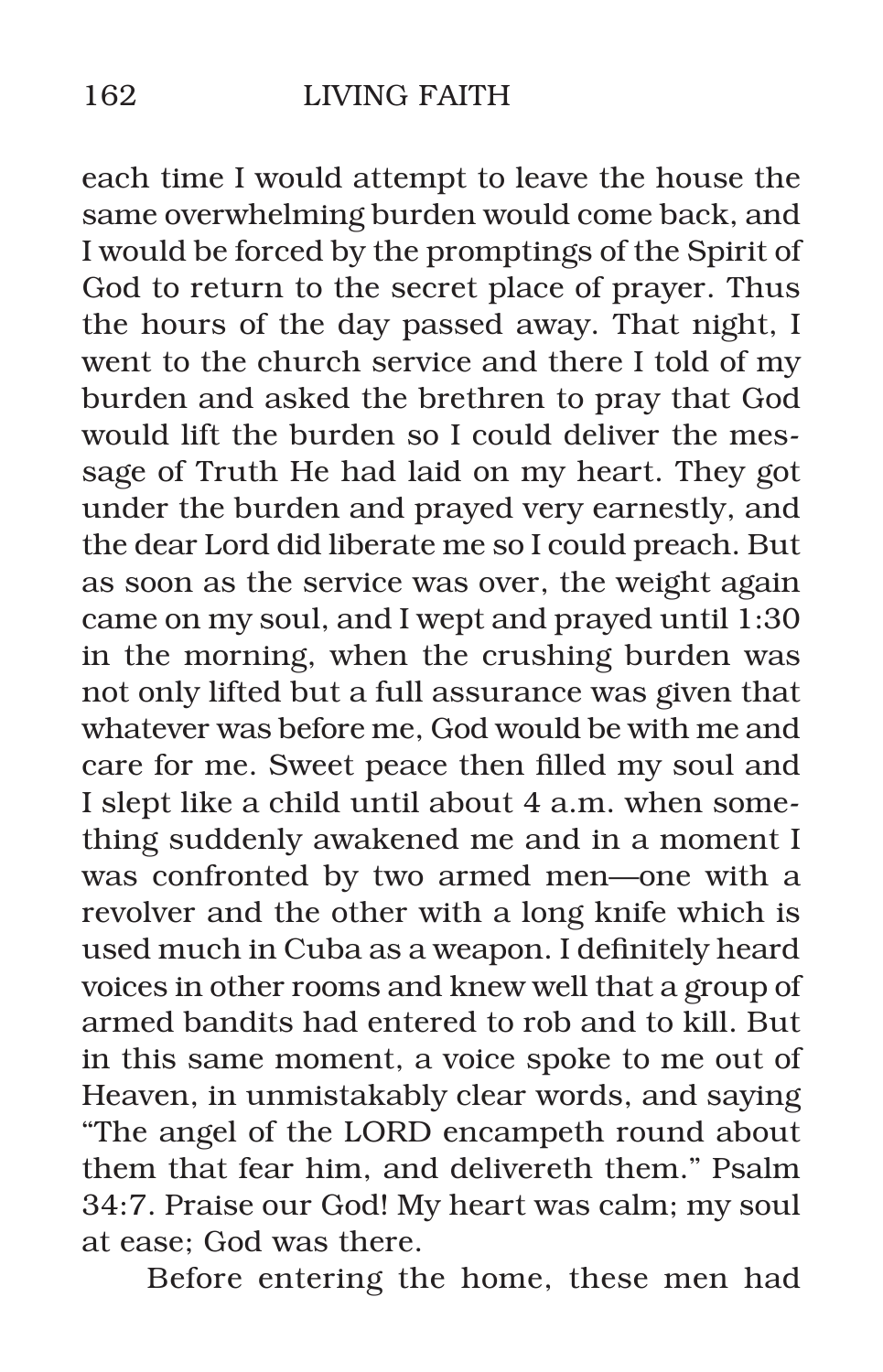each time I would attempt to leave the house the same overwhelming burden would come back, and I would be forced by the promptings of the Spirit of God to return to the secret place of prayer. Thus the hours of the day passed away. That night, I went to the church service and there I told of my burden and asked the brethren to pray that God would lift the burden so I could deliver the message of Truth He had laid on my heart. They got under the burden and prayed very earnestly, and the dear Lord did liberate me so I could preach. But as soon as the service was over, the weight again came on my soul, and I wept and prayed until 1:30 in the morning, when the crushing burden was not only lifted but a full assurance was given that whatever was before me, God would be with me and care for me. Sweet peace then filled my soul and I slept like a child until about 4 a.m. when something suddenly awakened me and in a moment I was confronted by two armed men—one with a revolver and the other with a long knife which is used much in Cuba as a weapon. I definitely heard voices in other rooms and knew well that a group of armed bandits had entered to rob and to kill. But in this same moment, a voice spoke to me out of Heaven, in unmistakably clear words, and saying "The angel of the LORD encampeth round about them that fear him, and delivereth them." Psalm 34:7. Praise our God! My heart was calm; my soul at ease; God was there.

Before entering the home, these men had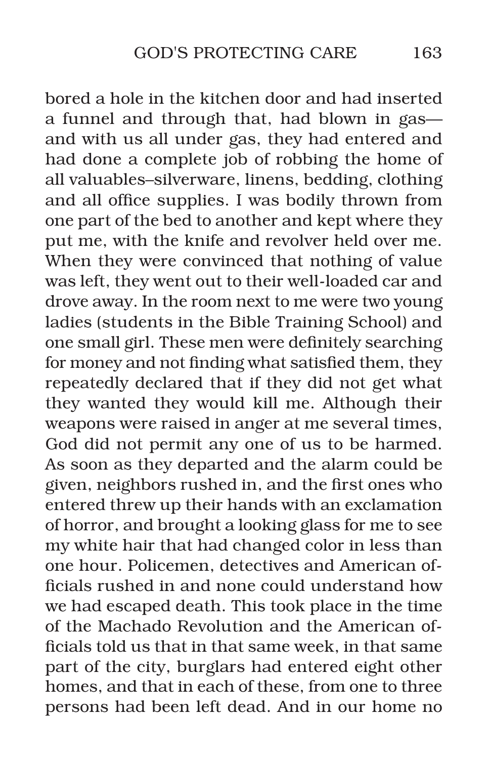bored a hole in the kitchen door and had inserted a funnel and through that, had blown in gas—and with us all under gas, they had entered and had done a complete job of robbing the home of all valuables–silverware, linens, bedding, clothing and all office supplies. I was bodily thrown from one part of the bed to another and kept where they put me, with the knife and revolver held over me. When they were convinced that nothing of value was left, they went out to their well-loaded car and drove away. In the room next to me were two young ladies (students in the Bible Training School) and one small girl. These men were definitely searching for money and not finding what satisfied them, they repeatedly declared that if they did not get what they wanted they would kill me. Although their weapons were raised in anger at me several times, God did not permit any one of us to be harmed. As soon as they departed and the alarm could be given, neighbors rushed in, and the first ones who entered threw up their hands with an exclamation of horror, and brought a looking glass for me to see my white hair that had changed color in less than one hour. Policemen, detectives and American officials rushed in and none could understand how we had escaped death. This took place in the time of the Machado Revolution and the American officials told us that in that same week, in that same part of the city, burglars had entered eight other homes, and that in each of these, from one to three persons had been left dead. And in our home no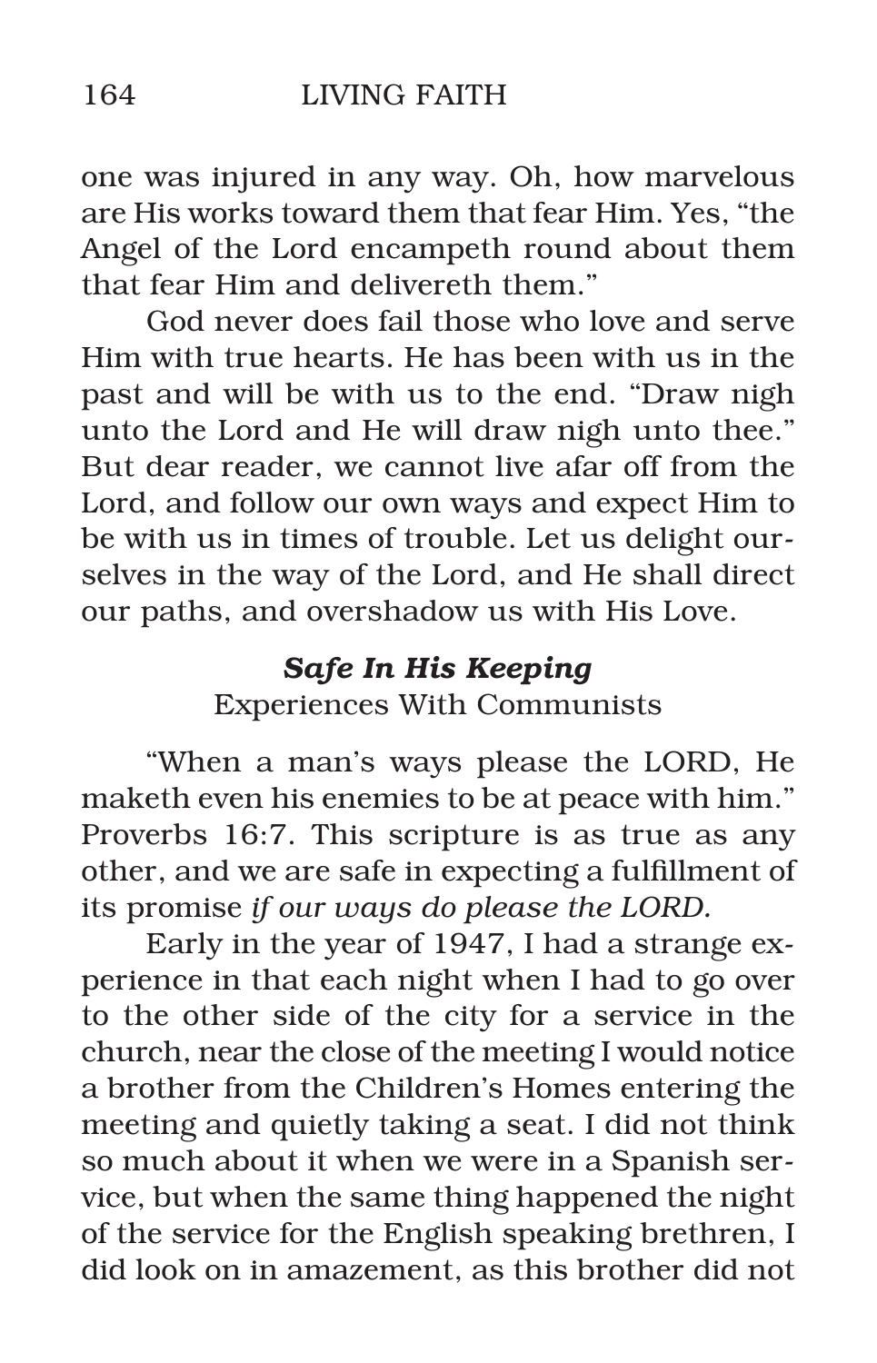one was injured in any way. Oh, how marvelous are His works toward them that fear Him. Yes, "the Angel of the Lord encampeth round about them that fear Him and delivereth them."

God never does fail those who love and serve Him with true hearts. He has been with us in the past and will be with us to the end. "Draw nigh unto the Lord and He will draw nigh unto thee." But dear reader, we cannot live afar off from the Lord, and follow our own ways and expect Him to be with us in times of trouble. Let us delight ourselves in the way of the Lord, and He shall direct our paths, and overshadow us with His Love.

### *Safe In His Keeping*

Experiences With Communists

"When a man's ways please the LORD, He maketh even his enemies to be at peace with him." Proverbs 16:7. This scripture is as true as any other, and we are safe in expecting a fulfillment of its promise *if our ways do please the LORD.*

Early in the year of 1947, I had a strange experience in that each night when I had to go over to the other side of the city for a service in the church, near the close of the meeting I would notice a brother from the Children's Homes entering the meeting and quietly taking a seat. I did not think so much about it when we were in a Spanish service, but when the same thing happened the night of the service for the English speaking brethren, I did look on in amazement, as this brother did not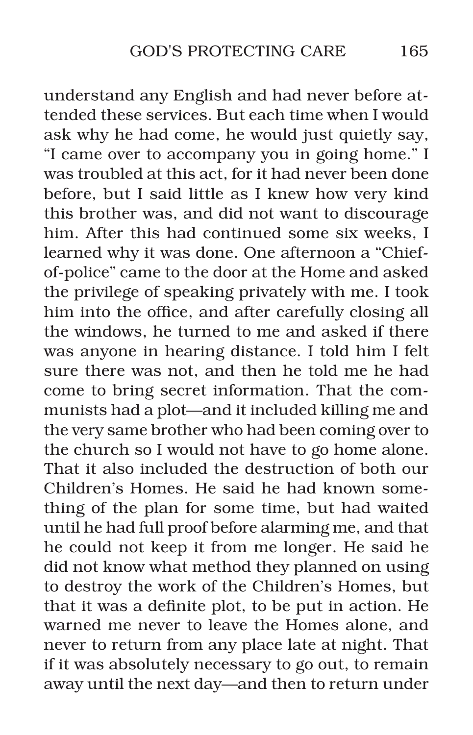understand any English and had never before attended these services. But each time when I would ask why he had come, he would just quietly say, "I came over to accompany you in going home." I was troubled at this act, for it had never been done before, but I said little as I knew how very kind this brother was, and did not want to discourage him. After this had continued some six weeks, I learned why it was done. One afternoon a "Chief-of-police" came to the door at the Home and asked the privilege of speaking privately with me. I took him into the office, and after carefully closing all the windows, he turned to me and asked if there was anyone in hearing distance. I told him I felt sure there was not, and then he told me he had come to bring secret information. That the communists had a plot—and it included killing me and the very same brother who had been coming over to the church so I would not have to go home alone. That it also included the destruction of both our Children's Homes. He said he had known something of the plan for some time, but had waited until he had full proof before alarming me, and that he could not keep it from me longer. He said he did not know what method they planned on using to destroy the work of the Children's Homes, but that it was a definite plot, to be put in action. He warned me never to leave the Homes alone, and never to return from any place late at night. That if it was absolutely necessary to go out, to remain away until the next day—and then to return under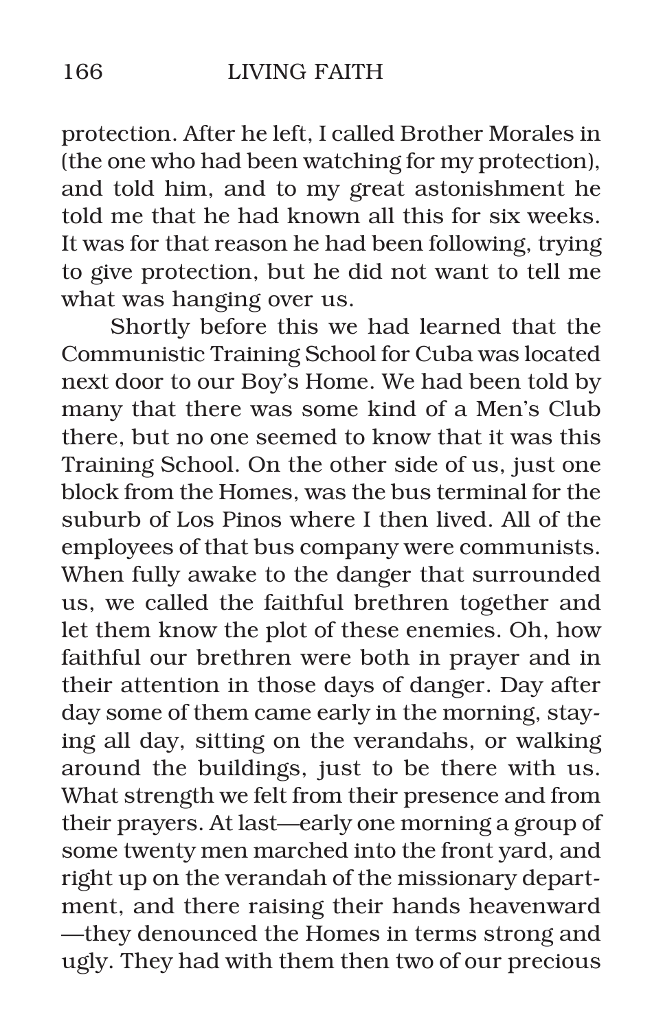protection. After he left, I called Brother Morales in (the one who had been watching for my protection), and told him, and to my great astonishment he told me that he had known all this for six weeks. It was for that reason he had been following, trying to give protection, but he did not want to tell me what was hanging over us.

Shortly before this we had learned that the Communistic Training School for Cuba was located next door to our Boy's Home. We had been told by many that there was some kind of a Men's Club there, but no one seemed to know that it was this Training School. On the other side of us, just one block from the Homes, was the bus terminal for the suburb of Los Pinos where I then lived. All of the employees of that bus company were communists. When fully awake to the danger that surrounded us, we called the faithful brethren together and let them know the plot of these enemies. Oh, how faithful our brethren were both in prayer and in their attention in those days of danger. Day after day some of them came early in the morning, staying all day, sitting on the verandahs, or walking around the buildings, just to be there with us. What strength we felt from their presence and from their prayers. At last—early one morning a group of some twenty men marched into the front yard, and right up on the verandah of the missionary department, and there raising their hands heavenward—they denounced the Homes in terms strong and ugly. They had with them then two of our precious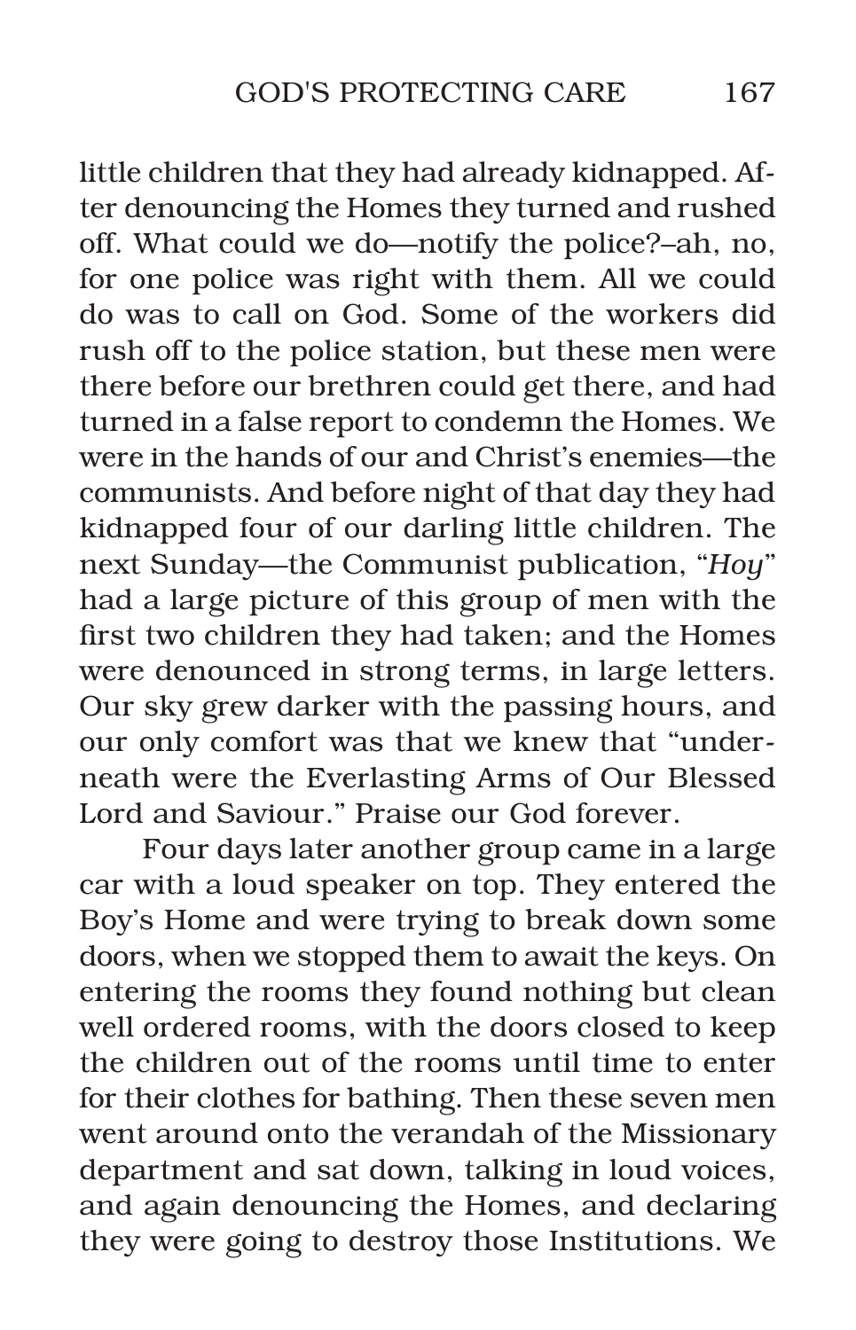little children that they had already kidnapped. After denouncing the Homes they turned and rushed off. What could we do—notify the police?–ah, no, for one police was right with them. All we could do was to call on God. Some of the workers did rush off to the police station, but these men were there before our brethren could get there, and had turned in a false report to condemn the Homes. We were in the hands of our and Christ's enemies—the communists. And before night of that day they had kidnapped four of our darling little children. The next Sunday—the Communist publication, "*Hoy*" had a large picture of this group of men with the first two children they had taken; and the Homes were denounced in strong terms, in large letters. Our sky grew darker with the passing hours, and our only comfort was that we knew that "underneath were the Everlasting Arms of Our Blessed Lord and Saviour." Praise our God forever.

Four days later another group came in a large car with a loud speaker on top. They entered the Boy's Home and were trying to break down some doors, when we stopped them to await the keys. On entering the rooms they found nothing but clean well ordered rooms, with the doors closed to keep the children out of the rooms until time to enter for their clothes for bathing. Then these seven men went around onto the verandah of the Missionary department and sat down, talking in loud voices, and again denouncing the Homes, and declaring they were going to destroy those Institutions. We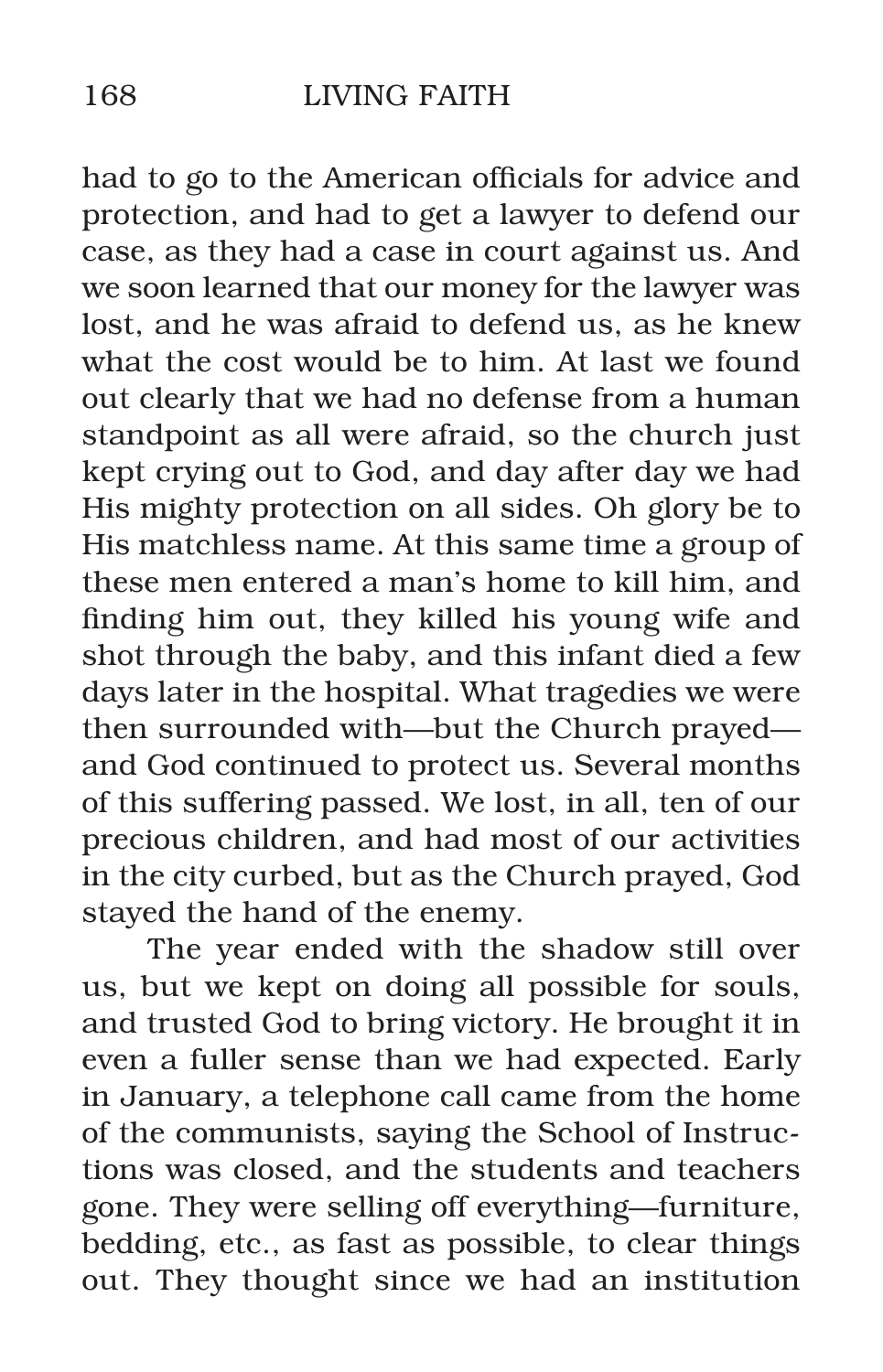had to go to the American officials for advice and protection, and had to get a lawyer to defend our case, as they had a case in court against us. And we soon learned that our money for the lawyer was lost, and he was afraid to defend us, as he knew what the cost would be to him. At last we found out clearly that we had no defense from a human standpoint as all were afraid, so the church just kept crying out to God, and day after day we had His mighty protection on all sides. Oh glory be to His matchless name. At this same time a group of these men entered a man's home to kill him, and finding him out, they killed his young wife and shot through the baby, and this infant died a few days later in the hospital. What tragedies we were then surrounded with—but the Church prayed—and God continued to protect us. Several months of this suffering passed. We lost, in all, ten of our precious children, and had most of our activities in the city curbed, but as the Church prayed, God stayed the hand of the enemy.

The year ended with the shadow still over us, but we kept on doing all possible for souls, and trusted God to bring victory. He brought it in even a fuller sense than we had expected. Early in January, a telephone call came from the home of the communists, saying the School of Instructions was closed, and the students and teachers gone. They were selling off everything—furniture, bedding, etc., as fast as possible, to clear things out. They thought since we had an institution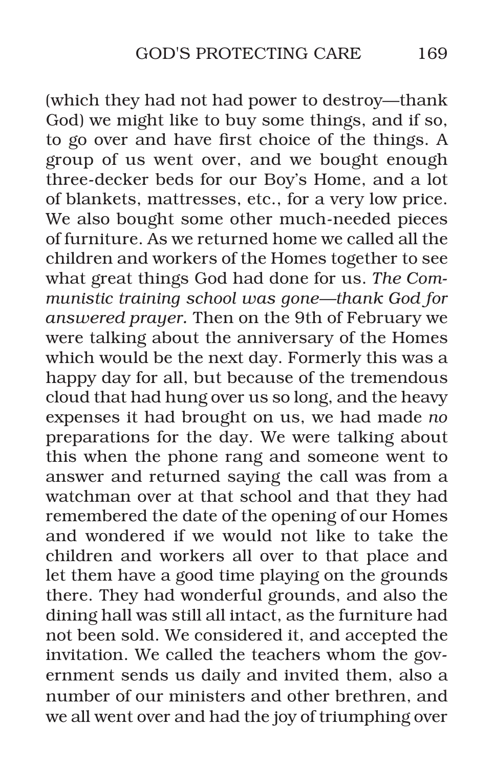(which they had not had power to destroy—thank God) we might like to buy some things, and if so, to go over and have first choice of the things. A group of us went over, and we bought enough three-decker beds for our Boy's Home, and a lot of blankets, mattresses, etc., for a very low price. We also bought some other much-needed pieces of furniture. As we returned home we called all the children and workers of the Homes together to see what great things God had done for us. *The Communistic training school was gone—thank God for answered prayer.* Then on the 9th of February we were talking about the anniversary of the Homes which would be the next day. Formerly this was a happy day for all, but because of the tremendous cloud that had hung over us so long, and the heavy expenses it had brought on us, we had made *no* preparations for the day. We were talking about this when the phone rang and someone went to answer and returned saying the call was from a watchman over at that school and that they had remembered the date of the opening of our Homes and wondered if we would not like to take the children and workers all over to that place and let them have a good time playing on the grounds there. They had wonderful grounds, and also the dining hall was still all intact, as the furniture had not been sold. We considered it, and accepted the invitation. We called the teachers whom the government sends us daily and invited them, also a number of our ministers and other brethren, and we all went over and had the joy of triumphing over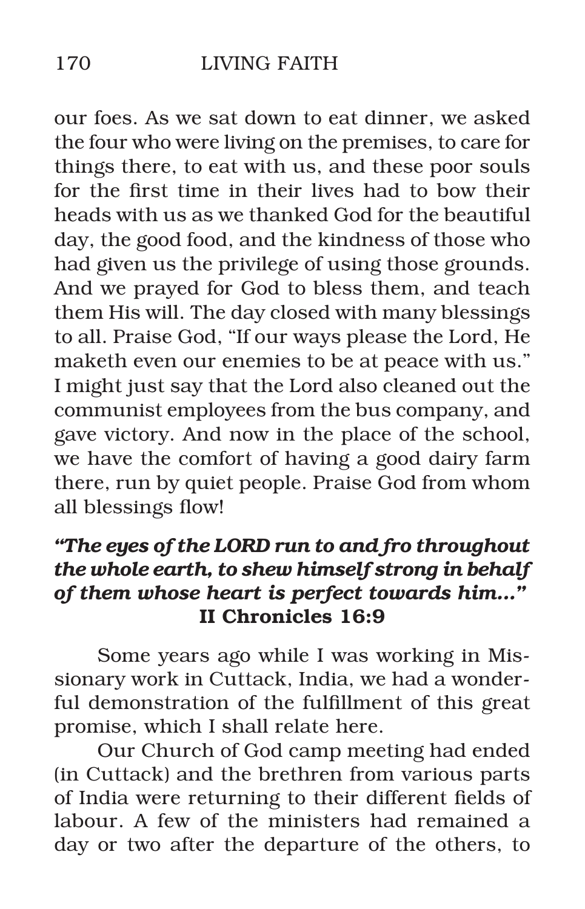our foes. As we sat down to eat dinner, we asked the four who were living on the premises, to care for things there, to eat with us, and these poor souls for the first time in their lives had to bow their heads with us as we thanked God for the beautiful day, the good food, and the kindness of those who had given us the privilege of using those grounds. And we prayed for God to bless them, and teach them His will. The day closed with many blessings to all. Praise God, "If our ways please the Lord, He maketh even our enemies to be at peace with us." I might just say that the Lord also cleaned out the communist employees from the bus company, and gave victory. And now in the place of the school, we have the comfort of having a good dairy farm there, run by quiet people. Praise God from whom all blessings flow!

***"The eyes of the LORD run to and fro throughout the whole earth, to shew himself strong in behalf of them whose heart is perfect towards him..."***
**II Chronicles 16:9**

Some years ago while I was working in Missionary work in Cuttack, India, we had a wonderful demonstration of the fulfillment of this great promise, which I shall relate here.

Our Church of God camp meeting had ended (in Cuttack) and the brethren from various parts of India were returning to their different fields of labour. A few of the ministers had remained a day or two after the departure of the others, to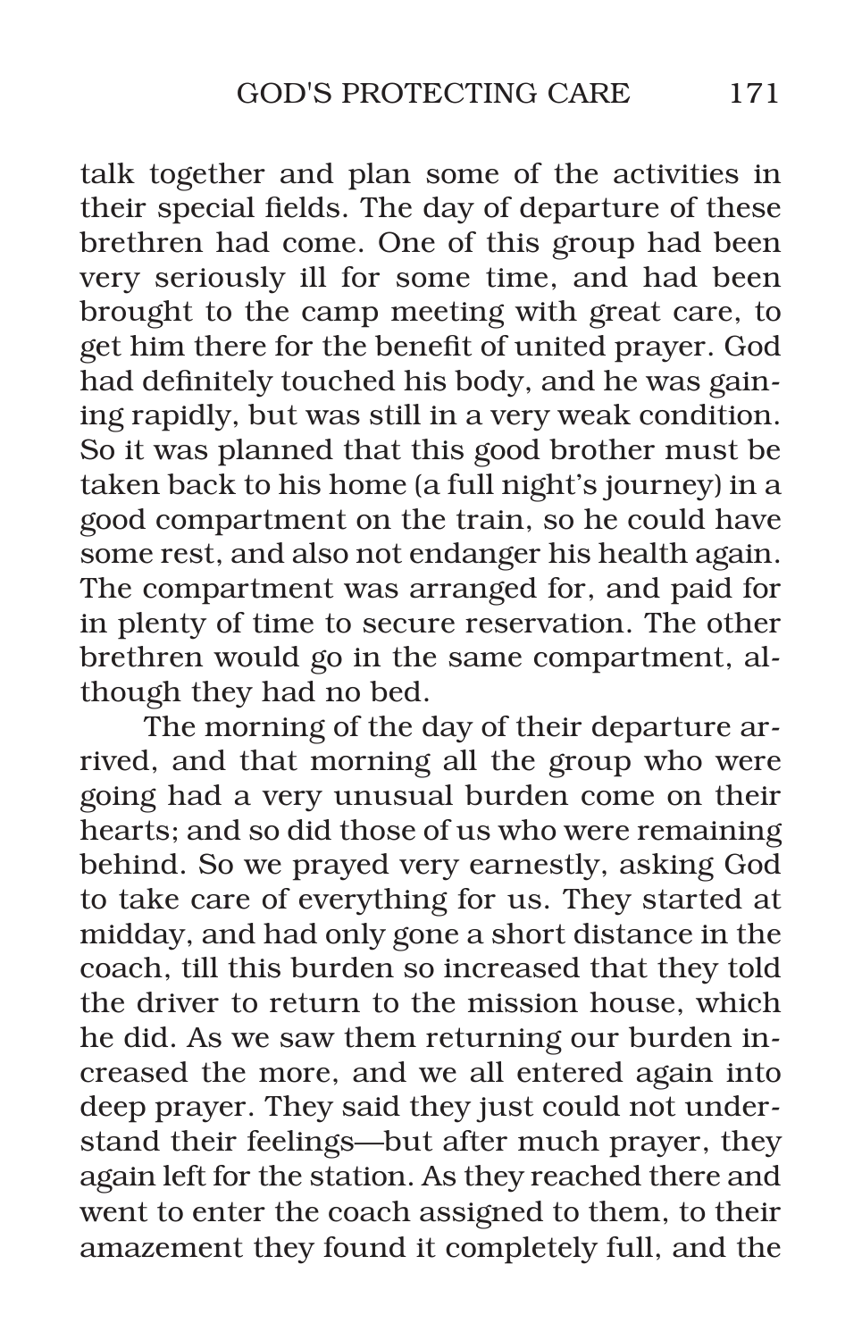talk together and plan some of the activities in their special fields. The day of departure of these brethren had come. One of this group had been very seriously ill for some time, and had been brought to the camp meeting with great care, to get him there for the benefit of united prayer. God had definitely touched his body, and he was gaining rapidly, but was still in a very weak condition. So it was planned that this good brother must be taken back to his home (a full night's journey) in a good compartment on the train, so he could have some rest, and also not endanger his health again. The compartment was arranged for, and paid for in plenty of time to secure reservation. The other brethren would go in the same compartment, although they had no bed.

The morning of the day of their departure arrived, and that morning all the group who were going had a very unusual burden come on their hearts; and so did those of us who were remaining behind. So we prayed very earnestly, asking God to take care of everything for us. They started at midday, and had only gone a short distance in the coach, till this burden so increased that they told the driver to return to the mission house, which he did. As we saw them returning our burden increased the more, and we all entered again into deep prayer. They said they just could not understand their feelings—but after much prayer, they again left for the station. As they reached there and went to enter the coach assigned to them, to their amazement they found it completely full, and the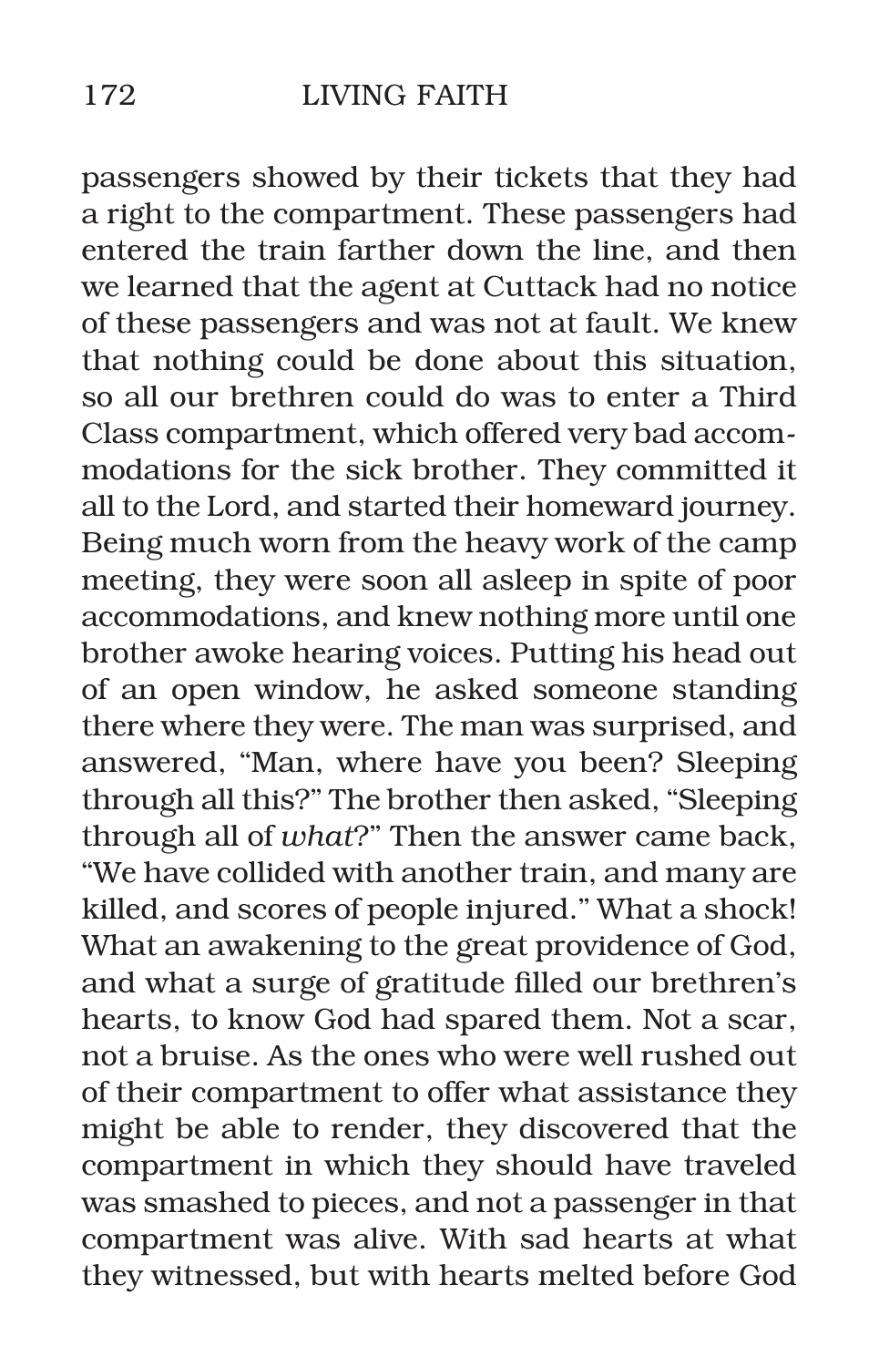passengers showed by their tickets that they had a right to the compartment. These passengers had entered the train farther down the line, and then we learned that the agent at Cuttack had no notice of these passengers and was not at fault. We knew that nothing could be done about this situation, so all our brethren could do was to enter a Third Class compartment, which offered very bad accommodations for the sick brother. They committed it all to the Lord, and started their homeward journey. Being much worn from the heavy work of the camp meeting, they were soon all asleep in spite of poor accommodations, and knew nothing more until one brother awoke hearing voices. Putting his head out of an open window, he asked someone standing there where they were. The man was surprised, and answered, "Man, where have you been? Sleeping through all this?" The brother then asked, "Sleeping through all of *what*?" Then the answer came back, "We have collided with another train, and many are killed, and scores of people injured." What a shock! What an awakening to the great providence of God, and what a surge of gratitude filled our brethren's hearts, to know God had spared them. Not a scar, not a bruise. As the ones who were well rushed out of their compartment to offer what assistance they might be able to render, they discovered that the compartment in which they should have traveled was smashed to pieces, and not a passenger in that compartment was alive. With sad hearts at what they witnessed, but with hearts melted before God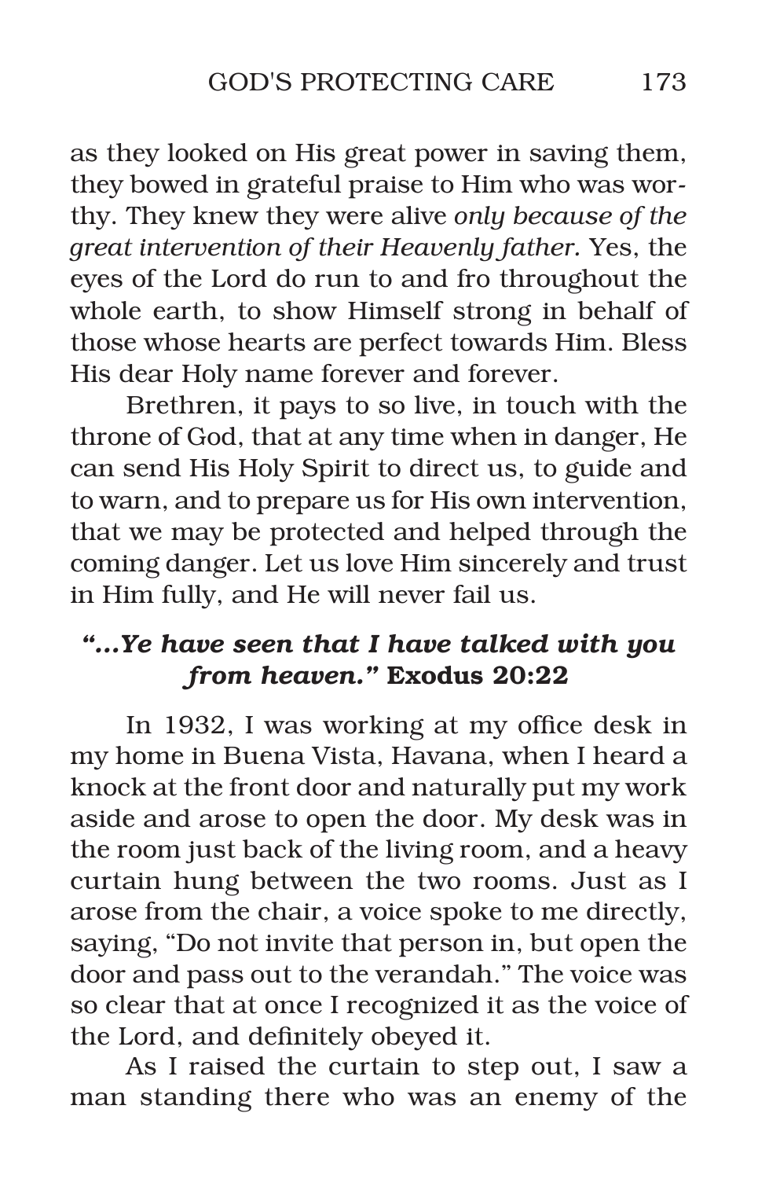as they looked on His great power in saving them, they bowed in grateful praise to Him who was worthy. They knew they were alive *only because of the great intervention of their Heavenly father.* Yes, the eyes of the Lord do run to and fro throughout the whole earth, to show Himself strong in behalf of those whose hearts are perfect towards Him. Bless His dear Holy name forever and forever.

Brethren, it pays to so live, in touch with the throne of God, that at any time when in danger, He can send His Holy Spirit to direct us, to guide and to warn, and to prepare us for His own intervention, that we may be protected and helped through the coming danger. Let us love Him sincerely and trust in Him fully, and He will never fail us.

### *"...Ye have seen that I have talked with you from heaven."* Exodus 20:22

In 1932, I was working at my office desk in my home in Buena Vista, Havana, when I heard a knock at the front door and naturally put my work aside and arose to open the door. My desk was in the room just back of the living room, and a heavy curtain hung between the two rooms. Just as I arose from the chair, a voice spoke to me directly, saying, "Do not invite that person in, but open the door and pass out to the verandah." The voice was so clear that at once I recognized it as the voice of the Lord, and definitely obeyed it.

As I raised the curtain to step out, I saw a man standing there who was an enemy of the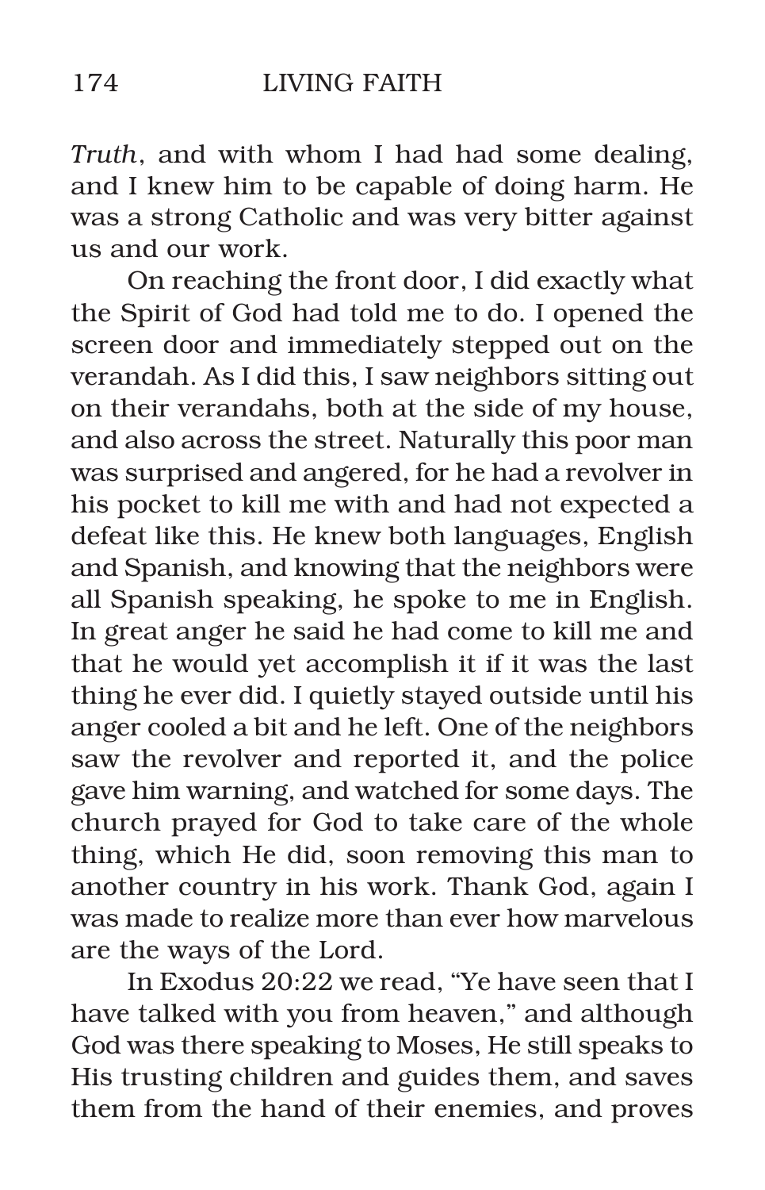*Truth*, and with whom I had had some dealing, and I knew him to be capable of doing harm. He was a strong Catholic and was very bitter against us and our work.

On reaching the front door, I did exactly what the Spirit of God had told me to do. I opened the screen door and immediately stepped out on the verandah. As I did this, I saw neighbors sitting out on their verandahs, both at the side of my house, and also across the street. Naturally this poor man was surprised and angered, for he had a revolver in his pocket to kill me with and had not expected a defeat like this. He knew both languages, English and Spanish, and knowing that the neighbors were all Spanish speaking, he spoke to me in English. In great anger he said he had come to kill me and that he would yet accomplish it if it was the last thing he ever did. I quietly stayed outside until his anger cooled a bit and he left. One of the neighbors saw the revolver and reported it, and the police gave him warning, and watched for some days. The church prayed for God to take care of the whole thing, which He did, soon removing this man to another country in his work. Thank God, again I was made to realize more than ever how marvelous are the ways of the Lord.

In Exodus 20:22 we read, "Ye have seen that I have talked with you from heaven," and although God was there speaking to Moses, He still speaks to His trusting children and guides them, and saves them from the hand of their enemies, and proves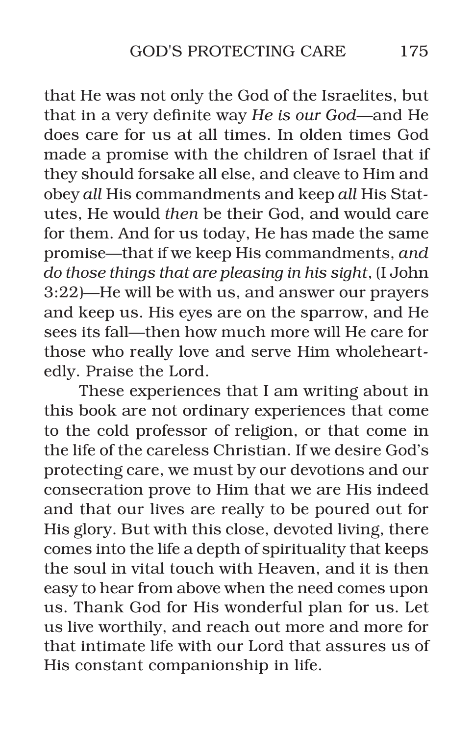that He was not only the God of the Israelites, but that in a very definite way *He is our God*—and He does care for us at all times. In olden times God made a promise with the children of Israel that if they should forsake all else, and cleave to Him and obey *all* His commandments and keep *all* His Statutes, He would *then* be their God, and would care for them. And for us today, He has made the same promise—that if we keep His commandments, *and do those things that are pleasing in his sight*, (I John 3:22)—He will be with us, and answer our prayers and keep us. His eyes are on the sparrow, and He sees its fall—then how much more will He care for those who really love and serve Him wholeheartedly. Praise the Lord.

These experiences that I am writing about in this book are not ordinary experiences that come to the cold professor of religion, or that come in the life of the careless Christian. If we desire God's protecting care, we must by our devotions and our consecration prove to Him that we are His indeed and that our lives are really to be poured out for His glory. But with this close, devoted living, there comes into the life a depth of spirituality that keeps the soul in vital touch with Heaven, and it is then easy to hear from above when the need comes upon us. Thank God for His wonderful plan for us. Let us live worthily, and reach out more and more for that intimate life with our Lord that assures us of His constant companionship in life.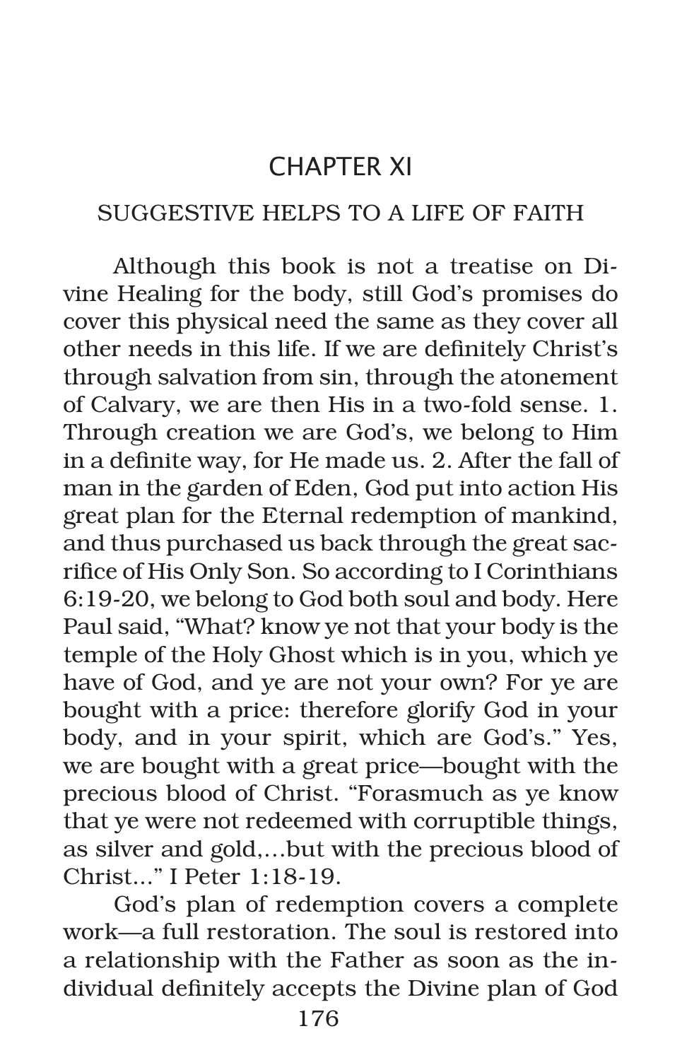# CHAPTER XI

## SUGGESTIVE HELPS TO A LIFE OF FAITH

Although this book is not a treatise on Divine Healing for the body, still God's promises do cover this physical need the same as they cover all other needs in this life. If we are definitely Christ's through salvation from sin, through the atonement of Calvary, we are then His in a two-fold sense. 1. Through creation we are God's, we belong to Him in a definite way, for He made us. 2. After the fall of man in the garden of Eden, God put into action His great plan for the Eternal redemption of mankind, and thus purchased us back through the great sacrifice of His Only Son. So according to I Corinthians 6:19-20, we belong to God both soul and body. Here Paul said, "What? know ye not that your body is the temple of the Holy Ghost which is in you, which ye have of God, and ye are not your own? For ye are bought with a price: therefore glorify God in your body, and in your spirit, which are God's." Yes, we are bought with a great price—bought with the precious blood of Christ. "Forasmuch as ye know that ye were not redeemed with corruptible things, as silver and gold,...but with the precious blood of Christ..." I Peter 1:18-19.

God's plan of redemption covers a complete work—a full restoration. The soul is restored into a relationship with the Father as soon as the individual definitely accepts the Divine plan of God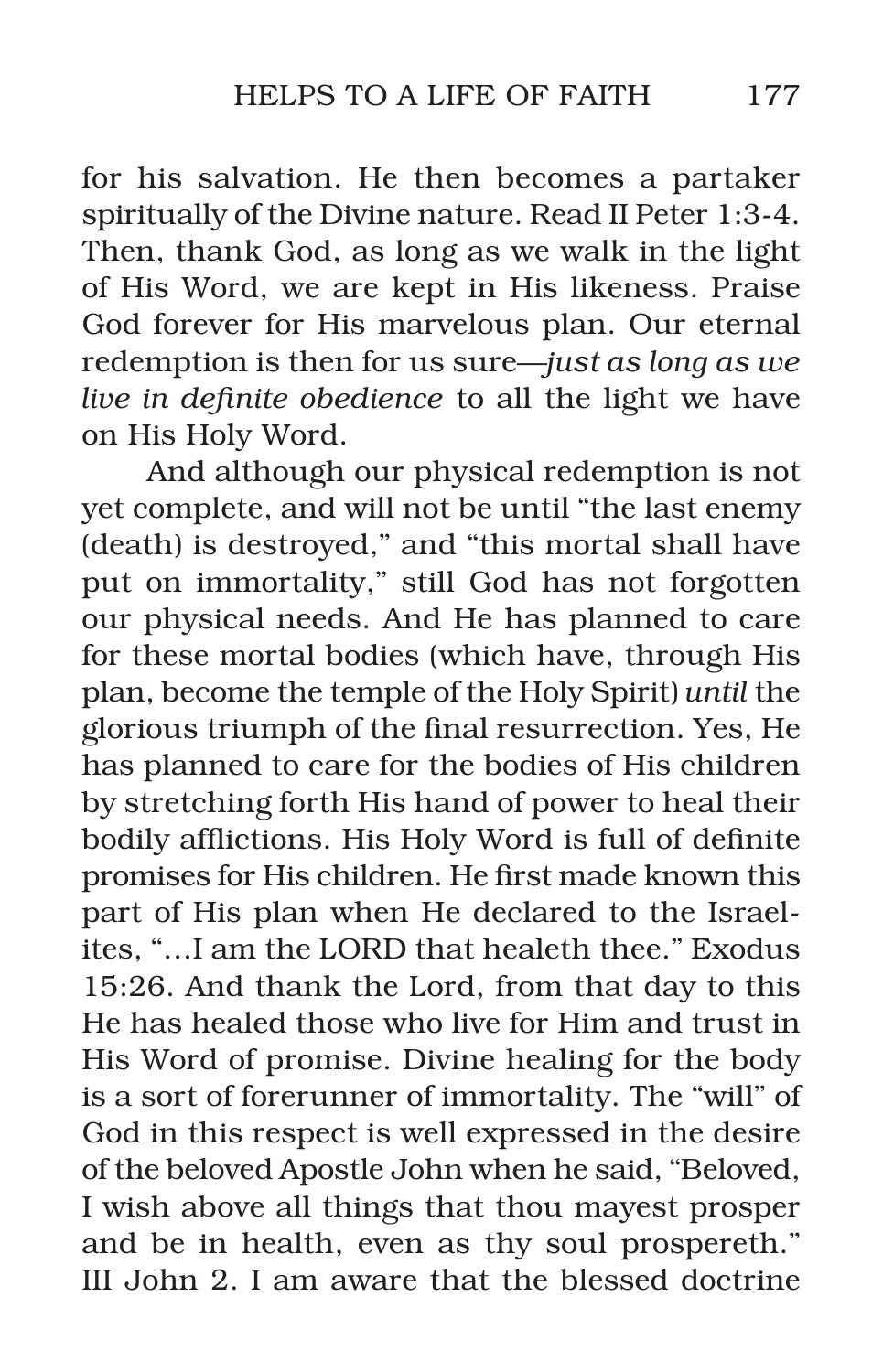for his salvation. He then becomes a partaker spiritually of the Divine nature. Read II Peter 1:3-4. Then, thank God, as long as we walk in the light of His Word, we are kept in His likeness. Praise God forever for His marvelous plan. Our eternal redemption is then for us sure—*just as long as we live in definite obedience* to all the light we have on His Holy Word.

And although our physical redemption is not yet complete, and will not be until "the last enemy (death) is destroyed," and "this mortal shall have put on immortality," still God has not forgotten our physical needs. And He has planned to care for these mortal bodies (which have, through His plan, become the temple of the Holy Spirit) *until* the glorious triumph of the final resurrection. Yes, He has planned to care for the bodies of His children by stretching forth His hand of power to heal their bodily afflictions. His Holy Word is full of definite promises for His children. He first made known this part of His plan when He declared to the Israelites, "…I am the LORD that healeth thee." Exodus 15:26. And thank the Lord, from that day to this He has healed those who live for Him and trust in His Word of promise. Divine healing for the body is a sort of forerunner of immortality. The "will" of God in this respect is well expressed in the desire of the beloved Apostle John when he said, "Beloved, I wish above all things that thou mayest prosper and be in health, even as thy soul prospereth." III John 2. I am aware that the blessed doctrine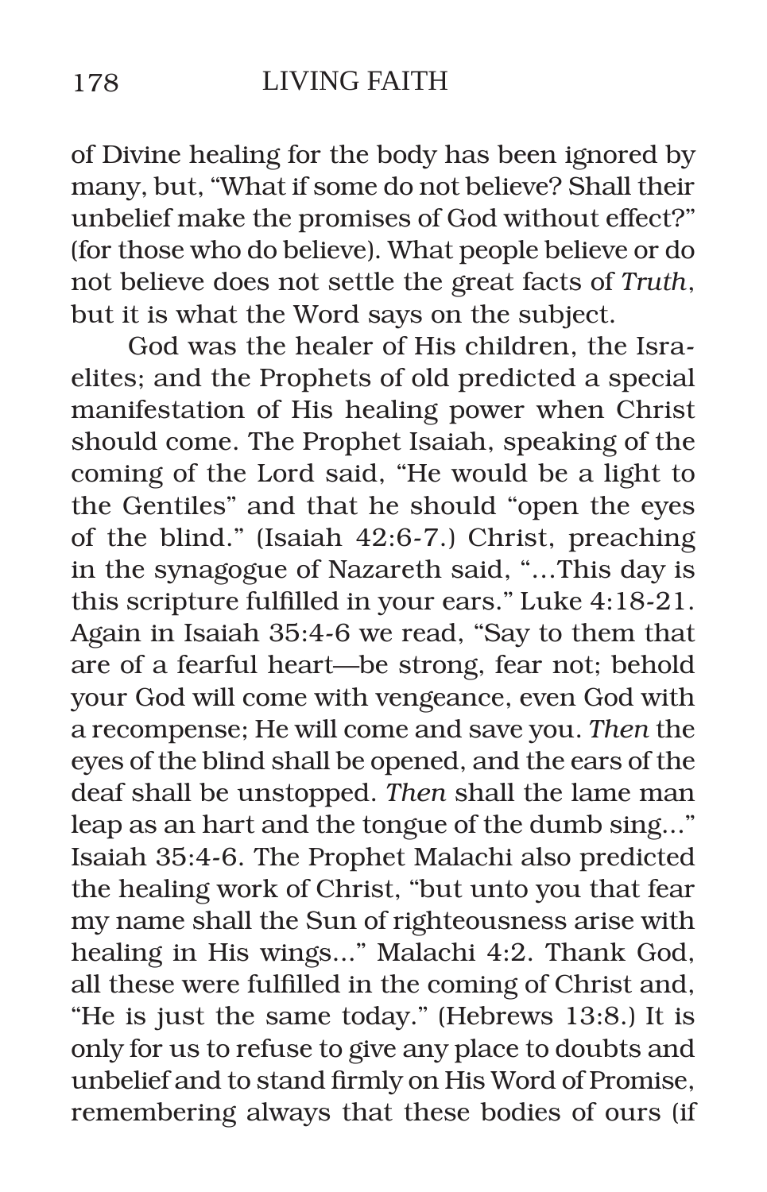of Divine healing for the body has been ignored by many, but, "What if some do not believe? Shall their unbelief make the promises of God without effect?" (for those who do believe). What people believe or do not believe does not settle the great facts of *Truth*, but it is what the Word says on the subject.

God was the healer of His children, the Israelites; and the Prophets of old predicted a special manifestation of His healing power when Christ should come. The Prophet Isaiah, speaking of the coming of the Lord said, "He would be a light to the Gentiles" and that he should "open the eyes of the blind." (Isaiah 42:6-7.) Christ, preaching in the synagogue of Nazareth said, "...This day is this scripture fulfilled in your ears." Luke 4:18-21. Again in Isaiah 35:4-6 we read, "Say to them that are of a fearful heart—be strong, fear not; behold your God will come with vengeance, even God with a recompense; He will come and save you. *Then* the eyes of the blind shall be opened, and the ears of the deaf shall be unstopped. *Then* shall the lame man leap as an hart and the tongue of the dumb sing..." Isaiah 35:4-6. The Prophet Malachi also predicted the healing work of Christ, "but unto you that fear my name shall the Sun of righteousness arise with healing in His wings..." Malachi 4:2. Thank God, all these were fulfilled in the coming of Christ and, "He is just the same today." (Hebrews 13:8.) It is only for us to refuse to give any place to doubts and unbelief and to stand firmly on His Word of Promise, remembering always that these bodies of ours (if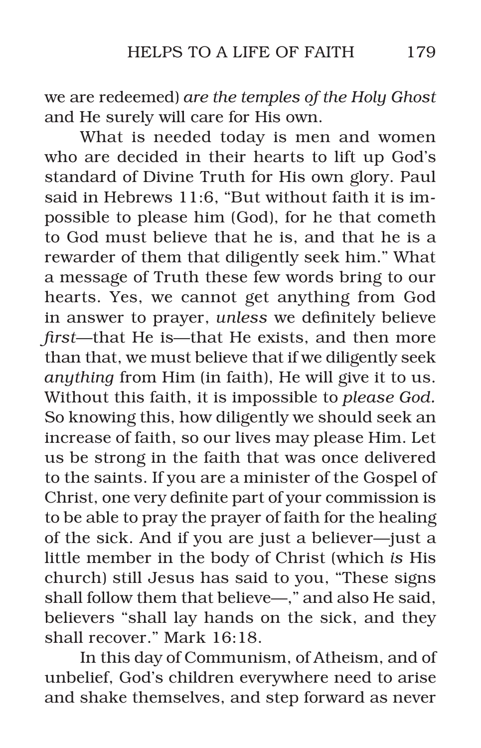we are redeemed) *are the temples of the Holy Ghost* and He surely will care for His own.

What is needed today is men and women who are decided in their hearts to lift up God's standard of Divine Truth for His own glory. Paul said in Hebrews 11:6, "But without faith it is impossible to please him (God), for he that cometh to God must believe that he is, and that he is a rewarder of them that diligently seek him." What a message of Truth these few words bring to our hearts. Yes, we cannot get anything from God in answer to prayer, *unless* we definitely believe *first*—that He is—that He exists, and then more than that, we must believe that if we diligently seek *anything* from Him (in faith), He will give it to us. Without this faith, it is impossible to *please God.* So knowing this, how diligently we should seek an increase of faith, so our lives may please Him. Let us be strong in the faith that was once delivered to the saints. If you are a minister of the Gospel of Christ, one very definite part of your commission is to be able to pray the prayer of faith for the healing of the sick. And if you are just a believer—just a little member in the body of Christ (which *is* His church) still Jesus has said to you, "These signs shall follow them that believe—," and also He said, believers "shall lay hands on the sick, and they shall recover." Mark 16:18.

In this day of Communism, of Atheism, and of unbelief, God's children everywhere need to arise and shake themselves, and step forward as never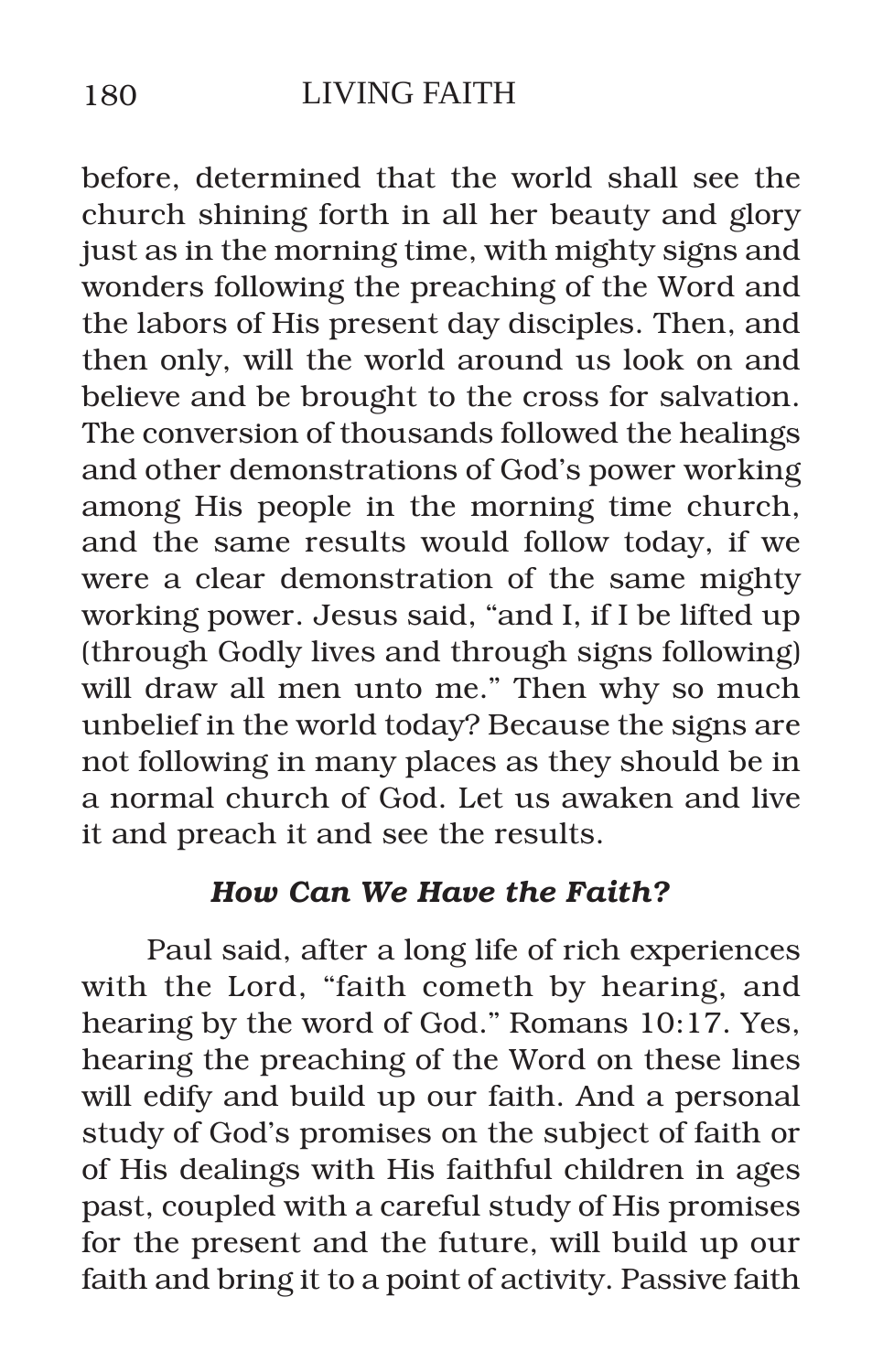before, determined that the world shall see the church shining forth in all her beauty and glory just as in the morning time, with mighty signs and wonders following the preaching of the Word and the labors of His present day disciples. Then, and then only, will the world around us look on and believe and be brought to the cross for salvation. The conversion of thousands followed the healings and other demonstrations of God's power working among His people in the morning time church, and the same results would follow today, if we were a clear demonstration of the same mighty working power. Jesus said, "and I, if I be lifted up (through Godly lives and through signs following) will draw all men unto me." Then why so much unbelief in the world today? Because the signs are not following in many places as they should be in a normal church of God. Let us awaken and live it and preach it and see the results.

### *How Can We Have the Faith?*

Paul said, after a long life of rich experiences with the Lord, "faith cometh by hearing, and hearing by the word of God." Romans 10:17. Yes, hearing the preaching of the Word on these lines will edify and build up our faith. And a personal study of God's promises on the subject of faith or of His dealings with His faithful children in ages past, coupled with a careful study of His promises for the present and the future, will build up our faith and bring it to a point of activity. Passive faith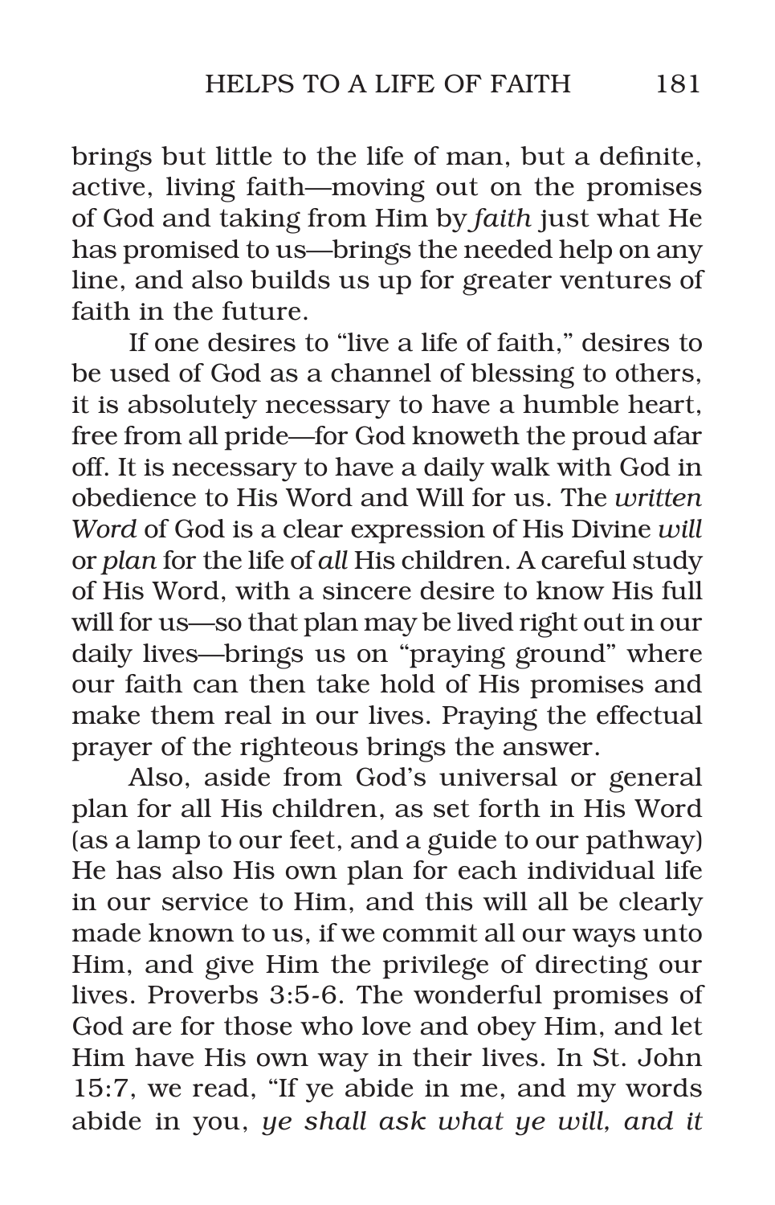brings but little to the life of man, but a definite, active, living faith—moving out on the promises of God and taking from Him by *faith* just what He has promised to us—brings the needed help on any line, and also builds us up for greater ventures of faith in the future.

If one desires to "live a life of faith," desires to be used of God as a channel of blessing to others, it is absolutely necessary to have a humble heart, free from all pride—for God knoweth the proud afar off. It is necessary to have a daily walk with God in obedience to His Word and Will for us. The *written Word* of God is a clear expression of His Divine *will* or *plan* for the life of *all* His children. A careful study of His Word, with a sincere desire to know His full will for us—so that plan may be lived right out in our daily lives—brings us on "praying ground" where our faith can then take hold of His promises and make them real in our lives. Praying the effectual prayer of the righteous brings the answer.

Also, aside from God's universal or general plan for all His children, as set forth in His Word (as a lamp to our feet, and a guide to our pathway) He has also His own plan for each individual life in our service to Him, and this will all be clearly made known to us, if we commit all our ways unto Him, and give Him the privilege of directing our lives. Proverbs 3:5-6. The wonderful promises of God are for those who love and obey Him, and let Him have His own way in their lives. In St. John 15:7, we read, "If ye abide in me, and my words abide in you, *ye shall ask what ye will, and it*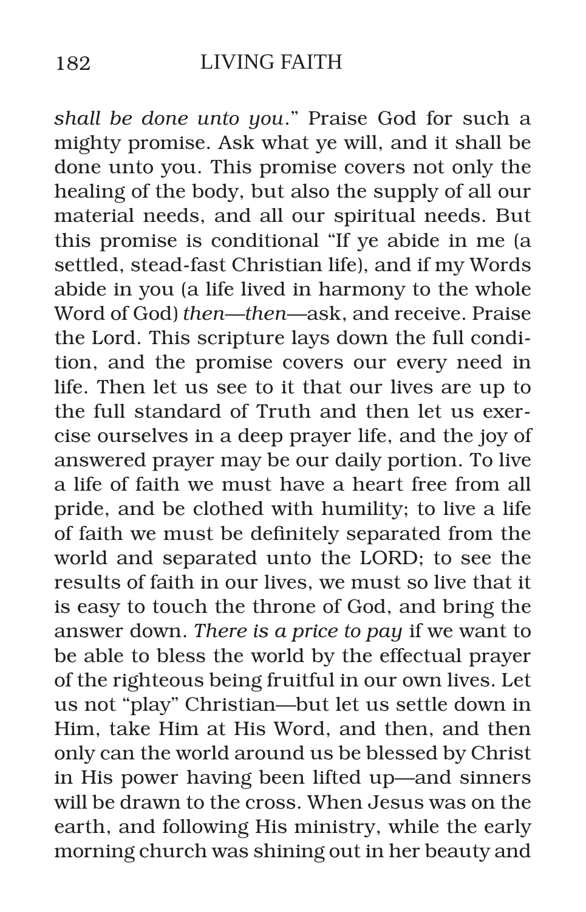*shall be done unto you*." Praise God for such a mighty promise. Ask what ye will, and it shall be done unto you. This promise covers not only the healing of the body, but also the supply of all our material needs, and all our spiritual needs. But this promise is conditional "If ye abide in me (a settled, stead-fast Christian life), and if my Words abide in you (a life lived in harmony to the whole Word of God) *then*—*then*—ask, and receive. Praise the Lord. This scripture lays down the full condition, and the promise covers our every need in life. Then let us see to it that our lives are up to the full standard of Truth and then let us exercise ourselves in a deep prayer life, and the joy of answered prayer may be our daily portion. To live a life of faith we must have a heart free from all pride, and be clothed with humility; to live a life of faith we must be definitely separated from the world and separated unto the LORD; to see the results of faith in our lives, we must so live that it is easy to touch the throne of God, and bring the answer down. *There is a price to pay* if we want to be able to bless the world by the effectual prayer of the righteous being fruitful in our own lives. Let us not "play" Christian—but let us settle down in Him, take Him at His Word, and then, and then only can the world around us be blessed by Christ in His power having been lifted up—and sinners will be drawn to the cross. When Jesus was on the earth, and following His ministry, while the early morning church was shining out in her beauty and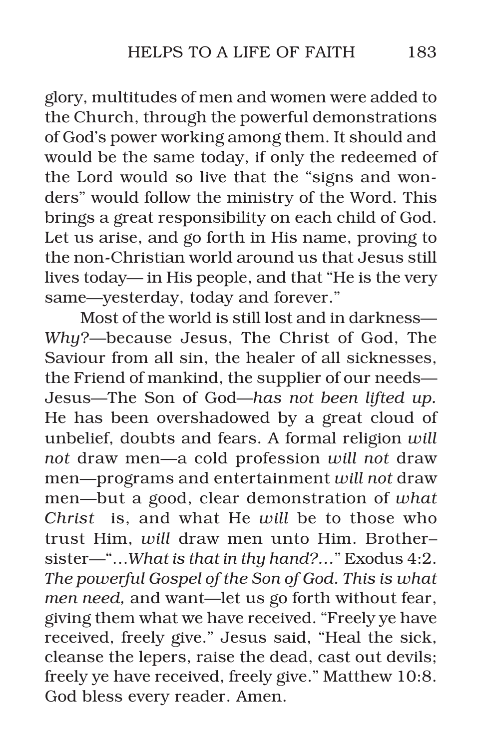glory, multitudes of men and women were added to the Church, through the powerful demonstrations of God's power working among them. It should and would be the same today, if only the redeemed of the Lord would so live that the "signs and wonders" would follow the ministry of the Word. This brings a great responsibility on each child of God. Let us arise, and go forth in His name, proving to the non-Christian world around us that Jesus still lives today— in His people, and that "He is the very same—yesterday, today and forever."

Most of the world is still lost and in darkness—*Why*?—because Jesus, The Christ of God, The Saviour from all sin, the healer of all sicknesses, the Friend of mankind, the supplier of our needs—Jesus—The Son of God—*has not been lifted up.* He has been overshadowed by a great cloud of unbelief, doubts and fears. A formal religion *will not* draw men—a cold profession *will not* draw men—programs and entertainment *will not* draw men—but a good, clear demonstration of *what Christ* is, and what He *will* be to those who trust Him, *will* draw men unto Him. Brother–sister—"...*What is that in thy hand?...*" Exodus 4:2. *The powerful Gospel of the Son of God. This is what men need,* and want—let us go forth without fear, giving them what we have received. "Freely ye have received, freely give." Jesus said, "Heal the sick, cleanse the lepers, raise the dead, cast out devils; freely ye have received, freely give." Matthew 10:8. God bless every reader. Amen.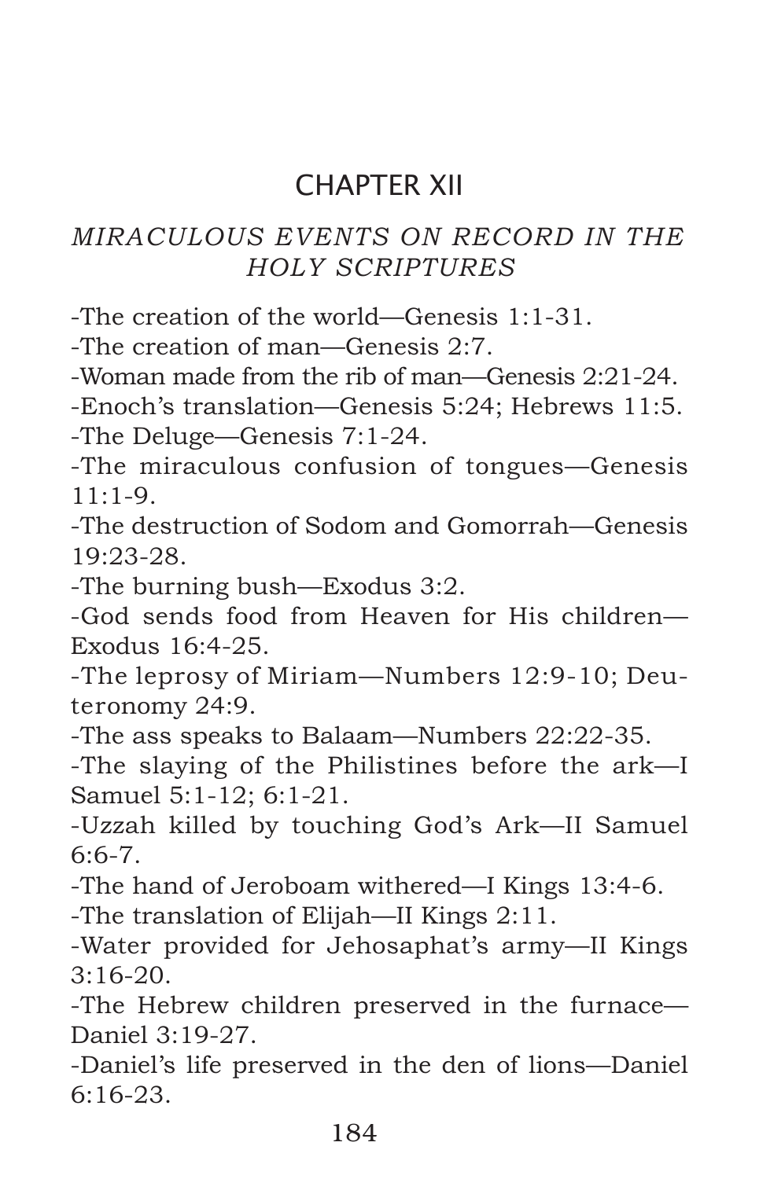# CHAPTER XII

## *MIRACULOUS EVENTS ON RECORD IN THE HOLY SCRIPTURES*

-The creation of the world—Genesis 1:1-31.

-The creation of man—Genesis 2:7.

-Woman made from the rib of man—Genesis 2:21-24.

-Enoch's translation—Genesis 5:24; Hebrews 11:5.

-The Deluge—Genesis 7:1-24.

-The miraculous confusion of tongues—Genesis 11:1-9.

-The destruction of Sodom and Gomorrah—Genesis 19:23-28.

-The burning bush—Exodus 3:2.

-God sends food from Heaven for His children—Exodus 16:4-25.

-The leprosy of Miriam—Numbers 12:9-10; Deuteronomy 24:9.

-The ass speaks to Balaam—Numbers 22:22-35.

-The slaying of the Philistines before the ark—I Samuel 5:1-12; 6:1-21.

-Uzzah killed by touching God's Ark—II Samuel 6:6-7.

-The hand of Jeroboam withered—I Kings 13:4-6.

-The translation of Elijah—II Kings 2:11.

-Water provided for Jehosaphat's army—II Kings 3:16-20.

-The Hebrew children preserved in the furnace—Daniel 3:19-27.

-Daniel's life preserved in the den of lions—Daniel 6:16-23.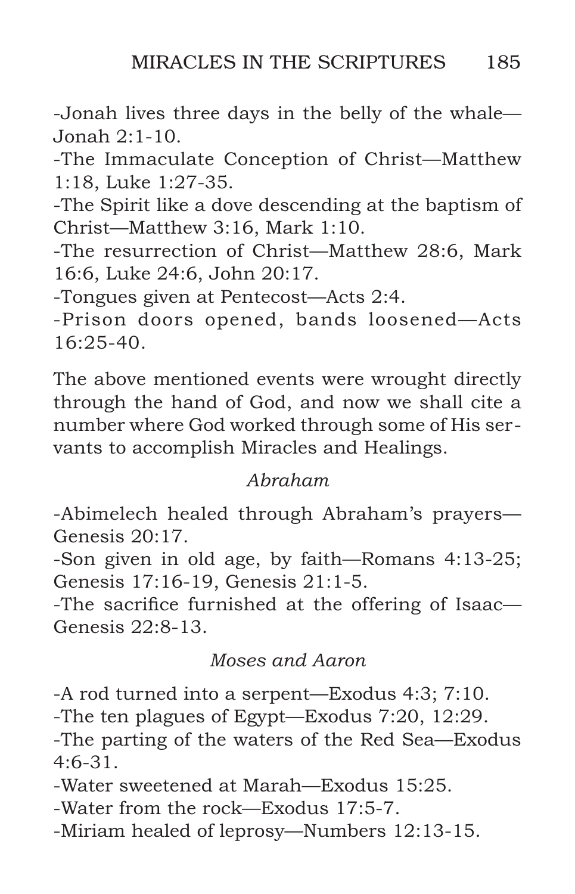-Jonah lives three days in the belly of the whale—Jonah 2:1-10.

-The Immaculate Conception of Christ—Matthew 1:18, Luke 1:27-35.

-The Spirit like a dove descending at the baptism of Christ—Matthew 3:16, Mark 1:10.

-The resurrection of Christ—Matthew 28:6, Mark 16:6, Luke 24:6, John 20:17.

-Tongues given at Pentecost—Acts 2:4.

-Prison doors opened, bands loosened—Acts 16:25-40.

The above mentioned events were wrought directly through the hand of God, and now we shall cite a number where God worked through some of His servants to accomplish Miracles and Healings.

*Abraham*

-Abimelech healed through Abraham's prayers—Genesis 20:17.

-Son given in old age, by faith—Romans 4:13-25; Genesis 17:16-19, Genesis 21:1-5.

-The sacrifice furnished at the offering of Isaac—Genesis 22:8-13.

*Moses and Aaron*

-A rod turned into a serpent—Exodus 4:3; 7:10.

-The ten plagues of Egypt—Exodus 7:20, 12:29.

-The parting of the waters of the Red Sea—Exodus 4:6-31.

-Water sweetened at Marah—Exodus 15:25.

-Water from the rock—Exodus 17:5-7.

-Miriam healed of leprosy—Numbers 12:13-15.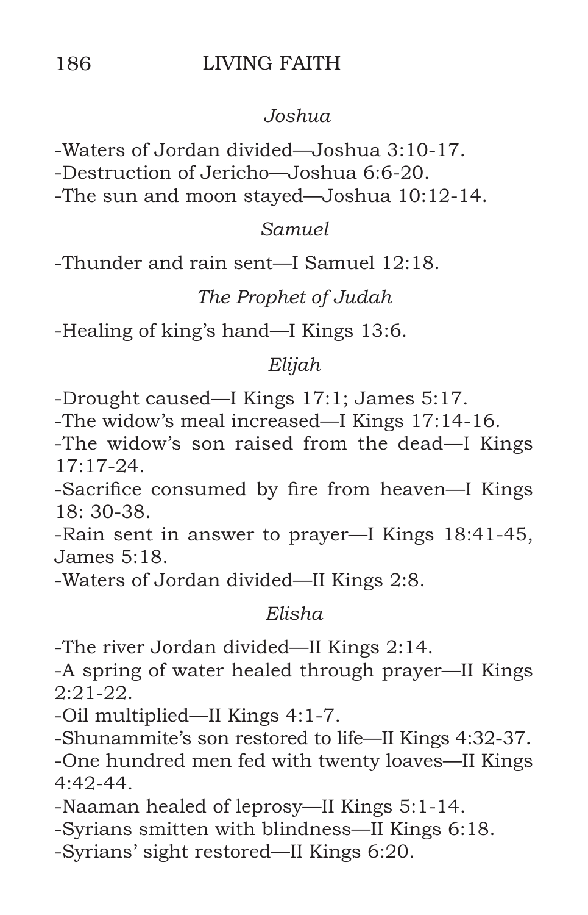*Joshua*

-Waters of Jordan divided—Joshua 3:10-17.
-Destruction of Jericho—Joshua 6:6-20.
-The sun and moon stayed—Joshua 10:12-14.

*Samuel*

-Thunder and rain sent—I Samuel 12:18.

*The Prophet of Judah*

-Healing of king's hand—I Kings 13:6.

*Elijah*

-Drought caused—I Kings 17:1; James 5:17.
-The widow's meal increased—I Kings 17:14-16.
-The widow's son raised from the dead—I Kings 17:17-24.
-Sacrifice consumed by fire from heaven—I Kings 18: 30-38.
-Rain sent in answer to prayer—I Kings 18:41-45, James 5:18.
-Waters of Jordan divided—II Kings 2:8.

*Elisha*

-The river Jordan divided—II Kings 2:14.
-A spring of water healed through prayer—II Kings 2:21-22.
-Oil multiplied—II Kings 4:1-7.
-Shunammite's son restored to life—II Kings 4:32-37.
-One hundred men fed with twenty loaves—II Kings 4:42-44.
-Naaman healed of leprosy—II Kings 5:1-14.
-Syrians smitten with blindness—II Kings 6:18.
-Syrians' sight restored—II Kings 6:20.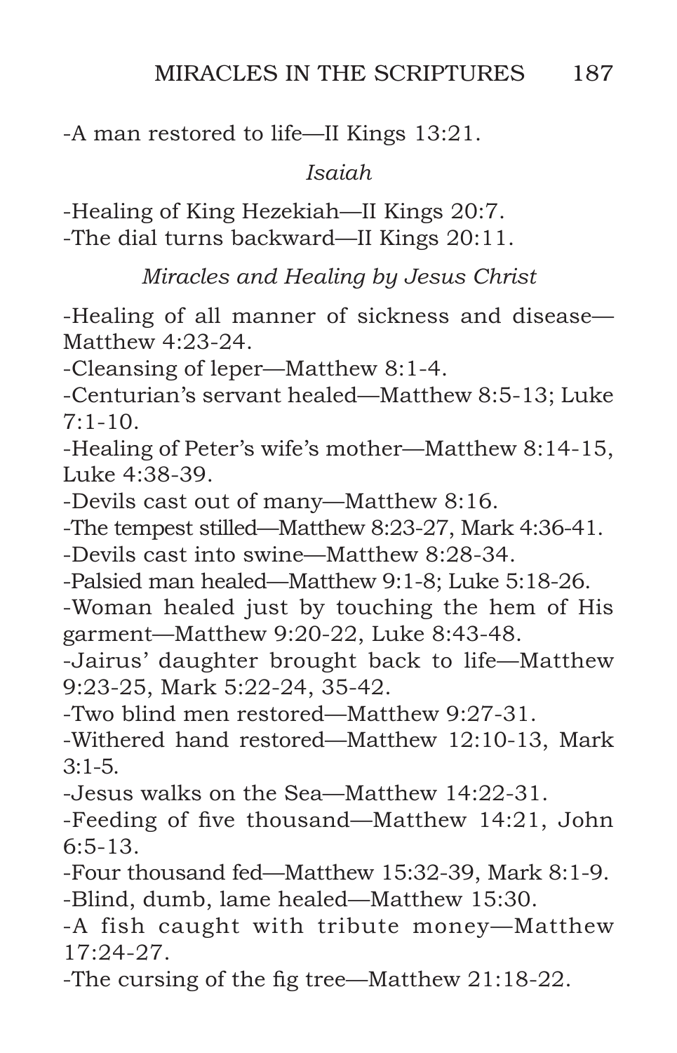-A man restored to life—II Kings 13:21.

*Isaiah*

-Healing of King Hezekiah—II Kings 20:7.
-The dial turns backward—II Kings 20:11.

*Miracles and Healing by Jesus Christ*

-Healing of all manner of sickness and disease—Matthew 4:23-24.
-Cleansing of leper—Matthew 8:1-4.
-Centurian's servant healed—Matthew 8:5-13; Luke 7:1-10.
-Healing of Peter's wife's mother—Matthew 8:14-15, Luke 4:38-39.
-Devils cast out of many—Matthew 8:16.
-The tempest stilled—Matthew 8:23-27, Mark 4:36-41.
-Devils cast into swine—Matthew 8:28-34.
-Palsied man healed—Matthew 9:1-8; Luke 5:18-26.
-Woman healed just by touching the hem of His garment—Matthew 9:20-22, Luke 8:43-48.
-Jairus' daughter brought back to life—Matthew 9:23-25, Mark 5:22-24, 35-42.
-Two blind men restored—Matthew 9:27-31.
-Withered hand restored—Matthew 12:10-13, Mark 3:1-5.
-Jesus walks on the Sea—Matthew 14:22-31.
-Feeding of five thousand—Matthew 14:21, John 6:5-13.
-Four thousand fed—Matthew 15:32-39, Mark 8:1-9.
-Blind, dumb, lame healed—Matthew 15:30.
-A fish caught with tribute money—Matthew 17:24-27.
-The cursing of the fig tree—Matthew 21:18-22.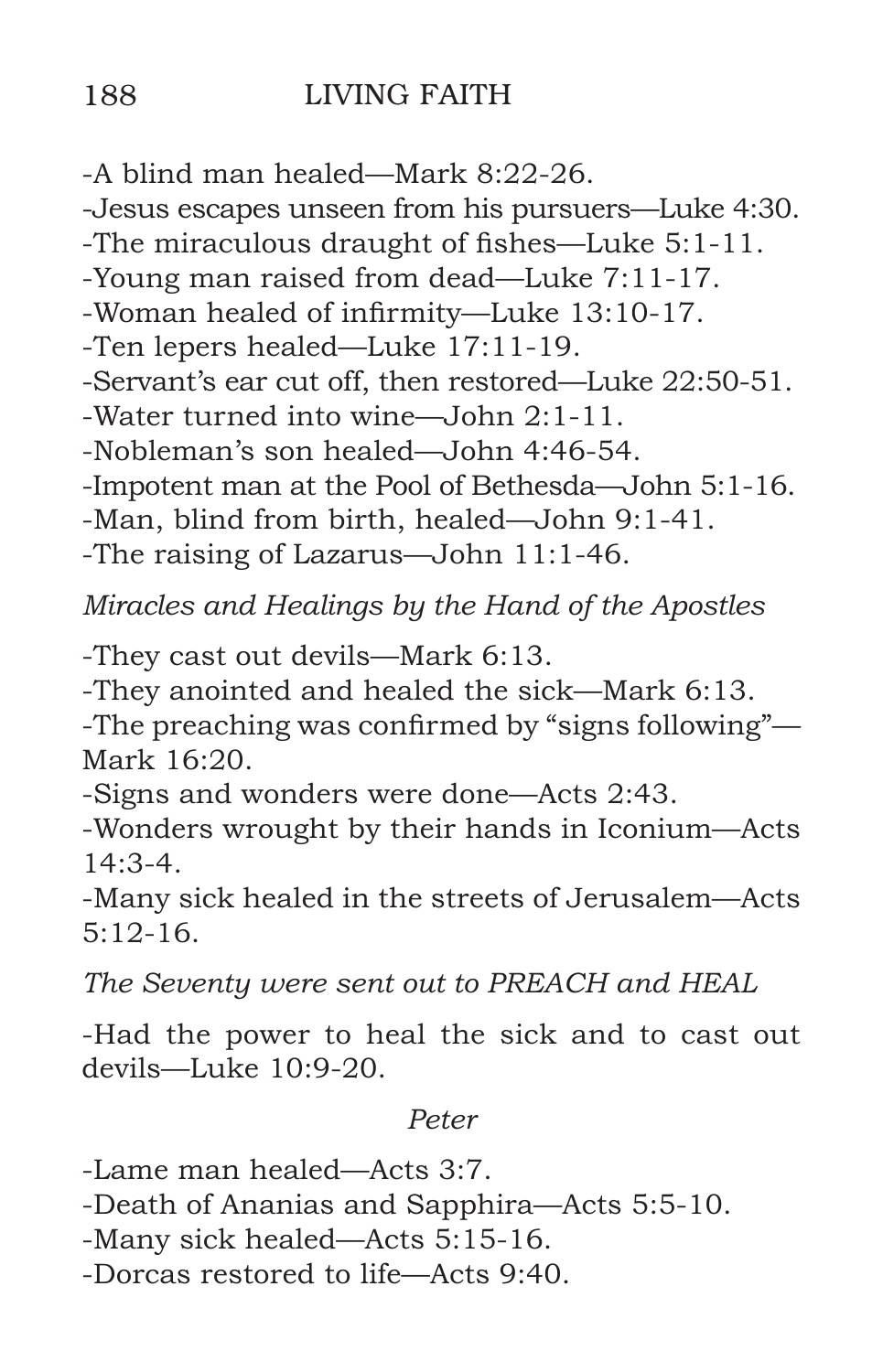-A blind man healed—Mark 8:22-26.
-Jesus escapes unseen from his pursuers—Luke 4:30.
-The miraculous draught of fishes—Luke 5:1-11.
-Young man raised from dead—Luke 7:11-17.
-Woman healed of infirmity—Luke 13:10-17.
-Ten lepers healed—Luke 17:11-19.
-Servant's ear cut off, then restored—Luke 22:50-51.
-Water turned into wine—John 2:1-11.
-Nobleman's son healed—John 4:46-54.
-Impotent man at the Pool of Bethesda—John 5:1-16.
-Man, blind from birth, healed—John 9:1-41.
-The raising of Lazarus—John 11:1-46.

*Miracles and Healings by the Hand of the Apostles*

-They cast out devils—Mark 6:13.
-They anointed and healed the sick—Mark 6:13.
-The preaching was confirmed by "signs following"—Mark 16:20.
-Signs and wonders were done—Acts 2:43.
-Wonders wrought by their hands in Iconium—Acts 14:3-4.
-Many sick healed in the streets of Jerusalem—Acts 5:12-16.

*The Seventy were sent out to PREACH and HEAL*

-Had the power to heal the sick and to cast out devils—Luke 10:9-20.

*Peter*

-Lame man healed—Acts 3:7.
-Death of Ananias and Sapphira—Acts 5:5-10.
-Many sick healed—Acts 5:15-16.
-Dorcas restored to life—Acts 9:40.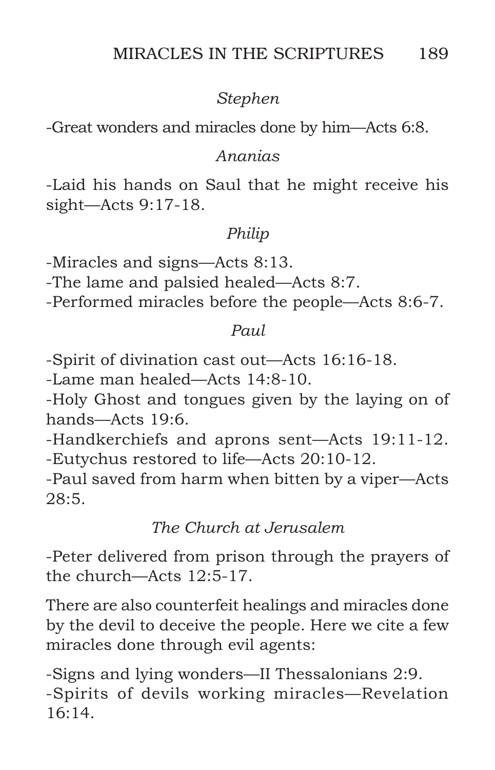*Stephen*

-Great wonders and miracles done by him—Acts 6:8.

*Ananias*

-Laid his hands on Saul that he might receive his sight—Acts 9:17-18.

*Philip*

-Miracles and signs—Acts 8:13.
-The lame and palsied healed—Acts 8:7.
-Performed miracles before the people—Acts 8:6-7.

*Paul*

-Spirit of divination cast out—Acts 16:16-18.
-Lame man healed—Acts 14:8-10.
-Holy Ghost and tongues given by the laying on of hands—Acts 19:6.
-Handkerchiefs and aprons sent—Acts 19:11-12.
-Eutychus restored to life—Acts 20:10-12.
-Paul saved from harm when bitten by a viper—Acts 28:5.

*The Church at Jerusalem*

-Peter delivered from prison through the prayers of the church—Acts 12:5-17.

There are also counterfeit healings and miracles done by the devil to deceive the people. Here we cite a few miracles done through evil agents:

-Signs and lying wonders—II Thessalonians 2:9.
-Spirits of devils working miracles—Revelation 16:14.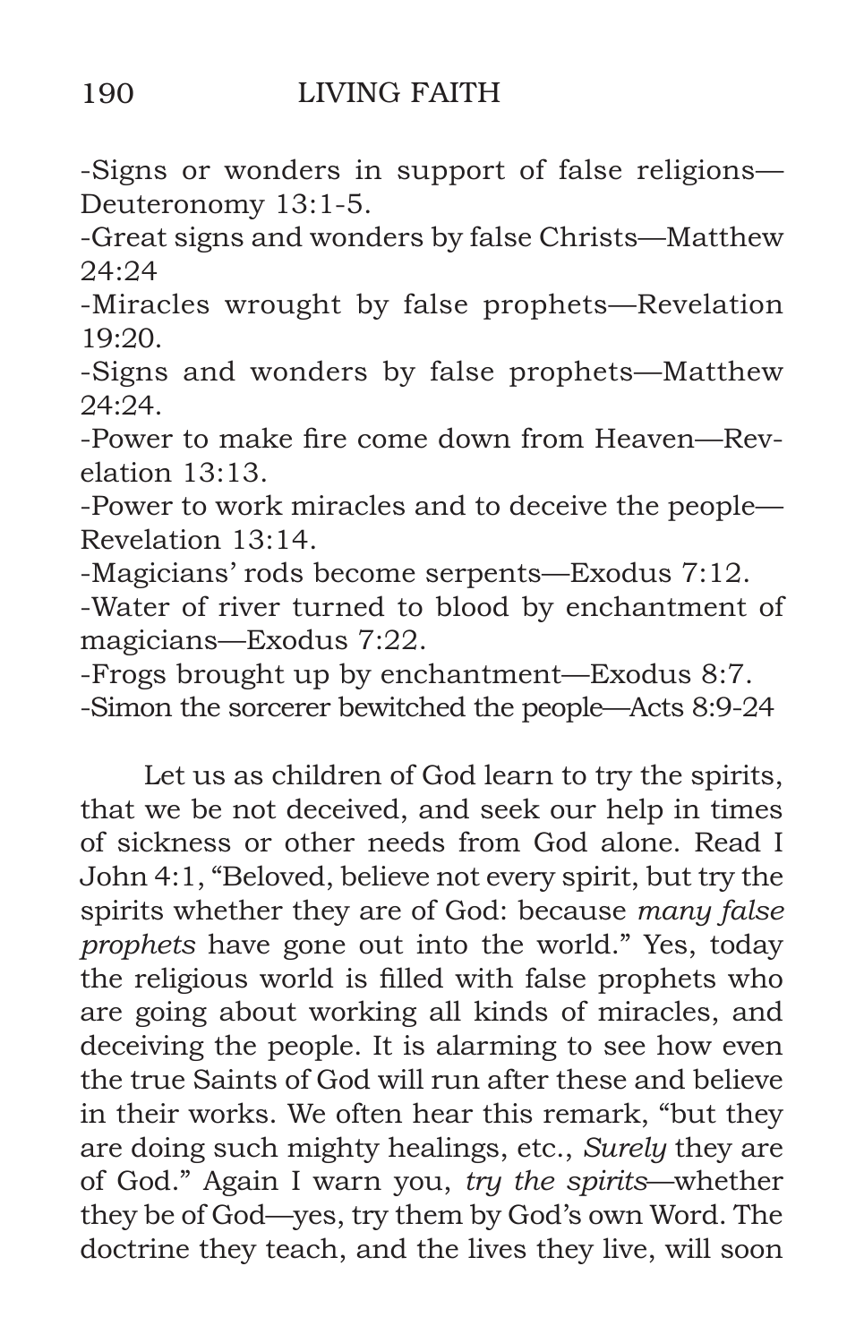-Signs or wonders in support of false religions—Deuteronomy 13:1-5.

-Great signs and wonders by false Christs—Matthew 24:24

-Miracles wrought by false prophets—Revelation 19:20.

-Signs and wonders by false prophets—Matthew 24:24.

-Power to make fire come down from Heaven—Revelation 13:13.

-Power to work miracles and to deceive the people—Revelation 13:14.

-Magicians' rods become serpents—Exodus 7:12.

-Water of river turned to blood by enchantment of magicians—Exodus 7:22.

-Frogs brought up by enchantment—Exodus 8:7.

-Simon the sorcerer bewitched the people—Acts 8:9-24

Let us as children of God learn to try the spirits, that we be not deceived, and seek our help in times of sickness or other needs from God alone. Read I John 4:1, "Beloved, believe not every spirit, but try the spirits whether they are of God: because *many false prophets* have gone out into the world." Yes, today the religious world is filled with false prophets who are going about working all kinds of miracles, and deceiving the people. It is alarming to see how even the true Saints of God will run after these and believe in their works. We often hear this remark, "but they are doing such mighty healings, etc., *Surely* they are of God." Again I warn you, *try the spirits*—whether they be of God—yes, try them by God's own Word. The doctrine they teach, and the lives they live, will soon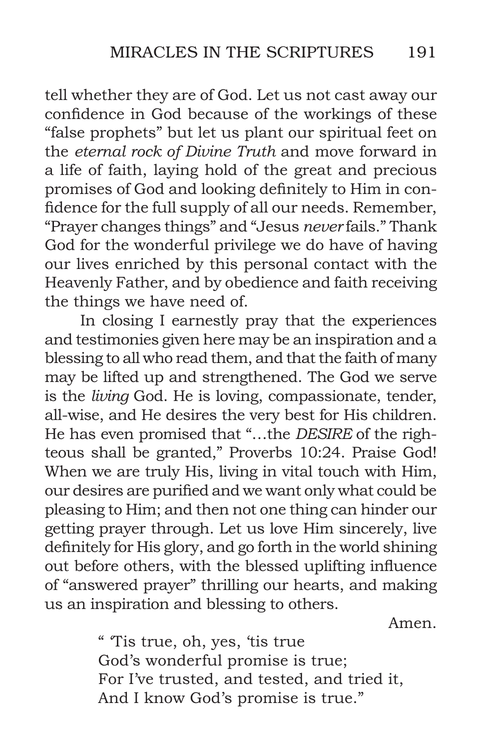tell whether they are of God. Let us not cast away our confidence in God because of the workings of these "false prophets" but let us plant our spiritual feet on the *eternal rock of Divine Truth* and move forward in a life of faith, laying hold of the great and precious promises of God and looking definitely to Him in confidence for the full supply of all our needs. Remember, "Prayer changes things" and "Jesus *never* fails." Thank God for the wonderful privilege we do have of having our lives enriched by this personal contact with the Heavenly Father, and by obedience and faith receiving the things we have need of.

In closing I earnestly pray that the experiences and testimonies given here may be an inspiration and a blessing to all who read them, and that the faith of many may be lifted up and strengthened. The God we serve is the *living* God. He is loving, compassionate, tender, all-wise, and He desires the very best for His children. He has even promised that "…the *DESIRE* of the righteous shall be granted," Proverbs 10:24. Praise God! When we are truly His, living in vital touch with Him, our desires are purified and we want only what could be pleasing to Him; and then not one thing can hinder our getting prayer through. Let us love Him sincerely, live definitely for His glory, and go forth in the world shining out before others, with the blessed uplifting influence of "answered prayer" thrilling our hearts, and making us an inspiration and blessing to others.

Amen.

" 'Tis true, oh, yes, 'tis true  
God's wonderful promise is true;  
For I've trusted, and tested, and tried it,  
And I know God's promise is true."